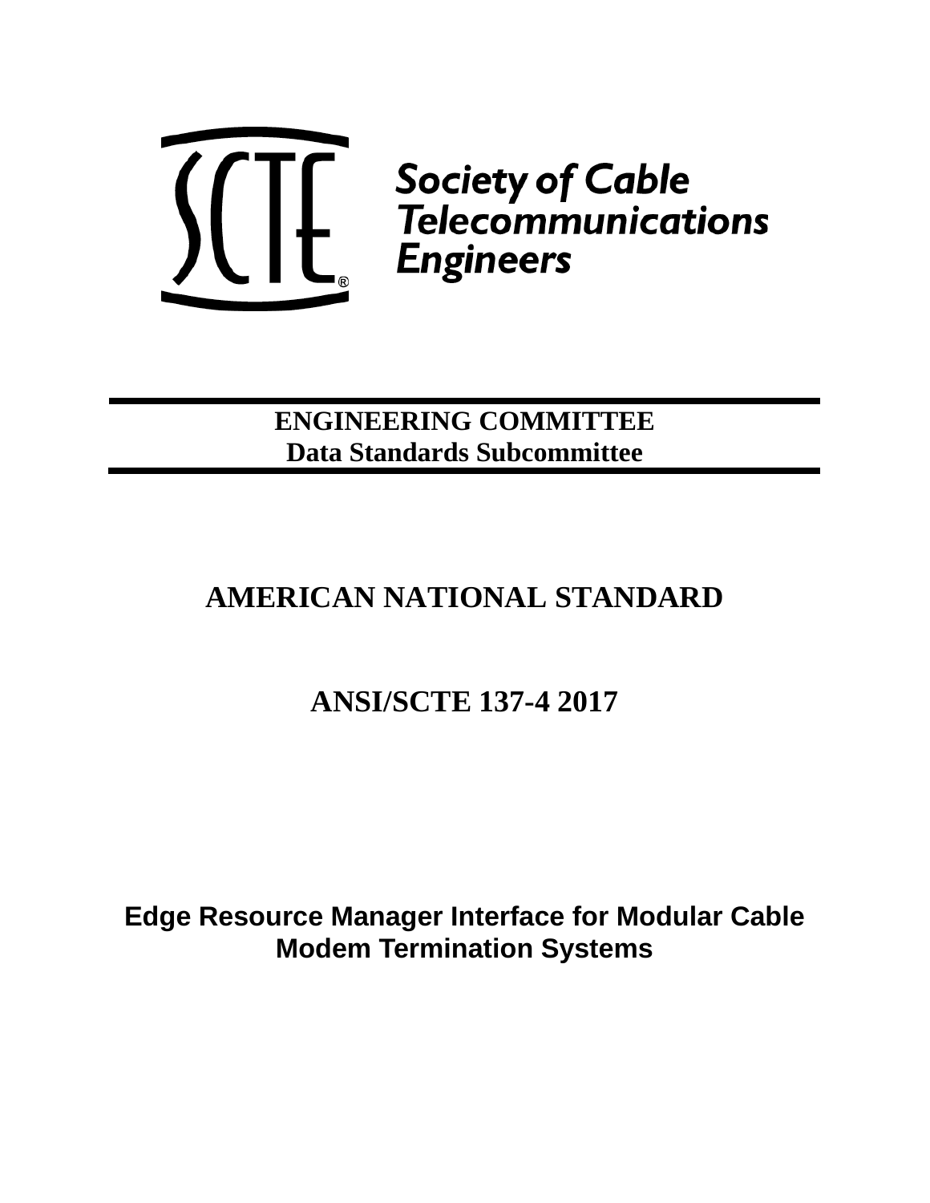Society of Cable Telecommunications Engineers

**ENGINEERING COMMITTEE**
**Data Standards Subcommittee**

# AMERICAN NATIONAL STANDARD

# ANSI/SCTE 137-4 2017

# Edge Resource Manager Interface for Modular Cable Modem Termination Systems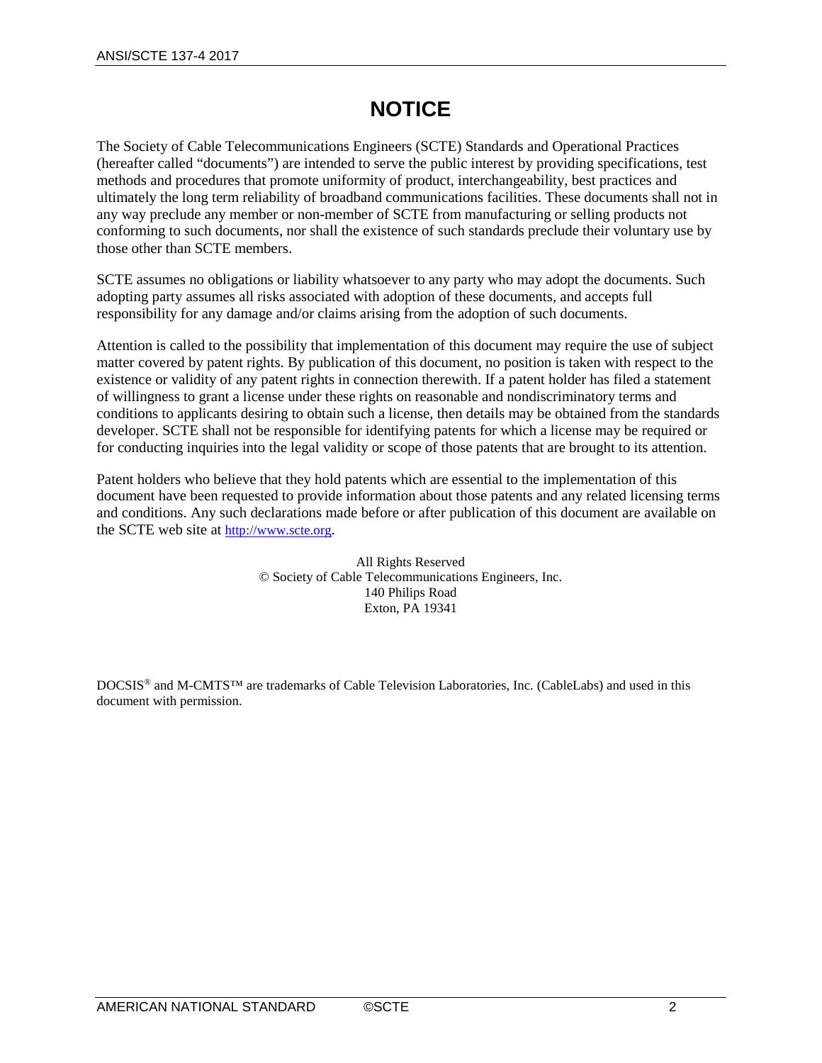# NOTICE

The Society of Cable Telecommunications Engineers (SCTE) Standards and Operational Practices (hereafter called "documents") are intended to serve the public interest by providing specifications, test methods and procedures that promote uniformity of product, interchangeability, best practices and ultimately the long term reliability of broadband communications facilities. These documents shall not in any way preclude any member or non-member of SCTE from manufacturing or selling products not conforming to such documents, nor shall the existence of such standards preclude their voluntary use by those other than SCTE members.

SCTE assumes no obligations or liability whatsoever to any party who may adopt the documents. Such adopting party assumes all risks associated with adoption of these documents, and accepts full responsibility for any damage and/or claims arising from the adoption of such documents.

Attention is called to the possibility that implementation of this document may require the use of subject matter covered by patent rights. By publication of this document, no position is taken with respect to the existence or validity of any patent rights in connection therewith. If a patent holder has filed a statement of willingness to grant a license under these rights on reasonable and nondiscriminatory terms and conditions to applicants desiring to obtain such a license, then details may be obtained from the standards developer. SCTE shall not be responsible for identifying patents for which a license may be required or for conducting inquiries into the legal validity or scope of those patents that are brought to its attention.

Patent holders who believe that they hold patents which are essential to the implementation of this document have been requested to provide information about those patents and any related licensing terms and conditions. Any such declarations made before or after publication of this document are available on the SCTE web site at http://www.scte.org.

All Rights Reserved
© Society of Cable Telecommunications Engineers, Inc.
140 Philips Road
Exton, PA 19341

DOCSIS® and M-CMTS™ are trademarks of Cable Television Laboratories, Inc. (CableLabs) and used in this document with permission.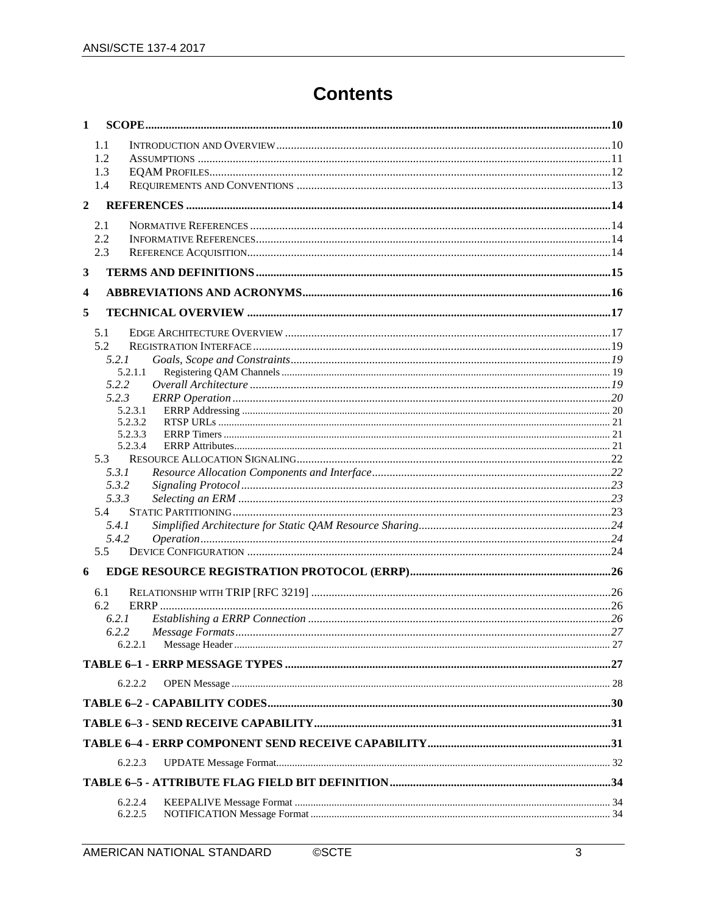# Contents

**1 SCOPE ..... 10**

- 1.1 Introduction and Overview ..... 10
- 1.2 Assumptions ..... 11
- 1.3 EQAM Profiles ..... 12
- 1.4 Requirements and Conventions ..... 13

**2 REFERENCES ..... 14**

- 2.1 Normative References ..... 14
- 2.2 Informative References ..... 14
- 2.3 Reference Acquisition ..... 14

**3 TERMS AND DEFINITIONS ..... 15**

**4 ABBREVIATIONS AND ACRONYMS ..... 16**

**5 TECHNICAL OVERVIEW ..... 17**

- 5.1 Edge Architecture Overview ..... 17
- 5.2 Registration Interface ..... 19
  - *5.2.1 Goals, Scope and Constraints ..... 19*
    - 5.2.1.1 Registering QAM Channels ..... 19
  - *5.2.2 Overall Architecture ..... 19*
  - *5.2.3 ERRP Operation ..... 20*
    - 5.2.3.1 ERRP Addressing ..... 20
    - 5.2.3.2 RTSP URLs ..... 21
    - 5.2.3.3 ERRP Timers ..... 21
    - 5.2.3.4 ERRP Attributes ..... 21
- 5.3 Resource Allocation Signaling ..... 22
  - *5.3.1 Resource Allocation Components and Interface ..... 22*
  - *5.3.2 Signaling Protocol ..... 23*
  - *5.3.3 Selecting an ERM ..... 23*
- 5.4 Static Partitioning ..... 23
  - *5.4.1 Simplified Architecture for Static QAM Resource Sharing ..... 24*
  - *5.4.2 Operation ..... 24*
- 5.5 Device Configuration ..... 24

**6 EDGE RESOURCE REGISTRATION PROTOCOL (ERRP) ..... 26**

- 6.1 Relationship with TRIP [RFC 3219] ..... 26
- 6.2 ERRP ..... 26
  - *6.2.1 Establishing a ERRP Connection ..... 26*
  - *6.2.2 Message Formats ..... 27*
    - 6.2.2.1 Message Header ..... 27

**TABLE 6–1 - ERRP MESSAGE TYPES ..... 27**

- 6.2.2.2 OPEN Message ..... 28

**TABLE 6–2 - CAPABILITY CODES ..... 30**

**TABLE 6–3 - SEND RECEIVE CAPABILITY ..... 31**

**TABLE 6–4 - ERRP COMPONENT SEND RECEIVE CAPABILITY ..... 31**

- 6.2.2.3 UPDATE Message Format ..... 32

**TABLE 6–5 - ATTRIBUTE FLAG FIELD BIT DEFINITION ..... 34**

- 6.2.2.4 KEEPALIVE Message Format ..... 34
- 6.2.2.5 NOTIFICATION Message Format ..... 34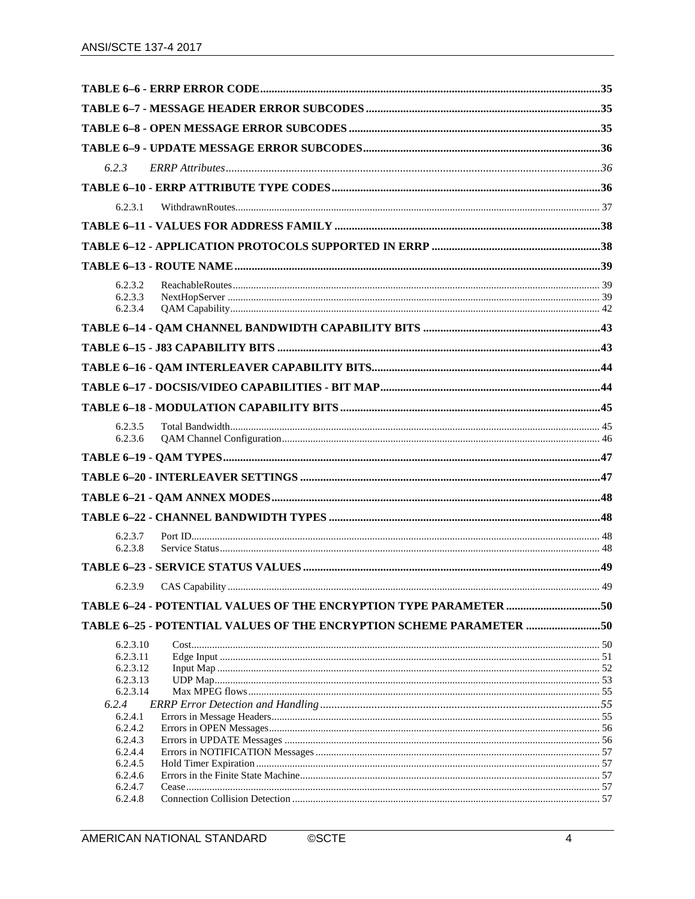TABLE 6–6 - ERRP ERROR CODE....................35

TABLE 6–7 - MESSAGE HEADER ERROR SUBCODES....................35

TABLE 6–8 - OPEN MESSAGE ERROR SUBCODES....................35

TABLE 6–9 - UPDATE MESSAGE ERROR SUBCODES....................36

*6.2.3 ERRP Attributes....................36*

TABLE 6–10 - ERRP ATTRIBUTE TYPE CODES....................36

6.2.3.1 WithdrawnRoutes....................37

TABLE 6–11 - VALUES FOR ADDRESS FAMILY....................38

TABLE 6–12 - APPLICATION PROTOCOLS SUPPORTED IN ERRP....................38

TABLE 6–13 - ROUTE NAME....................39

6.2.3.2 ReachableRoutes....................39
6.2.3.3 NextHopServer....................39
6.2.3.4 QAM Capability....................42

TABLE 6–14 - QAM CHANNEL BANDWIDTH CAPABILITY BITS....................43

TABLE 6–15 - J83 CAPABILITY BITS....................43

TABLE 6–16 - QAM INTERLEAVER CAPABILITY BITS....................44

TABLE 6–17 - DOCSIS/VIDEO CAPABILITIES - BIT MAP....................44

TABLE 6–18 - MODULATION CAPABILITY BITS....................45

6.2.3.5 Total Bandwidth....................45
6.2.3.6 QAM Channel Configuration....................46

TABLE 6–19 - QAM TYPES....................47

TABLE 6–20 - INTERLEAVER SETTINGS....................47

TABLE 6–21 - QAM ANNEX MODES....................48

TABLE 6–22 - CHANNEL BANDWIDTH TYPES....................48

6.2.3.7 Port ID....................48
6.2.3.8 Service Status....................48

TABLE 6–23 - SERVICE STATUS VALUES....................49

6.2.3.9 CAS Capability....................49

TABLE 6–24 - POTENTIAL VALUES OF THE ENCRYPTION TYPE PARAMETER....................50

TABLE 6–25 - POTENTIAL VALUES OF THE ENCRYPTION SCHEME PARAMETER....................50

6.2.3.10 Cost....................50
6.2.3.11 Edge Input....................51
6.2.3.12 Input Map....................52
6.2.3.13 UDP Map....................53
6.2.3.14 Max MPEG flows....................55
*6.2.4 ERRP Error Detection and Handling....................55*
6.2.4.1 Errors in Message Headers....................55
6.2.4.2 Errors in OPEN Messages....................56
6.2.4.3 Errors in UPDATE Messages....................56
6.2.4.4 Errors in NOTIFICATION Messages....................57
6.2.4.5 Hold Timer Expiration....................57
6.2.4.6 Errors in the Finite State Machine....................57
6.2.4.7 Cease....................57
6.2.4.8 Connection Collision Detection....................57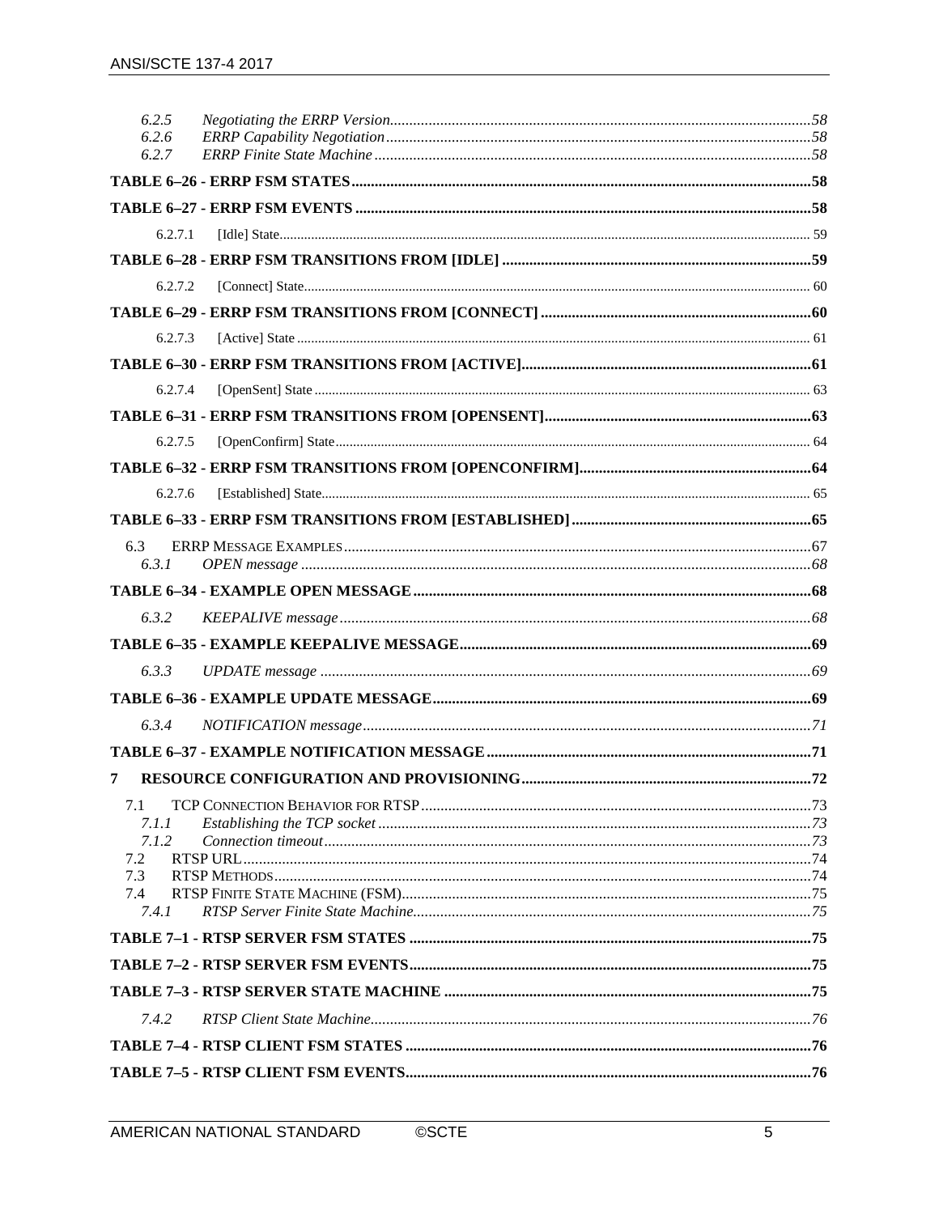6.2.5 *Negotiating the ERRP Version* ........................................................................ 58
6.2.6 *ERRP Capability Negotiation* ........................................................................ 58
6.2.7 *ERRP Finite State Machine* ........................................................................ 58

**TABLE 6–26 - ERRP FSM STATES** ........................................................................ **58**

**TABLE 6–27 - ERRP FSM EVENTS** ........................................................................ **58**

6.2.7.1 [Idle] State........................................................................ 59

**TABLE 6–28 - ERRP FSM TRANSITIONS FROM [IDLE]** ........................................................................ **59**

6.2.7.2 [Connect] State........................................................................ 60

**TABLE 6–29 - ERRP FSM TRANSITIONS FROM [CONNECT]** ........................................................................ **60**

6.2.7.3 [Active] State ........................................................................ 61

**TABLE 6–30 - ERRP FSM TRANSITIONS FROM [ACTIVE]** ........................................................................ **61**

6.2.7.4 [OpenSent] State ........................................................................ 63

**TABLE 6–31 - ERRP FSM TRANSITIONS FROM [OPENSENT]** ........................................................................ **63**

6.2.7.5 [OpenConfirm] State........................................................................ 64

**TABLE 6–32 - ERRP FSM TRANSITIONS FROM [OPENCONFIRM]** ........................................................................ **64**

6.2.7.6 [Established] State........................................................................ 65

**TABLE 6–33 - ERRP FSM TRANSITIONS FROM [ESTABLISHED]** ........................................................................ **65**

6.3 ERRP MESSAGE EXAMPLES........................................................................ 67
6.3.1 *OPEN message* ........................................................................ 68

**TABLE 6–34 - EXAMPLE OPEN MESSAGE** ........................................................................ **68**

6.3.2 *KEEPALIVE message* ........................................................................ 68

**TABLE 6–35 - EXAMPLE KEEPALIVE MESSAGE** ........................................................................ **69**

6.3.3 *UPDATE message* ........................................................................ 69

**TABLE 6–36 - EXAMPLE UPDATE MESSAGE** ........................................................................ **69**

6.3.4 *NOTIFICATION message* ........................................................................ 71

**TABLE 6–37 - EXAMPLE NOTIFICATION MESSAGE** ........................................................................ **71**

**7 RESOURCE CONFIGURATION AND PROVISIONING** ........................................................................ **72**

7.1 TCP CONNECTION BEHAVIOR FOR RTSP ........................................................................ 73
7.1.1 *Establishing the TCP socket* ........................................................................ 73
7.1.2 *Connection timeout* ........................................................................ 73
7.2 RTSP URL ........................................................................ 74
7.3 RTSP METHODS ........................................................................ 74
7.4 RTSP FINITE STATE MACHINE (FSM) ........................................................................ 75
7.4.1 *RTSP Server Finite State Machine* ........................................................................ 75

**TABLE 7–1 - RTSP SERVER FSM STATES** ........................................................................ **75**

**TABLE 7–2 - RTSP SERVER FSM EVENTS** ........................................................................ **75**

**TABLE 7–3 - RTSP SERVER STATE MACHINE** ........................................................................ **75**

7.4.2 *RTSP Client State Machine* ........................................................................ 76

**TABLE 7–4 - RTSP CLIENT FSM STATES** ........................................................................ **76**

**TABLE 7–5 - RTSP CLIENT FSM EVENTS** ........................................................................ **76**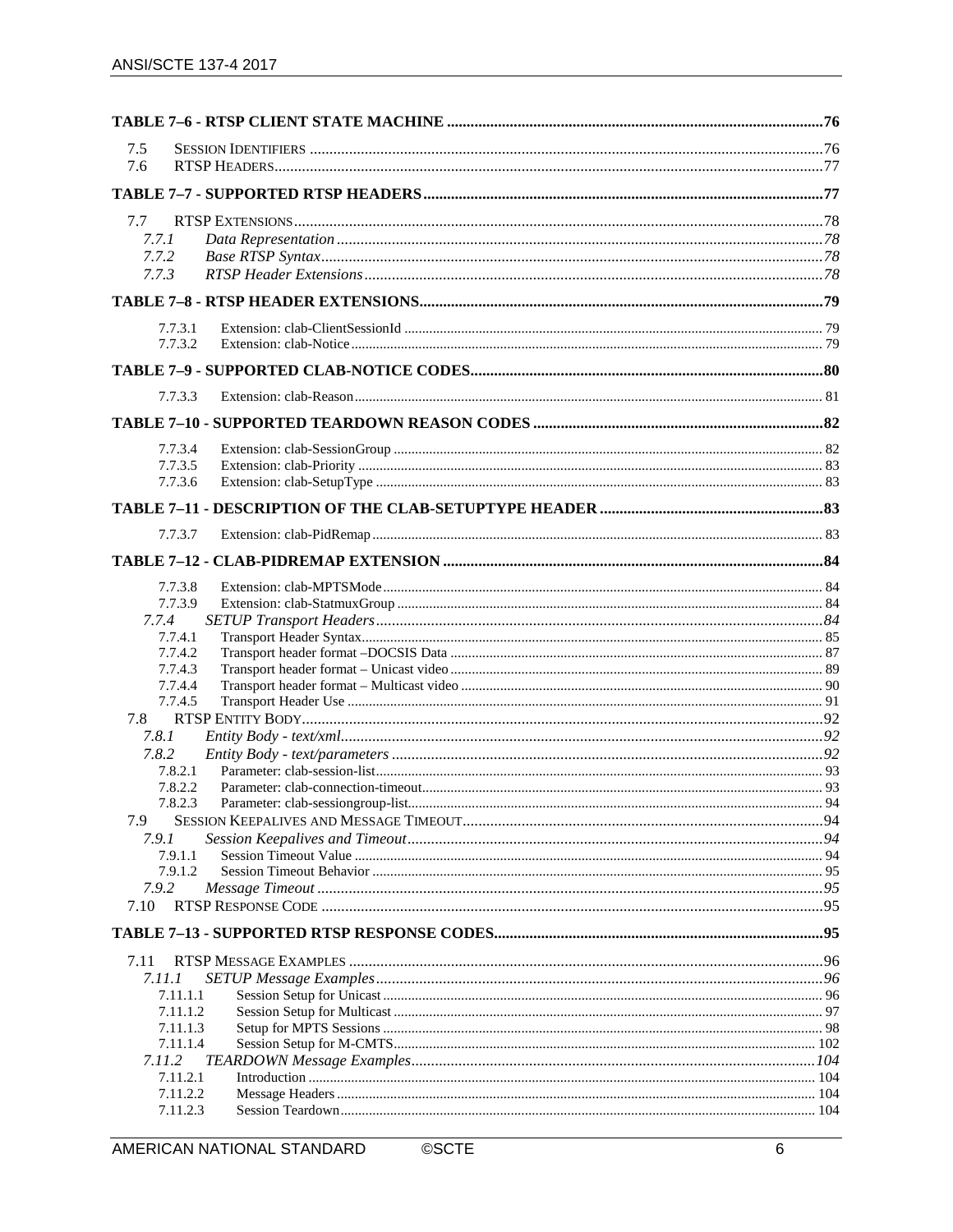**TABLE 7–6 - RTSP CLIENT STATE MACHINE** ....... 76

7.5 SESSION IDENTIFIERS ....... 76
7.6 RTSP HEADERS ....... 77

**TABLE 7–7 - SUPPORTED RTSP HEADERS** ....... 77

7.7 RTSP EXTENSIONS ....... 78
*7.7.1 Data Representation* ....... 78
*7.7.2 Base RTSP Syntax* ....... 78
*7.7.3 RTSP Header Extensions* ....... 78

**TABLE 7–8 - RTSP HEADER EXTENSIONS** ....... 79

7.7.3.1 Extension: clab-ClientSessionId ....... 79
7.7.3.2 Extension: clab-Notice ....... 79

**TABLE 7–9 - SUPPORTED CLAB-NOTICE CODES** ....... 80

7.7.3.3 Extension: clab-Reason ....... 81

**TABLE 7–10 - SUPPORTED TEARDOWN REASON CODES** ....... 82

7.7.3.4 Extension: clab-SessionGroup ....... 82
7.7.3.5 Extension: clab-Priority ....... 83
7.7.3.6 Extension: clab-SetupType ....... 83

**TABLE 7–11 - DESCRIPTION OF THE CLAB-SETUPTYPE HEADER** ....... 83

7.7.3.7 Extension: clab-PidRemap ....... 83

**TABLE 7–12 - CLAB-PIDREMAP EXTENSION** ....... 84

7.7.3.8 Extension: clab-MPTSMode ....... 84
7.7.3.9 Extension: clab-StatmuxGroup ....... 84
*7.7.4 SETUP Transport Headers* ....... 84
7.7.4.1 Transport Header Syntax ....... 85
7.7.4.2 Transport header format –DOCSIS Data ....... 87
7.7.4.3 Transport header format – Unicast video ....... 89
7.7.4.4 Transport header format – Multicast video ....... 90
7.7.4.5 Transport Header Use ....... 91
7.8 RTSP ENTITY BODY ....... 92
*7.8.1 Entity Body - text/xml* ....... 92
*7.8.2 Entity Body - text/parameters* ....... 92
7.8.2.1 Parameter: clab-session-list ....... 93
7.8.2.2 Parameter: clab-connection-timeout ....... 93
7.8.2.3 Parameter: clab-sessiongroup-list ....... 94
7.9 SESSION KEEPALIVES AND MESSAGE TIMEOUT ....... 94
*7.9.1 Session Keepalives and Timeout* ....... 94
7.9.1.1 Session Timeout Value ....... 94
7.9.1.2 Session Timeout Behavior ....... 95
*7.9.2 Message Timeout* ....... 95
7.10 RTSP RESPONSE CODE ....... 95

**TABLE 7–13 - SUPPORTED RTSP RESPONSE CODES** ....... 95

7.11 RTSP MESSAGE EXAMPLES ....... 96
*7.11.1 SETUP Message Examples* ....... 96
7.11.1.1 Session Setup for Unicast ....... 96
7.11.1.2 Session Setup for Multicast ....... 97
7.11.1.3 Setup for MPTS Sessions ....... 98
7.11.1.4 Session Setup for M-CMTS ....... 102
*7.11.2 TEARDOWN Message Examples* ....... 104
7.11.2.1 Introduction ....... 104
7.11.2.2 Message Headers ....... 104
7.11.2.3 Session Teardown ....... 104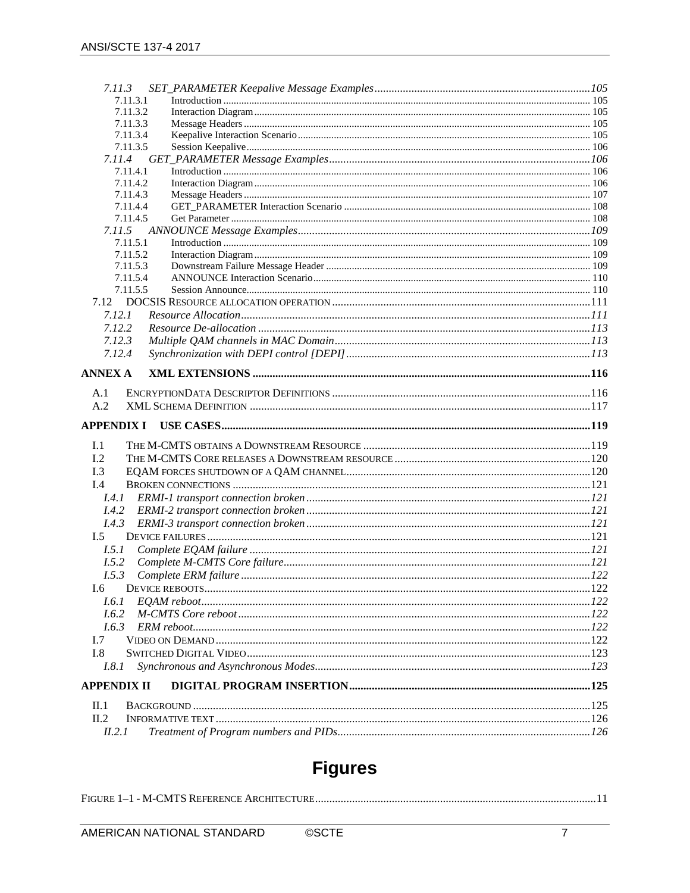7.11.3 *SET_PARAMETER Keepalive Message Examples* ... 105
- 7.11.3.1 Introduction ... 105
- 7.11.3.2 Interaction Diagram ... 105
- 7.11.3.3 Message Headers ... 105
- 7.11.3.4 Keepalive Interaction Scenario ... 105
- 7.11.3.5 Session Keepalive ... 106

7.11.4 *GET_PARAMETER Message Examples* ... 106
- 7.11.4.1 Introduction ... 106
- 7.11.4.2 Interaction Diagram ... 106
- 7.11.4.3 Message Headers ... 107
- 7.11.4.4 GET_PARAMETER Interaction Scenario ... 108
- 7.11.4.5 Get Parameter ... 108

7.11.5 *ANNOUNCE Message Examples* ... 109
- 7.11.5.1 Introduction ... 109
- 7.11.5.2 Interaction Diagram ... 109
- 7.11.5.3 Downstream Failure Message Header ... 109
- 7.11.5.4 ANNOUNCE Interaction Scenario ... 110
- 7.11.5.5 Session Announce ... 110

7.12 DOCSIS Resource allocation operation ... 111
- 7.12.1 *Resource Allocation* ... 111
- 7.12.2 *Resource De-allocation* ... 113
- 7.12.3 *Multiple QAM channels in MAC Domain* ... 113
- 7.12.4 *Synchronization with DEPI control [DEPI]* ... 113

**ANNEX A XML EXTENSIONS ... 116**

A.1 EncryptionData Descriptor Definitions ... 116
A.2 XML Schema Definition ... 117

**APPENDIX I USE CASES ... 119**

I.1 The M-CMTS obtains a Downstream Resource ... 119
I.2 The M-CMTS Core releases a Downstream resource ... 120
I.3 EQAM forces shutdown of a QAM channel ... 120
I.4 Broken connections ... 121
- I.4.1 *ERMI-1 transport connection broken* ... 121
- I.4.2 *ERMI-2 transport connection broken* ... 121
- I.4.3 *ERMI-3 transport connection broken* ... 121

I.5 Device failures ... 121
- I.5.1 *Complete EQAM failure* ... 121
- I.5.2 *Complete M-CMTS Core failure* ... 121
- I.5.3 *Complete ERM failure* ... 122

I.6 Device reboots ... 122
- I.6.1 *EQAM reboot* ... 122
- I.6.2 *M-CMTS Core reboot* ... 122
- I.6.3 *ERM reboot* ... 122

I.7 Video on Demand ... 122
I.8 Switched Digital Video ... 123
- I.8.1 *Synchronous and Asynchronous Modes* ... 123

**APPENDIX II DIGITAL PROGRAM INSERTION ... 125**

II.1 Background ... 125
II.2 Informative text ... 126
- II.2.1 *Treatment of Program numbers and PIDs* ... 126

# Figures

Figure 1–1 - M-CMTS Reference Architecture ... 11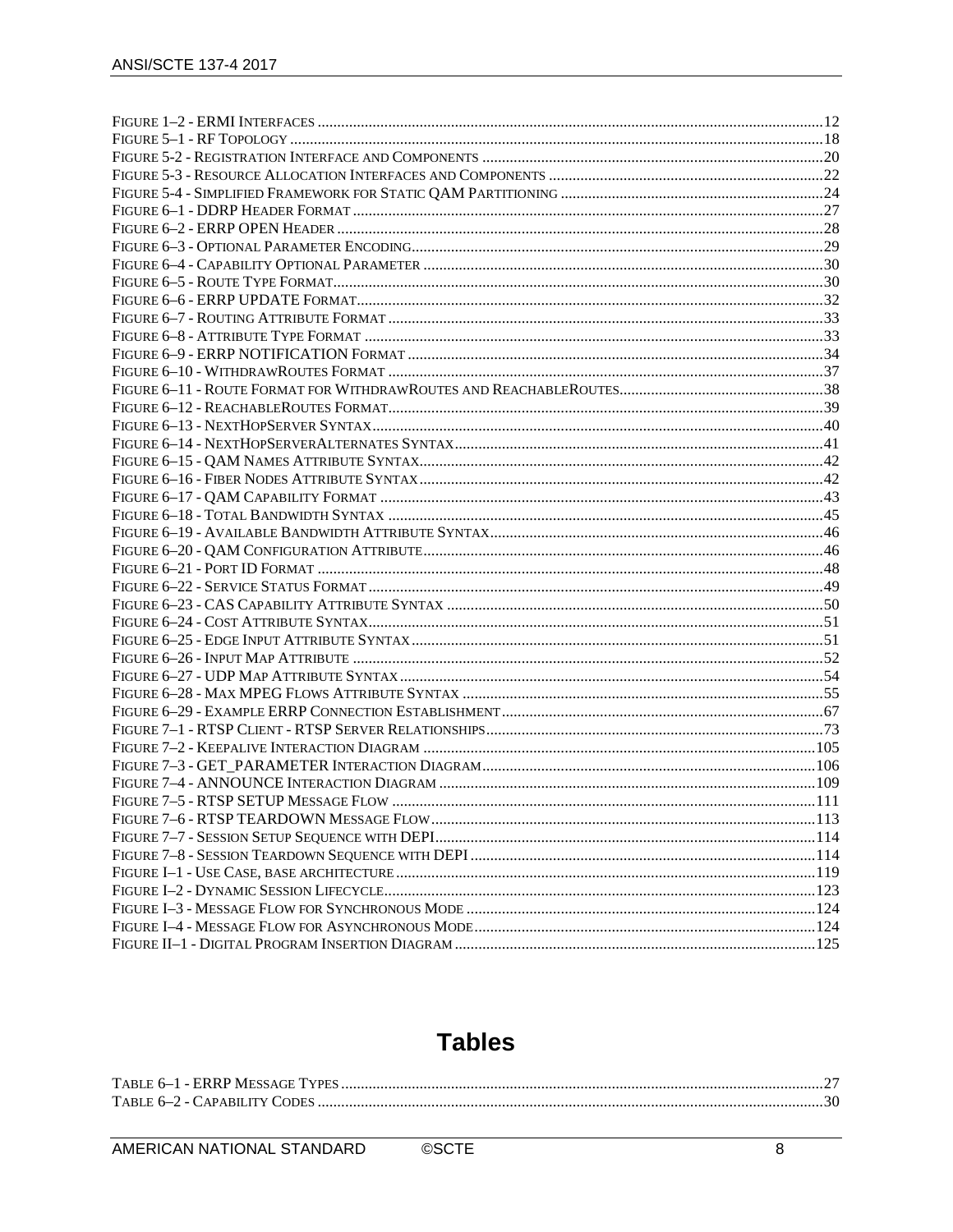Figure 1–2 - ERMI Interfaces ........................................................................................................................12
Figure 5–1 - RF Topology ...............................................................................................................................18
Figure 5-2 - Registration Interface and Components .....................................................................................20
Figure 5-3 - Resource Allocation Interfaces and Components .....................................................................22
Figure 5-4 - Simplified Framework for Static QAM Partitioning ..................................................................24
Figure 6–1 - DDRP Header Format ..................................................................................................................27
Figure 6–2 - ERRP OPEN Header ......................................................................................................................28
Figure 6–3 - Optional Parameter Encoding.......................................................................................................29
Figure 6–4 - Capability Optional Parameter ....................................................................................................30
Figure 6–5 - Route Type Format........................................................................................................................30
Figure 6–6 - ERRP UPDATE Format...................................................................................................................32
Figure 6–7 - Routing Attribute Format ............................................................................................................33
Figure 6–8 - Attribute Type Format .................................................................................................................33
Figure 6–9 - ERRP NOTIFICATION Format ......................................................................................................34
Figure 6–10 - WithdrawRoutes Format ...........................................................................................................37
Figure 6–11 - Route Format for WithdrawRoutes and ReachableRoutes.......................................................38
Figure 6–12 - ReachableRoutes Format...........................................................................................................39
Figure 6–13 - NextHopServer Syntax...............................................................................................................40
Figure 6–14 - NextHopServerAlternates Syntax..............................................................................................41
Figure 6–15 - QAM Names Attribute Syntax....................................................................................................42
Figure 6–16 - Fiber Nodes Attribute Syntax ....................................................................................................42
Figure 6–17 - QAM Capability Format ..............................................................................................................43
Figure 6–18 - Total Bandwidth Syntax ............................................................................................................45
Figure 6–19 - Available Bandwidth Attribute Syntax.....................................................................................46
Figure 6–20 - QAM Configuration Attribute....................................................................................................46
Figure 6–21 - Port ID Format ............................................................................................................................48
Figure 6–22 - Service Status Format ................................................................................................................49
Figure 6–23 - CAS Capability Attribute Syntax ..............................................................................................50
Figure 6–24 - Cost Attribute Syntax..................................................................................................................51
Figure 6–25 - Edge Input Attribute Syntax.......................................................................................................51
Figure 6–26 - Input Map Attribute ....................................................................................................................52
Figure 6–27 - UDP Map Attribute Syntax .........................................................................................................54
Figure 6–28 - Max MPEG Flows Attribute Syntax ..........................................................................................55
Figure 6–29 - Example ERRP Connection Establishment................................................................................67
Figure 7–1 - RTSP Client - RTSP Server Relationships.......................................................................................73
Figure 7–2 - Keepalive Interaction Diagram ..................................................................................................105
Figure 7–3 - GET_PARAMETER Interaction Diagram....................................................................................106
Figure 7–4 - ANNOUNCE Interaction Diagram ..............................................................................................109
Figure 7–5 - RTSP SETUP Message Flow ..........................................................................................................111
Figure 7–6 - RTSP TEARDOWN Message Flow.................................................................................................113
Figure 7–7 - Session Setup Sequence with DEPI................................................................................................114
Figure 7–8 - Session Teardown Sequence with DEPI ......................................................................................114
Figure I–1 - Use Case, base architecture ........................................................................................................119
Figure I–2 - Dynamic Session Lifecycle...........................................................................................................123
Figure I–3 - Message Flow for Synchronous Mode .......................................................................................124
Figure I–4 - Message Flow for Asynchronous Mode......................................................................................124
Figure II–1 - Digital Program Insertion Diagram ..........................................................................................125

# Tables

Table 6–1 - ERRP Message Types ........................................................................................................................27
Table 6–2 - Capability Codes ..............................................................................................................................30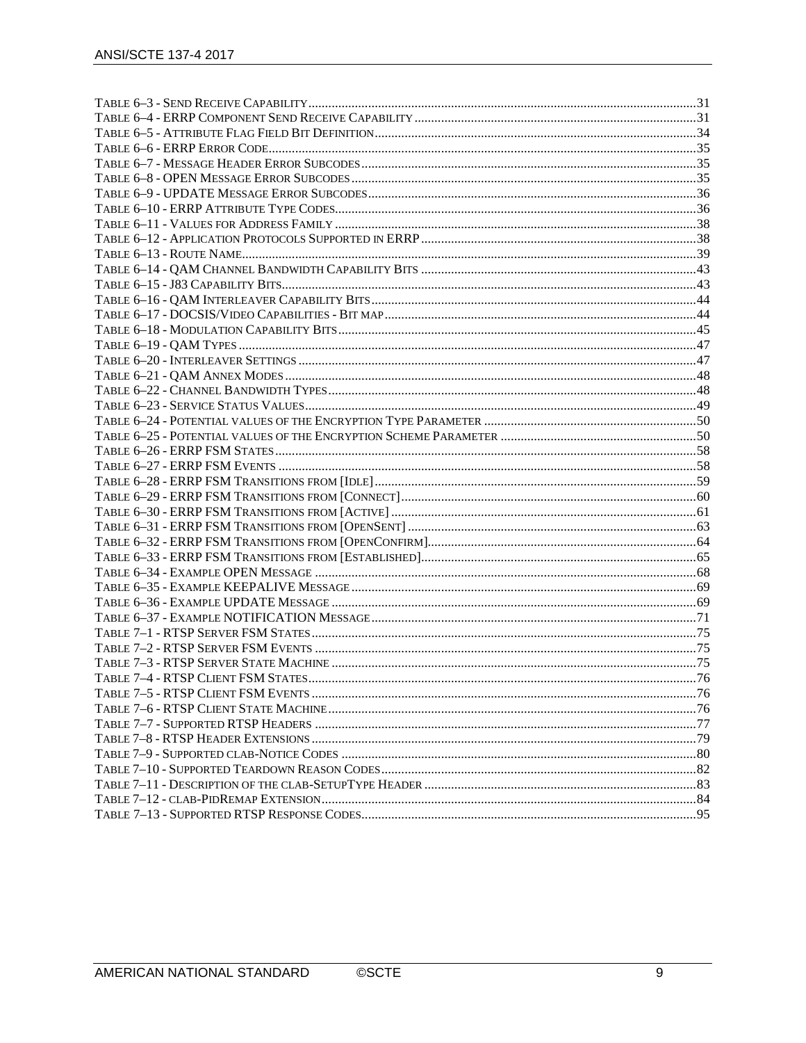Table 6–3 - Send Receive Capability ....................................................................................................................31
Table 6–4 - ERRP Component Send Receive Capability ....................................................................................31
Table 6–5 - Attribute Flag Field Bit Definition.................................................................................................34
Table 6–6 - ERRP Error Code................................................................................................................................35
Table 6–7 - Message Header Error Subcodes....................................................................................................35
Table 6–8 - OPEN Message Error Subcodes.......................................................................................................35
Table 6–9 - UPDATE Message Error Subcodes..................................................................................................36
Table 6–10 - ERRP Attribute Type Codes............................................................................................................36
Table 6–11 - Values for Address Family ............................................................................................................38
Table 6–12 - Application Protocols Supported in ERRP...................................................................................38
Table 6–13 - Route Name........................................................................................................................................39
Table 6–14 - QAM Channel Bandwidth Capability Bits ..................................................................................43
Table 6–15 - J83 Capability Bits............................................................................................................................43
Table 6–16 - QAM Interleaver Capability Bits.................................................................................................44
Table 6–17 - DOCSIS/Video Capabilities - Bit map.............................................................................................44
Table 6–18 - Modulation Capability Bits...........................................................................................................45
Table 6–19 - QAM Types .........................................................................................................................................47
Table 6–20 - Interleaver Settings .......................................................................................................................47
Table 6–21 - QAM Annex Modes ...........................................................................................................................48
Table 6–22 - Channel Bandwidth Types..............................................................................................................48
Table 6–23 - Service Status Values.....................................................................................................................49
Table 6–24 - Potential values of the Encryption Type Parameter ...............................................................50
Table 6–25 - Potential values of the Encryption Scheme Parameter ...........................................................50
Table 6–26 - ERRP FSM States..............................................................................................................................58
Table 6–27 - ERRP FSM Events .............................................................................................................................58
Table 6–28 - ERRP FSM Transitions from [Idle]................................................................................................59
Table 6–29 - ERRP FSM Transitions from [Connect]........................................................................................60
Table 6–30 - ERRP FSM Transitions from [Active]............................................................................................61
Table 6–31 - ERRP FSM Transitions from [OpenSent].......................................................................................63
Table 6–32 - ERRP FSM Transitions from [OpenConfirm]................................................................................64
Table 6–33 - ERRP FSM Transitions from [Established]..................................................................................65
Table 6–34 - Example OPEN Message .................................................................................................................68
Table 6–35 - Example KEEPALIVE Message.......................................................................................................69
Table 6–36 - Example UPDATE Message .............................................................................................................69
Table 6–37 - Example NOTIFICATION Message..................................................................................................71
Table 7–1 - RTSP Server FSM States...................................................................................................................75
Table 7–2 - RTSP Server FSM Events ..................................................................................................................75
Table 7–3 - RTSP Server State Machine .............................................................................................................75
Table 7–4 - RTSP Client FSM States....................................................................................................................76
Table 7–5 - RTSP Client FSM Events ...................................................................................................................76
Table 7–6 - RTSP Client State Machine..............................................................................................................76
Table 7–7 - Supported RTSP Headers ..................................................................................................................77
Table 7–8 - RTSP Header Extensions ...................................................................................................................79
Table 7–9 - Supported clab-Notice Codes ..........................................................................................................80
Table 7–10 - Supported Teardown Reason Codes..............................................................................................82
Table 7–11 - Description of the clab-SetupType Header .................................................................................83
Table 7–12 - clab-PidRemap Extension................................................................................................................84
Table 7–13 - Supported RTSP Response Codes....................................................................................................95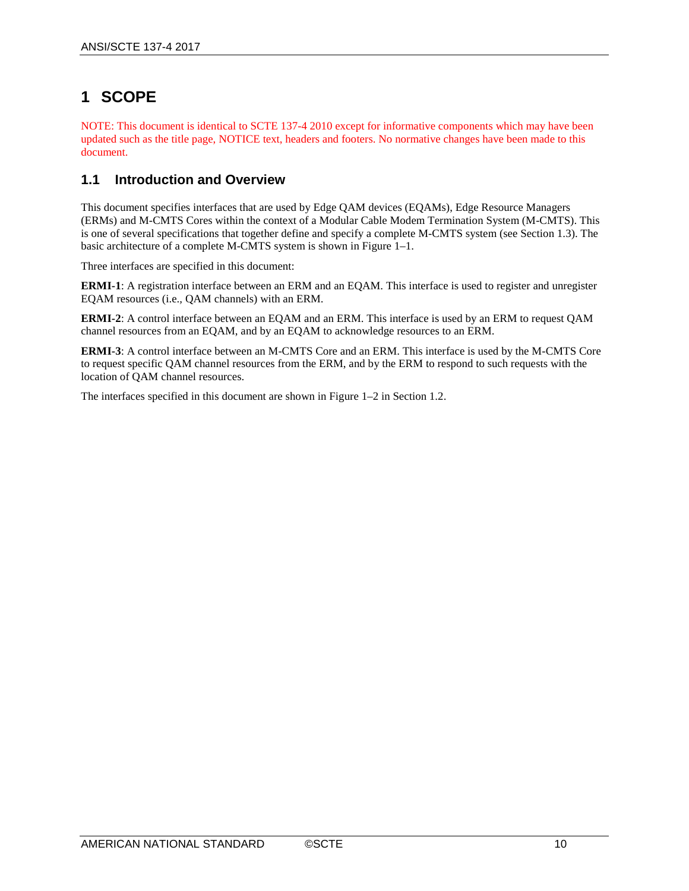# 1 SCOPE

NOTE: This document is identical to SCTE 137-4 2010 except for informative components which may have been updated such as the title page, NOTICE text, headers and footers. No normative changes have been made to this document.

## 1.1 Introduction and Overview

This document specifies interfaces that are used by Edge QAM devices (EQAMs), Edge Resource Managers (ERMs) and M-CMTS Cores within the context of a Modular Cable Modem Termination System (M-CMTS). This is one of several specifications that together define and specify a complete M-CMTS system (see Section 1.3). The basic architecture of a complete M-CMTS system is shown in Figure 1–1.

Three interfaces are specified in this document:

**ERMI-1**: A registration interface between an ERM and an EQAM. This interface is used to register and unregister EQAM resources (i.e., QAM channels) with an ERM.

**ERMI-2**: A control interface between an EQAM and an ERM. This interface is used by an ERM to request QAM channel resources from an EQAM, and by an EQAM to acknowledge resources to an ERM.

**ERMI-3**: A control interface between an M-CMTS Core and an ERM. This interface is used by the M-CMTS Core to request specific QAM channel resources from the ERM, and by the ERM to respond to such requests with the location of QAM channel resources.

The interfaces specified in this document are shown in Figure 1–2 in Section 1.2.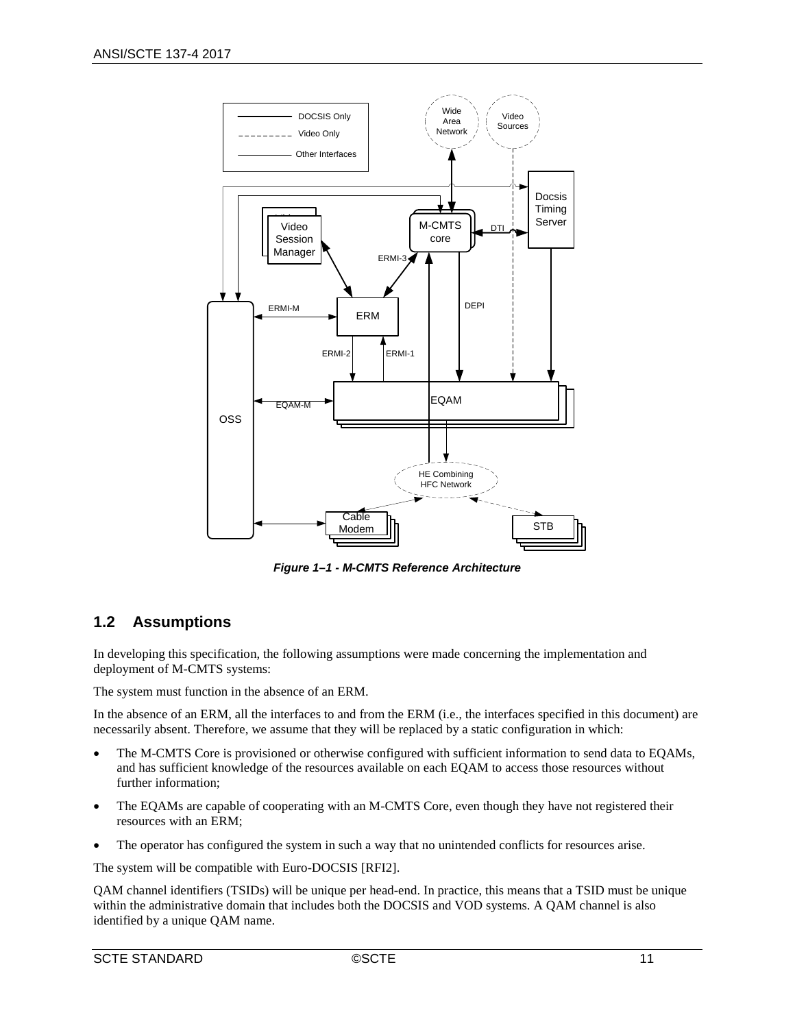*Figure 1–1 - M-CMTS Reference Architecture*

## 1.2 Assumptions

In developing this specification, the following assumptions were made concerning the implementation and deployment of M-CMTS systems:

The system must function in the absence of an ERM.

In the absence of an ERM, all the interfaces to and from the ERM (i.e., the interfaces specified in this document) are necessarily absent. Therefore, we assume that they will be replaced by a static configuration in which:

- The M-CMTS Core is provisioned or otherwise configured with sufficient information to send data to EQAMs, and has sufficient knowledge of the resources available on each EQAM to access those resources without further information;
- The EQAMs are capable of cooperating with an M-CMTS Core, even though they have not registered their resources with an ERM;
- The operator has configured the system in such a way that no unintended conflicts for resources arise.

The system will be compatible with Euro-DOCSIS [RFI2].

QAM channel identifiers (TSIDs) will be unique per head-end. In practice, this means that a TSID must be unique within the administrative domain that includes both the DOCSIS and VOD systems. A QAM channel is also identified by a unique QAM name.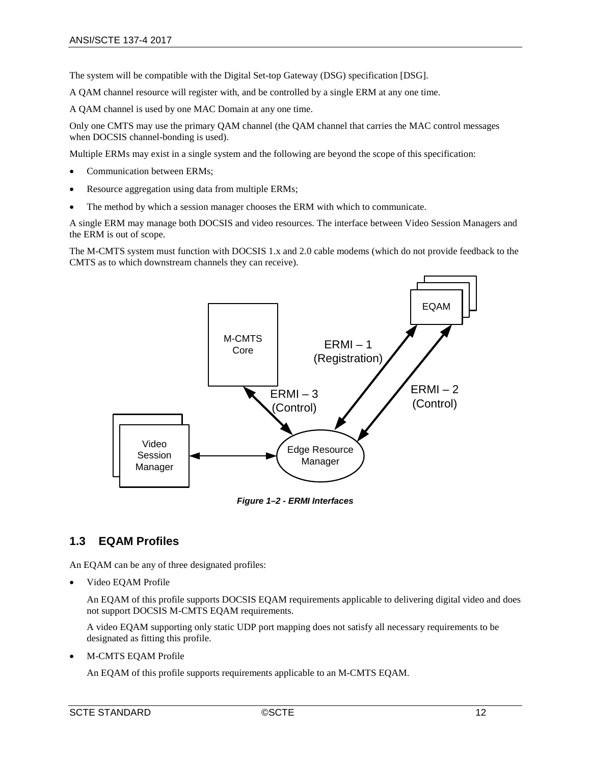The system will be compatible with the Digital Set-top Gateway (DSG) specification [DSG].

A QAM channel resource will register with, and be controlled by a single ERM at any one time.

A QAM channel is used by one MAC Domain at any one time.

Only one CMTS may use the primary QAM channel (the QAM channel that carries the MAC control messages when DOCSIS channel-bonding is used).

Multiple ERMs may exist in a single system and the following are beyond the scope of this specification:

- Communication between ERMs;
- Resource aggregation using data from multiple ERMs;
- The method by which a session manager chooses the ERM with which to communicate.

A single ERM may manage both DOCSIS and video resources. The interface between Video Session Managers and the ERM is out of scope.

The M-CMTS system must function with DOCSIS 1.x and 2.0 cable modems (which do not provide feedback to the CMTS as to which downstream channels they can receive).

***Figure 1–2 - ERMI Interfaces***

## 1.3 EQAM Profiles

An EQAM can be any of three designated profiles:

- Video EQAM Profile

  An EQAM of this profile supports DOCSIS EQAM requirements applicable to delivering digital video and does not support DOCSIS M-CMTS EQAM requirements.

  A video EQAM supporting only static UDP port mapping does not satisfy all necessary requirements to be designated as fitting this profile.

- M-CMTS EQAM Profile

  An EQAM of this profile supports requirements applicable to an M-CMTS EQAM.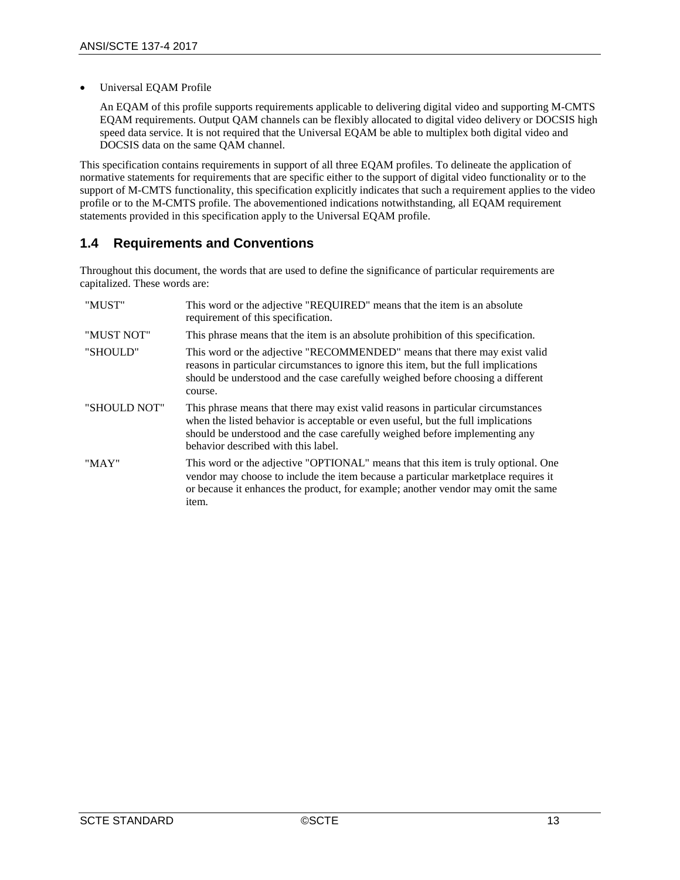- Universal EQAM Profile

  An EQAM of this profile supports requirements applicable to delivering digital video and supporting M-CMTS EQAM requirements. Output QAM channels can be flexibly allocated to digital video delivery or DOCSIS high speed data service. It is not required that the Universal EQAM be able to multiplex both digital video and DOCSIS data on the same QAM channel.

This specification contains requirements in support of all three EQAM profiles. To delineate the application of normative statements for requirements that are specific either to the support of digital video functionality or to the support of M-CMTS functionality, this specification explicitly indicates that such a requirement applies to the video profile or to the M-CMTS profile. The abovementioned indications notwithstanding, all EQAM requirement statements provided in this specification apply to the Universal EQAM profile.

## 1.4 Requirements and Conventions

Throughout this document, the words that are used to define the significance of particular requirements are capitalized. These words are:

| | |
|---|---|
| "MUST" | This word or the adjective "REQUIRED" means that the item is an absolute requirement of this specification. |
| "MUST NOT" | This phrase means that the item is an absolute prohibition of this specification. |
| "SHOULD" | This word or the adjective "RECOMMENDED" means that there may exist valid reasons in particular circumstances to ignore this item, but the full implications should be understood and the case carefully weighed before choosing a different course. |
| "SHOULD NOT" | This phrase means that there may exist valid reasons in particular circumstances when the listed behavior is acceptable or even useful, but the full implications should be understood and the case carefully weighed before implementing any behavior described with this label. |
| "MAY" | This word or the adjective "OPTIONAL" means that this item is truly optional. One vendor may choose to include the item because a particular marketplace requires it or because it enhances the product, for example; another vendor may omit the same item. |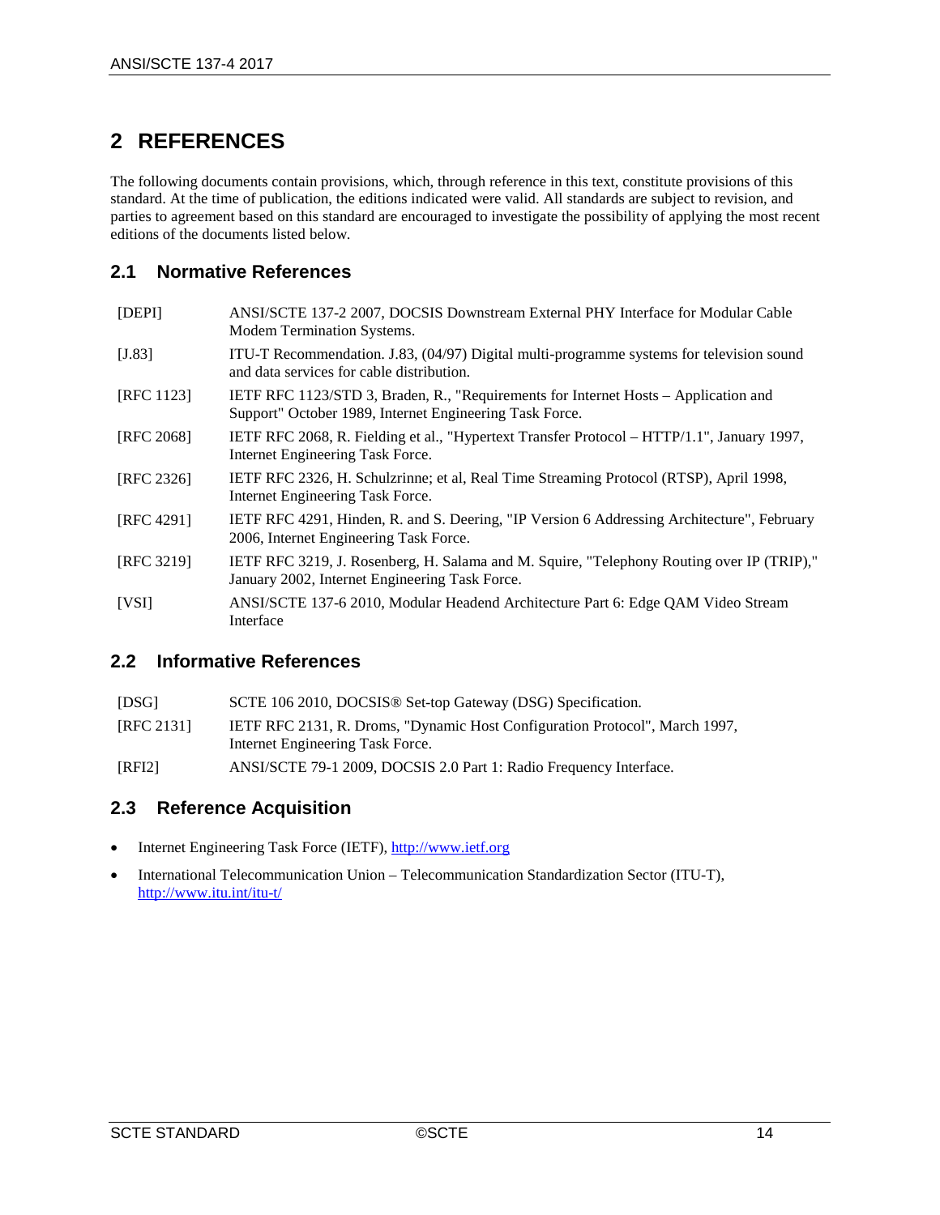# 2 REFERENCES

The following documents contain provisions, which, through reference in this text, constitute provisions of this standard. At the time of publication, the editions indicated were valid. All standards are subject to revision, and parties to agreement based on this standard are encouraged to investigate the possibility of applying the most recent editions of the documents listed below.

## 2.1 Normative References

| | |
|---|---|
| [DEPI] | ANSI/SCTE 137-2 2007, DOCSIS Downstream External PHY Interface for Modular Cable Modem Termination Systems. |
| [J.83] | ITU-T Recommendation. J.83, (04/97) Digital multi-programme systems for television sound and data services for cable distribution. |
| [RFC 1123] | IETF RFC 1123/STD 3, Braden, R., "Requirements for Internet Hosts – Application and Support" October 1989, Internet Engineering Task Force. |
| [RFC 2068] | IETF RFC 2068, R. Fielding et al., "Hypertext Transfer Protocol – HTTP/1.1", January 1997, Internet Engineering Task Force. |
| [RFC 2326] | IETF RFC 2326, H. Schulzrinne; et al, Real Time Streaming Protocol (RTSP), April 1998, Internet Engineering Task Force. |
| [RFC 4291] | IETF RFC 4291, Hinden, R. and S. Deering, "IP Version 6 Addressing Architecture", February 2006, Internet Engineering Task Force. |
| [RFC 3219] | IETF RFC 3219, J. Rosenberg, H. Salama and M. Squire, "Telephony Routing over IP (TRIP)," January 2002, Internet Engineering Task Force. |
| [VSI] | ANSI/SCTE 137-6 2010, Modular Headend Architecture Part 6: Edge QAM Video Stream Interface |

## 2.2 Informative References

| | |
|---|---|
| [DSG] | SCTE 106 2010, DOCSIS® Set-top Gateway (DSG) Specification. |
| [RFC 2131] | IETF RFC 2131, R. Droms, "Dynamic Host Configuration Protocol", March 1997, Internet Engineering Task Force. |
| [RFI2] | ANSI/SCTE 79-1 2009, DOCSIS 2.0 Part 1: Radio Frequency Interface. |

## 2.3 Reference Acquisition

- Internet Engineering Task Force (IETF), http://www.ietf.org
- International Telecommunication Union – Telecommunication Standardization Sector (ITU-T), http://www.itu.int/itu-t/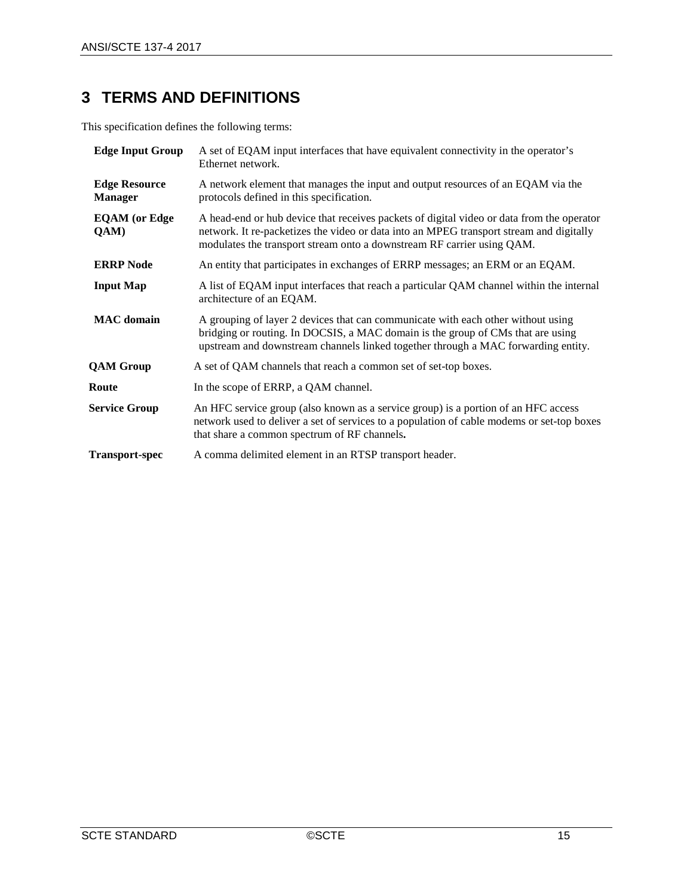# 3 TERMS AND DEFINITIONS

This specification defines the following terms:

| | |
|---|---|
| **Edge Input Group** | A set of EQAM input interfaces that have equivalent connectivity in the operator's Ethernet network. |
| **Edge Resource Manager** | A network element that manages the input and output resources of an EQAM via the protocols defined in this specification. |
| **EQAM (or Edge QAM)** | A head-end or hub device that receives packets of digital video or data from the operator network. It re-packetizes the video or data into an MPEG transport stream and digitally modulates the transport stream onto a downstream RF carrier using QAM. |
| **ERRP Node** | An entity that participates in exchanges of ERRP messages; an ERM or an EQAM. |
| **Input Map** | A list of EQAM input interfaces that reach a particular QAM channel within the internal architecture of an EQAM. |
| **MAC domain** | A grouping of layer 2 devices that can communicate with each other without using bridging or routing. In DOCSIS, a MAC domain is the group of CMs that are using upstream and downstream channels linked together through a MAC forwarding entity. |
| **QAM Group** | A set of QAM channels that reach a common set of set-top boxes. |
| **Route** | In the scope of ERRP, a QAM channel. |
| **Service Group** | An HFC service group (also known as a service group) is a portion of an HFC access network used to deliver a set of services to a population of cable modems or set-top boxes that share a common spectrum of RF channels. |
| **Transport-spec** | A comma delimited element in an RTSP transport header. |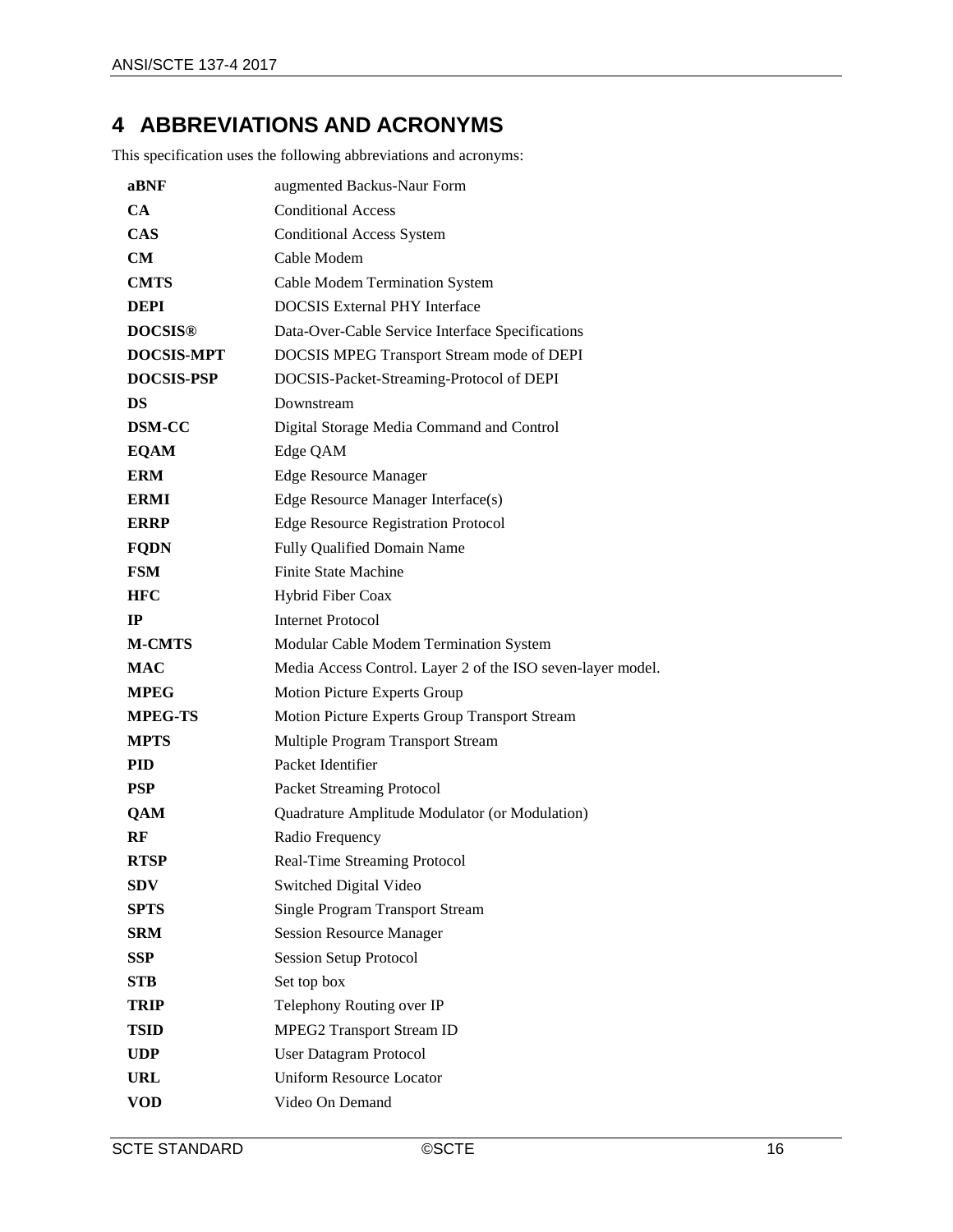# 4 ABBREVIATIONS AND ACRONYMS

This specification uses the following abbreviations and acronyms:

| | |
|---|---|
| **aBNF** | augmented Backus-Naur Form |
| **CA** | Conditional Access |
| **CAS** | Conditional Access System |
| **CM** | Cable Modem |
| **CMTS** | Cable Modem Termination System |
| **DEPI** | DOCSIS External PHY Interface |
| **DOCSIS®** | Data-Over-Cable Service Interface Specifications |
| **DOCSIS-MPT** | DOCSIS MPEG Transport Stream mode of DEPI |
| **DOCSIS-PSP** | DOCSIS-Packet-Streaming-Protocol of DEPI |
| **DS** | Downstream |
| **DSM-CC** | Digital Storage Media Command and Control |
| **EQAM** | Edge QAM |
| **ERM** | Edge Resource Manager |
| **ERMI** | Edge Resource Manager Interface(s) |
| **ERRP** | Edge Resource Registration Protocol |
| **FQDN** | Fully Qualified Domain Name |
| **FSM** | Finite State Machine |
| **HFC** | Hybrid Fiber Coax |
| **IP** | Internet Protocol |
| **M-CMTS** | Modular Cable Modem Termination System |
| **MAC** | Media Access Control. Layer 2 of the ISO seven-layer model. |
| **MPEG** | Motion Picture Experts Group |
| **MPEG-TS** | Motion Picture Experts Group Transport Stream |
| **MPTS** | Multiple Program Transport Stream |
| **PID** | Packet Identifier |
| **PSP** | Packet Streaming Protocol |
| **QAM** | Quadrature Amplitude Modulator (or Modulation) |
| **RF** | Radio Frequency |
| **RTSP** | Real-Time Streaming Protocol |
| **SDV** | Switched Digital Video |
| **SPTS** | Single Program Transport Stream |
| **SRM** | Session Resource Manager |
| **SSP** | Session Setup Protocol |
| **STB** | Set top box |
| **TRIP** | Telephony Routing over IP |
| **TSID** | MPEG2 Transport Stream ID |
| **UDP** | User Datagram Protocol |
| **URL** | Uniform Resource Locator |
| **VOD** | Video On Demand |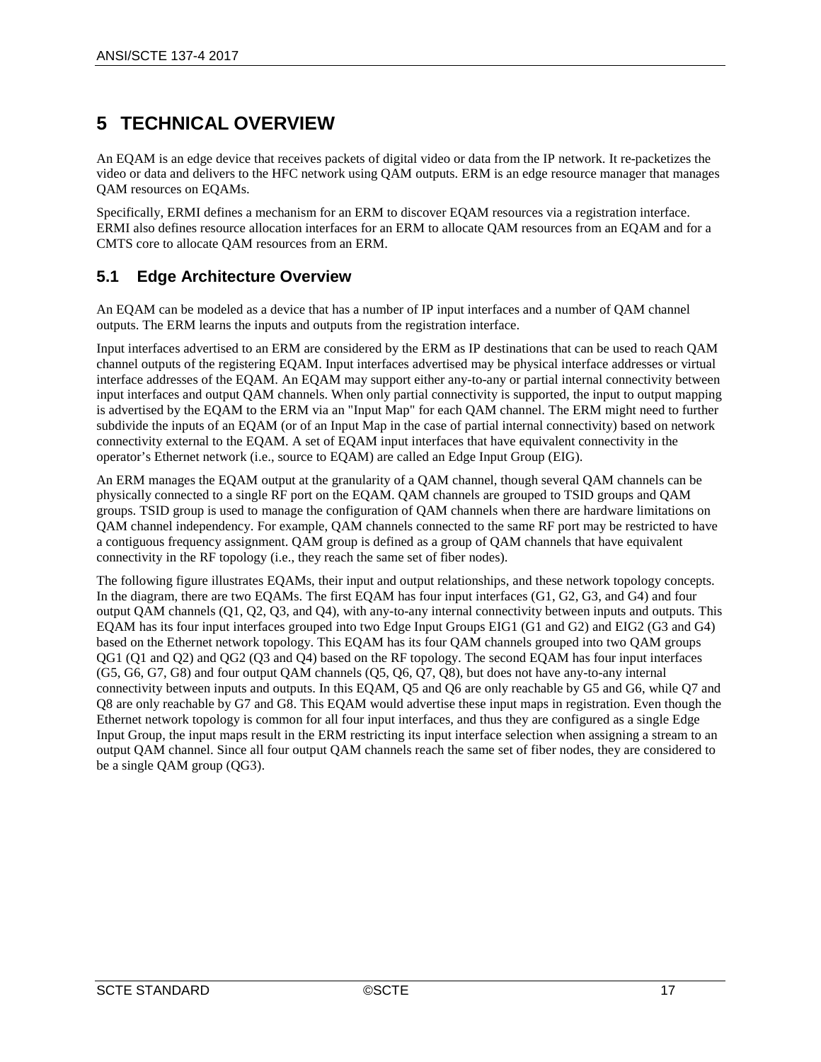# 5 TECHNICAL OVERVIEW

An EQAM is an edge device that receives packets of digital video or data from the IP network. It re-packetizes the video or data and delivers to the HFC network using QAM outputs. ERM is an edge resource manager that manages QAM resources on EQAMs.

Specifically, ERMI defines a mechanism for an ERM to discover EQAM resources via a registration interface. ERMI also defines resource allocation interfaces for an ERM to allocate QAM resources from an EQAM and for a CMTS core to allocate QAM resources from an ERM.

## 5.1 Edge Architecture Overview

An EQAM can be modeled as a device that has a number of IP input interfaces and a number of QAM channel outputs. The ERM learns the inputs and outputs from the registration interface.

Input interfaces advertised to an ERM are considered by the ERM as IP destinations that can be used to reach QAM channel outputs of the registering EQAM. Input interfaces advertised may be physical interface addresses or virtual interface addresses of the EQAM. An EQAM may support either any-to-any or partial internal connectivity between input interfaces and output QAM channels. When only partial connectivity is supported, the input to output mapping is advertised by the EQAM to the ERM via an "Input Map" for each QAM channel. The ERM might need to further subdivide the inputs of an EQAM (or of an Input Map in the case of partial internal connectivity) based on network connectivity external to the EQAM. A set of EQAM input interfaces that have equivalent connectivity in the operator's Ethernet network (i.e., source to EQAM) are called an Edge Input Group (EIG).

An ERM manages the EQAM output at the granularity of a QAM channel, though several QAM channels can be physically connected to a single RF port on the EQAM. QAM channels are grouped to TSID groups and QAM groups. TSID group is used to manage the configuration of QAM channels when there are hardware limitations on QAM channel independency. For example, QAM channels connected to the same RF port may be restricted to have a contiguous frequency assignment. QAM group is defined as a group of QAM channels that have equivalent connectivity in the RF topology (i.e., they reach the same set of fiber nodes).

The following figure illustrates EQAMs, their input and output relationships, and these network topology concepts. In the diagram, there are two EQAMs. The first EQAM has four input interfaces (G1, G2, G3, and G4) and four output QAM channels (Q1, Q2, Q3, and Q4), with any-to-any internal connectivity between inputs and outputs. This EQAM has its four input interfaces grouped into two Edge Input Groups EIG1 (G1 and G2) and EIG2 (G3 and G4) based on the Ethernet network topology. This EQAM has its four QAM channels grouped into two QAM groups QG1 (Q1 and Q2) and QG2 (Q3 and Q4) based on the RF topology. The second EQAM has four input interfaces (G5, G6, G7, G8) and four output QAM channels (Q5, Q6, Q7, Q8), but does not have any-to-any internal connectivity between inputs and outputs. In this EQAM, Q5 and Q6 are only reachable by G5 and G6, while Q7 and Q8 are only reachable by G7 and G8. This EQAM would advertise these input maps in registration. Even though the Ethernet network topology is common for all four input interfaces, and thus they are configured as a single Edge Input Group, the input maps result in the ERM restricting its input interface selection when assigning a stream to an output QAM channel. Since all four output QAM channels reach the same set of fiber nodes, they are considered to be a single QAM group (QG3).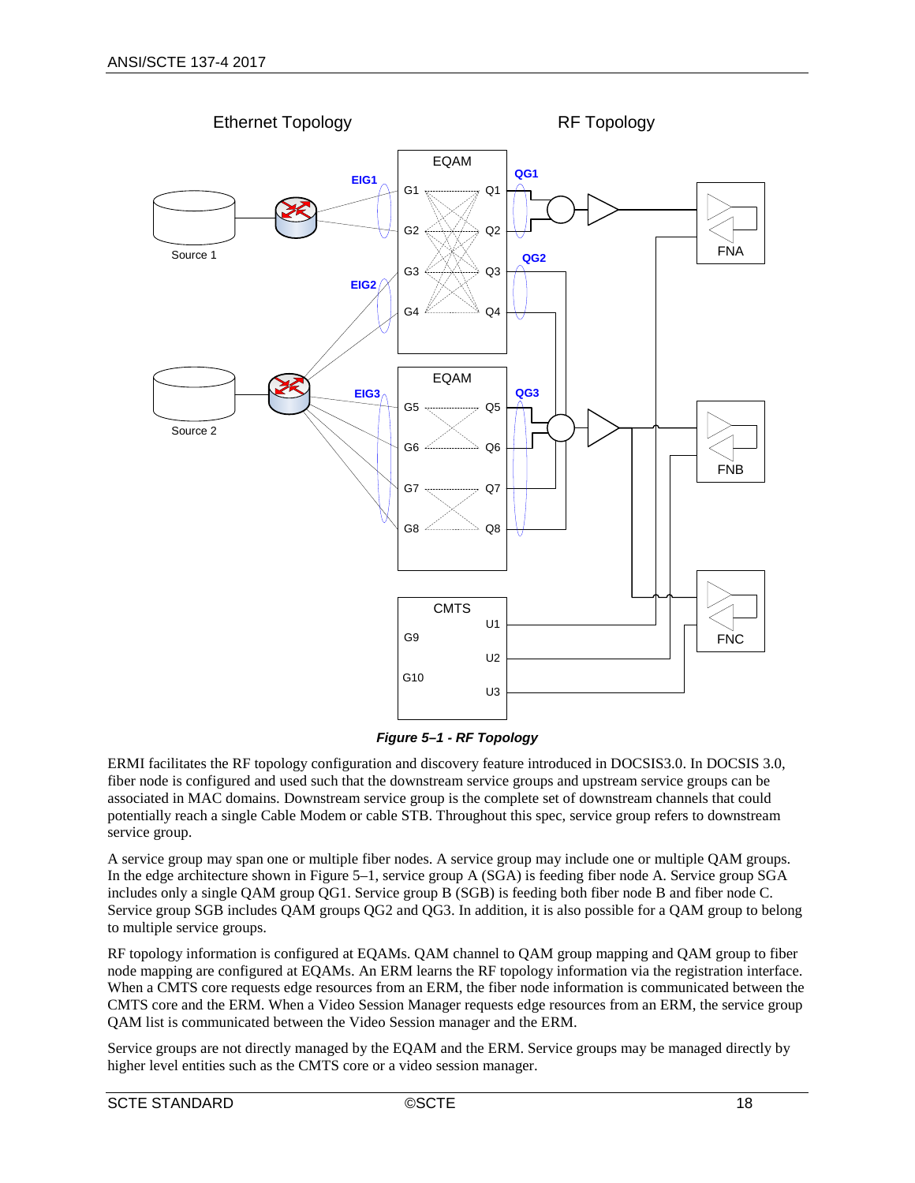*Figure 5–1 - RF Topology*

ERMI facilitates the RF topology configuration and discovery feature introduced in DOCSIS3.0. In DOCSIS 3.0, fiber node is configured and used such that the downstream service groups and upstream service groups can be associated in MAC domains. Downstream service group is the complete set of downstream channels that could potentially reach a single Cable Modem or cable STB. Throughout this spec, service group refers to downstream service group.

A service group may span one or multiple fiber nodes. A service group may include one or multiple QAM groups. In the edge architecture shown in Figure 5–1, service group A (SGA) is feeding fiber node A. Service group SGA includes only a single QAM group QG1. Service group B (SGB) is feeding both fiber node B and fiber node C. Service group SGB includes QAM groups QG2 and QG3. In addition, it is also possible for a QAM group to belong to multiple service groups.

RF topology information is configured at EQAMs. QAM channel to QAM group mapping and QAM group to fiber node mapping are configured at EQAMs. An ERM learns the RF topology information via the registration interface. When a CMTS core requests edge resources from an ERM, the fiber node information is communicated between the CMTS core and the ERM. When a Video Session Manager requests edge resources from an ERM, the service group QAM list is communicated between the Video Session manager and the ERM.

Service groups are not directly managed by the EQAM and the ERM. Service groups may be managed directly by higher level entities such as the CMTS core or a video session manager.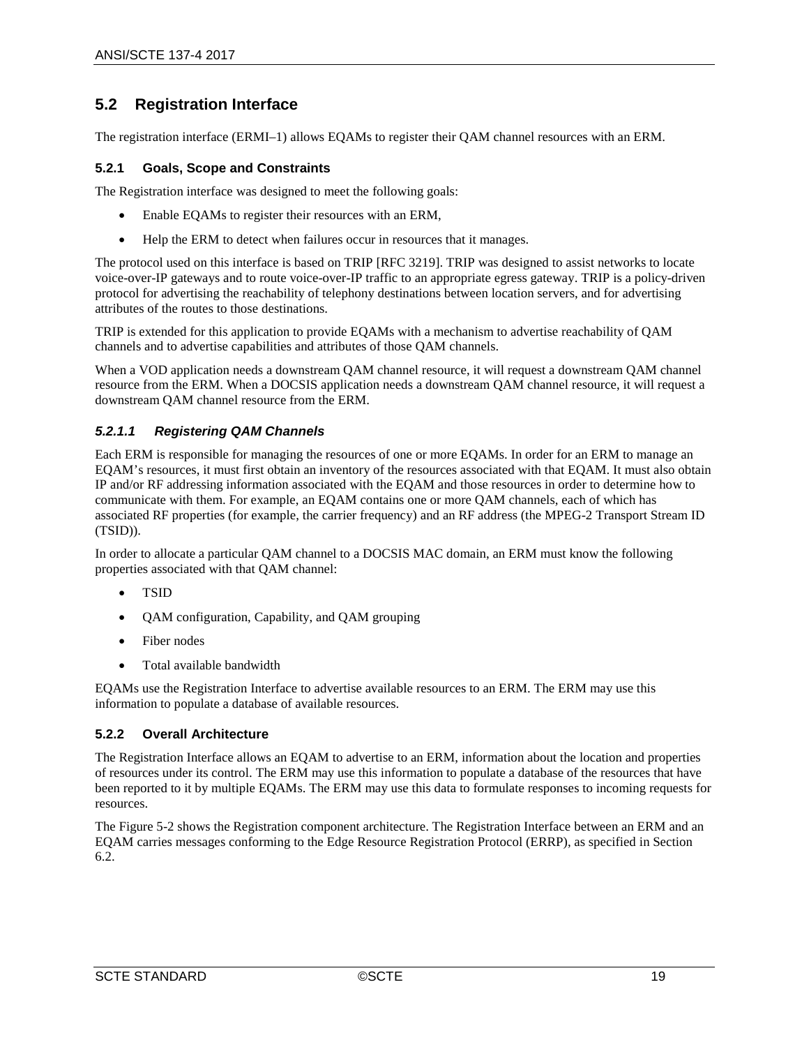## 5.2 Registration Interface

The registration interface (ERMI–1) allows EQAMs to register their QAM channel resources with an ERM.

### 5.2.1 Goals, Scope and Constraints

The Registration interface was designed to meet the following goals:

- Enable EQAMs to register their resources with an ERM,
- Help the ERM to detect when failures occur in resources that it manages.

The protocol used on this interface is based on TRIP [RFC 3219]. TRIP was designed to assist networks to locate voice-over-IP gateways and to route voice-over-IP traffic to an appropriate egress gateway. TRIP is a policy-driven protocol for advertising the reachability of telephony destinations between location servers, and for advertising attributes of the routes to those destinations.

TRIP is extended for this application to provide EQAMs with a mechanism to advertise reachability of QAM channels and to advertise capabilities and attributes of those QAM channels.

When a VOD application needs a downstream QAM channel resource, it will request a downstream QAM channel resource from the ERM. When a DOCSIS application needs a downstream QAM channel resource, it will request a downstream QAM channel resource from the ERM.

#### *5.2.1.1 Registering QAM Channels*

Each ERM is responsible for managing the resources of one or more EQAMs. In order for an ERM to manage an EQAM's resources, it must first obtain an inventory of the resources associated with that EQAM. It must also obtain IP and/or RF addressing information associated with the EQAM and those resources in order to determine how to communicate with them. For example, an EQAM contains one or more QAM channels, each of which has associated RF properties (for example, the carrier frequency) and an RF address (the MPEG-2 Transport Stream ID (TSID)).

In order to allocate a particular QAM channel to a DOCSIS MAC domain, an ERM must know the following properties associated with that QAM channel:

- TSID
- QAM configuration, Capability, and QAM grouping
- Fiber nodes
- Total available bandwidth

EQAMs use the Registration Interface to advertise available resources to an ERM. The ERM may use this information to populate a database of available resources.

### 5.2.2 Overall Architecture

The Registration Interface allows an EQAM to advertise to an ERM, information about the location and properties of resources under its control. The ERM may use this information to populate a database of the resources that have been reported to it by multiple EQAMs. The ERM may use this data to formulate responses to incoming requests for resources.

The Figure 5-2 shows the Registration component architecture. The Registration Interface between an ERM and an EQAM carries messages conforming to the Edge Resource Registration Protocol (ERRP), as specified in Section 6.2.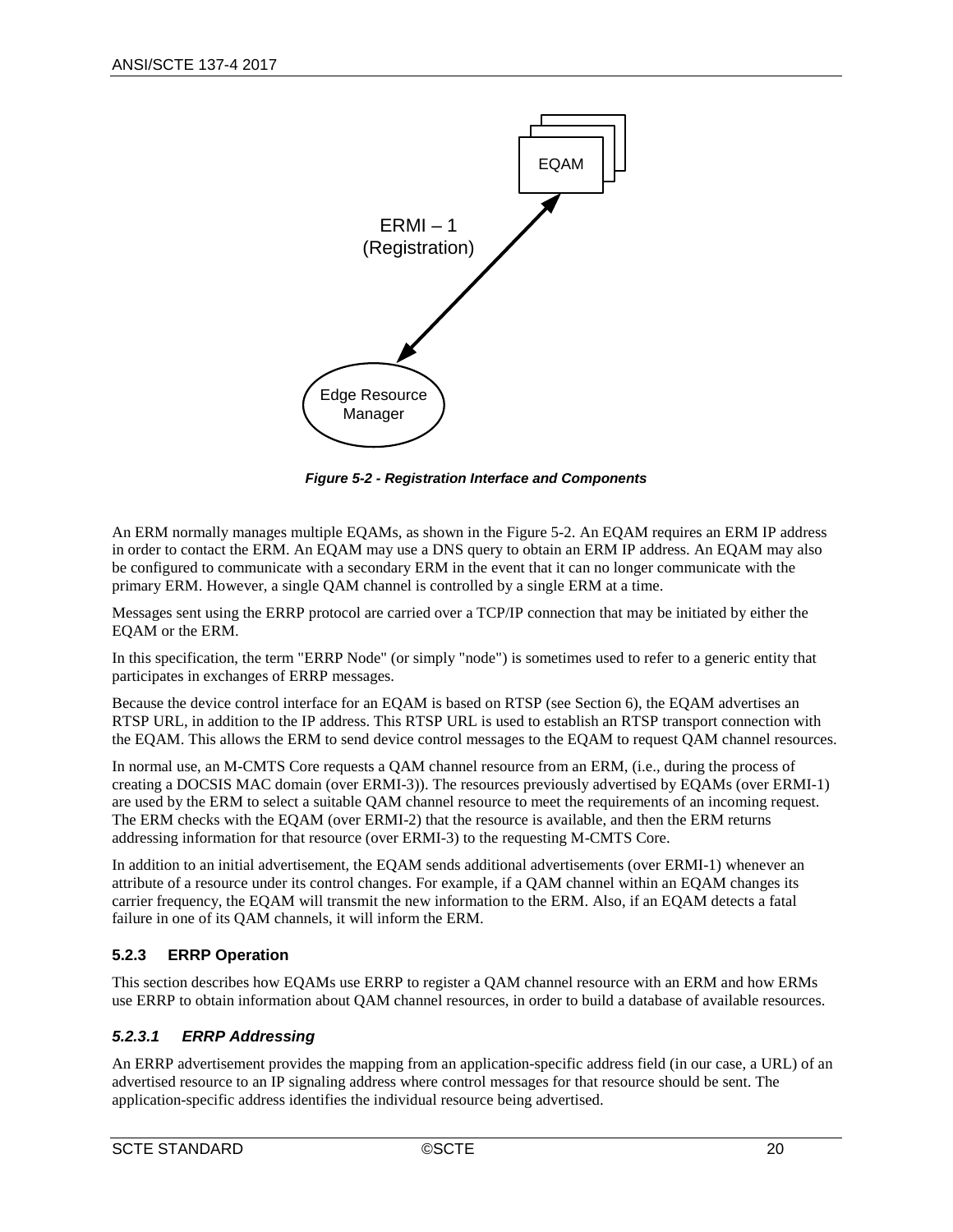*Figure 5-2 - Registration Interface and Components*

An ERM normally manages multiple EQAMs, as shown in the Figure 5-2. An EQAM requires an ERM IP address in order to contact the ERM. An EQAM may use a DNS query to obtain an ERM IP address. An EQAM may also be configured to communicate with a secondary ERM in the event that it can no longer communicate with the primary ERM. However, a single QAM channel is controlled by a single ERM at a time.

Messages sent using the ERRP protocol are carried over a TCP/IP connection that may be initiated by either the EQAM or the ERM.

In this specification, the term "ERRP Node" (or simply "node") is sometimes used to refer to a generic entity that participates in exchanges of ERRP messages.

Because the device control interface for an EQAM is based on RTSP (see Section 6), the EQAM advertises an RTSP URL, in addition to the IP address. This RTSP URL is used to establish an RTSP transport connection with the EQAM. This allows the ERM to send device control messages to the EQAM to request QAM channel resources.

In normal use, an M-CMTS Core requests a QAM channel resource from an ERM, (i.e., during the process of creating a DOCSIS MAC domain (over ERMI-3)). The resources previously advertised by EQAMs (over ERMI-1) are used by the ERM to select a suitable QAM channel resource to meet the requirements of an incoming request. The ERM checks with the EQAM (over ERMI-2) that the resource is available, and then the ERM returns addressing information for that resource (over ERMI-3) to the requesting M-CMTS Core.

In addition to an initial advertisement, the EQAM sends additional advertisements (over ERMI-1) whenever an attribute of a resource under its control changes. For example, if a QAM channel within an EQAM changes its carrier frequency, the EQAM will transmit the new information to the ERM. Also, if an EQAM detects a fatal failure in one of its QAM channels, it will inform the ERM.

### 5.2.3 ERRP Operation

This section describes how EQAMs use ERRP to register a QAM channel resource with an ERM and how ERMs use ERRP to obtain information about QAM channel resources, in order to build a database of available resources.

#### *5.2.3.1 ERRP Addressing*

An ERRP advertisement provides the mapping from an application-specific address field (in our case, a URL) of an advertised resource to an IP signaling address where control messages for that resource should be sent. The application-specific address identifies the individual resource being advertised.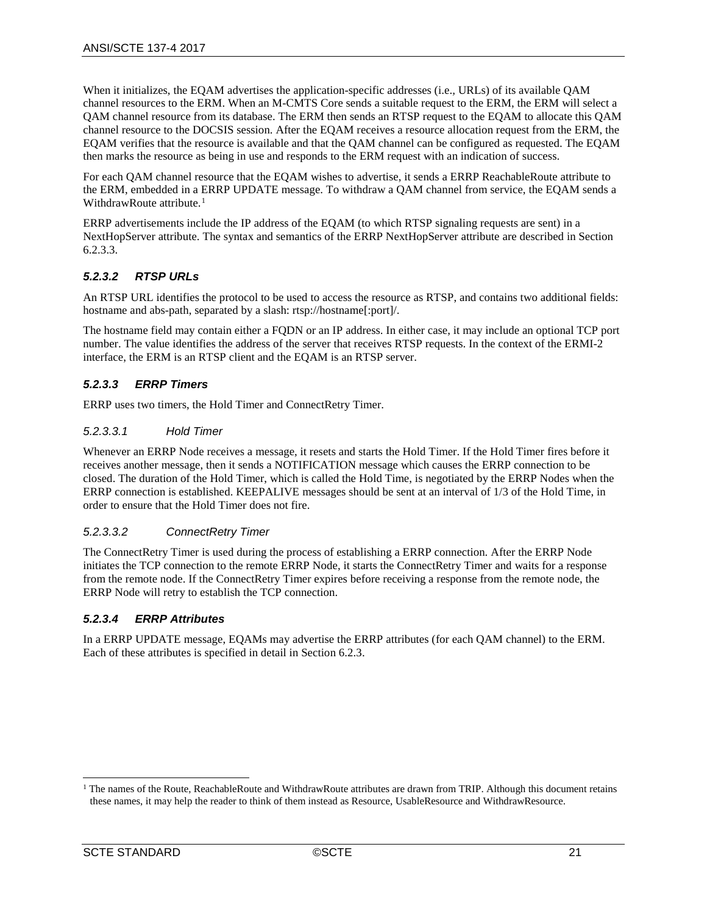When it initializes, the EQAM advertises the application-specific addresses (i.e., URLs) of its available QAM channel resources to the ERM. When an M-CMTS Core sends a suitable request to the ERM, the ERM will select a QAM channel resource from its database. The ERM then sends an RTSP request to the EQAM to allocate this QAM channel resource to the DOCSIS session. After the EQAM receives a resource allocation request from the ERM, the EQAM verifies that the resource is available and that the QAM channel can be configured as requested. The EQAM then marks the resource as being in use and responds to the ERM request with an indication of success.

For each QAM channel resource that the EQAM wishes to advertise, it sends a ERRP ReachableRoute attribute to the ERM, embedded in a ERRP UPDATE message. To withdraw a QAM channel from service, the EQAM sends a WithdrawRoute attribute.[1]

ERRP advertisements include the IP address of the EQAM (to which RTSP signaling requests are sent) in a NextHopServer attribute. The syntax and semantics of the ERRP NextHopServer attribute are described in Section 6.2.3.3.

### *5.2.3.2 RTSP URLs*

An RTSP URL identifies the protocol to be used to access the resource as RTSP, and contains two additional fields: hostname and abs-path, separated by a slash: rtsp://hostname[:port]/.

The hostname field may contain either a FQDN or an IP address. In either case, it may include an optional TCP port number. The value identifies the address of the server that receives RTSP requests. In the context of the ERMI-2 interface, the ERM is an RTSP client and the EQAM is an RTSP server.

### *5.2.3.3 ERRP Timers*

ERRP uses two timers, the Hold Timer and ConnectRetry Timer.

#### *5.2.3.3.1 Hold Timer*

Whenever an ERRP Node receives a message, it resets and starts the Hold Timer. If the Hold Timer fires before it receives another message, then it sends a NOTIFICATION message which causes the ERRP connection to be closed. The duration of the Hold Timer, which is called the Hold Time, is negotiated by the ERRP Nodes when the ERRP connection is established. KEEPALIVE messages should be sent at an interval of 1/3 of the Hold Time, in order to ensure that the Hold Timer does not fire.

#### *5.2.3.3.2 ConnectRetry Timer*

The ConnectRetry Timer is used during the process of establishing a ERRP connection. After the ERRP Node initiates the TCP connection to the remote ERRP Node, it starts the ConnectRetry Timer and waits for a response from the remote node. If the ConnectRetry Timer expires before receiving a response from the remote node, the ERRP Node will retry to establish the TCP connection.

### *5.2.3.4 ERRP Attributes*

In a ERRP UPDATE message, EQAMs may advertise the ERRP attributes (for each QAM channel) to the ERM. Each of these attributes is specified in detail in Section 6.2.3.

---

[1] The names of the Route, ReachableRoute and WithdrawRoute attributes are drawn from TRIP. Although this document retains these names, it may help the reader to think of them instead as Resource, UsableResource and WithdrawResource.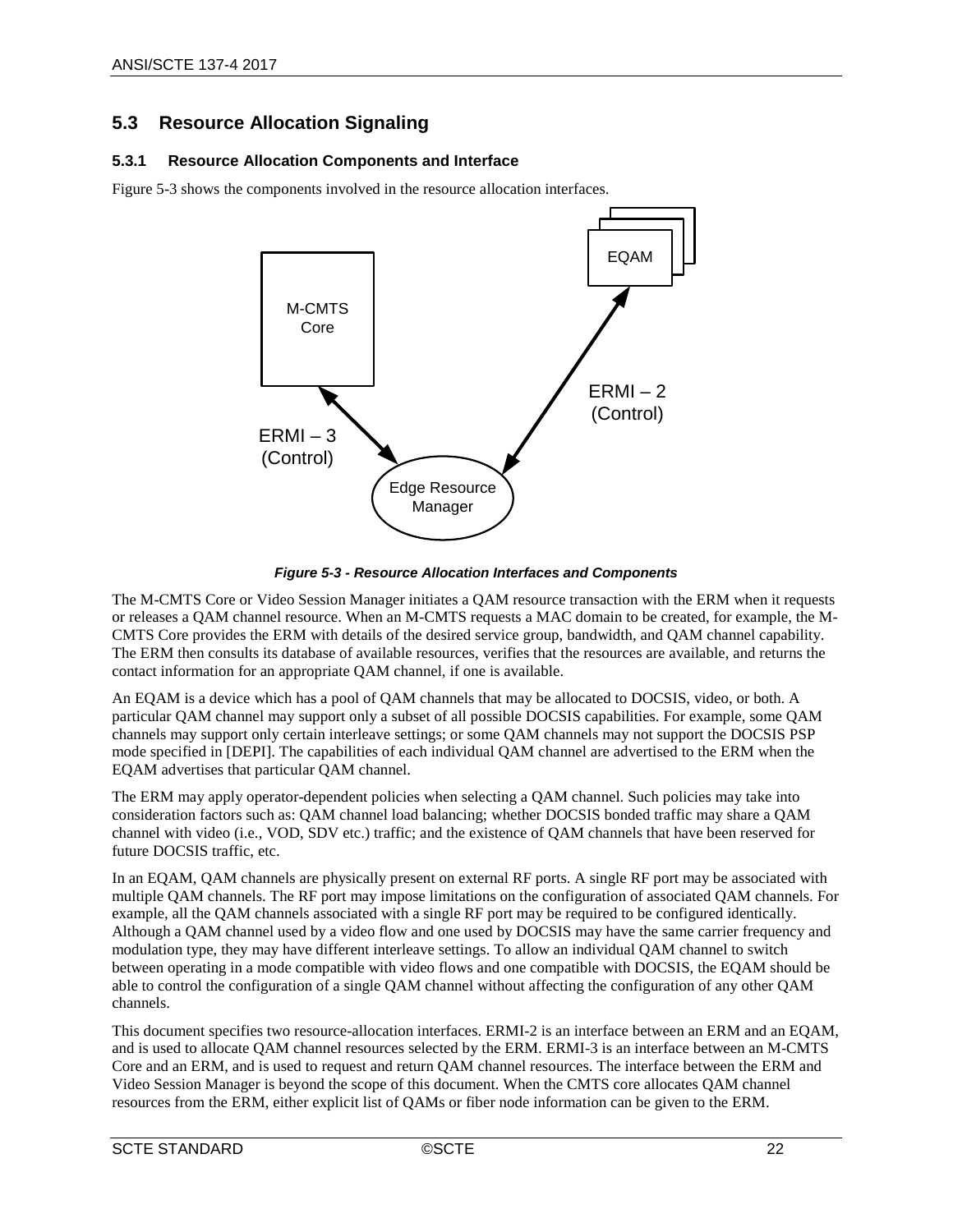## 5.3 Resource Allocation Signaling

### 5.3.1 Resource Allocation Components and Interface

Figure 5-3 shows the components involved in the resource allocation interfaces.

***Figure 5-3 - Resource Allocation Interfaces and Components***

The M-CMTS Core or Video Session Manager initiates a QAM resource transaction with the ERM when it requests or releases a QAM channel resource. When an M-CMTS requests a MAC domain to be created, for example, the M-CMTS Core provides the ERM with details of the desired service group, bandwidth, and QAM channel capability. The ERM then consults its database of available resources, verifies that the resources are available, and returns the contact information for an appropriate QAM channel, if one is available.

An EQAM is a device which has a pool of QAM channels that may be allocated to DOCSIS, video, or both. A particular QAM channel may support only a subset of all possible DOCSIS capabilities. For example, some QAM channels may support only certain interleave settings; or some QAM channels may not support the DOCSIS PSP mode specified in [DEPI]. The capabilities of each individual QAM channel are advertised to the ERM when the EQAM advertises that particular QAM channel.

The ERM may apply operator-dependent policies when selecting a QAM channel. Such policies may take into consideration factors such as: QAM channel load balancing; whether DOCSIS bonded traffic may share a QAM channel with video (i.e., VOD, SDV etc.) traffic; and the existence of QAM channels that have been reserved for future DOCSIS traffic, etc.

In an EQAM, QAM channels are physically present on external RF ports. A single RF port may be associated with multiple QAM channels. The RF port may impose limitations on the configuration of associated QAM channels. For example, all the QAM channels associated with a single RF port may be required to be configured identically. Although a QAM channel used by a video flow and one used by DOCSIS may have the same carrier frequency and modulation type, they may have different interleave settings. To allow an individual QAM channel to switch between operating in a mode compatible with video flows and one compatible with DOCSIS, the EQAM should be able to control the configuration of a single QAM channel without affecting the configuration of any other QAM channels.

This document specifies two resource-allocation interfaces. ERMI-2 is an interface between an ERM and an EQAM, and is used to allocate QAM channel resources selected by the ERM. ERMI-3 is an interface between an M-CMTS Core and an ERM, and is used to request and return QAM channel resources. The interface between the ERM and Video Session Manager is beyond the scope of this document. When the CMTS core allocates QAM channel resources from the ERM, either explicit list of QAMs or fiber node information can be given to the ERM.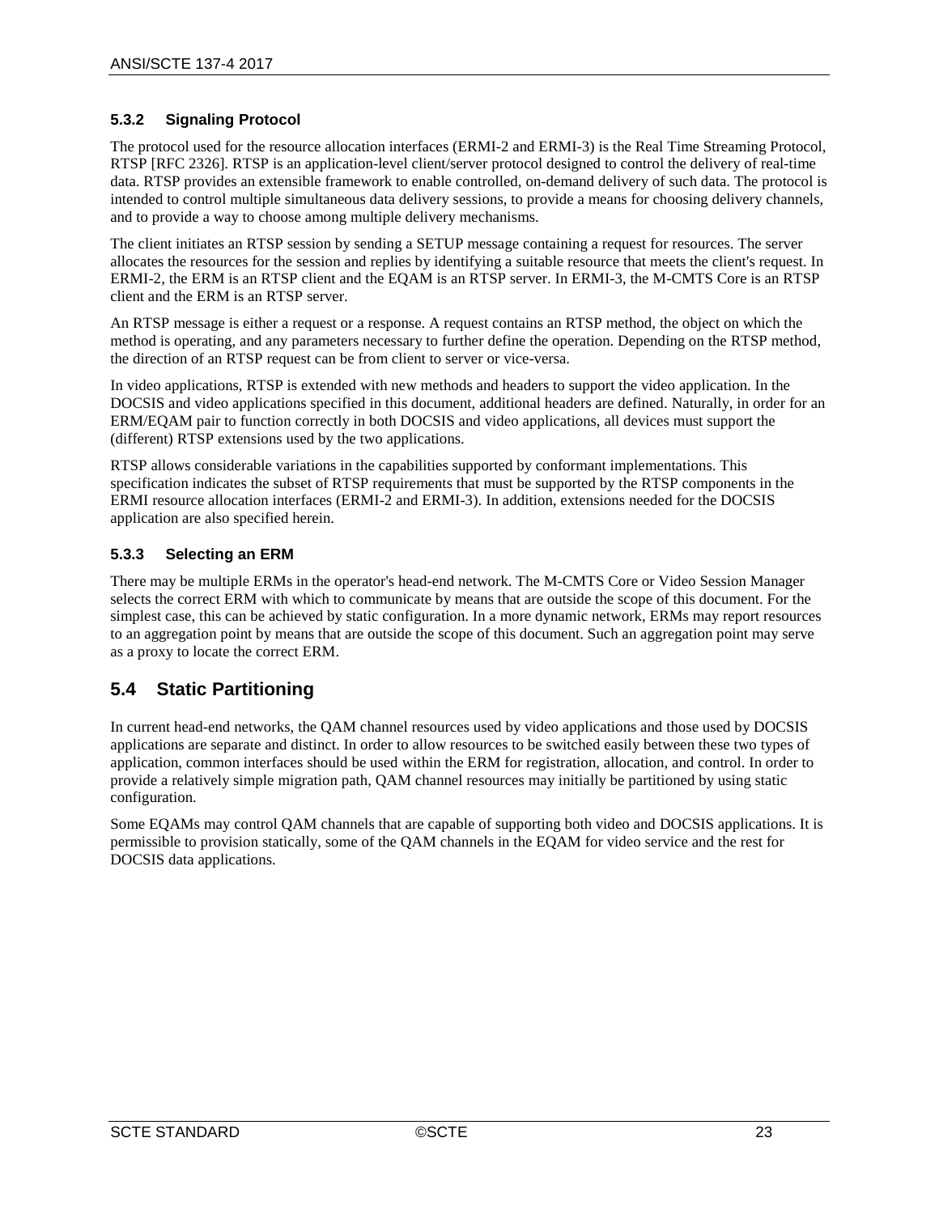### 5.3.2 Signaling Protocol

The protocol used for the resource allocation interfaces (ERMI-2 and ERMI-3) is the Real Time Streaming Protocol, RTSP [RFC 2326]. RTSP is an application-level client/server protocol designed to control the delivery of real-time data. RTSP provides an extensible framework to enable controlled, on-demand delivery of such data. The protocol is intended to control multiple simultaneous data delivery sessions, to provide a means for choosing delivery channels, and to provide a way to choose among multiple delivery mechanisms.

The client initiates an RTSP session by sending a SETUP message containing a request for resources. The server allocates the resources for the session and replies by identifying a suitable resource that meets the client's request. In ERMI-2, the ERM is an RTSP client and the EQAM is an RTSP server. In ERMI-3, the M-CMTS Core is an RTSP client and the ERM is an RTSP server.

An RTSP message is either a request or a response. A request contains an RTSP method, the object on which the method is operating, and any parameters necessary to further define the operation. Depending on the RTSP method, the direction of an RTSP request can be from client to server or vice-versa.

In video applications, RTSP is extended with new methods and headers to support the video application. In the DOCSIS and video applications specified in this document, additional headers are defined. Naturally, in order for an ERM/EQAM pair to function correctly in both DOCSIS and video applications, all devices must support the (different) RTSP extensions used by the two applications.

RTSP allows considerable variations in the capabilities supported by conformant implementations. This specification indicates the subset of RTSP requirements that must be supported by the RTSP components in the ERMI resource allocation interfaces (ERMI-2 and ERMI-3). In addition, extensions needed for the DOCSIS application are also specified herein.

### 5.3.3 Selecting an ERM

There may be multiple ERMs in the operator's head-end network. The M-CMTS Core or Video Session Manager selects the correct ERM with which to communicate by means that are outside the scope of this document. For the simplest case, this can be achieved by static configuration. In a more dynamic network, ERMs may report resources to an aggregation point by means that are outside the scope of this document. Such an aggregation point may serve as a proxy to locate the correct ERM.

## 5.4 Static Partitioning

In current head-end networks, the QAM channel resources used by video applications and those used by DOCSIS applications are separate and distinct. In order to allow resources to be switched easily between these two types of application, common interfaces should be used within the ERM for registration, allocation, and control. In order to provide a relatively simple migration path, QAM channel resources may initially be partitioned by using static configuration.

Some EQAMs may control QAM channels that are capable of supporting both video and DOCSIS applications. It is permissible to provision statically, some of the QAM channels in the EQAM for video service and the rest for DOCSIS data applications.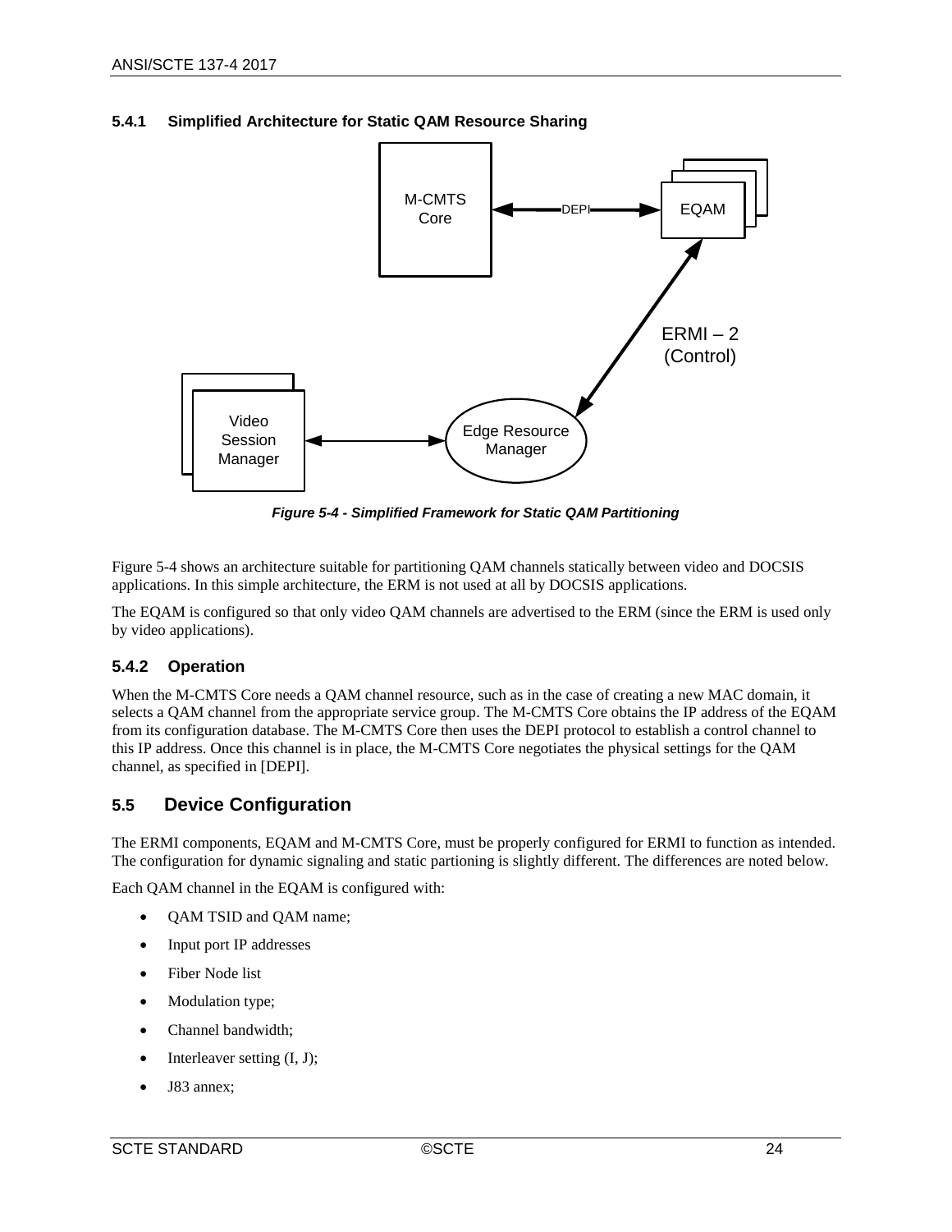### 5.4.1 Simplified Architecture for Static QAM Resource Sharing

*Figure 5-4 - Simplified Framework for Static QAM Partitioning*

Figure 5-4 shows an architecture suitable for partitioning QAM channels statically between video and DOCSIS applications. In this simple architecture, the ERM is not used at all by DOCSIS applications.

The EQAM is configured so that only video QAM channels are advertised to the ERM (since the ERM is used only by video applications).

### 5.4.2 Operation

When the M-CMTS Core needs a QAM channel resource, such as in the case of creating a new MAC domain, it selects a QAM channel from the appropriate service group. The M-CMTS Core obtains the IP address of the EQAM from its configuration database. The M-CMTS Core then uses the DEPI protocol to establish a control channel to this IP address. Once this channel is in place, the M-CMTS Core negotiates the physical settings for the QAM channel, as specified in [DEPI].

## 5.5 Device Configuration

The ERMI components, EQAM and M-CMTS Core, must be properly configured for ERMI to function as intended. The configuration for dynamic signaling and static partioning is slightly different. The differences are noted below.

Each QAM channel in the EQAM is configured with:

- QAM TSID and QAM name;
- Input port IP addresses
- Fiber Node list
- Modulation type;
- Channel bandwidth;
- Interleaver setting (I, J);
- J83 annex;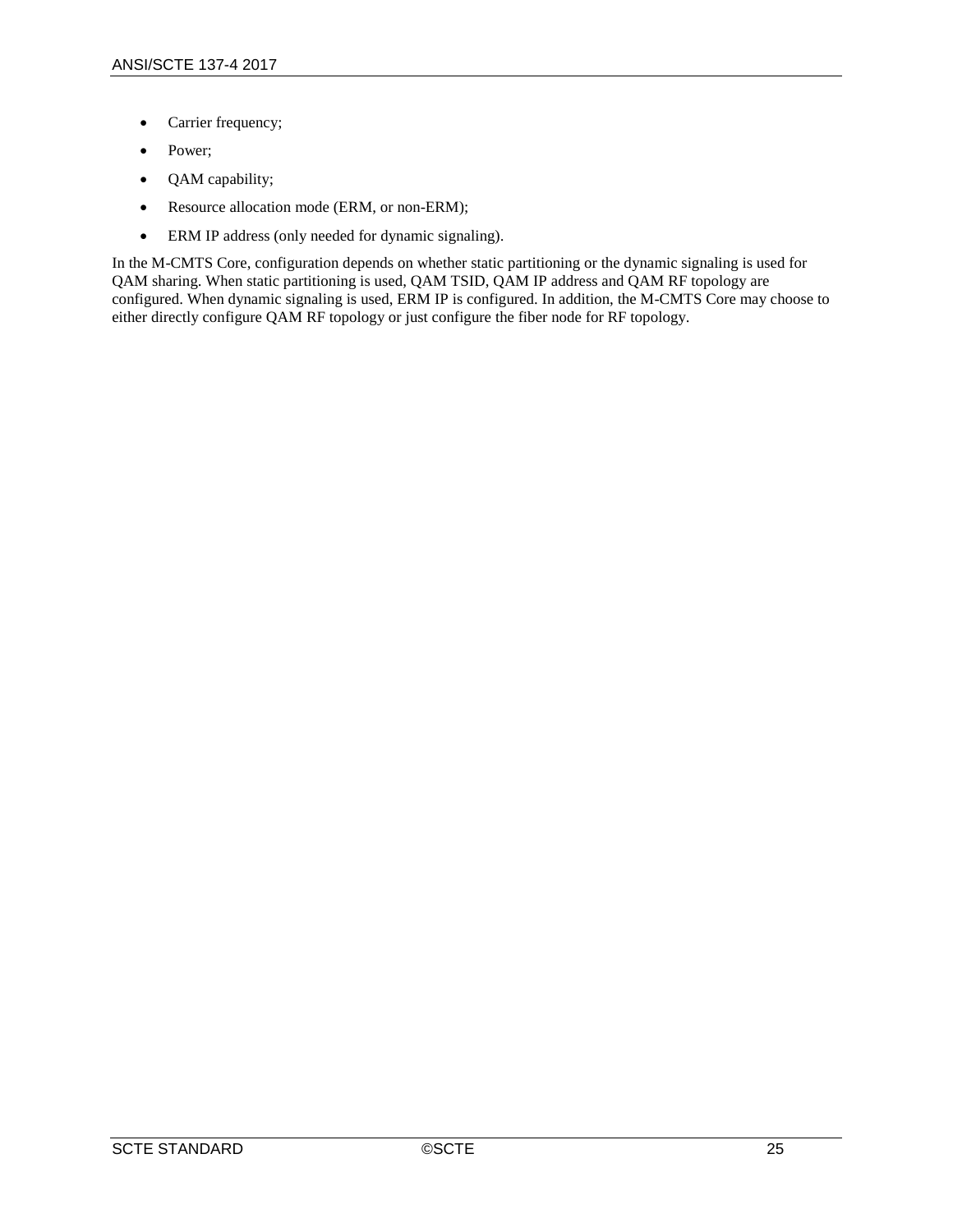- Carrier frequency;
- Power;
- QAM capability;
- Resource allocation mode (ERM, or non-ERM);
- ERM IP address (only needed for dynamic signaling).

In the M-CMTS Core, configuration depends on whether static partitioning or the dynamic signaling is used for QAM sharing. When static partitioning is used, QAM TSID, QAM IP address and QAM RF topology are configured. When dynamic signaling is used, ERM IP is configured. In addition, the M-CMTS Core may choose to either directly configure QAM RF topology or just configure the fiber node for RF topology.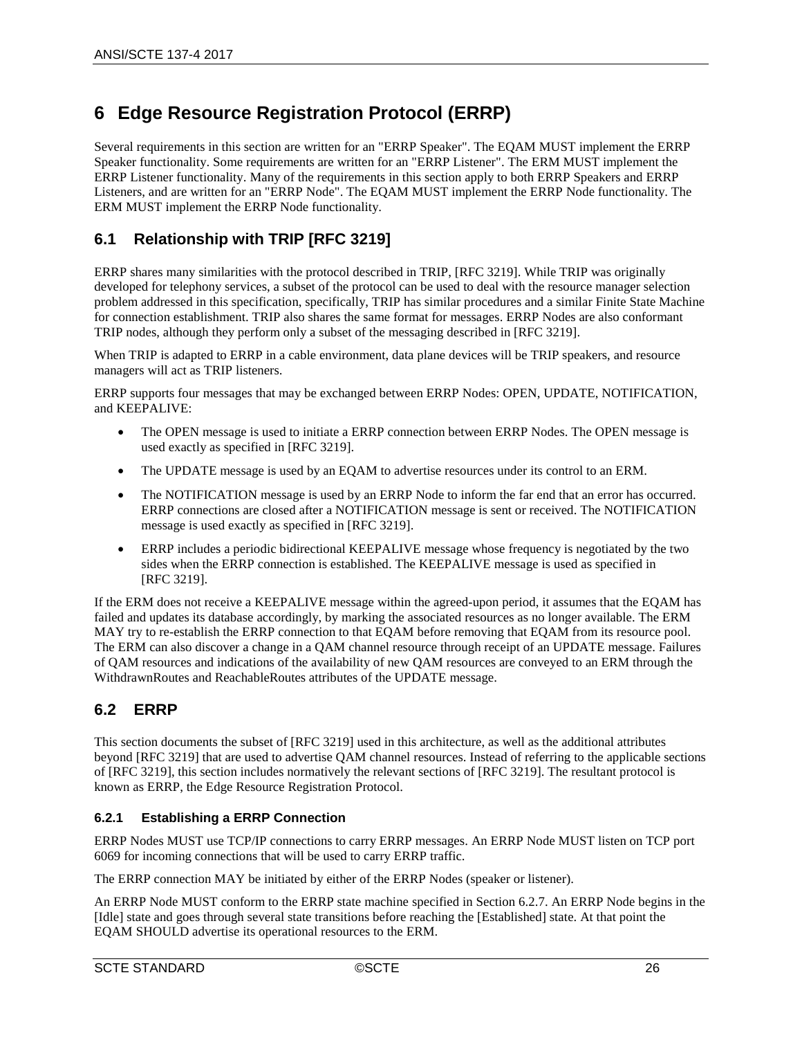# 6 Edge Resource Registration Protocol (ERRP)

Several requirements in this section are written for an "ERRP Speaker". The EQAM MUST implement the ERRP Speaker functionality. Some requirements are written for an "ERRP Listener". The ERM MUST implement the ERRP Listener functionality. Many of the requirements in this section apply to both ERRP Speakers and ERRP Listeners, and are written for an "ERRP Node". The EQAM MUST implement the ERRP Node functionality. The ERM MUST implement the ERRP Node functionality.

## 6.1 Relationship with TRIP [RFC 3219]

ERRP shares many similarities with the protocol described in TRIP, [RFC 3219]. While TRIP was originally developed for telephony services, a subset of the protocol can be used to deal with the resource manager selection problem addressed in this specification, specifically, TRIP has similar procedures and a similar Finite State Machine for connection establishment. TRIP also shares the same format for messages. ERRP Nodes are also conformant TRIP nodes, although they perform only a subset of the messaging described in [RFC 3219].

When TRIP is adapted to ERRP in a cable environment, data plane devices will be TRIP speakers, and resource managers will act as TRIP listeners.

ERRP supports four messages that may be exchanged between ERRP Nodes: OPEN, UPDATE, NOTIFICATION, and KEEPALIVE:

- The OPEN message is used to initiate a ERRP connection between ERRP Nodes. The OPEN message is used exactly as specified in [RFC 3219].
- The UPDATE message is used by an EQAM to advertise resources under its control to an ERM.
- The NOTIFICATION message is used by an ERRP Node to inform the far end that an error has occurred. ERRP connections are closed after a NOTIFICATION message is sent or received. The NOTIFICATION message is used exactly as specified in [RFC 3219].
- ERRP includes a periodic bidirectional KEEPALIVE message whose frequency is negotiated by the two sides when the ERRP connection is established. The KEEPALIVE message is used as specified in [RFC 3219].

If the ERM does not receive a KEEPALIVE message within the agreed-upon period, it assumes that the EQAM has failed and updates its database accordingly, by marking the associated resources as no longer available. The ERM MAY try to re-establish the ERRP connection to that EQAM before removing that EQAM from its resource pool. The ERM can also discover a change in a QAM channel resource through receipt of an UPDATE message. Failures of QAM resources and indications of the availability of new QAM resources are conveyed to an ERM through the WithdrawnRoutes and ReachableRoutes attributes of the UPDATE message.

## 6.2 ERRP

This section documents the subset of [RFC 3219] used in this architecture, as well as the additional attributes beyond [RFC 3219] that are used to advertise QAM channel resources. Instead of referring to the applicable sections of [RFC 3219], this section includes normatively the relevant sections of [RFC 3219]. The resultant protocol is known as ERRP, the Edge Resource Registration Protocol.

### 6.2.1 Establishing a ERRP Connection

ERRP Nodes MUST use TCP/IP connections to carry ERRP messages. An ERRP Node MUST listen on TCP port 6069 for incoming connections that will be used to carry ERRP traffic.

The ERRP connection MAY be initiated by either of the ERRP Nodes (speaker or listener).

An ERRP Node MUST conform to the ERRP state machine specified in Section 6.2.7. An ERRP Node begins in the [Idle] state and goes through several state transitions before reaching the [Established] state. At that point the EQAM SHOULD advertise its operational resources to the ERM.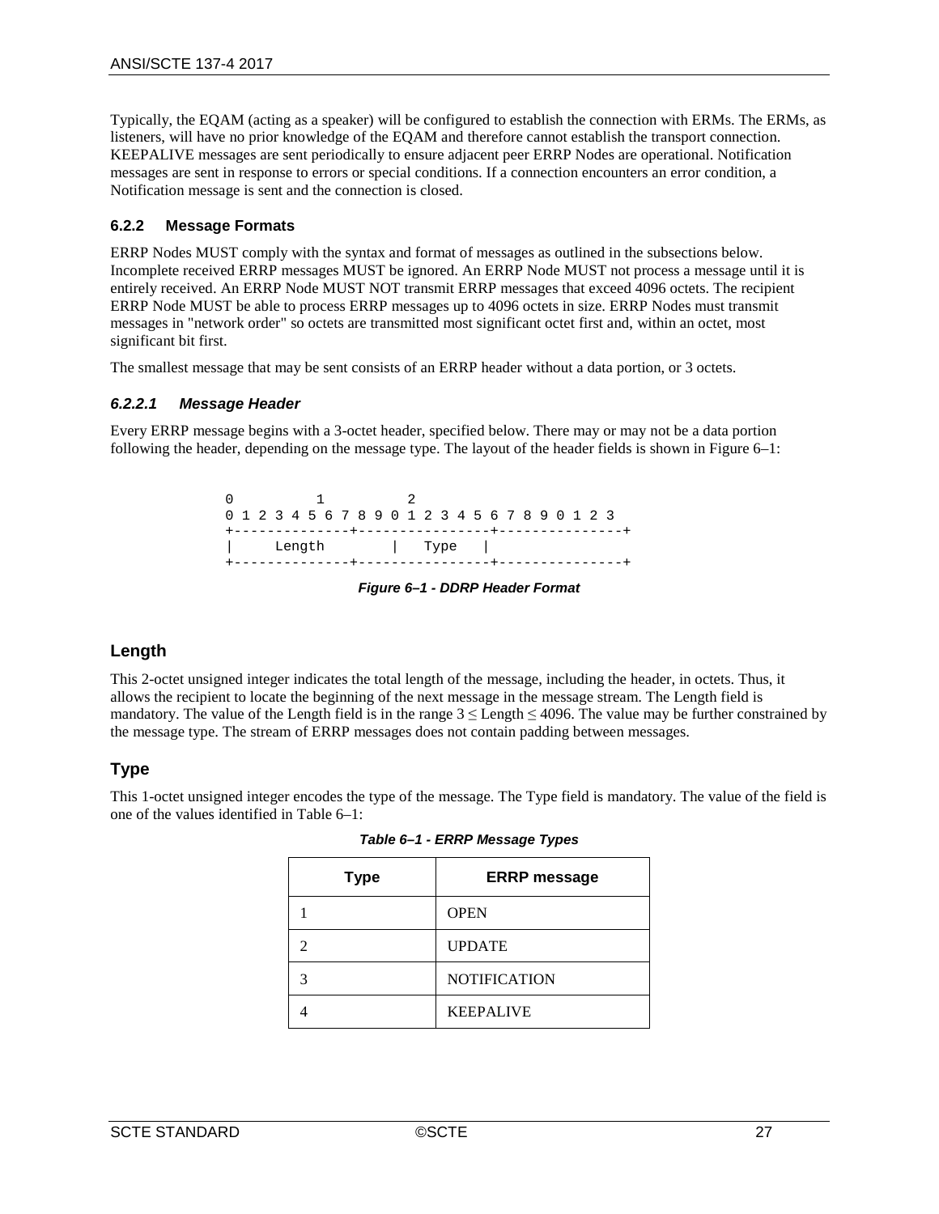Typically, the EQAM (acting as a speaker) will be configured to establish the connection with ERMs. The ERMs, as listeners, will have no prior knowledge of the EQAM and therefore cannot establish the transport connection. KEEPALIVE messages are sent periodically to ensure adjacent peer ERRP Nodes are operational. Notification messages are sent in response to errors or special conditions. If a connection encounters an error condition, a Notification message is sent and the connection is closed.

### 6.2.2 Message Formats

ERRP Nodes MUST comply with the syntax and format of messages as outlined in the subsections below. Incomplete received ERRP messages MUST be ignored. An ERRP Node MUST not process a message until it is entirely received. An ERRP Node MUST NOT transmit ERRP messages that exceed 4096 octets. The recipient ERRP Node MUST be able to process ERRP messages up to 4096 octets in size. ERRP Nodes must transmit messages in "network order" so octets are transmitted most significant octet first and, within an octet, most significant bit first.

The smallest message that may be sent consists of an ERRP header without a data portion, or 3 octets.

#### *6.2.2.1 Message Header*

Every ERRP message begins with a 3-octet header, specified below. There may or may not be a data portion following the header, depending on the message type. The layout of the header fields is shown in Figure 6–1:

```
0         1         2
0 1 2 3 4 5 6 7 8 9 0 1 2 3 4 5 6 7 8 9 0 1 2 3
+--------------+---------------+---------------+
|     Length        |   Type   |
+--------------+---------------+---------------+
```

***Figure 6–1 - DDRP Header Format***

### Length

This 2-octet unsigned integer indicates the total length of the message, including the header, in octets. Thus, it allows the recipient to locate the beginning of the next message in the message stream. The Length field is mandatory. The value of the Length field is in the range $3 \leq \text{Length} \leq 4096$. The value may be further constrained by the message type. The stream of ERRP messages does not contain padding between messages.

### Type

This 1-octet unsigned integer encodes the type of the message. The Type field is mandatory. The value of the field is one of the values identified in Table 6–1:

***Table 6–1 - ERRP Message Types***

| Type | ERRP message |
| --- | --- |
| 1 | OPEN |
| 2 | UPDATE |
| 3 | NOTIFICATION |
| 4 | KEEPALIVE |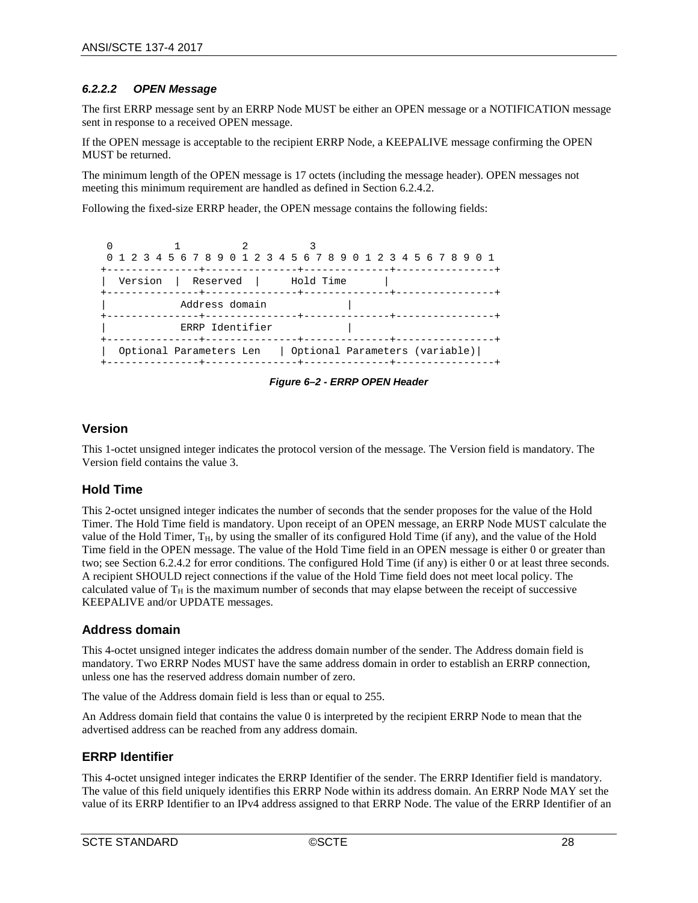#### 6.2.2.2 OPEN Message

The first ERRP message sent by an ERRP Node MUST be either an OPEN message or a NOTIFICATION message sent in response to a received OPEN message.

If the OPEN message is acceptable to the recipient ERRP Node, a KEEPALIVE message confirming the OPEN MUST be returned.

The minimum length of the OPEN message is 17 octets (including the message header). OPEN messages not meeting this minimum requirement are handled as defined in Section 6.2.4.2.

Following the fixed-size ERRP header, the OPEN message contains the following fields:

```
 0         1         2         3
 0 1 2 3 4 5 6 7 8 9 0 1 2 3 4 5 6 7 8 9 0 1 2 3 4 5 6 7 8 9 0 1
+---------------+---------------+--------------+----------------+
|  Version  |  Reserved  |     Hold Time      |
+---------------+---------------+--------------+----------------+
|            Address domain             |
+---------------+---------------+--------------+----------------+
|            ERRP Identifier            |
+---------------+---------------+--------------+----------------+
|  Optional Parameters Len   | Optional Parameters (variable)|
+---------------+---------------+--------------+----------------+
```

*Figure 6–2 - ERRP OPEN Header*

### Version

This 1-octet unsigned integer indicates the protocol version of the message. The Version field is mandatory. The Version field contains the value 3.

### Hold Time

This 2-octet unsigned integer indicates the number of seconds that the sender proposes for the value of the Hold Timer. The Hold Time field is mandatory. Upon receipt of an OPEN message, an ERRP Node MUST calculate the value of the Hold Timer, $T_H$, by using the smaller of its configured Hold Time (if any), and the value of the Hold Time field in the OPEN message. The value of the Hold Time field in an OPEN message is either 0 or greater than two; see Section 6.2.4.2 for error conditions. The configured Hold Time (if any) is either 0 or at least three seconds. A recipient SHOULD reject connections if the value of the Hold Time field does not meet local policy. The calculated value of $T_H$ is the maximum number of seconds that may elapse between the receipt of successive KEEPALIVE and/or UPDATE messages.

### Address domain

This 4-octet unsigned integer indicates the address domain number of the sender. The Address domain field is mandatory. Two ERRP Nodes MUST have the same address domain in order to establish an ERRP connection, unless one has the reserved address domain number of zero.

The value of the Address domain field is less than or equal to 255.

An Address domain field that contains the value 0 is interpreted by the recipient ERRP Node to mean that the advertised address can be reached from any address domain.

### ERRP Identifier

This 4-octet unsigned integer indicates the ERRP Identifier of the sender. The ERRP Identifier field is mandatory. The value of this field uniquely identifies this ERRP Node within its address domain. An ERRP Node MAY set the value of its ERRP Identifier to an IPv4 address assigned to that ERRP Node. The value of the ERRP Identifier of an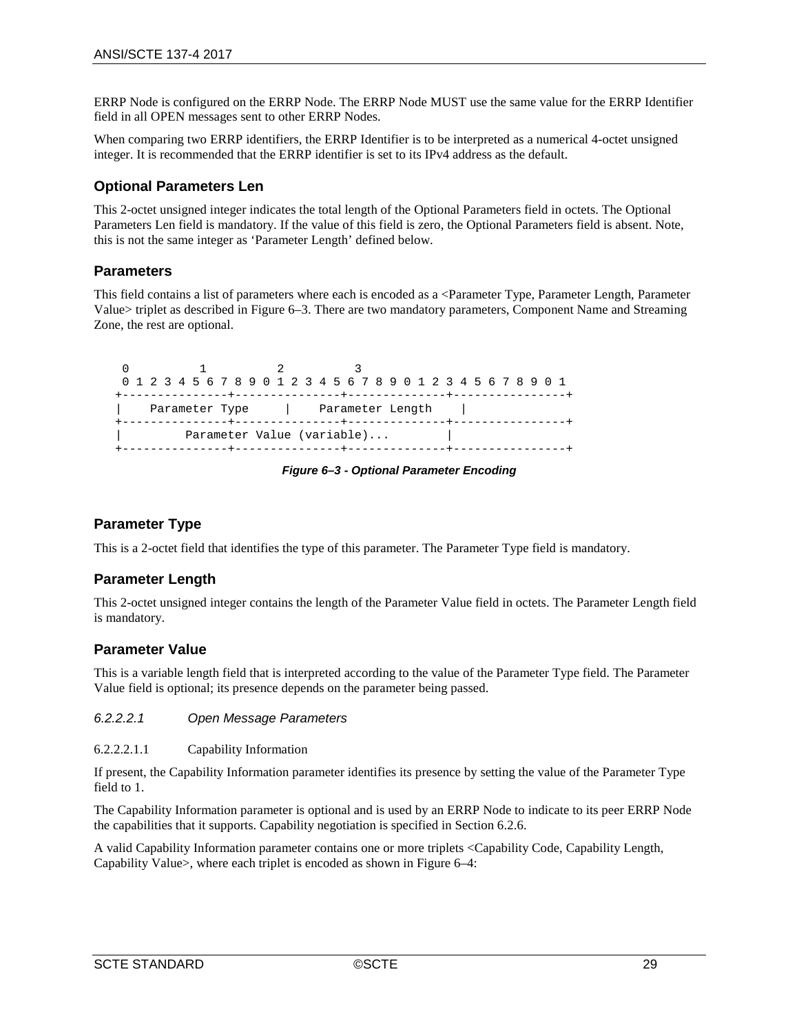ERRP Node is configured on the ERRP Node. The ERRP Node MUST use the same value for the ERRP Identifier field in all OPEN messages sent to other ERRP Nodes.

When comparing two ERRP identifiers, the ERRP Identifier is to be interpreted as a numerical 4-octet unsigned integer. It is recommended that the ERRP identifier is set to its IPv4 address as the default.

### Optional Parameters Len

This 2-octet unsigned integer indicates the total length of the Optional Parameters field in octets. The Optional Parameters Len field is mandatory. If the value of this field is zero, the Optional Parameters field is absent. Note, this is not the same integer as 'Parameter Length' defined below.

### Parameters

This field contains a list of parameters where each is encoded as a <Parameter Type, Parameter Length, Parameter Value> triplet as described in Figure 6–3. There are two mandatory parameters, Component Name and Streaming Zone, the rest are optional.

```
 0         1         2         3
 0 1 2 3 4 5 6 7 8 9 0 1 2 3 4 5 6 7 8 9 0 1 2 3 4 5 6 7 8 9 0 1
+---------------+---------------+--------------+----------------+
|    Parameter Type     |    Parameter Length    |
+---------------+---------------+--------------+----------------+
|         Parameter Value (variable)...        |
+---------------+---------------+--------------+----------------+
```

***Figure 6–3 - Optional Parameter Encoding***

### Parameter Type

This is a 2-octet field that identifies the type of this parameter. The Parameter Type field is mandatory.

### Parameter Length

This 2-octet unsigned integer contains the length of the Parameter Value field in octets. The Parameter Length field is mandatory.

### Parameter Value

This is a variable length field that is interpreted according to the value of the Parameter Type field. The Parameter Value field is optional; its presence depends on the parameter being passed.

*6.2.2.2.1 Open Message Parameters*

6.2.2.2.1.1 Capability Information

If present, the Capability Information parameter identifies its presence by setting the value of the Parameter Type field to 1.

The Capability Information parameter is optional and is used by an ERRP Node to indicate to its peer ERRP Node the capabilities that it supports. Capability negotiation is specified in Section 6.2.6.

A valid Capability Information parameter contains one or more triplets <Capability Code, Capability Length, Capability Value>, where each triplet is encoded as shown in Figure 6–4: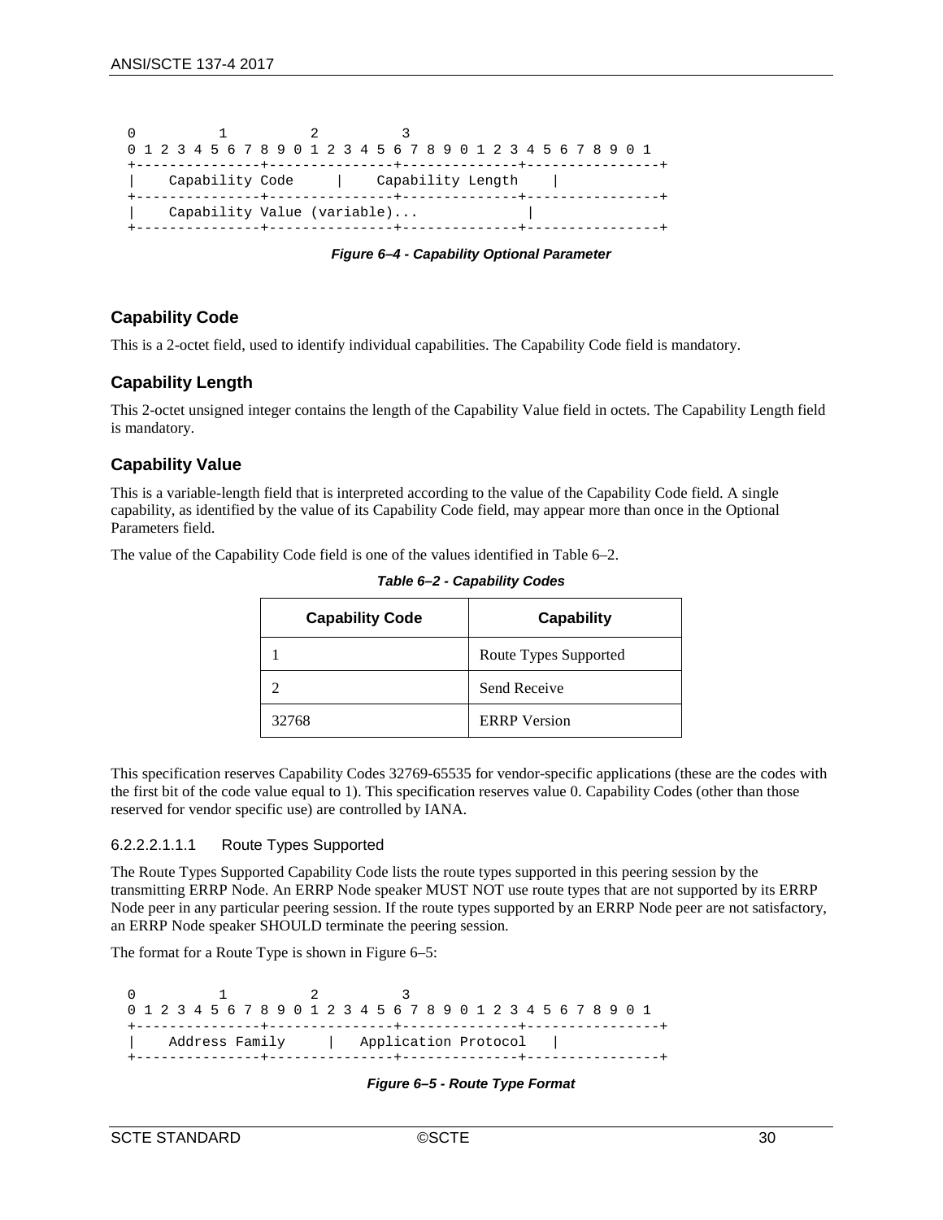```
0         1         2         3
0 1 2 3 4 5 6 7 8 9 0 1 2 3 4 5 6 7 8 9 0 1 2 3 4 5 6 7 8 9 0 1
+---------------+---------------+--------------+----------------+
|    Capability Code     |    Capability Length    |
+---------------+---------------+--------------+----------------+
|    Capability Value (variable)...            |
+---------------+---------------+--------------+----------------+
```

***Figure 6–4 - Capability Optional Parameter***

### Capability Code

This is a 2-octet field, used to identify individual capabilities. The Capability Code field is mandatory.

### Capability Length

This 2-octet unsigned integer contains the length of the Capability Value field in octets. The Capability Length field is mandatory.

### Capability Value

This is a variable-length field that is interpreted according to the value of the Capability Code field. A single capability, as identified by the value of its Capability Code field, may appear more than once in the Optional Parameters field.

The value of the Capability Code field is one of the values identified in Table 6–2.

***Table 6–2 - Capability Codes***

| Capability Code | Capability |
|---|---|
| 1 | Route Types Supported |
| 2 | Send Receive |
| 32768 | ERRP Version |

This specification reserves Capability Codes 32769-65535 for vendor-specific applications (these are the codes with the first bit of the code value equal to 1). This specification reserves value 0. Capability Codes (other than those reserved for vendor specific use) are controlled by IANA.

#### 6.2.2.2.1.1.1 Route Types Supported

The Route Types Supported Capability Code lists the route types supported in this peering session by the transmitting ERRP Node. An ERRP Node speaker MUST NOT use route types that are not supported by its ERRP Node peer in any particular peering session. If the route types supported by an ERRP Node peer are not satisfactory, an ERRP Node speaker SHOULD terminate the peering session.

The format for a Route Type is shown in Figure 6–5:

```
0         1         2         3
0 1 2 3 4 5 6 7 8 9 0 1 2 3 4 5 6 7 8 9 0 1 2 3 4 5 6 7 8 9 0 1
+---------------+---------------+--------------+----------------+
|    Address Family     |   Application Protocol   |
+---------------+---------------+--------------+----------------+
```

***Figure 6–5 - Route Type Format***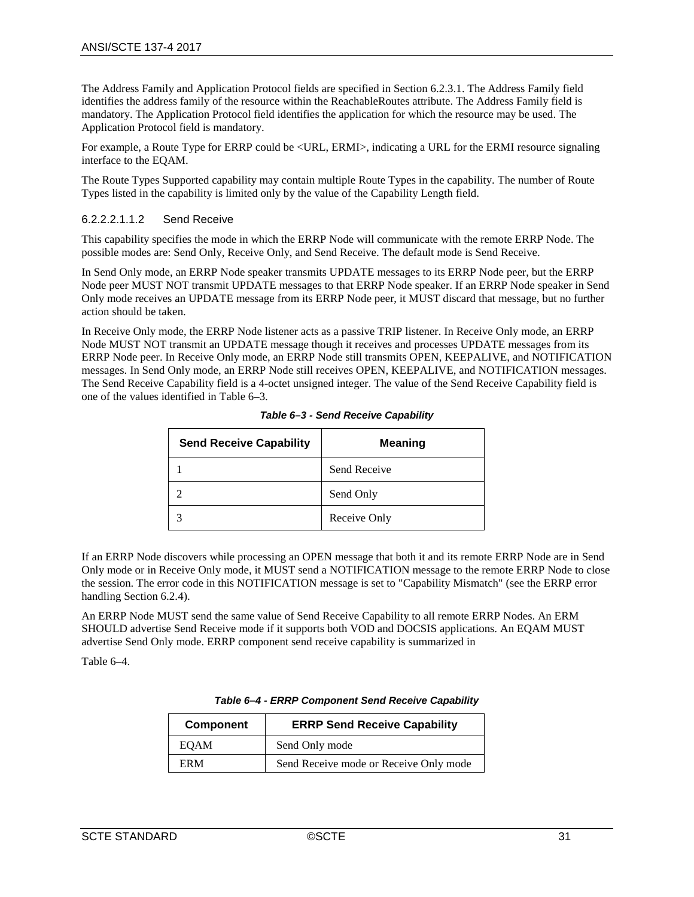The Address Family and Application Protocol fields are specified in Section 6.2.3.1. The Address Family field identifies the address family of the resource within the ReachableRoutes attribute. The Address Family field is mandatory. The Application Protocol field identifies the application for which the resource may be used. The Application Protocol field is mandatory.

For example, a Route Type for ERRP could be <URL, ERMI>, indicating a URL for the ERMI resource signaling interface to the EQAM.

The Route Types Supported capability may contain multiple Route Types in the capability. The number of Route Types listed in the capability is limited only by the value of the Capability Length field.

###### 6.2.2.2.1.1.2 Send Receive

This capability specifies the mode in which the ERRP Node will communicate with the remote ERRP Node. The possible modes are: Send Only, Receive Only, and Send Receive. The default mode is Send Receive.

In Send Only mode, an ERRP Node speaker transmits UPDATE messages to its ERRP Node peer, but the ERRP Node peer MUST NOT transmit UPDATE messages to that ERRP Node speaker. If an ERRP Node speaker in Send Only mode receives an UPDATE message from its ERRP Node peer, it MUST discard that message, but no further action should be taken.

In Receive Only mode, the ERRP Node listener acts as a passive TRIP listener. In Receive Only mode, an ERRP Node MUST NOT transmit an UPDATE message though it receives and processes UPDATE messages from its ERRP Node peer. In Receive Only mode, an ERRP Node still transmits OPEN, KEEPALIVE, and NOTIFICATION messages. In Send Only mode, an ERRP Node still receives OPEN, KEEPALIVE, and NOTIFICATION messages. The Send Receive Capability field is a 4-octet unsigned integer. The value of the Send Receive Capability field is one of the values identified in Table 6–3.

*Table 6–3 - Send Receive Capability*

| Send Receive Capability | Meaning |
| --- | --- |
| 1 | Send Receive |
| 2 | Send Only |
| 3 | Receive Only |

If an ERRP Node discovers while processing an OPEN message that both it and its remote ERRP Node are in Send Only mode or in Receive Only mode, it MUST send a NOTIFICATION message to the remote ERRP Node to close the session. The error code in this NOTIFICATION message is set to "Capability Mismatch" (see the ERRP error handling Section 6.2.4).

An ERRP Node MUST send the same value of Send Receive Capability to all remote ERRP Nodes. An ERM SHOULD advertise Send Receive mode if it supports both VOD and DOCSIS applications. An EQAM MUST advertise Send Only mode. ERRP component send receive capability is summarized in

Table 6–4.

*Table 6–4 - ERRP Component Send Receive Capability*

| Component | ERRP Send Receive Capability |
| --- | --- |
| EQAM | Send Only mode |
| ERM | Send Receive mode or Receive Only mode |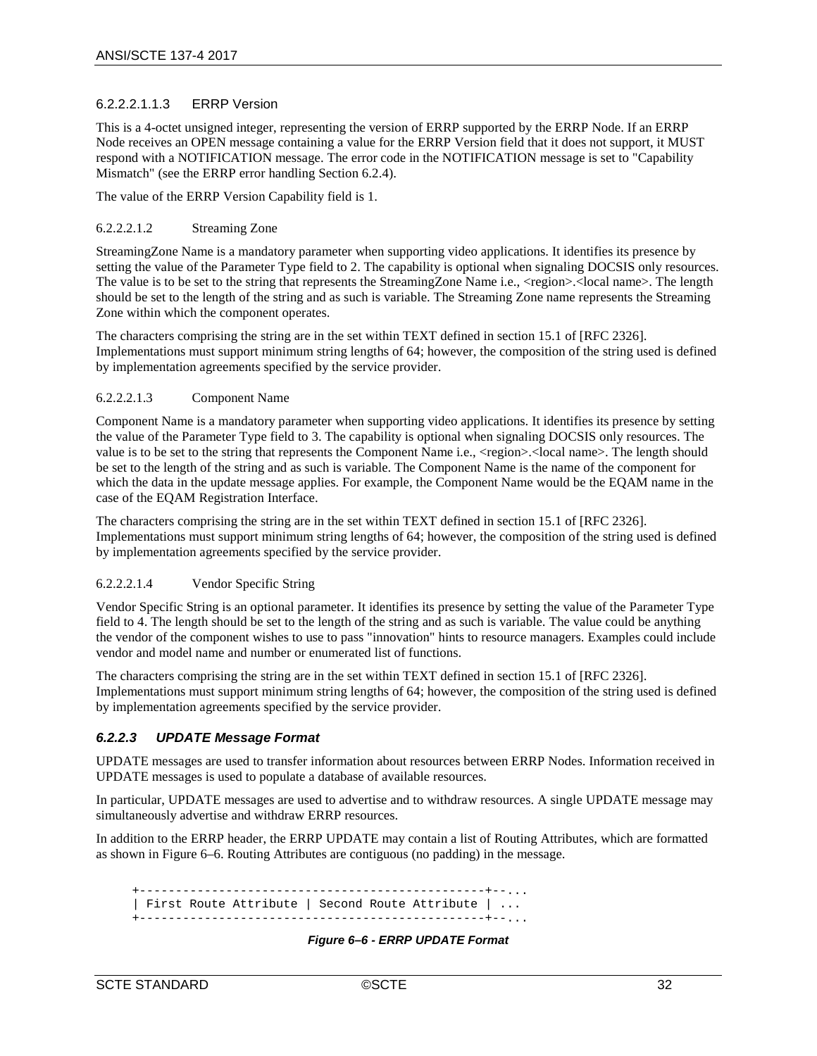###### 6.2.2.2.1.1.3 ERRP Version

This is a 4-octet unsigned integer, representing the version of ERRP supported by the ERRP Node. If an ERRP Node receives an OPEN message containing a value for the ERRP Version field that it does not support, it MUST respond with a NOTIFICATION message. The error code in the NOTIFICATION message is set to "Capability Mismatch" (see the ERRP error handling Section 6.2.4).

The value of the ERRP Version Capability field is 1.

###### 6.2.2.2.1.2 Streaming Zone

StreamingZone Name is a mandatory parameter when supporting video applications. It identifies its presence by setting the value of the Parameter Type field to 2. The capability is optional when signaling DOCSIS only resources. The value is to be set to the string that represents the StreamingZone Name i.e., <region>.<local name>. The length should be set to the length of the string and as such is variable. The Streaming Zone name represents the Streaming Zone within which the component operates.

The characters comprising the string are in the set within TEXT defined in section 15.1 of [RFC 2326]. Implementations must support minimum string lengths of 64; however, the composition of the string used is defined by implementation agreements specified by the service provider.

###### 6.2.2.2.1.3 Component Name

Component Name is a mandatory parameter when supporting video applications. It identifies its presence by setting the value of the Parameter Type field to 3. The capability is optional when signaling DOCSIS only resources. The value is to be set to the string that represents the Component Name i.e., <region>.<local name>. The length should be set to the length of the string and as such is variable. The Component Name is the name of the component for which the data in the update message applies. For example, the Component Name would be the EQAM name in the case of the EQAM Registration Interface.

The characters comprising the string are in the set within TEXT defined in section 15.1 of [RFC 2326]. Implementations must support minimum string lengths of 64; however, the composition of the string used is defined by implementation agreements specified by the service provider.

###### 6.2.2.2.1.4 Vendor Specific String

Vendor Specific String is an optional parameter. It identifies its presence by setting the value of the Parameter Type field to 4. The length should be set to the length of the string and as such is variable. The value could be anything the vendor of the component wishes to use to pass "innovation" hints to resource managers. Examples could include vendor and model name and number or enumerated list of functions.

The characters comprising the string are in the set within TEXT defined in section 15.1 of [RFC 2326]. Implementations must support minimum string lengths of 64; however, the composition of the string used is defined by implementation agreements specified by the service provider.

#### *6.2.2.3 UPDATE Message Format*

UPDATE messages are used to transfer information about resources between ERRP Nodes. Information received in UPDATE messages is used to populate a database of available resources.

In particular, UPDATE messages are used to advertise and to withdraw resources. A single UPDATE message may simultaneously advertise and withdraw ERRP resources.

In addition to the ERRP header, the ERRP UPDATE may contain a list of Routing Attributes, which are formatted as shown in Figure 6–6. Routing Attributes are contiguous (no padding) in the message.

```
+-----------------------------------------------+--...
| First Route Attribute | Second Route Attribute | ...
+-----------------------------------------------+--...
```

***Figure 6–6 - ERRP UPDATE Format***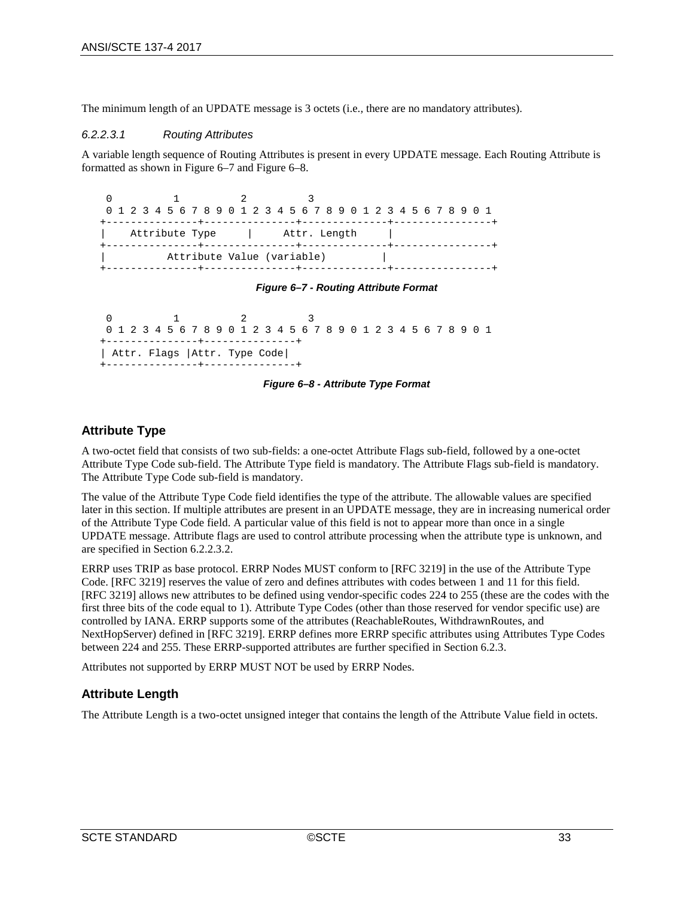The minimum length of an UPDATE message is 3 octets (i.e., there are no mandatory attributes).

#### *6.2.2.3.1 Routing Attributes*

A variable length sequence of Routing Attributes is present in every UPDATE message. Each Routing Attribute is formatted as shown in Figure 6–7 and Figure 6–8.

```
 0         1         2         3
 0 1 2 3 4 5 6 7 8 9 0 1 2 3 4 5 6 7 8 9 0 1 2 3 4 5 6 7 8 9 0 1
+---------------+---------------+--------------+----------------+
|    Attribute Type     |      Attr. Length     |
+---------------+---------------+--------------+----------------+
|          Attribute Value (variable)         |
+---------------+---------------+--------------+----------------+
```

***Figure 6–7 - Routing Attribute Format***

```
 0         1         2         3
 0 1 2 3 4 5 6 7 8 9 0 1 2 3 4 5 6 7 8 9 0 1 2 3 4 5 6 7 8 9 0 1
+---------------+---------------+
| Attr. Flags |Attr. Type Code|
+---------------+---------------+
```

***Figure 6–8 - Attribute Type Format***

### Attribute Type

A two-octet field that consists of two sub-fields: a one-octet Attribute Flags sub-field, followed by a one-octet Attribute Type Code sub-field. The Attribute Type field is mandatory. The Attribute Flags sub-field is mandatory. The Attribute Type Code sub-field is mandatory.

The value of the Attribute Type Code field identifies the type of the attribute. The allowable values are specified later in this section. If multiple attributes are present in an UPDATE message, they are in increasing numerical order of the Attribute Type Code field. A particular value of this field is not to appear more than once in a single UPDATE message. Attribute flags are used to control attribute processing when the attribute type is unknown, and are specified in Section 6.2.2.3.2.

ERRP uses TRIP as base protocol. ERRP Nodes MUST conform to [RFC 3219] in the use of the Attribute Type Code. [RFC 3219] reserves the value of zero and defines attributes with codes between 1 and 11 for this field. [RFC 3219] allows new attributes to be defined using vendor-specific codes 224 to 255 (these are the codes with the first three bits of the code equal to 1). Attribute Type Codes (other than those reserved for vendor specific use) are controlled by IANA. ERRP supports some of the attributes (ReachableRoutes, WithdrawnRoutes, and NextHopServer) defined in [RFC 3219]. ERRP defines more ERRP specific attributes using Attributes Type Codes between 224 and 255. These ERRP-supported attributes are further specified in Section 6.2.3.

Attributes not supported by ERRP MUST NOT be used by ERRP Nodes.

### Attribute Length

The Attribute Length is a two-octet unsigned integer that contains the length of the Attribute Value field in octets.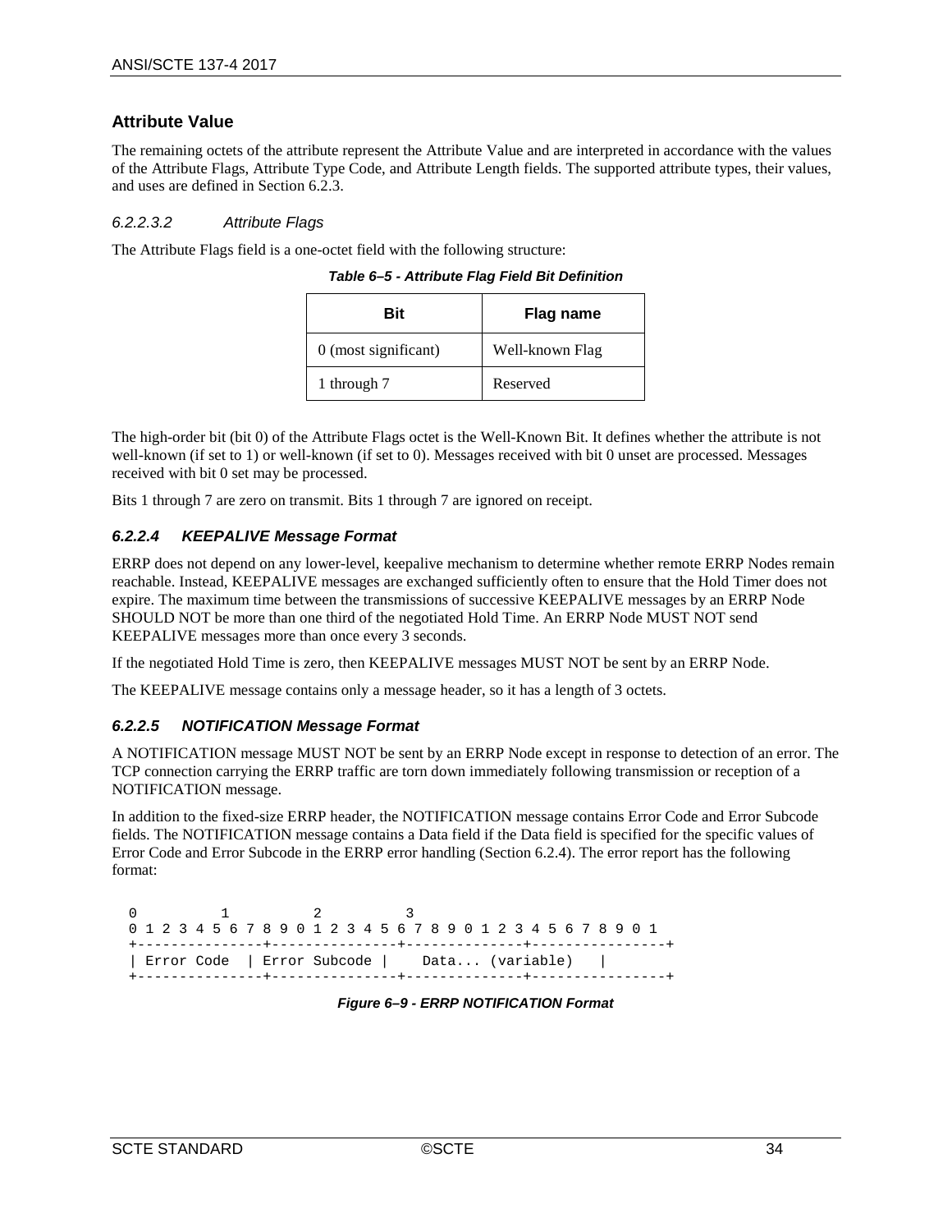#### Attribute Value

The remaining octets of the attribute represent the Attribute Value and are interpreted in accordance with the values of the Attribute Flags, Attribute Type Code, and Attribute Length fields. The supported attribute types, their values, and uses are defined in Section 6.2.3.

##### *6.2.2.3.2 Attribute Flags*

The Attribute Flags field is a one-octet field with the following structure:

***Table 6–5 - Attribute Flag Field Bit Definition***

| Bit | Flag name |
|---|---|
| 0 (most significant) | Well-known Flag |
| 1 through 7 | Reserved |

The high-order bit (bit 0) of the Attribute Flags octet is the Well-Known Bit. It defines whether the attribute is not well-known (if set to 1) or well-known (if set to 0). Messages received with bit 0 unset are processed. Messages received with bit 0 set may be processed.

Bits 1 through 7 are zero on transmit. Bits 1 through 7 are ignored on receipt.

#### *6.2.2.4 KEEPALIVE Message Format*

ERRP does not depend on any lower-level, keepalive mechanism to determine whether remote ERRP Nodes remain reachable. Instead, KEEPALIVE messages are exchanged sufficiently often to ensure that the Hold Timer does not expire. The maximum time between the transmissions of successive KEEPALIVE messages by an ERRP Node SHOULD NOT be more than one third of the negotiated Hold Time. An ERRP Node MUST NOT send KEEPALIVE messages more than once every 3 seconds.

If the negotiated Hold Time is zero, then KEEPALIVE messages MUST NOT be sent by an ERRP Node.

The KEEPALIVE message contains only a message header, so it has a length of 3 octets.

#### *6.2.2.5 NOTIFICATION Message Format*

A NOTIFICATION message MUST NOT be sent by an ERRP Node except in response to detection of an error. The TCP connection carrying the ERRP traffic are torn down immediately following transmission or reception of a NOTIFICATION message.

In addition to the fixed-size ERRP header, the NOTIFICATION message contains Error Code and Error Subcode fields. The NOTIFICATION message contains a Data field if the Data field is specified for the specific values of Error Code and Error Subcode in the ERRP error handling (Section 6.2.4). The error report has the following format:

```
 0         1         2         3
 0 1 2 3 4 5 6 7 8 9 0 1 2 3 4 5 6 7 8 9 0 1 2 3 4 5 6 7 8 9 0 1
 +---------------+---------------+--------------+----------------+
 | Error Code  | Error Subcode |    Data... (variable)   |
 +---------------+---------------+--------------+----------------+
```

***Figure 6–9 - ERRP NOTIFICATION Format***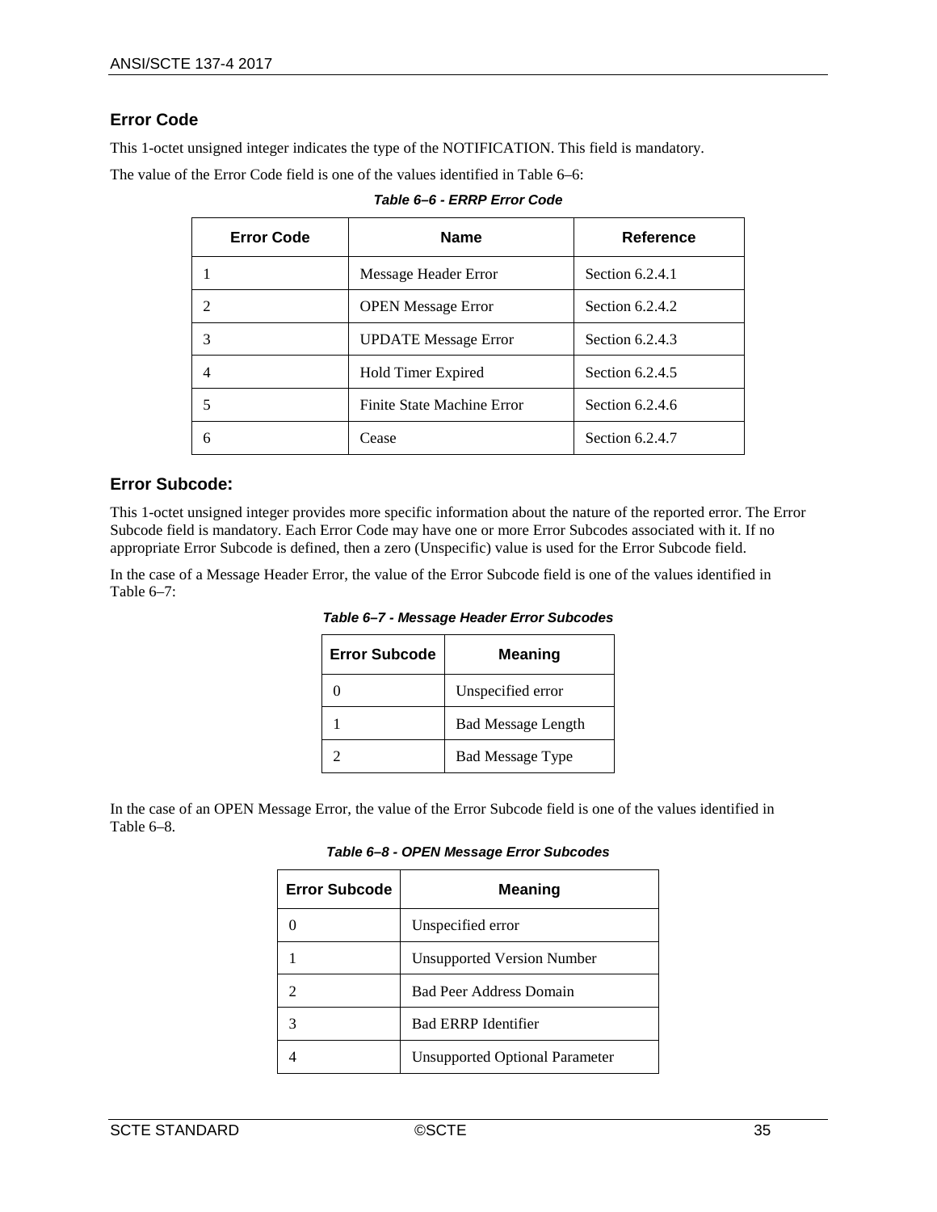### Error Code

This 1-octet unsigned integer indicates the type of the NOTIFICATION. This field is mandatory.

The value of the Error Code field is one of the values identified in Table 6–6:

*Table 6–6 - ERRP Error Code*

| Error Code | Name | Reference |
|---|---|---|
| 1 | Message Header Error | Section 6.2.4.1 |
| 2 | OPEN Message Error | Section 6.2.4.2 |
| 3 | UPDATE Message Error | Section 6.2.4.3 |
| 4 | Hold Timer Expired | Section 6.2.4.5 |
| 5 | Finite State Machine Error | Section 6.2.4.6 |
| 6 | Cease | Section 6.2.4.7 |

### Error Subcode:

This 1-octet unsigned integer provides more specific information about the nature of the reported error. The Error Subcode field is mandatory. Each Error Code may have one or more Error Subcodes associated with it. If no appropriate Error Subcode is defined, then a zero (Unspecific) value is used for the Error Subcode field.

In the case of a Message Header Error, the value of the Error Subcode field is one of the values identified in Table 6–7:

*Table 6–7 - Message Header Error Subcodes*

| Error Subcode | Meaning |
|---|---|
| 0 | Unspecified error |
| 1 | Bad Message Length |
| 2 | Bad Message Type |

In the case of an OPEN Message Error, the value of the Error Subcode field is one of the values identified in Table 6–8.

*Table 6–8 - OPEN Message Error Subcodes*

| Error Subcode | Meaning |
|---|---|
| 0 | Unspecified error |
| 1 | Unsupported Version Number |
| 2 | Bad Peer Address Domain |
| 3 | Bad ERRP Identifier |
| 4 | Unsupported Optional Parameter |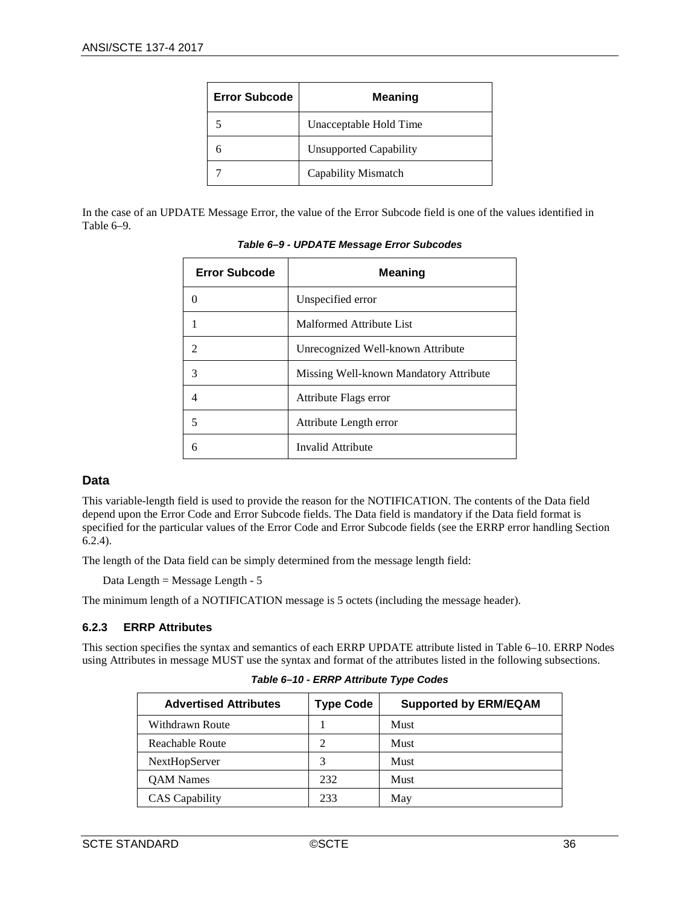| Error Subcode | Meaning |
| --- | --- |
| 5 | Unacceptable Hold Time |
| 6 | Unsupported Capability |
| 7 | Capability Mismatch |

In the case of an UPDATE Message Error, the value of the Error Subcode field is one of the values identified in Table 6–9.

*Table 6–9 - UPDATE Message Error Subcodes*

| Error Subcode | Meaning |
| --- | --- |
| 0 | Unspecified error |
| 1 | Malformed Attribute List |
| 2 | Unrecognized Well-known Attribute |
| 3 | Missing Well-known Mandatory Attribute |
| 4 | Attribute Flags error |
| 5 | Attribute Length error |
| 6 | Invalid Attribute |

### Data

This variable-length field is used to provide the reason for the NOTIFICATION. The contents of the Data field depend upon the Error Code and Error Subcode fields. The Data field is mandatory if the Data field format is specified for the particular values of the Error Code and Error Subcode fields (see the ERRP error handling Section 6.2.4).

The length of the Data field can be simply determined from the message length field:

Data Length = Message Length - 5

The minimum length of a NOTIFICATION message is 5 octets (including the message header).

### 6.2.3 ERRP Attributes

This section specifies the syntax and semantics of each ERRP UPDATE attribute listed in Table 6–10. ERRP Nodes using Attributes in message MUST use the syntax and format of the attributes listed in the following subsections.

*Table 6–10 - ERRP Attribute Type Codes*

| Advertised Attributes | Type Code | Supported by ERM/EQAM |
| --- | --- | --- |
| Withdrawn Route | 1 | Must |
| Reachable Route | 2 | Must |
| NextHopServer | 3 | Must |
| QAM Names | 232 | Must |
| CAS Capability | 233 | May |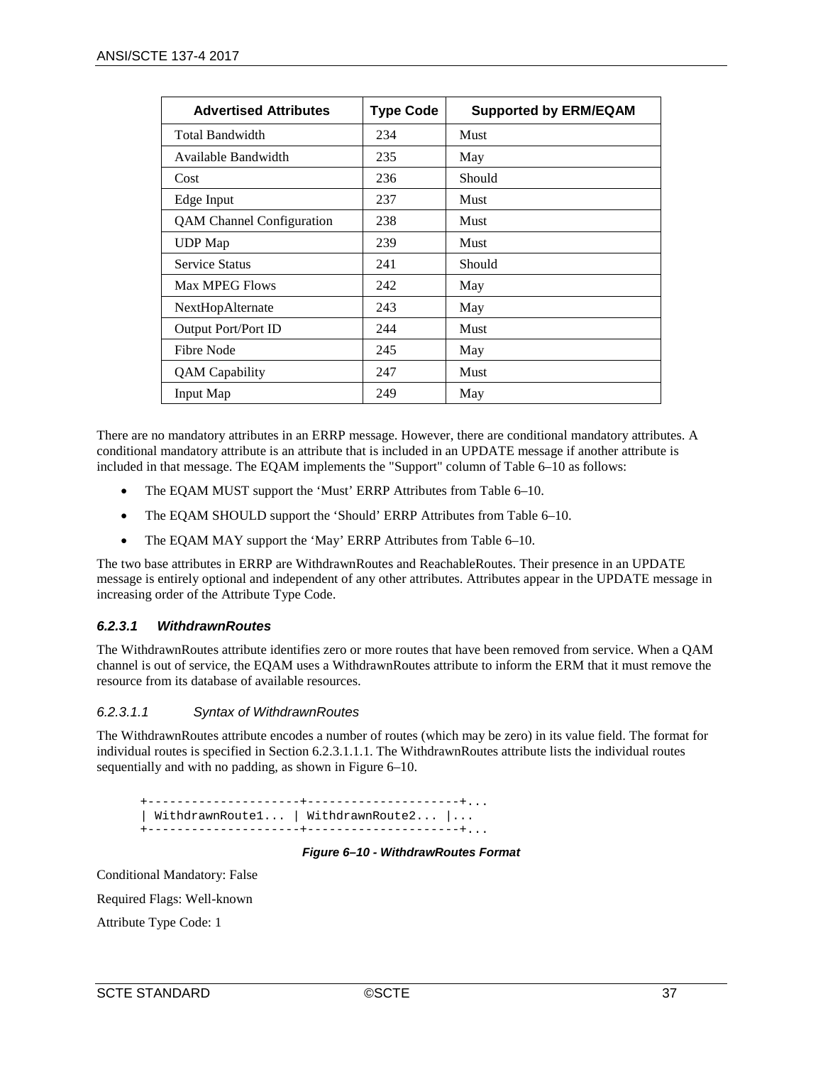| Advertised Attributes | Type Code | Supported by ERM/EQAM |
|---|---|---|
| Total Bandwidth | 234 | Must |
| Available Bandwidth | 235 | May |
| Cost | 236 | Should |
| Edge Input | 237 | Must |
| QAM Channel Configuration | 238 | Must |
| UDP Map | 239 | Must |
| Service Status | 241 | Should |
| Max MPEG Flows | 242 | May |
| NextHopAlternate | 243 | May |
| Output Port/Port ID | 244 | Must |
| Fibre Node | 245 | May |
| QAM Capability | 247 | Must |
| Input Map | 249 | May |

There are no mandatory attributes in an ERRP message. However, there are conditional mandatory attributes. A conditional mandatory attribute is an attribute that is included in an UPDATE message if another attribute is included in that message. The EQAM implements the "Support" column of Table 6–10 as follows:

- The EQAM MUST support the 'Must' ERRP Attributes from Table 6–10.
- The EQAM SHOULD support the 'Should' ERRP Attributes from Table 6–10.
- The EQAM MAY support the 'May' ERRP Attributes from Table 6–10.

The two base attributes in ERRP are WithdrawnRoutes and ReachableRoutes. Their presence in an UPDATE message is entirely optional and independent of any other attributes. Attributes appear in the UPDATE message in increasing order of the Attribute Type Code.

#### *6.2.3.1 WithdrawnRoutes*

The WithdrawnRoutes attribute identifies zero or more routes that have been removed from service. When a QAM channel is out of service, the EQAM uses a WithdrawnRoutes attribute to inform the ERM that it must remove the resource from its database of available resources.

##### *6.2.3.1.1 Syntax of WithdrawnRoutes*

The WithdrawnRoutes attribute encodes a number of routes (which may be zero) in its value field. The format for individual routes is specified in Section 6.2.3.1.1.1. The WithdrawnRoutes attribute lists the individual routes sequentially and with no padding, as shown in Figure 6–10.

```
+---------------------+---------------------+...
| WithdrawnRoute1... | WithdrawnRoute2... |...
+---------------------+---------------------+...
```

***Figure 6–10 - WithdrawRoutes Format***

Conditional Mandatory: False

Required Flags: Well-known

Attribute Type Code: 1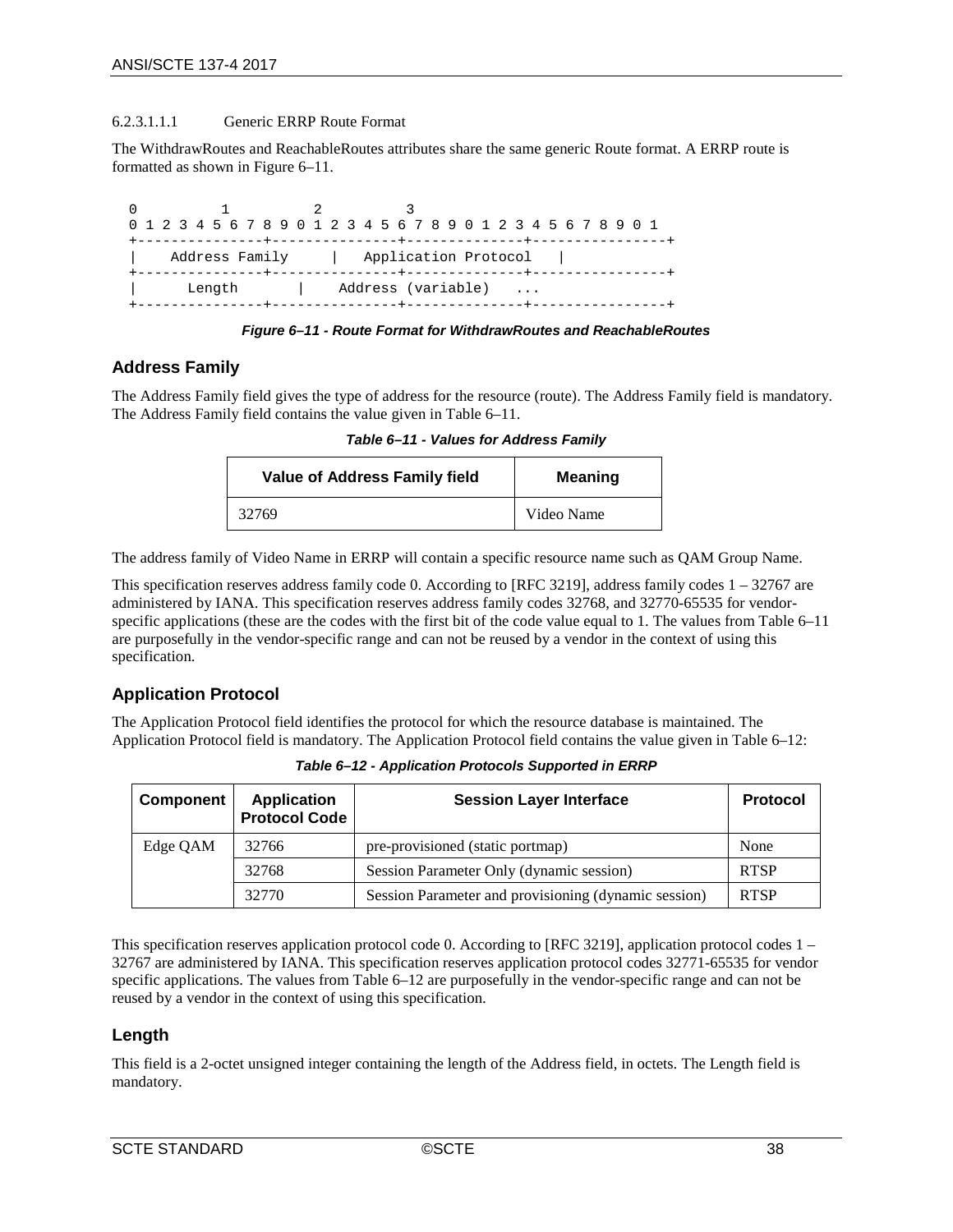6.2.3.1.1.1 Generic ERRP Route Format

The WithdrawRoutes and ReachableRoutes attributes share the same generic Route format. A ERRP route is formatted as shown in Figure 6–11.

```
0         1         2         3
0 1 2 3 4 5 6 7 8 9 0 1 2 3 4 5 6 7 8 9 0 1 2 3 4 5 6 7 8 9 0 1
+---------------+---------------+--------------+----------------+
|    Address Family     |   Application Protocol   |
+---------------+---------------+--------------+----------------+
|      Length       |    Address (variable)   ...
+---------------+---------------+--------------+----------------+
```

***Figure 6–11 - Route Format for WithdrawRoutes and ReachableRoutes***

### Address Family

The Address Family field gives the type of address for the resource (route). The Address Family field is mandatory. The Address Family field contains the value given in Table 6–11.

***Table 6–11 - Values for Address Family***

| Value of Address Family field | Meaning |
|---|---|
| 32769 | Video Name |

The address family of Video Name in ERRP will contain a specific resource name such as QAM Group Name.

This specification reserves address family code 0. According to [RFC 3219], address family codes 1 – 32767 are administered by IANA. This specification reserves address family codes 32768, and 32770-65535 for vendor-specific applications (these are the codes with the first bit of the code value equal to 1. The values from Table 6–11 are purposefully in the vendor-specific range and can not be reused by a vendor in the context of using this specification.

### Application Protocol

The Application Protocol field identifies the protocol for which the resource database is maintained. The Application Protocol field is mandatory. The Application Protocol field contains the value given in Table 6–12:

***Table 6–12 - Application Protocols Supported in ERRP***

| Component | Application Protocol Code | Session Layer Interface | Protocol |
|---|---|---|---|
| Edge QAM | 32766 | pre-provisioned (static portmap) | None |
| | 32768 | Session Parameter Only (dynamic session) | RTSP |
| | 32770 | Session Parameter and provisioning (dynamic session) | RTSP |

This specification reserves application protocol code 0. According to [RFC 3219], application protocol codes 1 – 32767 are administered by IANA. This specification reserves application protocol codes 32771-65535 for vendor specific applications. The values from Table 6–12 are purposefully in the vendor-specific range and can not be reused by a vendor in the context of using this specification.

### Length

This field is a 2-octet unsigned integer containing the length of the Address field, in octets. The Length field is mandatory.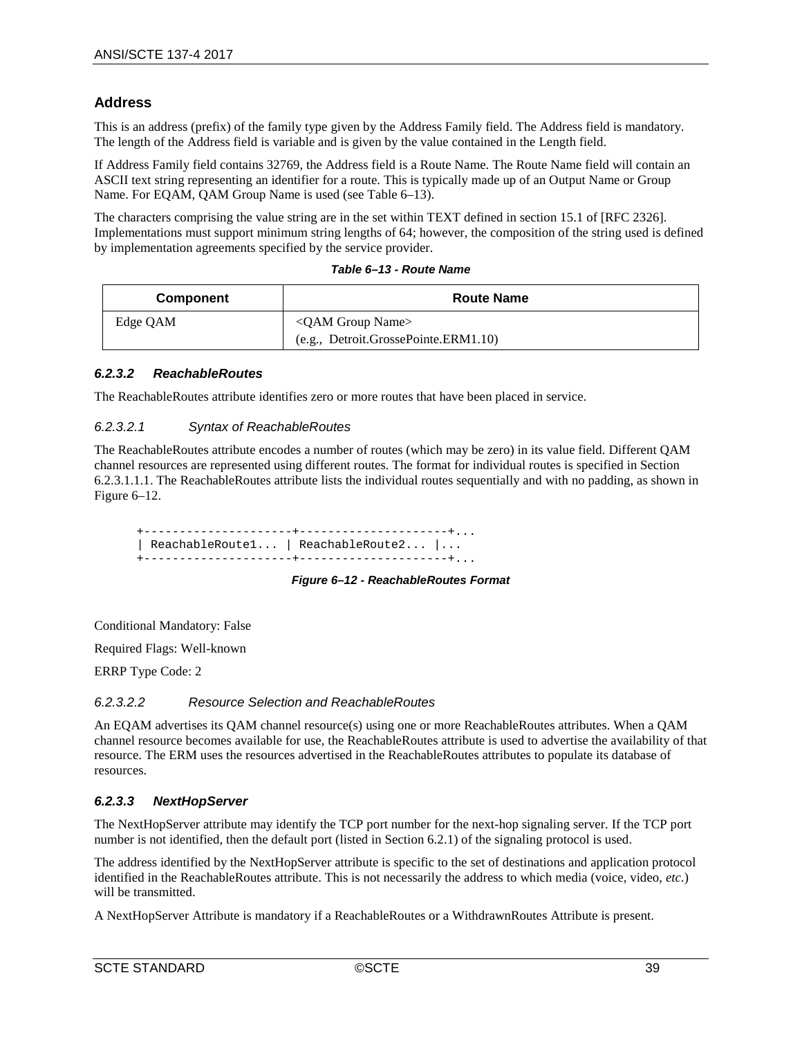#### Address

This is an address (prefix) of the family type given by the Address Family field. The Address field is mandatory. The length of the Address field is variable and is given by the value contained in the Length field.

If Address Family field contains 32769, the Address field is a Route Name. The Route Name field will contain an ASCII text string representing an identifier for a route. This is typically made up of an Output Name or Group Name. For EQAM, QAM Group Name is used (see Table 6–13).

The characters comprising the value string are in the set within TEXT defined in section 15.1 of [RFC 2326]. Implementations must support minimum string lengths of 64; however, the composition of the string used is defined by implementation agreements specified by the service provider.

**Table 6–13 - Route Name**

| Component | Route Name |
|---|---|
| Edge QAM | <QAM Group Name><br>(e.g., Detroit.GrossePointe.ERM1.10) |

### 6.2.3.2 ReachableRoutes

The ReachableRoutes attribute identifies zero or more routes that have been placed in service.

#### 6.2.3.2.1 Syntax of ReachableRoutes

The ReachableRoutes attribute encodes a number of routes (which may be zero) in its value field. Different QAM channel resources are represented using different routes. The format for individual routes is specified in Section 6.2.3.1.1.1. The ReachableRoutes attribute lists the individual routes sequentially and with no padding, as shown in Figure 6–12.

```
+---------------------+---------------------+...
| ReachableRoute1... | ReachableRoute2... |...
+---------------------+---------------------+...
```

**Figure 6–12 - ReachableRoutes Format**

Conditional Mandatory: False

Required Flags: Well-known

ERRP Type Code: 2

#### 6.2.3.2.2 Resource Selection and ReachableRoutes

An EQAM advertises its QAM channel resource(s) using one or more ReachableRoutes attributes. When a QAM channel resource becomes available for use, the ReachableRoutes attribute is used to advertise the availability of that resource. The ERM uses the resources advertised in the ReachableRoutes attributes to populate its database of resources.

### 6.2.3.3 NextHopServer

The NextHopServer attribute may identify the TCP port number for the next-hop signaling server. If the TCP port number is not identified, then the default port (listed in Section 6.2.1) of the signaling protocol is used.

The address identified by the NextHopServer attribute is specific to the set of destinations and application protocol identified in the ReachableRoutes attribute. This is not necessarily the address to which media (voice, video, *etc.*) will be transmitted.

A NextHopServer Attribute is mandatory if a ReachableRoutes or a WithdrawnRoutes Attribute is present.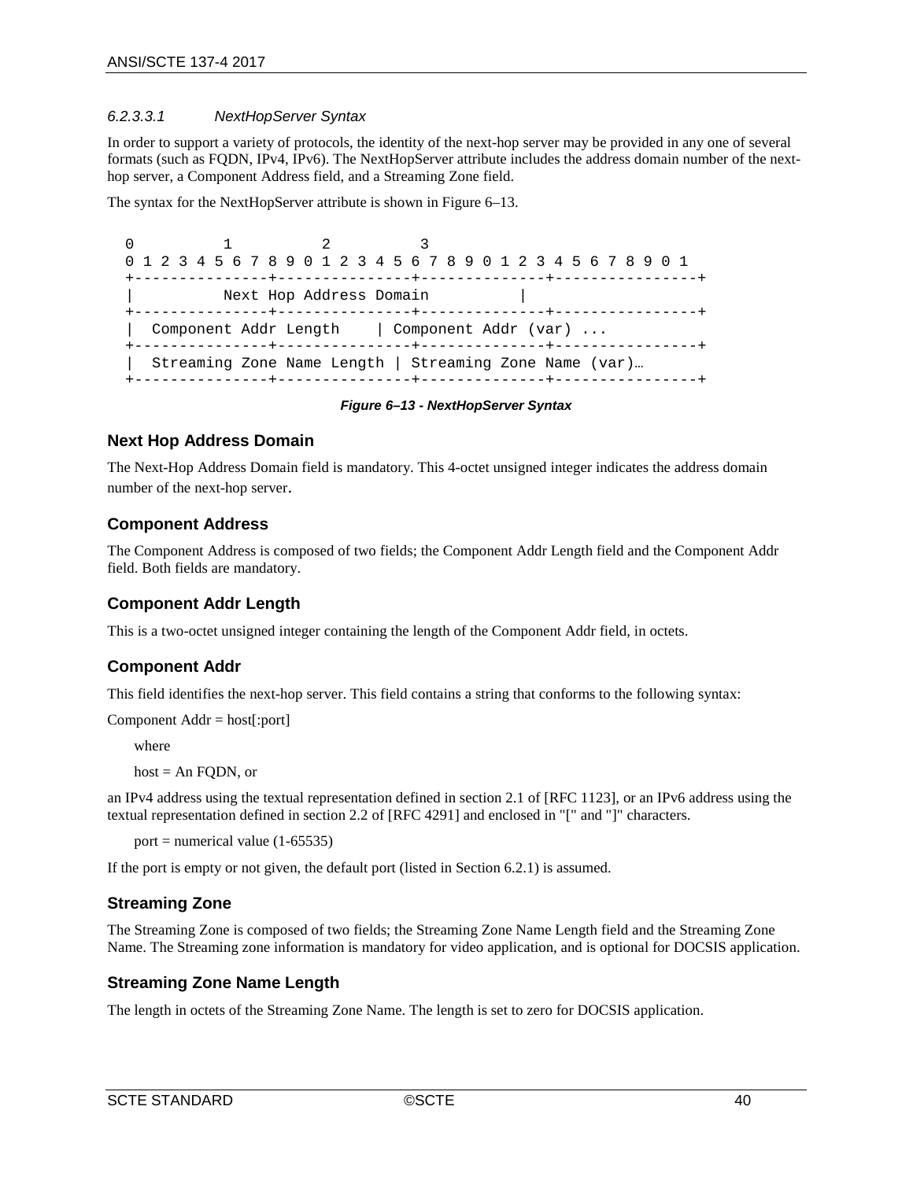#### 6.2.3.3.1 NextHopServer Syntax

In order to support a variety of protocols, the identity of the next-hop server may be provided in any one of several formats (such as FQDN, IPv4, IPv6). The NextHopServer attribute includes the address domain number of the next-hop server, a Component Address field, and a Streaming Zone field.

The syntax for the NextHopServer attribute is shown in Figure 6–13.

```
0          1          2          3
0 1 2 3 4 5 6 7 8 9 0 1 2 3 4 5 6 7 8 9 0 1 2 3 4 5 6 7 8 9 0 1
+---------------+--------------+-------------+----------------+
|          Next Hop Address Domain          |
+---------------+--------------+-------------+----------------+
|  Component Addr Length    | Component Addr (var) ...
+---------------+--------------+-------------+----------------+
|  Streaming Zone Name Length | Streaming Zone Name (var)…
+---------------+--------------+-------------+----------------+
```

***Figure 6–13 - NextHopServer Syntax***

### Next Hop Address Domain

The Next-Hop Address Domain field is mandatory. This 4-octet unsigned integer indicates the address domain number of the next-hop server.

### Component Address

The Component Address is composed of two fields; the Component Addr Length field and the Component Addr field. Both fields are mandatory.

### Component Addr Length

This is a two-octet unsigned integer containing the length of the Component Addr field, in octets.

### Component Addr

This field identifies the next-hop server. This field contains a string that conforms to the following syntax:

Component Addr = host[:port]

where

host = An FQDN, or

an IPv4 address using the textual representation defined in section 2.1 of [RFC 1123], or an IPv6 address using the textual representation defined in section 2.2 of [RFC 4291] and enclosed in "[" and "]" characters.

port = numerical value (1-65535)

If the port is empty or not given, the default port (listed in Section 6.2.1) is assumed.

### Streaming Zone

The Streaming Zone is composed of two fields; the Streaming Zone Name Length field and the Streaming Zone Name. The Streaming zone information is mandatory for video application, and is optional for DOCSIS application.

### Streaming Zone Name Length

The length in octets of the Streaming Zone Name. The length is set to zero for DOCSIS application.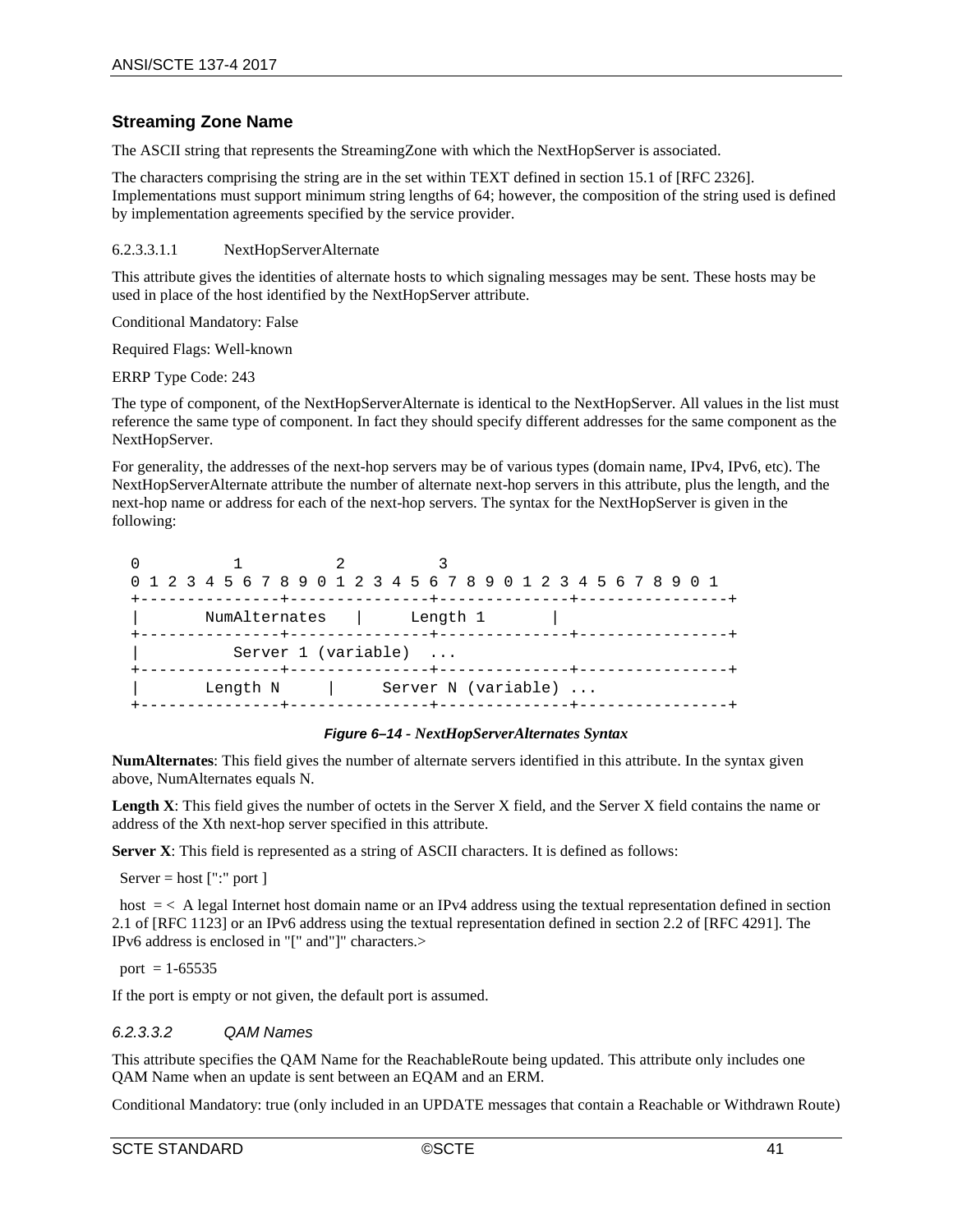## Streaming Zone Name

The ASCII string that represents the StreamingZone with which the NextHopServer is associated.

The characters comprising the string are in the set within TEXT defined in section 15.1 of [RFC 2326]. Implementations must support minimum string lengths of 64; however, the composition of the string used is defined by implementation agreements specified by the service provider.

#### 6.2.3.3.1.1 NextHopServerAlternate

This attribute gives the identities of alternate hosts to which signaling messages may be sent. These hosts may be used in place of the host identified by the NextHopServer attribute.

Conditional Mandatory: False

Required Flags: Well-known

ERRP Type Code: 243

The type of component, of the NextHopServerAlternate is identical to the NextHopServer. All values in the list must reference the same type of component. In fact they should specify different addresses for the same component as the NextHopServer.

For generality, the addresses of the next-hop servers may be of various types (domain name, IPv4, IPv6, etc). The NextHopServerAlternate attribute the number of alternate next-hop servers in this attribute, plus the length, and the next-hop name or address for each of the next-hop servers. The syntax for the NextHopServer is given in the following:

```
 0          1          2          3
 0 1 2 3 4 5 6 7 8 9 0 1 2 3 4 5 6 7 8 9 0 1 2 3 4 5 6 7 8 9 0 1
 +---------------+---------------+--------------+----------------+
 |       NumAlternates   |      Length 1       |
 +---------------+---------------+--------------+----------------+
 |          Server 1 (variable)  ...
 +---------------+---------------+--------------+----------------+
 |       Length N     |     Server N (variable) ...
 +---------------+---------------+--------------+----------------+
```

*Figure 6–14 - NextHopServerAlternates Syntax*

**NumAlternates**: This field gives the number of alternate servers identified in this attribute. In the syntax given above, NumAlternates equals N.

**Length X**: This field gives the number of octets in the Server X field, and the Server X field contains the name or address of the Xth next-hop server specified in this attribute.

**Server X**: This field is represented as a string of ASCII characters. It is defined as follows:

Server = host [":" port ]

host = < A legal Internet host domain name or an IPv4 address using the textual representation defined in section 2.1 of [RFC 1123] or an IPv6 address using the textual representation defined in section 2.2 of [RFC 4291]. The IPv6 address is enclosed in "[" and"]" characters.>

port = 1-65535

If the port is empty or not given, the default port is assumed.

#### *6.2.3.3.2 QAM Names*

This attribute specifies the QAM Name for the ReachableRoute being updated. This attribute only includes one QAM Name when an update is sent between an EQAM and an ERM.

Conditional Mandatory: true (only included in an UPDATE messages that contain a Reachable or Withdrawn Route)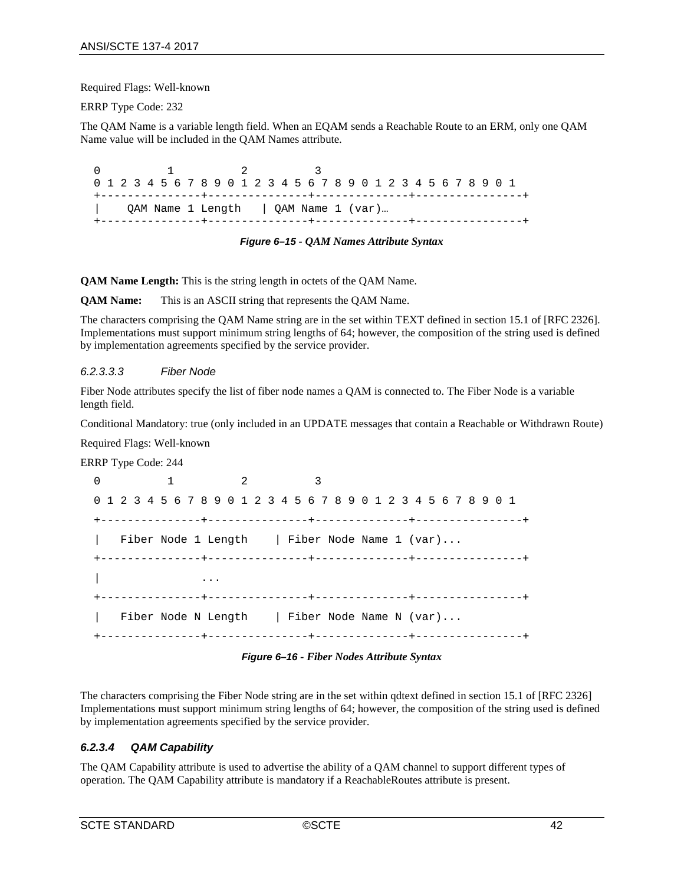Required Flags: Well-known

ERRP Type Code: 232

The QAM Name is a variable length field. When an EQAM sends a Reachable Route to an ERM, only one QAM Name value will be included in the QAM Names attribute.

```
 0                   1                   2                   3
 0 1 2 3 4 5 6 7 8 9 0 1 2 3 4 5 6 7 8 9 0 1 2 3 4 5 6 7 8 9 0 1
 +---------------+---------------+--------------+----------------+
 |    QAM Name 1 Length   | QAM Name 1 (var)…
 +---------------+---------------+--------------+----------------+
```

***Figure 6–15 - QAM Names Attribute Syntax***

**QAM Name Length:** This is the string length in octets of the QAM Name.

**QAM Name:** This is an ASCII string that represents the QAM Name.

The characters comprising the QAM Name string are in the set within TEXT defined in section 15.1 of [RFC 2326]. Implementations must support minimum string lengths of 64; however, the composition of the string used is defined by implementation agreements specified by the service provider.

##### *6.2.3.3.3 Fiber Node*

Fiber Node attributes specify the list of fiber node names a QAM is connected to. The Fiber Node is a variable length field.

Conditional Mandatory: true (only included in an UPDATE messages that contain a Reachable or Withdrawn Route)

Required Flags: Well-known

ERRP Type Code: 244

```
 0                   1                   2                   3
 0 1 2 3 4 5 6 7 8 9 0 1 2 3 4 5 6 7 8 9 0 1 2 3 4 5 6 7 8 9 0 1
 +---------------+---------------+--------------+----------------+
 |   Fiber Node 1 Length    | Fiber Node Name 1 (var)...
 +---------------+---------------+--------------+----------------+
 |              ...
 +---------------+---------------+--------------+----------------+
 |   Fiber Node N Length    | Fiber Node Name N (var)...
 +---------------+---------------+--------------+----------------+
```

***Figure 6–16 - Fiber Nodes Attribute Syntax***

The characters comprising the Fiber Node string are in the set within qdtext defined in section 15.1 of [RFC 2326] Implementations must support minimum string lengths of 64; however, the composition of the string used is defined by implementation agreements specified by the service provider.

#### *6.2.3.4 QAM Capability*

The QAM Capability attribute is used to advertise the ability of a QAM channel to support different types of operation. The QAM Capability attribute is mandatory if a ReachableRoutes attribute is present.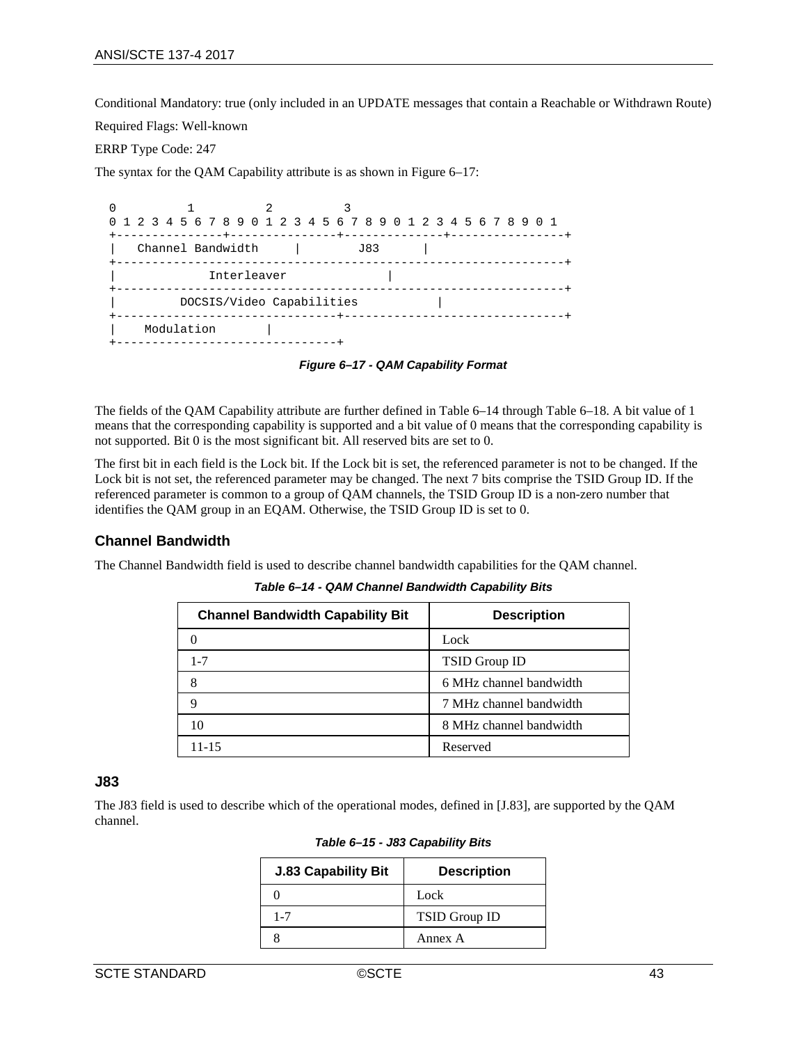Conditional Mandatory: true (only included in an UPDATE messages that contain a Reachable or Withdrawn Route)

Required Flags: Well-known

ERRP Type Code: 247

The syntax for the QAM Capability attribute is as shown in Figure 6–17:

```
 0                   1                   2                   3
 0 1 2 3 4 5 6 7 8 9 0 1 2 3 4 5 6 7 8 9 0 1 2 3 4 5 6 7 8 9 0 1
+---------------+---------------+-------------+----------------+
|   Channel Bandwidth     |        J83      |
+--------------------------------------------------------------+
|             Interleaver              |
+--------------------------------------------------------------+
|         DOCSIS/Video Capabilities           |
+-------------------------------+------------------------------+
|    Modulation       |
+-------------------------------+
```

***Figure 6–17 - QAM Capability Format***

The fields of the QAM Capability attribute are further defined in Table 6–14 through Table 6–18. A bit value of 1 means that the corresponding capability is supported and a bit value of 0 means that the corresponding capability is not supported. Bit 0 is the most significant bit. All reserved bits are set to 0.

The first bit in each field is the Lock bit. If the Lock bit is set, the referenced parameter is not to be changed. If the Lock bit is not set, the referenced parameter may be changed. The next 7 bits comprise the TSID Group ID. If the referenced parameter is common to a group of QAM channels, the TSID Group ID is a non-zero number that identifies the QAM group in an EQAM. Otherwise, the TSID Group ID is set to 0.

### Channel Bandwidth

The Channel Bandwidth field is used to describe channel bandwidth capabilities for the QAM channel.

***Table 6–14 - QAM Channel Bandwidth Capability Bits***

| Channel Bandwidth Capability Bit | Description |
|---|---|
| 0 | Lock |
| 1-7 | TSID Group ID |
| 8 | 6 MHz channel bandwidth |
| 9 | 7 MHz channel bandwidth |
| 10 | 8 MHz channel bandwidth |
| 11-15 | Reserved |

### J83

The J83 field is used to describe which of the operational modes, defined in [J.83], are supported by the QAM channel.

***Table 6–15 - J83 Capability Bits***

| J.83 Capability Bit | Description |
|---|---|
| 0 | Lock |
| 1-7 | TSID Group ID |
| 8 | Annex A |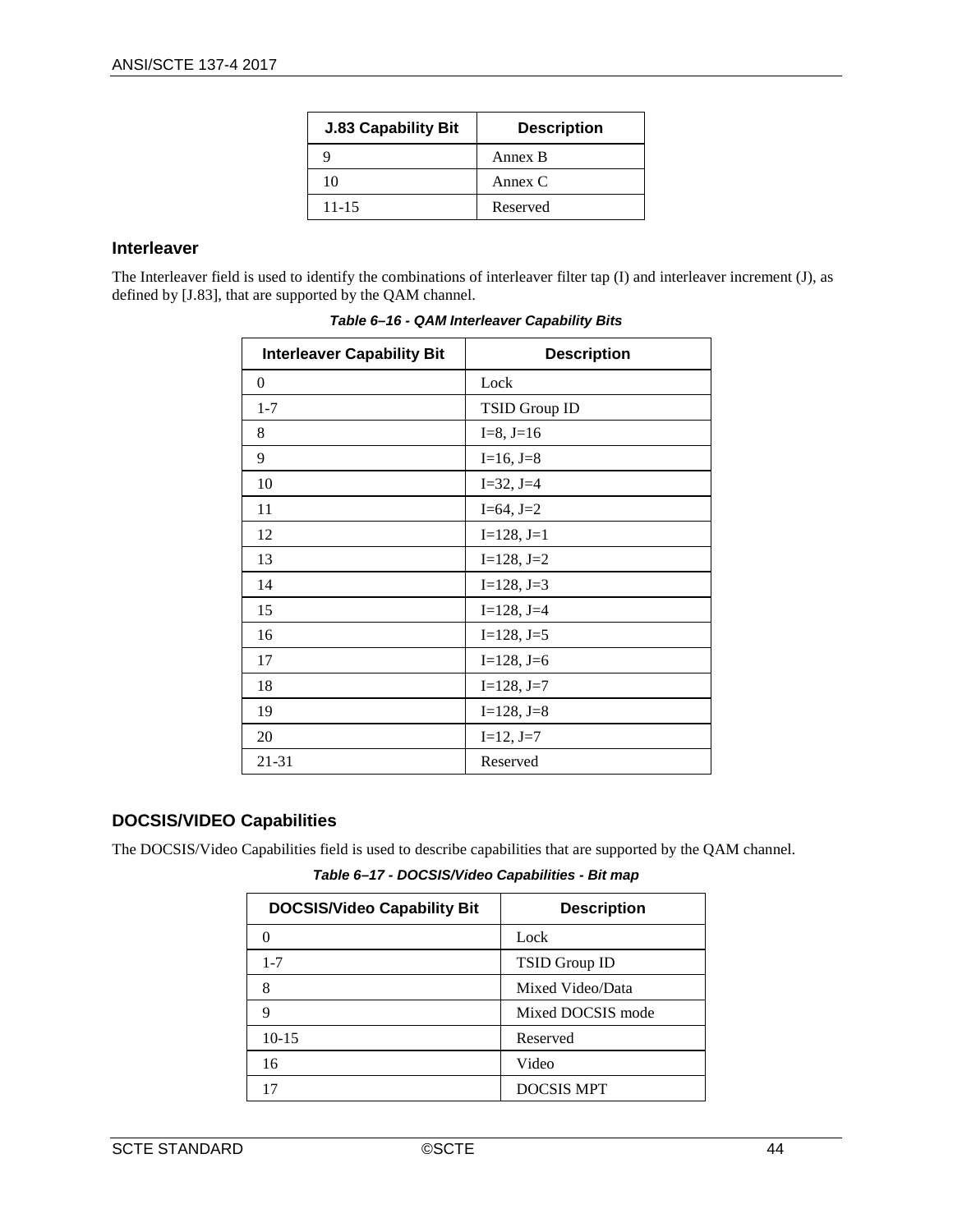| J.83 Capability Bit | Description |
| --- | --- |
| 9 | Annex B |
| 10 | Annex C |
| 11-15 | Reserved |

### Interleaver

The Interleaver field is used to identify the combinations of interleaver filter tap (I) and interleaver increment (J), as defined by [J.83], that are supported by the QAM channel.

***Table 6–16 - QAM Interleaver Capability Bits***

| Interleaver Capability Bit | Description |
| --- | --- |
| 0 | Lock |
| 1-7 | TSID Group ID |
| 8 | I=8, J=16 |
| 9 | I=16, J=8 |
| 10 | I=32, J=4 |
| 11 | I=64, J=2 |
| 12 | I=128, J=1 |
| 13 | I=128, J=2 |
| 14 | I=128, J=3 |
| 15 | I=128, J=4 |
| 16 | I=128, J=5 |
| 17 | I=128, J=6 |
| 18 | I=128, J=7 |
| 19 | I=128, J=8 |
| 20 | I=12, J=7 |
| 21-31 | Reserved |

### DOCSIS/VIDEO Capabilities

The DOCSIS/Video Capabilities field is used to describe capabilities that are supported by the QAM channel.

***Table 6–17 - DOCSIS/Video Capabilities - Bit map***

| DOCSIS/Video Capability Bit | Description |
| --- | --- |
| 0 | Lock |
| 1-7 | TSID Group ID |
| 8 | Mixed Video/Data |
| 9 | Mixed DOCSIS mode |
| 10-15 | Reserved |
| 16 | Video |
| 17 | DOCSIS MPT |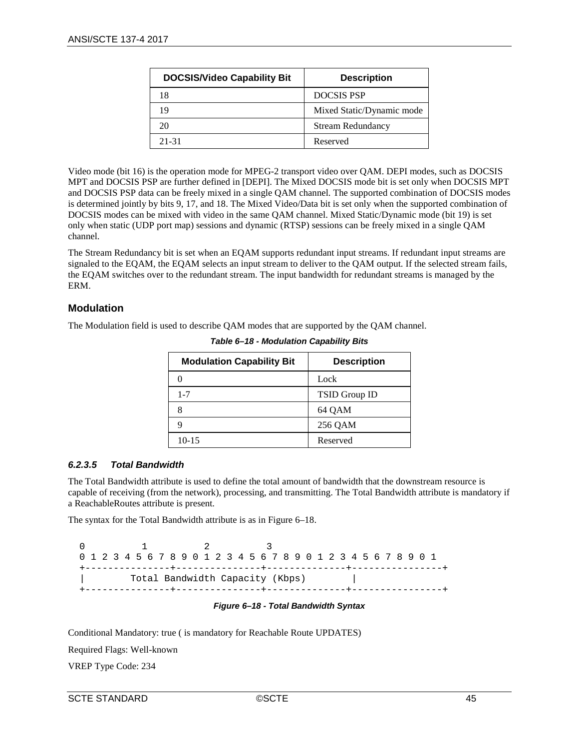| DOCSIS/Video Capability Bit | Description |
| --- | --- |
| 18 | DOCSIS PSP |
| 19 | Mixed Static/Dynamic mode |
| 20 | Stream Redundancy |
| 21-31 | Reserved |

Video mode (bit 16) is the operation mode for MPEG-2 transport video over QAM. DEPI modes, such as DOCSIS MPT and DOCSIS PSP are further defined in [DEPI]. The Mixed DOCSIS mode bit is set only when DOCSIS MPT and DOCSIS PSP data can be freely mixed in a single QAM channel. The supported combination of DOCSIS modes is determined jointly by bits 9, 17, and 18. The Mixed Video/Data bit is set only when the supported combination of DOCSIS modes can be mixed with video in the same QAM channel. Mixed Static/Dynamic mode (bit 19) is set only when static (UDP port map) sessions and dynamic (RTSP) sessions can be freely mixed in a single QAM channel.

The Stream Redundancy bit is set when an EQAM supports redundant input streams. If redundant input streams are signaled to the EQAM, the EQAM selects an input stream to deliver to the QAM output. If the selected stream fails, the EQAM switches over to the redundant stream. The input bandwidth for redundant streams is managed by the ERM.

### Modulation

The Modulation field is used to describe QAM modes that are supported by the QAM channel.

*Table 6–18 - Modulation Capability Bits*

| Modulation Capability Bit | Description |
| --- | --- |
| 0 | Lock |
| 1-7 | TSID Group ID |
| 8 | 64 QAM |
| 9 | 256 QAM |
| 10-15 | Reserved |

#### *6.2.3.5 Total Bandwidth*

The Total Bandwidth attribute is used to define the total amount of bandwidth that the downstream resource is capable of receiving (from the network), processing, and transmitting. The Total Bandwidth attribute is mandatory if a ReachableRoutes attribute is present.

The syntax for the Total Bandwidth attribute is as in Figure 6–18.

```
0          1          2          3
0 1 2 3 4 5 6 7 8 9 0 1 2 3 4 5 6 7 8 9 0 1 2 3 4 5 6 7 8 9 0 1
+---------------+--------------+-------------+----------------+
|        Total Bandwidth Capacity (Kbps)        |
+---------------+--------------+-------------+----------------+
```

*Figure 6–18 - Total Bandwidth Syntax*

Conditional Mandatory: true ( is mandatory for Reachable Route UPDATES)

Required Flags: Well-known

VREP Type Code: 234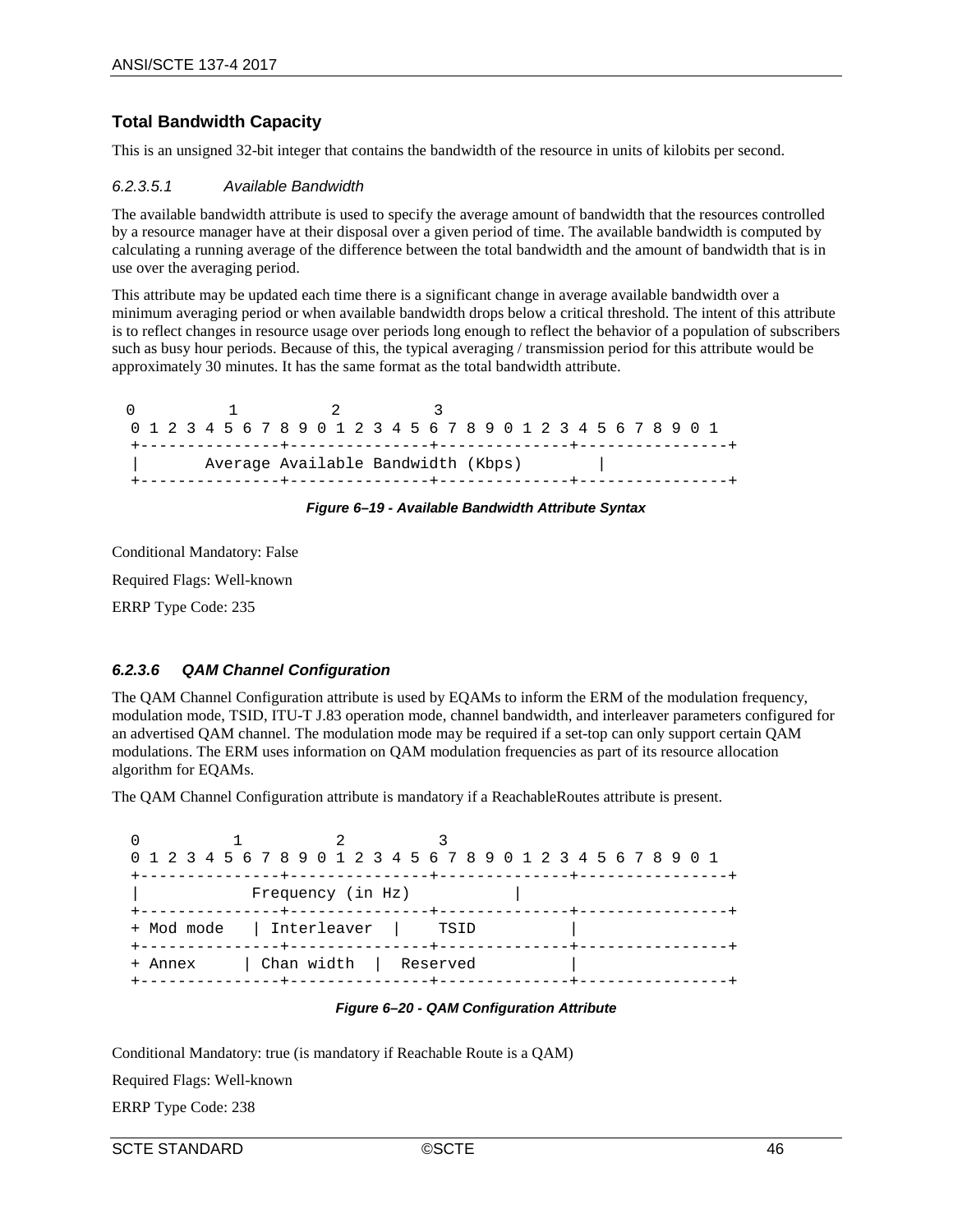### Total Bandwidth Capacity

This is an unsigned 32-bit integer that contains the bandwidth of the resource in units of kilobits per second.

#### *6.2.3.5.1 Available Bandwidth*

The available bandwidth attribute is used to specify the average amount of bandwidth that the resources controlled by a resource manager have at their disposal over a given period of time. The available bandwidth is computed by calculating a running average of the difference between the total bandwidth and the amount of bandwidth that is in use over the averaging period.

This attribute may be updated each time there is a significant change in average available bandwidth over a minimum averaging period or when available bandwidth drops below a critical threshold. The intent of this attribute is to reflect changes in resource usage over periods long enough to reflect the behavior of a population of subscribers such as busy hour periods. Because of this, the typical averaging / transmission period for this attribute would be approximately 30 minutes. It has the same format as the total bandwidth attribute.

```
 0         1          2          3
 0 1 2 3 4 5 6 7 8 9 0 1 2 3 4 5 6 7 8 9 0 1 2 3 4 5 6 7 8 9 0 1
 +---------------+--------------+-------------+---------------+
 |       Average Available Bandwidth (Kbps)        |
 +---------------+--------------+-------------+---------------+
```

***Figure 6–19 - Available Bandwidth Attribute Syntax***

Conditional Mandatory: False

Required Flags: Well-known

ERRP Type Code: 235

### *6.2.3.6 QAM Channel Configuration*

The QAM Channel Configuration attribute is used by EQAMs to inform the ERM of the modulation frequency, modulation mode, TSID, ITU-T J.83 operation mode, channel bandwidth, and interleaver parameters configured for an advertised QAM channel. The modulation mode may be required if a set-top can only support certain QAM modulations. The ERM uses information on QAM modulation frequencies as part of its resource allocation algorithm for EQAMs.

The QAM Channel Configuration attribute is mandatory if a ReachableRoutes attribute is present.

```
 0         1          2          3
 0 1 2 3 4 5 6 7 8 9 0 1 2 3 4 5 6 7 8 9 0 1 2 3 4 5 6 7 8 9 0 1
 +---------------+--------------+-------------+---------------+
 |            Frequency (in Hz)          |
 +---------------+--------------+-------------+---------------+
 + Mod mode   | Interleaver  |    TSID         |
 +---------------+--------------+-------------+---------------+
 + Annex     | Chan width  |  Reserved        |
 +---------------+--------------+-------------+---------------+
```

***Figure 6–20 - QAM Configuration Attribute***

Conditional Mandatory: true (is mandatory if Reachable Route is a QAM)

Required Flags: Well-known

ERRP Type Code: 238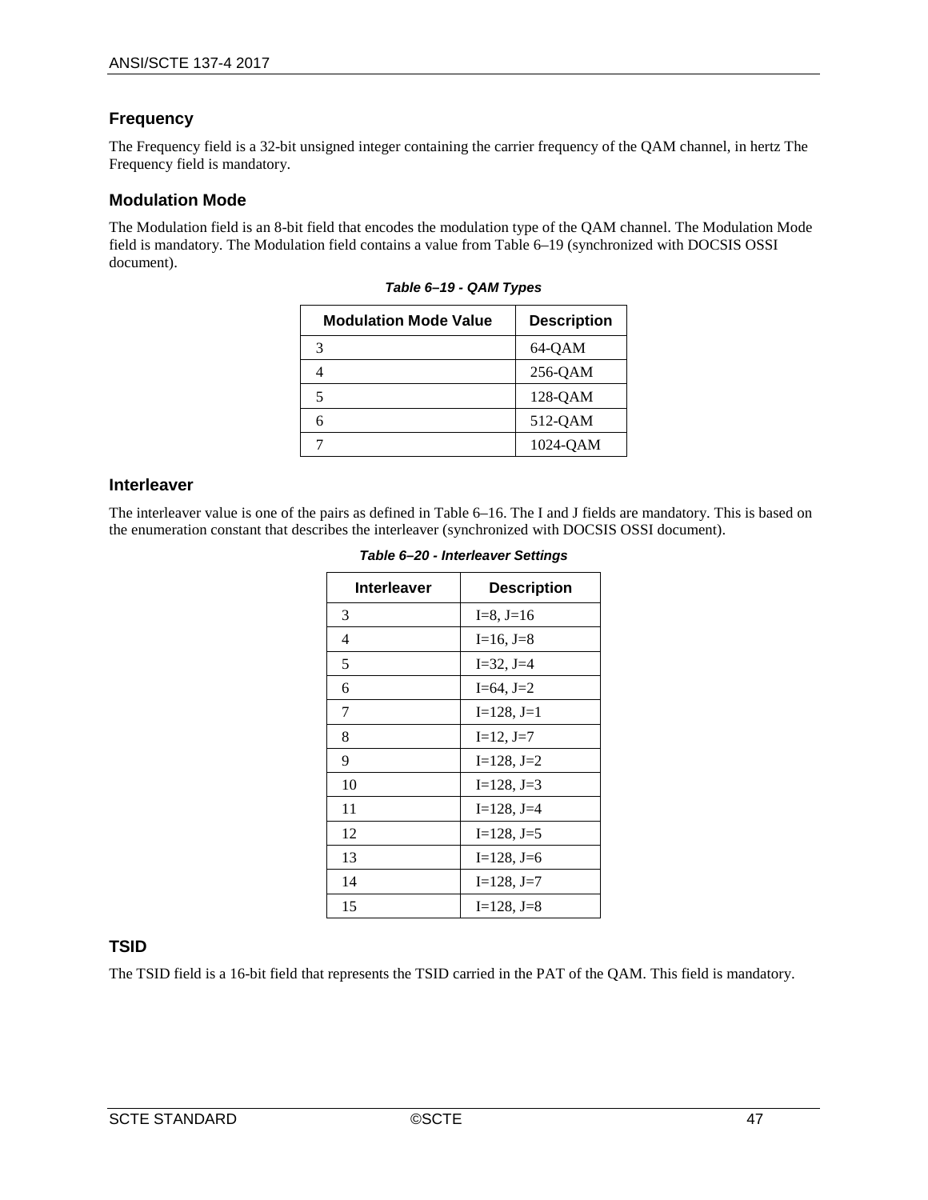### Frequency

The Frequency field is a 32-bit unsigned integer containing the carrier frequency of the QAM channel, in hertz The Frequency field is mandatory.

### Modulation Mode

The Modulation field is an 8-bit field that encodes the modulation type of the QAM channel. The Modulation Mode field is mandatory. The Modulation field contains a value from Table 6–19 (synchronized with DOCSIS OSSI document).

*Table 6–19 - QAM Types*

| Modulation Mode Value | Description |
|---|---|
| 3 | 64-QAM |
| 4 | 256-QAM |
| 5 | 128-QAM |
| 6 | 512-QAM |
| 7 | 1024-QAM |

### Interleaver

The interleaver value is one of the pairs as defined in Table 6–16. The I and J fields are mandatory. This is based on the enumeration constant that describes the interleaver (synchronized with DOCSIS OSSI document).

*Table 6–20 - Interleaver Settings*

| Interleaver | Description |
|---|---|
| 3 | I=8, J=16 |
| 4 | I=16, J=8 |
| 5 | I=32, J=4 |
| 6 | I=64, J=2 |
| 7 | I=128, J=1 |
| 8 | I=12, J=7 |
| 9 | I=128, J=2 |
| 10 | I=128, J=3 |
| 11 | I=128, J=4 |
| 12 | I=128, J=5 |
| 13 | I=128, J=6 |
| 14 | I=128, J=7 |
| 15 | I=128, J=8 |

### TSID

The TSID field is a 16-bit field that represents the TSID carried in the PAT of the QAM. This field is mandatory.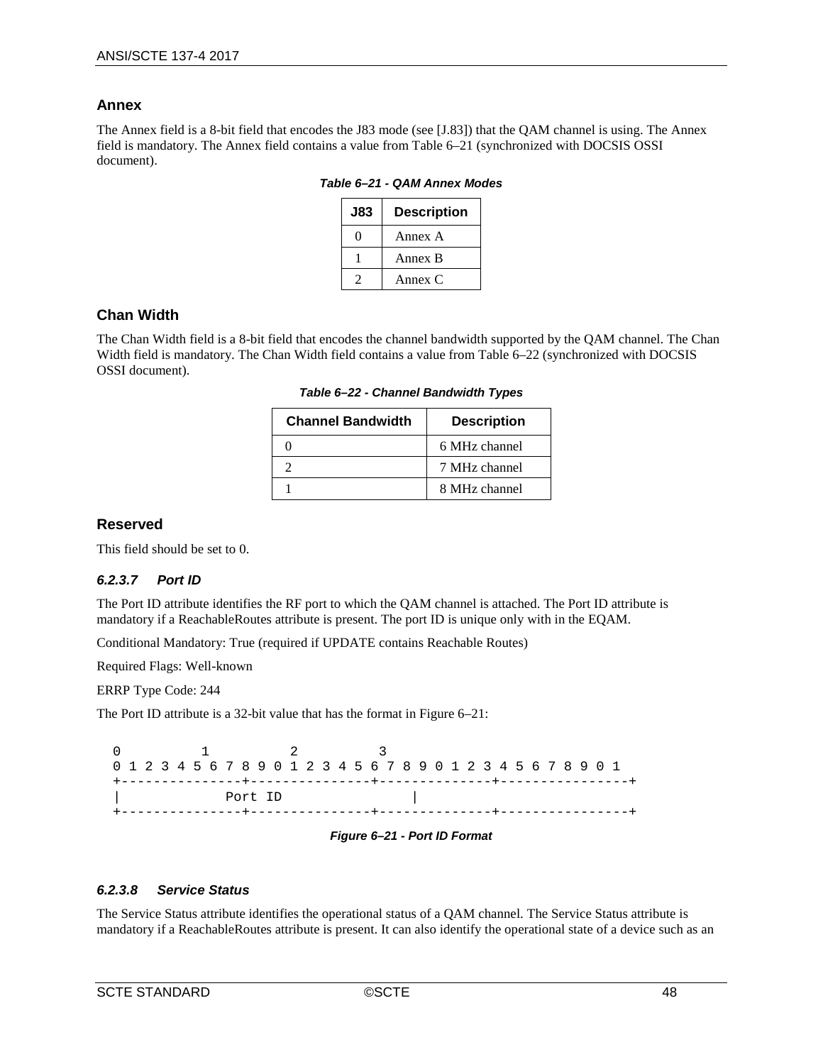### Annex

The Annex field is a 8-bit field that encodes the J83 mode (see [J.83]) that the QAM channel is using. The Annex field is mandatory. The Annex field contains a value from Table 6–21 (synchronized with DOCSIS OSSI document).

*Table 6–21 - QAM Annex Modes*

| J83 | Description |
|---|---|
| 0 | Annex A |
| 1 | Annex B |
| 2 | Annex C |

### Chan Width

The Chan Width field is a 8-bit field that encodes the channel bandwidth supported by the QAM channel. The Chan Width field is mandatory. The Chan Width field contains a value from Table 6–22 (synchronized with DOCSIS OSSI document).

*Table 6–22 - Channel Bandwidth Types*

| Channel Bandwidth | Description |
|---|---|
| 0 | 6 MHz channel |
| 2 | 7 MHz channel |
| 1 | 8 MHz channel |

### Reserved

This field should be set to 0.

#### *6.2.3.7 Port ID*

The Port ID attribute identifies the RF port to which the QAM channel is attached. The Port ID attribute is mandatory if a ReachableRoutes attribute is present. The port ID is unique only with in the EQAM.

Conditional Mandatory: True (required if UPDATE contains Reachable Routes)

Required Flags: Well-known

ERRP Type Code: 244

The Port ID attribute is a 32-bit value that has the format in Figure 6–21:

```
0         1         2         3
0 1 2 3 4 5 6 7 8 9 0 1 2 3 4 5 6 7 8 9 0 1 2 3 4 5 6 7 8 9 0 1
+---------------+---------------+--------------+----------------+
|            Port ID                |
+---------------+---------------+--------------+----------------+
```

*Figure 6–21 - Port ID Format*

#### *6.2.3.8 Service Status*

The Service Status attribute identifies the operational status of a QAM channel. The Service Status attribute is mandatory if a ReachableRoutes attribute is present. It can also identify the operational state of a device such as an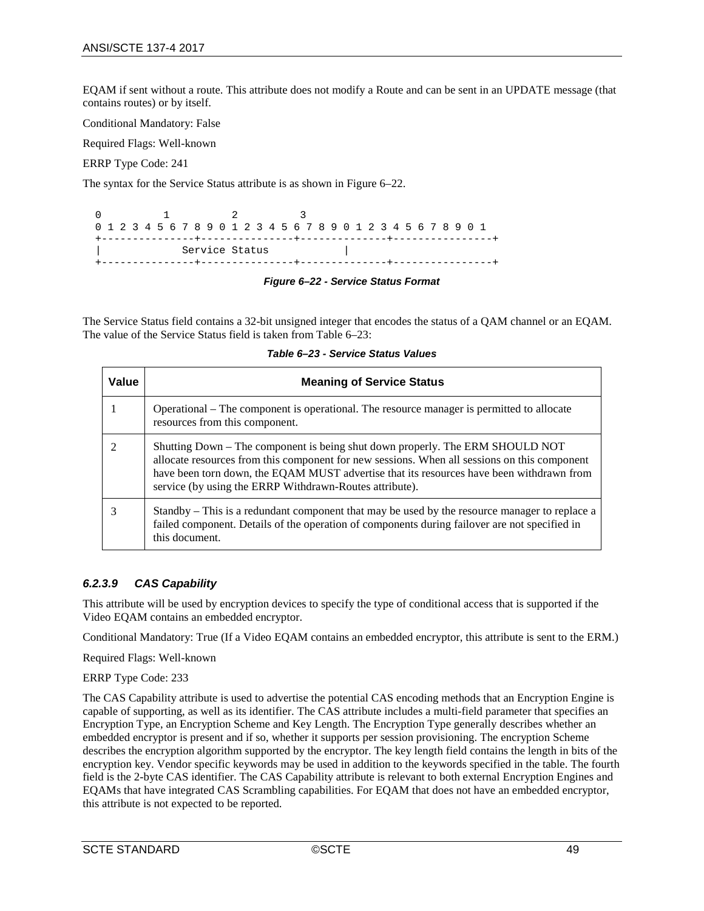EQAM if sent without a route. This attribute does not modify a Route and can be sent in an UPDATE message (that contains routes) or by itself.

Conditional Mandatory: False

Required Flags: Well-known

ERRP Type Code: 241

The syntax for the Service Status attribute is as shown in Figure 6–22.

```
 0                   1                   2                   3
 0 1 2 3 4 5 6 7 8 9 0 1 2 3 4 5 6 7 8 9 0 1 2 3 4 5 6 7 8 9 0 1
+---------------+---------------+--------------+----------------+
|             Service Status             |
+---------------+---------------+--------------+----------------+
```

***Figure 6–22 - Service Status Format***

The Service Status field contains a 32-bit unsigned integer that encodes the status of a QAM channel or an EQAM. The value of the Service Status field is taken from Table 6–23:

***Table 6–23 - Service Status Values***

| Value | Meaning of Service Status |
|---|---|
| 1 | Operational – The component is operational. The resource manager is permitted to allocate resources from this component. |
| 2 | Shutting Down – The component is being shut down properly. The ERM SHOULD NOT allocate resources from this component for new sessions. When all sessions on this component have been torn down, the EQAM MUST advertise that its resources have been withdrawn from service (by using the ERRP Withdrawn-Routes attribute). |
| 3 | Standby – This is a redundant component that may be used by the resource manager to replace a failed component. Details of the operation of components during failover are not specified in this document. |

#### *6.2.3.9 CAS Capability*

This attribute will be used by encryption devices to specify the type of conditional access that is supported if the Video EQAM contains an embedded encryptor.

Conditional Mandatory: True (If a Video EQAM contains an embedded encryptor, this attribute is sent to the ERM.)

Required Flags: Well-known

ERRP Type Code: 233

The CAS Capability attribute is used to advertise the potential CAS encoding methods that an Encryption Engine is capable of supporting, as well as its identifier. The CAS attribute includes a multi-field parameter that specifies an Encryption Type, an Encryption Scheme and Key Length. The Encryption Type generally describes whether an embedded encryptor is present and if so, whether it supports per session provisioning. The encryption Scheme describes the encryption algorithm supported by the encryptor. The key length field contains the length in bits of the encryption key. Vendor specific keywords may be used in addition to the keywords specified in the table. The fourth field is the 2-byte CAS identifier. The CAS Capability attribute is relevant to both external Encryption Engines and EQAMs that have integrated CAS Scrambling capabilities. For EQAM that does not have an embedded encryptor, this attribute is not expected to be reported.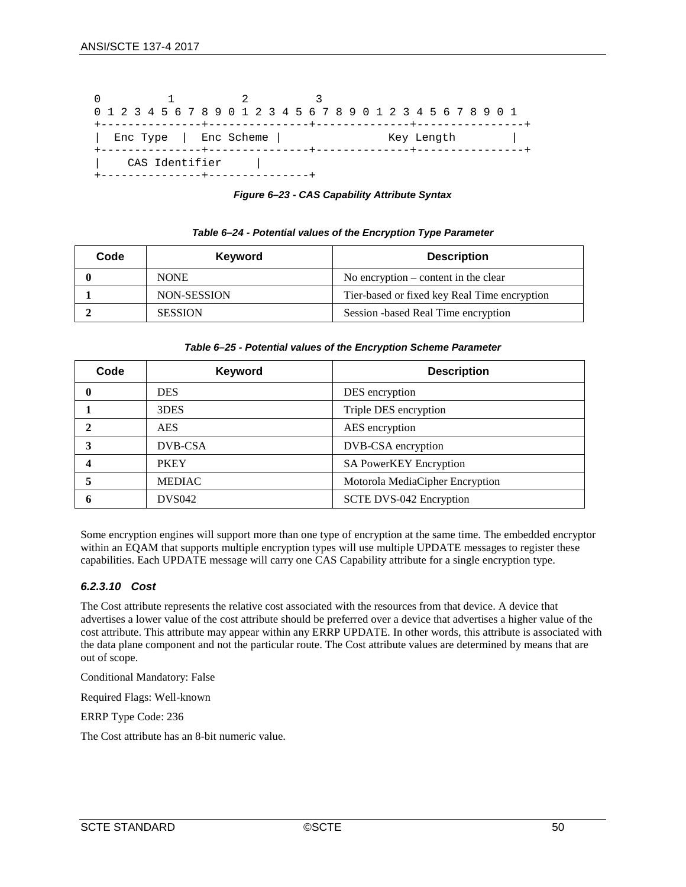```
0         1         2         3
0 1 2 3 4 5 6 7 8 9 0 1 2 3 4 5 6 7 8 9 0 1 2 3 4 5 6 7 8 9 0 1
+---------------+---------------+--------------+----------------+
|  Enc Type  |  Enc Scheme |              Key Length        |
+---------------+---------------+--------------+----------------+
|    CAS Identifier     |
+---------------+---------------+
```

***Figure 6–23 - CAS Capability Attribute Syntax***

***Table 6–24 - Potential values of the Encryption Type Parameter***

| Code | Keyword | Description |
|---|---|---|
| **0** | NONE | No encryption – content in the clear |
| **1** | NON-SESSION | Tier-based or fixed key Real Time encryption |
| **2** | SESSION | Session -based Real Time encryption |

***Table 6–25 - Potential values of the Encryption Scheme Parameter***

| Code | Keyword | Description |
|---|---|---|
| **0** | DES | DES encryption |
| **1** | 3DES | Triple DES encryption |
| **2** | AES | AES encryption |
| **3** | DVB-CSA | DVB-CSA encryption |
| **4** | PKEY | SA PowerKEY Encryption |
| **5** | MEDIAC | Motorola MediaCipher Encryption |
| **6** | DVS042 | SCTE DVS-042 Encryption |

Some encryption engines will support more than one type of encryption at the same time. The embedded encryptor within an EQAM that supports multiple encryption types will use multiple UPDATE messages to register these capabilities. Each UPDATE message will carry one CAS Capability attribute for a single encryption type.

#### *6.2.3.10 Cost*

The Cost attribute represents the relative cost associated with the resources from that device. A device that advertises a lower value of the cost attribute should be preferred over a device that advertises a higher value of the cost attribute. This attribute may appear within any ERRP UPDATE. In other words, this attribute is associated with the data plane component and not the particular route. The Cost attribute values are determined by means that are out of scope.

Conditional Mandatory: False

Required Flags: Well-known

ERRP Type Code: 236

The Cost attribute has an 8-bit numeric value.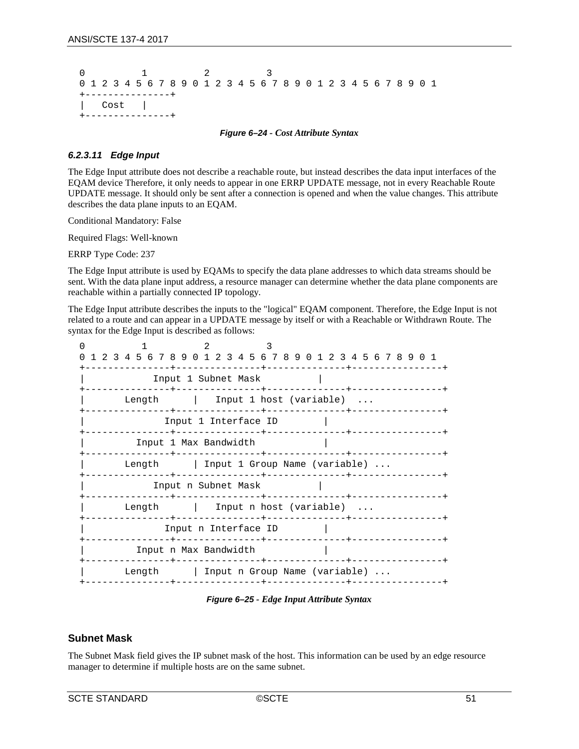```
0         1         2         3
0 1 2 3 4 5 6 7 8 9 0 1 2 3 4 5 6 7 8 9 0 1 2 3 4 5 6 7 8 9 0 1
+---------------+
|   Cost   |
+---------------+
```

*Figure 6–24 - Cost Attribute Syntax*

#### 6.2.3.11 Edge Input

The Edge Input attribute does not describe a reachable route, but instead describes the data input interfaces of the EQAM device Therefore, it only needs to appear in one ERRP UPDATE message, not in every Reachable Route UPDATE message. It should only be sent after a connection is opened and when the value changes. This attribute describes the data plane inputs to an EQAM.

Conditional Mandatory: False

Required Flags: Well-known

ERRP Type Code: 237

The Edge Input attribute is used by EQAMs to specify the data plane addresses to which data streams should be sent. With the data plane input address, a resource manager can determine whether the data plane components are reachable within a partially connected IP topology.

The Edge Input attribute describes the inputs to the "logical" EQAM component. Therefore, the Edge Input is not related to a route and can appear in a UPDATE message by itself or with a Reachable or Withdrawn Route. The syntax for the Edge Input is described as follows:

```
0         1         2         3
0 1 2 3 4 5 6 7 8 9 0 1 2 3 4 5 6 7 8 9 0 1 2 3 4 5 6 7 8 9 0 1
+---------------+---------------+--------------+----------------+
|            Input 1 Subnet Mask          |
+---------------+---------------+--------------+----------------+
|       Length      |   Input 1 host (variable)  ...
+---------------+---------------+--------------+----------------+
|              Input 1 Interface ID        |
+---------------+---------------+--------------+----------------+
|         Input 1 Max Bandwidth            |
+---------------+---------------+--------------+----------------+
|       Length      | Input 1 Group Name (variable) ...
+---------------+---------------+--------------+----------------+
|            Input n Subnet Mask          |
+---------------+---------------+--------------+----------------+
|       Length      |   Input n host (variable)  ...
+---------------+---------------+--------------+----------------+
|              Input n Interface ID        |
+---------------+---------------+--------------+----------------+
|         Input n Max Bandwidth            |
+---------------+---------------+--------------+----------------+
|       Length      | Input n Group Name (variable) ...
+---------------+---------------+--------------+----------------+
```

*Figure 6–25 - Edge Input Attribute Syntax*

### Subnet Mask

The Subnet Mask field gives the IP subnet mask of the host. This information can be used by an edge resource manager to determine if multiple hosts are on the same subnet.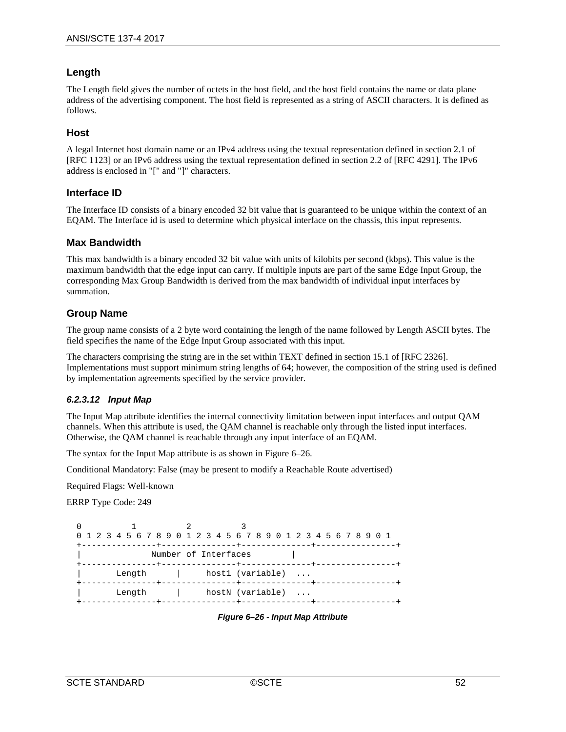### Length

The Length field gives the number of octets in the host field, and the host field contains the name or data plane address of the advertising component. The host field is represented as a string of ASCII characters. It is defined as follows.

### Host

A legal Internet host domain name or an IPv4 address using the textual representation defined in section 2.1 of [RFC 1123] or an IPv6 address using the textual representation defined in section 2.2 of [RFC 4291]. The IPv6 address is enclosed in "[" and "]" characters.

### Interface ID

The Interface ID consists of a binary encoded 32 bit value that is guaranteed to be unique within the context of an EQAM. The Interface id is used to determine which physical interface on the chassis, this input represents.

### Max Bandwidth

This max bandwidth is a binary encoded 32 bit value with units of kilobits per second (kbps). This value is the maximum bandwidth that the edge input can carry. If multiple inputs are part of the same Edge Input Group, the corresponding Max Group Bandwidth is derived from the max bandwidth of individual input interfaces by summation.

### Group Name

The group name consists of a 2 byte word containing the length of the name followed by Length ASCII bytes. The field specifies the name of the Edge Input Group associated with this input.

The characters comprising the string are in the set within TEXT defined in section 15.1 of [RFC 2326]. Implementations must support minimum string lengths of 64; however, the composition of the string used is defined by implementation agreements specified by the service provider.

#### *6.2.3.12 Input Map*

The Input Map attribute identifies the internal connectivity limitation between input interfaces and output QAM channels. When this attribute is used, the QAM channel is reachable only through the listed input interfaces. Otherwise, the QAM channel is reachable through any input interface of an EQAM.

The syntax for the Input Map attribute is as shown in Figure 6–26.

Conditional Mandatory: False (may be present to modify a Reachable Route advertised)

Required Flags: Well-known

ERRP Type Code: 249

```
 0         1         2         3
 0 1 2 3 4 5 6 7 8 9 0 1 2 3 4 5 6 7 8 9 0 1 2 3 4 5 6 7 8 9 0 1
 +---------------+---------------+--------------+----------------+
 |              Number of Interfaces        |
 +---------------+---------------+--------------+----------------+
 |       Length      |     host1 (variable)  ...
 +---------------+---------------+--------------+----------------+
 |       Length      |     hostN (variable)  ...
 +---------------+---------------+--------------+----------------+
```

***Figure 6–26 - Input Map Attribute***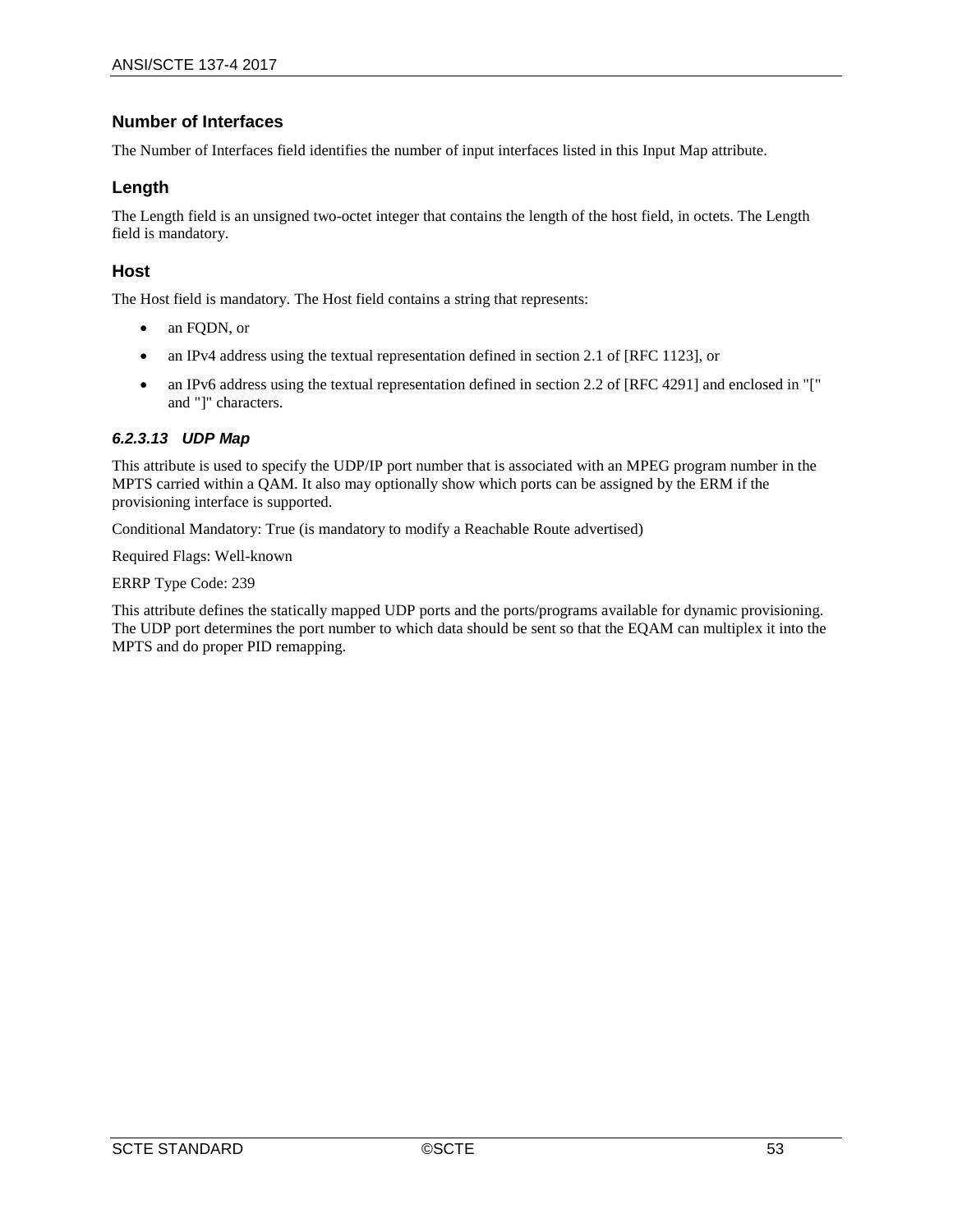#### Number of Interfaces

The Number of Interfaces field identifies the number of input interfaces listed in this Input Map attribute.

#### Length

The Length field is an unsigned two-octet integer that contains the length of the host field, in octets. The Length field is mandatory.

#### Host

The Host field is mandatory. The Host field contains a string that represents:

- an FQDN, or
- an IPv4 address using the textual representation defined in section 2.1 of [RFC 1123], or
- an IPv6 address using the textual representation defined in section 2.2 of [RFC 4291] and enclosed in "[" and "]" characters.

#### *6.2.3.13 UDP Map*

This attribute is used to specify the UDP/IP port number that is associated with an MPEG program number in the MPTS carried within a QAM. It also may optionally show which ports can be assigned by the ERM if the provisioning interface is supported.

Conditional Mandatory: True (is mandatory to modify a Reachable Route advertised)

Required Flags: Well-known

ERRP Type Code: 239

This attribute defines the statically mapped UDP ports and the ports/programs available for dynamic provisioning. The UDP port determines the port number to which data should be sent so that the EQAM can multiplex it into the MPTS and do proper PID remapping.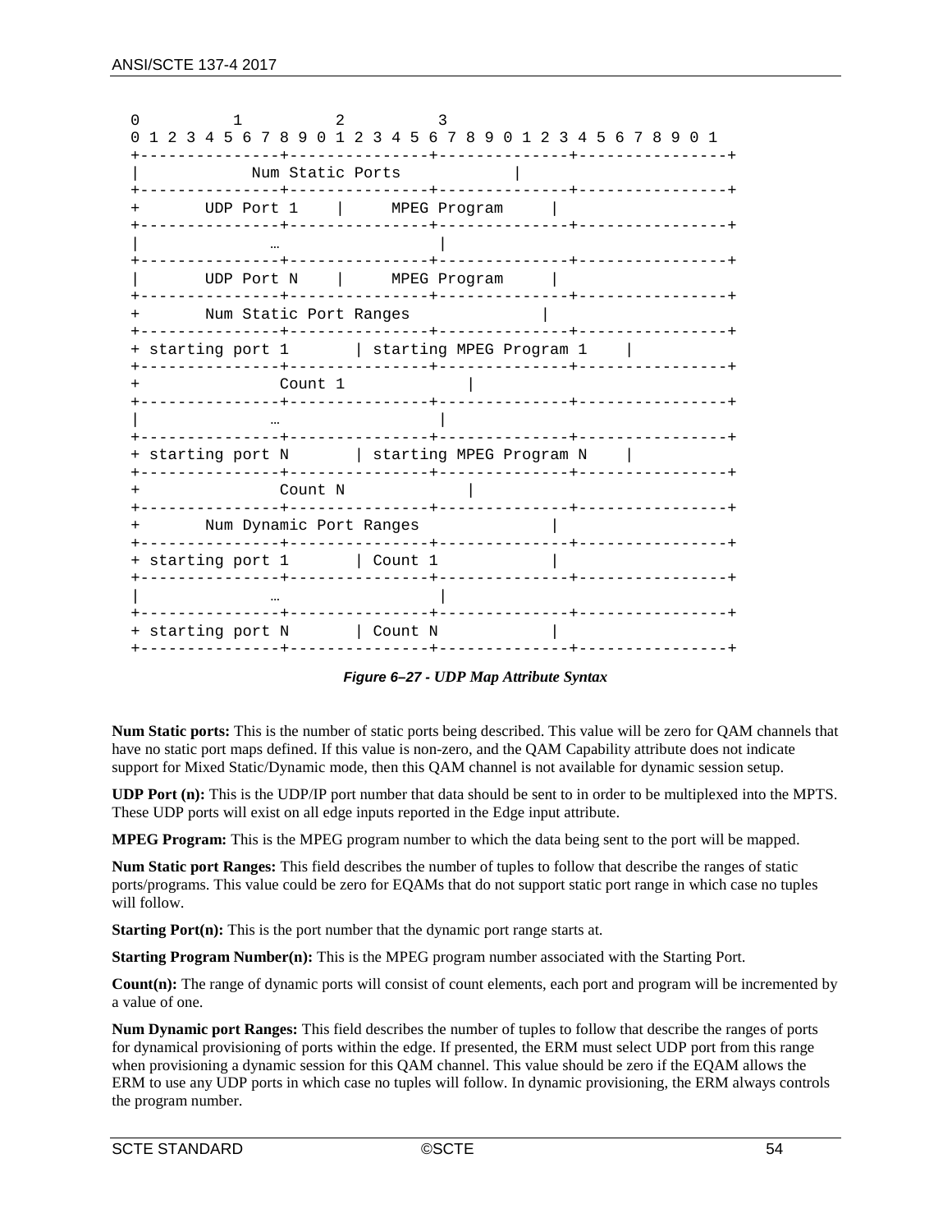```
0         1         2         3
0 1 2 3 4 5 6 7 8 9 0 1 2 3 4 5 6 7 8 9 0 1 2 3 4 5 6 7 8 9 0 1
+---------------+---------------+--------------+----------------+
|            Num Static Ports             |
+---------------+---------------+--------------+----------------+
+       UDP Port 1    |     MPEG Program     |
+---------------+---------------+--------------+----------------+
|               …               |
+---------------+---------------+--------------+----------------+
|       UDP Port N    |     MPEG Program     |
+---------------+---------------+--------------+----------------+
+       Num Static Port Ranges              |
+---------------+---------------+--------------+----------------+
+ starting port 1       | starting MPEG Program 1    |
+---------------+---------------+--------------+----------------+
+               Count 1             |
+---------------+---------------+--------------+----------------+
|               …               |
+---------------+---------------+--------------+----------------+
+ starting port N       | starting MPEG Program N    |
+---------------+---------------+--------------+----------------+
+               Count N             |
+---------------+---------------+--------------+----------------+
+       Num Dynamic Port Ranges              |
+---------------+---------------+--------------+----------------+
+ starting port 1       | Count 1            |
+---------------+---------------+--------------+----------------+
|               …               |
+---------------+---------------+--------------+----------------+
+ starting port N       | Count N            |
+---------------+---------------+--------------+----------------+
```

***Figure 6–27 - UDP Map Attribute Syntax***

**Num Static ports:** This is the number of static ports being described. This value will be zero for QAM channels that have no static port maps defined. If this value is non-zero, and the QAM Capability attribute does not indicate support for Mixed Static/Dynamic mode, then this QAM channel is not available for dynamic session setup.

**UDP Port (n):** This is the UDP/IP port number that data should be sent to in order to be multiplexed into the MPTS. These UDP ports will exist on all edge inputs reported in the Edge input attribute.

**MPEG Program:** This is the MPEG program number to which the data being sent to the port will be mapped.

**Num Static port Ranges:** This field describes the number of tuples to follow that describe the ranges of static ports/programs. This value could be zero for EQAMs that do not support static port range in which case no tuples will follow.

**Starting Port(n):** This is the port number that the dynamic port range starts at.

**Starting Program Number(n):** This is the MPEG program number associated with the Starting Port.

**Count(n):** The range of dynamic ports will consist of count elements, each port and program will be incremented by a value of one.

**Num Dynamic port Ranges:** This field describes the number of tuples to follow that describe the ranges of ports for dynamical provisioning of ports within the edge. If presented, the ERM must select UDP port from this range when provisioning a dynamic session for this QAM channel. This value should be zero if the EQAM allows the ERM to use any UDP ports in which case no tuples will follow. In dynamic provisioning, the ERM always controls the program number.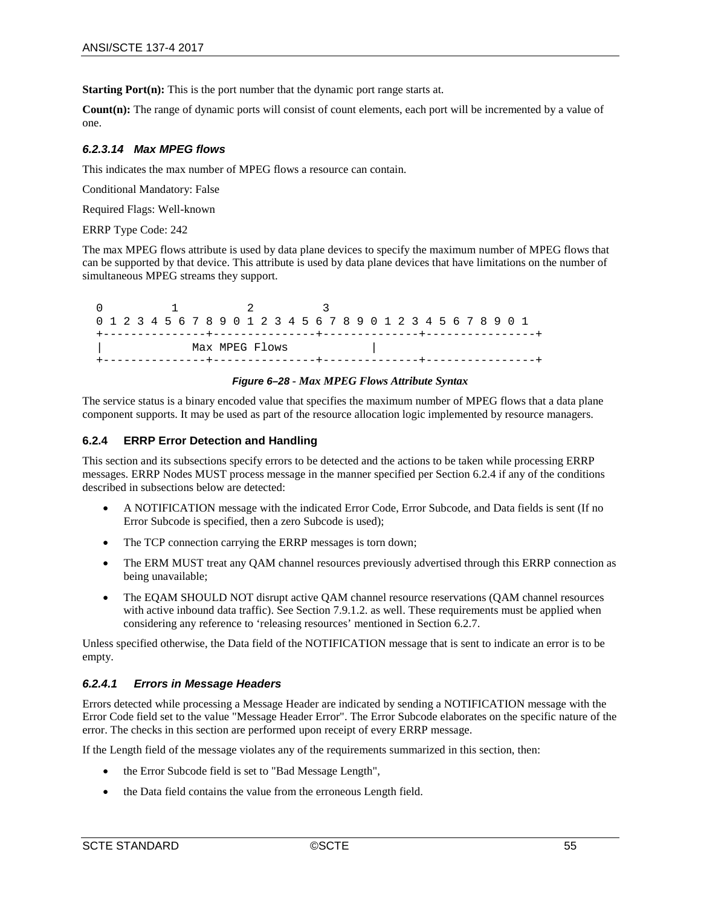**Starting Port(n):** This is the port number that the dynamic port range starts at.

**Count(n):** The range of dynamic ports will consist of count elements, each port will be incremented by a value of one.

#### *6.2.3.14 Max MPEG flows*

This indicates the max number of MPEG flows a resource can contain.

Conditional Mandatory: False

Required Flags: Well-known

ERRP Type Code: 242

The max MPEG flows attribute is used by data plane devices to specify the maximum number of MPEG flows that can be supported by that device. This attribute is used by data plane devices that have limitations on the number of simultaneous MPEG streams they support.

```
0         1         2         3
0 1 2 3 4 5 6 7 8 9 0 1 2 3 4 5 6 7 8 9 0 1 2 3 4 5 6 7 8 9 0 1
+---------------+--------------+-------------+---------------+
|             Max MPEG Flows             |
+---------------+--------------+-------------+---------------+
```

***Figure 6–28 - Max MPEG Flows Attribute Syntax***

The service status is a binary encoded value that specifies the maximum number of MPEG flows that a data plane component supports. It may be used as part of the resource allocation logic implemented by resource managers.

### 6.2.4 ERRP Error Detection and Handling

This section and its subsections specify errors to be detected and the actions to be taken while processing ERRP messages. ERRP Nodes MUST process message in the manner specified per Section 6.2.4 if any of the conditions described in subsections below are detected:

- A NOTIFICATION message with the indicated Error Code, Error Subcode, and Data fields is sent (If no Error Subcode is specified, then a zero Subcode is used);
- The TCP connection carrying the ERRP messages is torn down;
- The ERM MUST treat any QAM channel resources previously advertised through this ERRP connection as being unavailable;
- The EQAM SHOULD NOT disrupt active QAM channel resource reservations (QAM channel resources with active inbound data traffic). See Section 7.9.1.2. as well. These requirements must be applied when considering any reference to 'releasing resources' mentioned in Section 6.2.7.

Unless specified otherwise, the Data field of the NOTIFICATION message that is sent to indicate an error is to be empty.

#### *6.2.4.1 Errors in Message Headers*

Errors detected while processing a Message Header are indicated by sending a NOTIFICATION message with the Error Code field set to the value "Message Header Error". The Error Subcode elaborates on the specific nature of the error. The checks in this section are performed upon receipt of every ERRP message.

If the Length field of the message violates any of the requirements summarized in this section, then:

- the Error Subcode field is set to "Bad Message Length",
- the Data field contains the value from the erroneous Length field.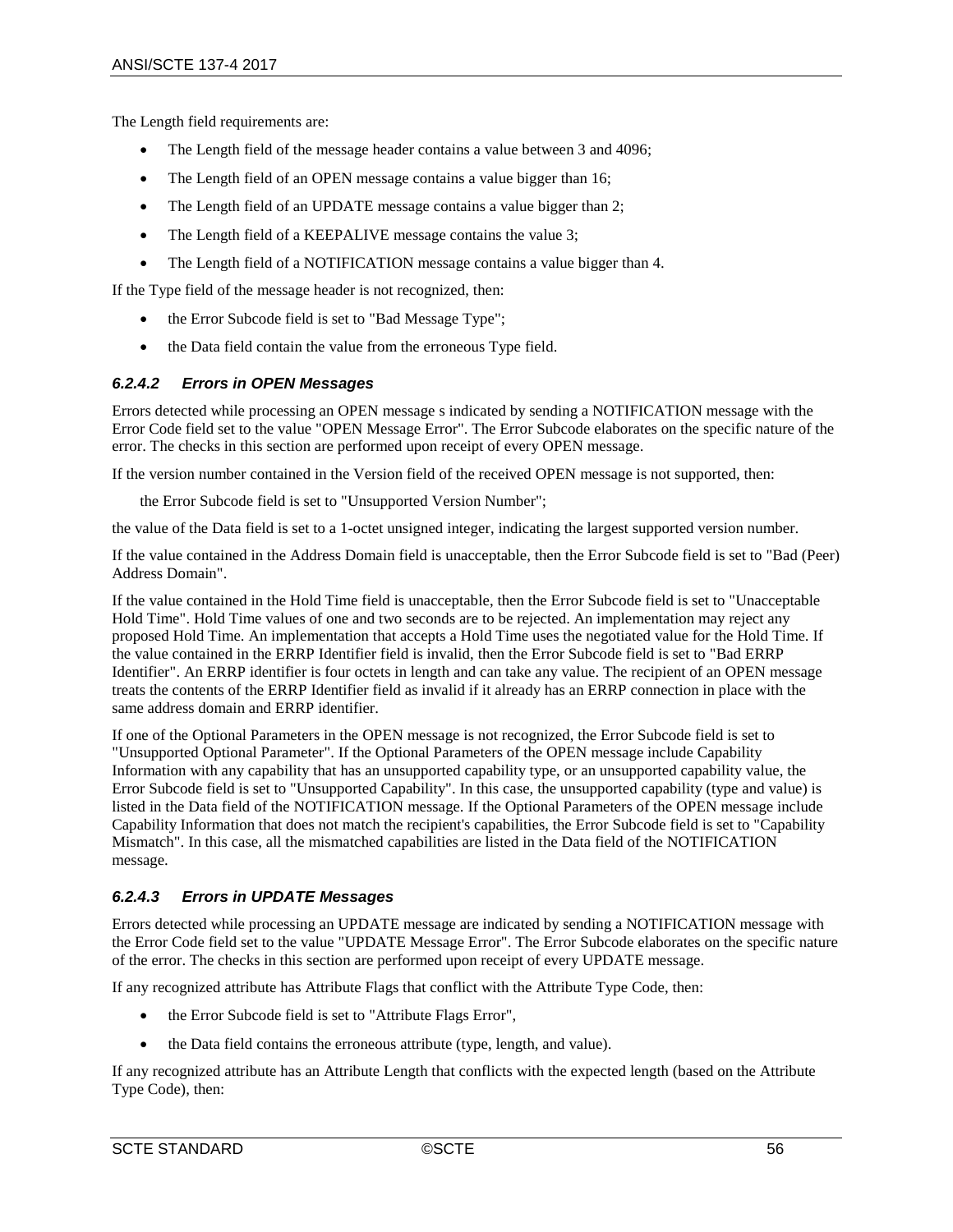The Length field requirements are:

- The Length field of the message header contains a value between 3 and 4096;
- The Length field of an OPEN message contains a value bigger than 16;
- The Length field of an UPDATE message contains a value bigger than 2;
- The Length field of a KEEPALIVE message contains the value 3;
- The Length field of a NOTIFICATION message contains a value bigger than 4.

If the Type field of the message header is not recognized, then:

- the Error Subcode field is set to "Bad Message Type";
- the Data field contain the value from the erroneous Type field.

#### *6.2.4.2 Errors in OPEN Messages*

Errors detected while processing an OPEN message s indicated by sending a NOTIFICATION message with the Error Code field set to the value "OPEN Message Error". The Error Subcode elaborates on the specific nature of the error. The checks in this section are performed upon receipt of every OPEN message.

If the version number contained in the Version field of the received OPEN message is not supported, then:

the Error Subcode field is set to "Unsupported Version Number";

the value of the Data field is set to a 1-octet unsigned integer, indicating the largest supported version number.

If the value contained in the Address Domain field is unacceptable, then the Error Subcode field is set to "Bad (Peer) Address Domain".

If the value contained in the Hold Time field is unacceptable, then the Error Subcode field is set to "Unacceptable Hold Time". Hold Time values of one and two seconds are to be rejected. An implementation may reject any proposed Hold Time. An implementation that accepts a Hold Time uses the negotiated value for the Hold Time. If the value contained in the ERRP Identifier field is invalid, then the Error Subcode field is set to "Bad ERRP Identifier". An ERRP identifier is four octets in length and can take any value. The recipient of an OPEN message treats the contents of the ERRP Identifier field as invalid if it already has an ERRP connection in place with the same address domain and ERRP identifier.

If one of the Optional Parameters in the OPEN message is not recognized, the Error Subcode field is set to "Unsupported Optional Parameter". If the Optional Parameters of the OPEN message include Capability Information with any capability that has an unsupported capability type, or an unsupported capability value, the Error Subcode field is set to "Unsupported Capability". In this case, the unsupported capability (type and value) is listed in the Data field of the NOTIFICATION message. If the Optional Parameters of the OPEN message include Capability Information that does not match the recipient's capabilities, the Error Subcode field is set to "Capability Mismatch". In this case, all the mismatched capabilities are listed in the Data field of the NOTIFICATION message.

#### *6.2.4.3 Errors in UPDATE Messages*

Errors detected while processing an UPDATE message are indicated by sending a NOTIFICATION message with the Error Code field set to the value "UPDATE Message Error". The Error Subcode elaborates on the specific nature of the error. The checks in this section are performed upon receipt of every UPDATE message.

If any recognized attribute has Attribute Flags that conflict with the Attribute Type Code, then:

- the Error Subcode field is set to "Attribute Flags Error",
- the Data field contains the erroneous attribute (type, length, and value).

If any recognized attribute has an Attribute Length that conflicts with the expected length (based on the Attribute Type Code), then: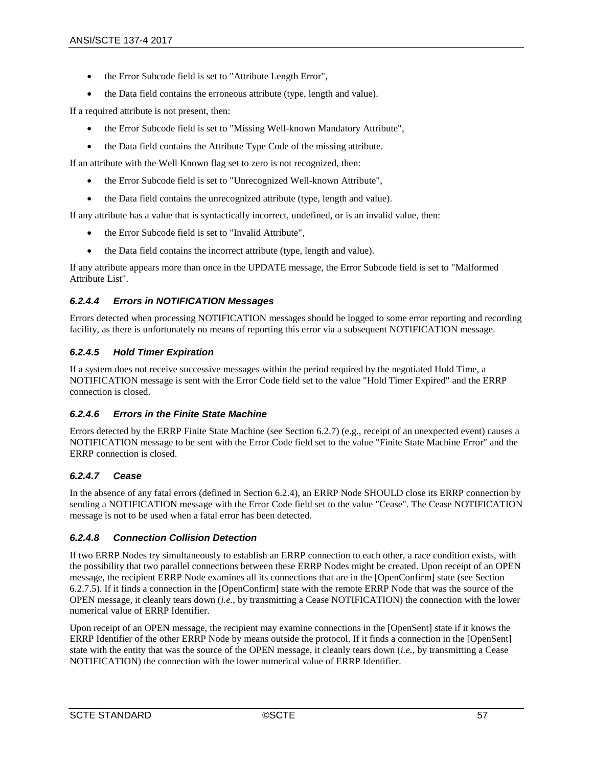- the Error Subcode field is set to "Attribute Length Error",
- the Data field contains the erroneous attribute (type, length and value).

If a required attribute is not present, then:

- the Error Subcode field is set to "Missing Well-known Mandatory Attribute",
- the Data field contains the Attribute Type Code of the missing attribute.

If an attribute with the Well Known flag set to zero is not recognized, then:

- the Error Subcode field is set to "Unrecognized Well-known Attribute",
- the Data field contains the unrecognized attribute (type, length and value).

If any attribute has a value that is syntactically incorrect, undefined, or is an invalid value, then:

- the Error Subcode field is set to "Invalid Attribute",
- the Data field contains the incorrect attribute (type, length and value).

If any attribute appears more than once in the UPDATE message, the Error Subcode field is set to "Malformed Attribute List".

#### *6.2.4.4 Errors in NOTIFICATION Messages*

Errors detected when processing NOTIFICATION messages should be logged to some error reporting and recording facility, as there is unfortunately no means of reporting this error via a subsequent NOTIFICATION message.

#### *6.2.4.5 Hold Timer Expiration*

If a system does not receive successive messages within the period required by the negotiated Hold Time, a NOTIFICATION message is sent with the Error Code field set to the value "Hold Timer Expired" and the ERRP connection is closed.

#### *6.2.4.6 Errors in the Finite State Machine*

Errors detected by the ERRP Finite State Machine (see Section 6.2.7) (e.g., receipt of an unexpected event) causes a NOTIFICATION message to be sent with the Error Code field set to the value "Finite State Machine Error" and the ERRP connection is closed.

#### *6.2.4.7 Cease*

In the absence of any fatal errors (defined in Section 6.2.4), an ERRP Node SHOULD close its ERRP connection by sending a NOTIFICATION message with the Error Code field set to the value "Cease". The Cease NOTIFICATION message is not to be used when a fatal error has been detected.

#### *6.2.4.8 Connection Collision Detection*

If two ERRP Nodes try simultaneously to establish an ERRP connection to each other, a race condition exists, with the possibility that two parallel connections between these ERRP Nodes might be created. Upon receipt of an OPEN message, the recipient ERRP Node examines all its connections that are in the [OpenConfirm] state (see Section 6.2.7.5). If it finds a connection in the [OpenConfirm] state with the remote ERRP Node that was the source of the OPEN message, it cleanly tears down (*i.e.,* by transmitting a Cease NOTIFICATION) the connection with the lower numerical value of ERRP Identifier.

Upon receipt of an OPEN message, the recipient may examine connections in the [OpenSent] state if it knows the ERRP Identifier of the other ERRP Node by means outside the protocol. If it finds a connection in the [OpenSent] state with the entity that was the source of the OPEN message, it cleanly tears down (*i.e.,* by transmitting a Cease NOTIFICATION) the connection with the lower numerical value of ERRP Identifier.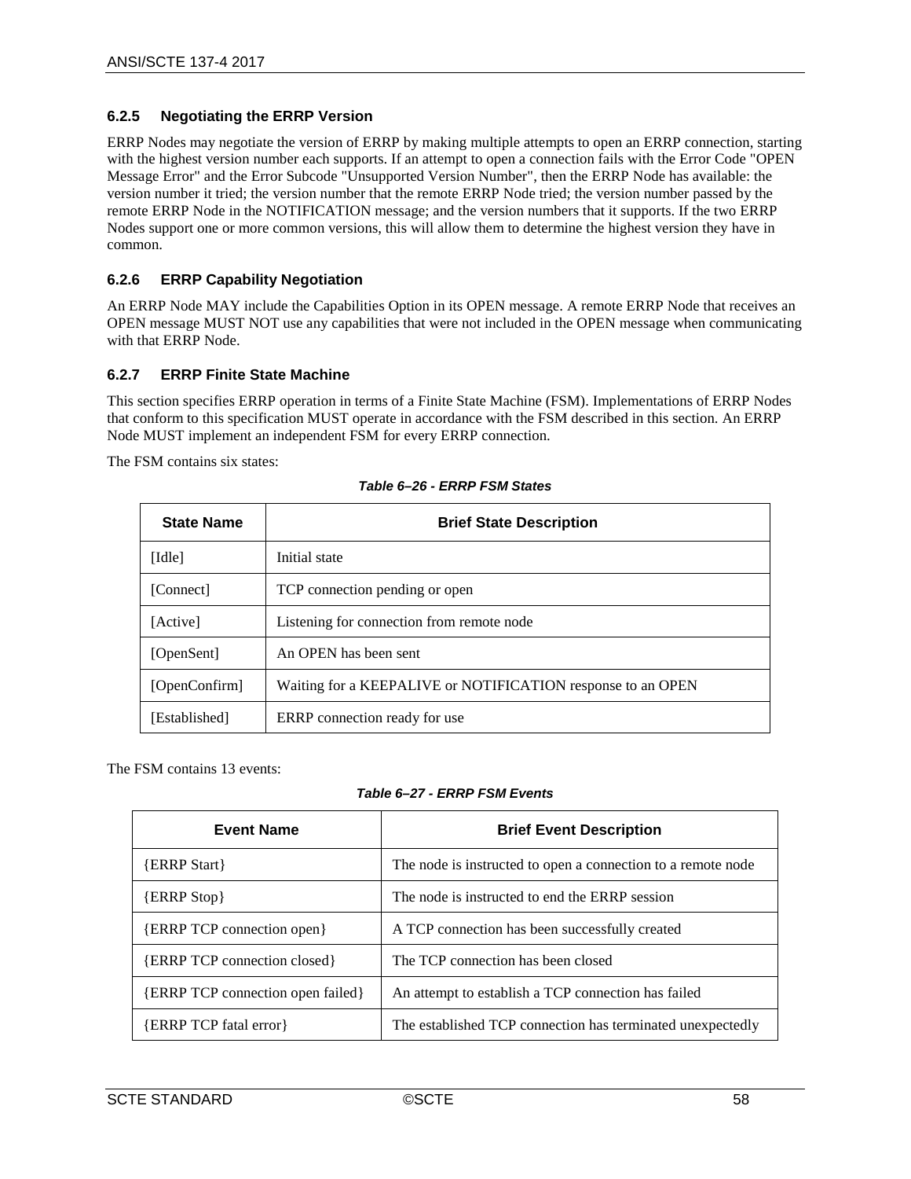### 6.2.5 Negotiating the ERRP Version

ERRP Nodes may negotiate the version of ERRP by making multiple attempts to open an ERRP connection, starting with the highest version number each supports. If an attempt to open a connection fails with the Error Code "OPEN Message Error" and the Error Subcode "Unsupported Version Number", then the ERRP Node has available: the version number it tried; the version number that the remote ERRP Node tried; the version number passed by the remote ERRP Node in the NOTIFICATION message; and the version numbers that it supports. If the two ERRP Nodes support one or more common versions, this will allow them to determine the highest version they have in common.

### 6.2.6 ERRP Capability Negotiation

An ERRP Node MAY include the Capabilities Option in its OPEN message. A remote ERRP Node that receives an OPEN message MUST NOT use any capabilities that were not included in the OPEN message when communicating with that ERRP Node.

### 6.2.7 ERRP Finite State Machine

This section specifies ERRP operation in terms of a Finite State Machine (FSM). Implementations of ERRP Nodes that conform to this specification MUST operate in accordance with the FSM described in this section. An ERRP Node MUST implement an independent FSM for every ERRP connection.

The FSM contains six states:

*Table 6–26 - ERRP FSM States*

| State Name | Brief State Description |
|---|---|
| [Idle] | Initial state |
| [Connect] | TCP connection pending or open |
| [Active] | Listening for connection from remote node |
| [OpenSent] | An OPEN has been sent |
| [OpenConfirm] | Waiting for a KEEPALIVE or NOTIFICATION response to an OPEN |
| [Established] | ERRP connection ready for use |

The FSM contains 13 events:

*Table 6–27 - ERRP FSM Events*

| Event Name | Brief Event Description |
|---|---|
| {ERRP Start} | The node is instructed to open a connection to a remote node |
| {ERRP Stop} | The node is instructed to end the ERRP session |
| {ERRP TCP connection open} | A TCP connection has been successfully created |
| {ERRP TCP connection closed} | The TCP connection has been closed |
| {ERRP TCP connection open failed} | An attempt to establish a TCP connection has failed |
| {ERRP TCP fatal error} | The established TCP connection has terminated unexpectedly |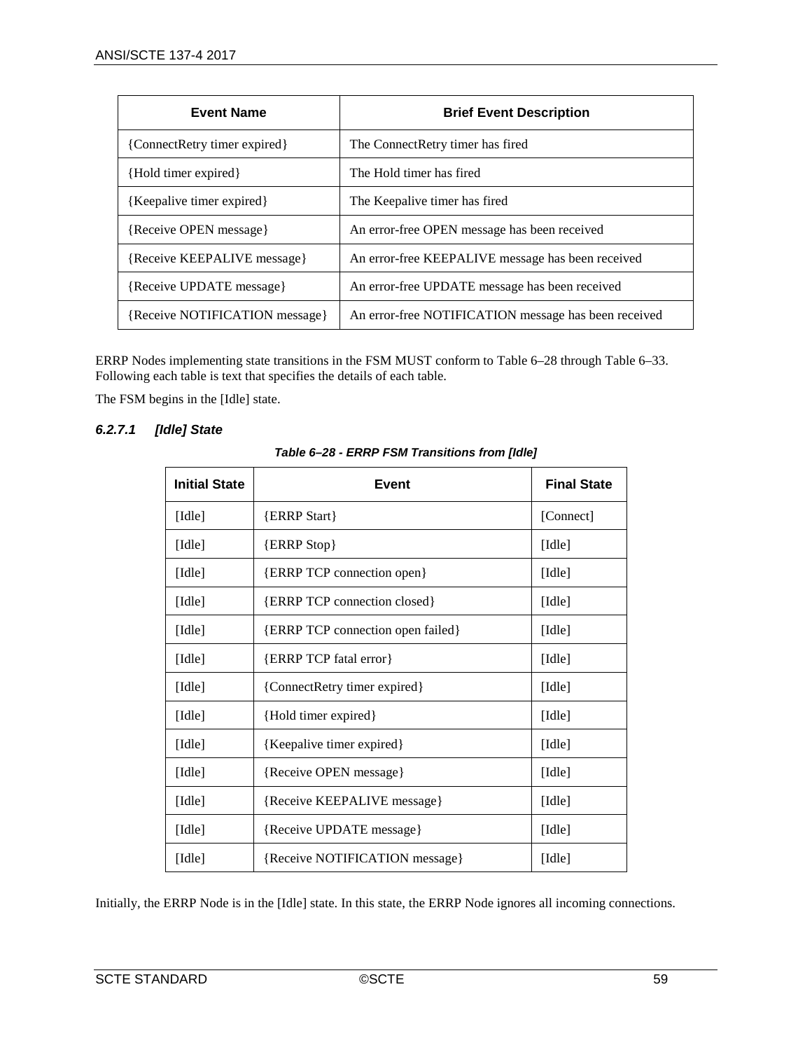| Event Name | Brief Event Description |
| --- | --- |
| {ConnectRetry timer expired} | The ConnectRetry timer has fired |
| {Hold timer expired} | The Hold timer has fired |
| {Keepalive timer expired} | The Keepalive timer has fired |
| {Receive OPEN message} | An error-free OPEN message has been received |
| {Receive KEEPALIVE message} | An error-free KEEPALIVE message has been received |
| {Receive UPDATE message} | An error-free UPDATE message has been received |
| {Receive NOTIFICATION message} | An error-free NOTIFICATION message has been received |

ERRP Nodes implementing state transitions in the FSM MUST conform to Table 6–28 through Table 6–33. Following each table is text that specifies the details of each table.

The FSM begins in the [Idle] state.

#### *6.2.7.1 [Idle] State*

***Table 6–28 - ERRP FSM Transitions from [Idle]***

| Initial State | Event | Final State |
| --- | --- | --- |
| [Idle] | {ERRP Start} | [Connect] |
| [Idle] | {ERRP Stop} | [Idle] |
| [Idle] | {ERRP TCP connection open} | [Idle] |
| [Idle] | {ERRP TCP connection closed} | [Idle] |
| [Idle] | {ERRP TCP connection open failed} | [Idle] |
| [Idle] | {ERRP TCP fatal error} | [Idle] |
| [Idle] | {ConnectRetry timer expired} | [Idle] |
| [Idle] | {Hold timer expired} | [Idle] |
| [Idle] | {Keepalive timer expired} | [Idle] |
| [Idle] | {Receive OPEN message} | [Idle] |
| [Idle] | {Receive KEEPALIVE message} | [Idle] |
| [Idle] | {Receive UPDATE message} | [Idle] |
| [Idle] | {Receive NOTIFICATION message} | [Idle] |

Initially, the ERRP Node is in the [Idle] state. In this state, the ERRP Node ignores all incoming connections.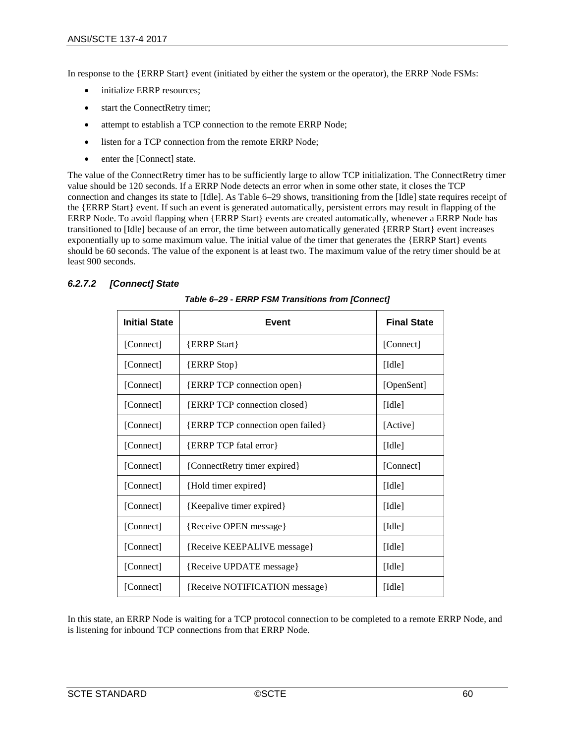In response to the {ERRP Start} event (initiated by either the system or the operator), the ERRP Node FSMs:

- initialize ERRP resources;
- start the ConnectRetry timer;
- attempt to establish a TCP connection to the remote ERRP Node;
- listen for a TCP connection from the remote ERRP Node;
- enter the [Connect] state.

The value of the ConnectRetry timer has to be sufficiently large to allow TCP initialization. The ConnectRetry timer value should be 120 seconds. If a ERRP Node detects an error when in some other state, it closes the TCP connection and changes its state to [Idle]. As Table 6–29 shows, transitioning from the [Idle] state requires receipt of the {ERRP Start} event. If such an event is generated automatically, persistent errors may result in flapping of the ERRP Node. To avoid flapping when {ERRP Start} events are created automatically, whenever a ERRP Node has transitioned to [Idle] because of an error, the time between automatically generated {ERRP Start} event increases exponentially up to some maximum value. The initial value of the timer that generates the {ERRP Start} events should be 60 seconds. The value of the exponent is at least two. The maximum value of the retry timer should be at least 900 seconds.

#### *6.2.7.2 [Connect] State*

***Table 6–29 - ERRP FSM Transitions from [Connect]***

| Initial State | Event | Final State |
|---|---|---|
| [Connect] | {ERRP Start} | [Connect] |
| [Connect] | {ERRP Stop} | [Idle] |
| [Connect] | {ERRP TCP connection open} | [OpenSent] |
| [Connect] | {ERRP TCP connection closed} | [Idle] |
| [Connect] | {ERRP TCP connection open failed} | [Active] |
| [Connect] | {ERRP TCP fatal error} | [Idle] |
| [Connect] | {ConnectRetry timer expired} | [Connect] |
| [Connect] | {Hold timer expired} | [Idle] |
| [Connect] | {Keepalive timer expired} | [Idle] |
| [Connect] | {Receive OPEN message} | [Idle] |
| [Connect] | {Receive KEEPALIVE message} | [Idle] |
| [Connect] | {Receive UPDATE message} | [Idle] |
| [Connect] | {Receive NOTIFICATION message} | [Idle] |

In this state, an ERRP Node is waiting for a TCP protocol connection to be completed to a remote ERRP Node, and is listening for inbound TCP connections from that ERRP Node.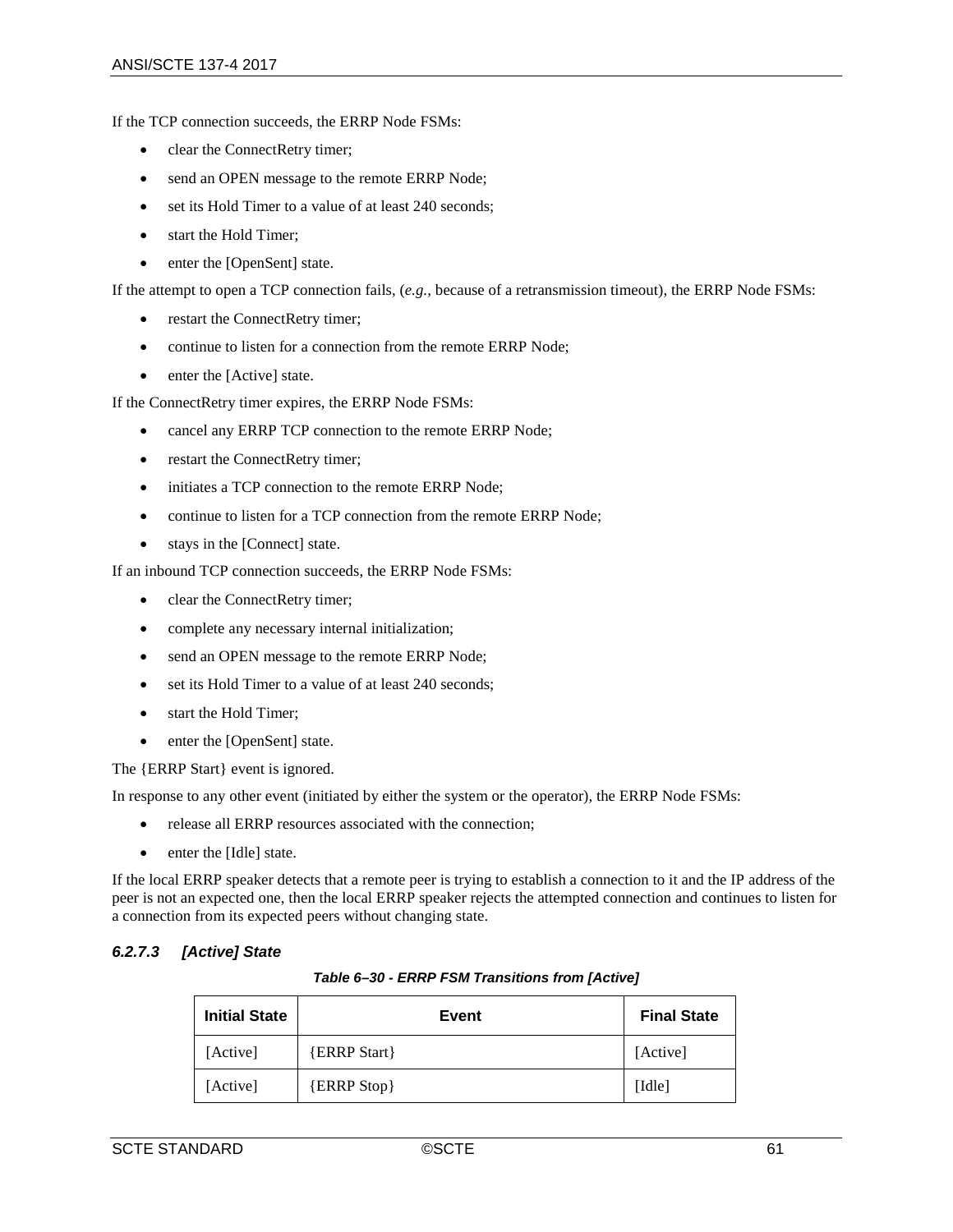If the TCP connection succeeds, the ERRP Node FSMs:

- clear the ConnectRetry timer;
- send an OPEN message to the remote ERRP Node;
- set its Hold Timer to a value of at least 240 seconds;
- start the Hold Timer;
- enter the [OpenSent] state.

If the attempt to open a TCP connection fails, (*e.g.,* because of a retransmission timeout), the ERRP Node FSMs:

- restart the ConnectRetry timer;
- continue to listen for a connection from the remote ERRP Node;
- enter the [Active] state.

If the ConnectRetry timer expires, the ERRP Node FSMs:

- cancel any ERRP TCP connection to the remote ERRP Node;
- restart the ConnectRetry timer;
- initiates a TCP connection to the remote ERRP Node;
- continue to listen for a TCP connection from the remote ERRP Node;
- stays in the [Connect] state.

If an inbound TCP connection succeeds, the ERRP Node FSMs:

- clear the ConnectRetry timer;
- complete any necessary internal initialization;
- send an OPEN message to the remote ERRP Node;
- set its Hold Timer to a value of at least 240 seconds;
- start the Hold Timer;
- enter the [OpenSent] state.

The {ERRP Start} event is ignored.

In response to any other event (initiated by either the system or the operator), the ERRP Node FSMs:

- release all ERRP resources associated with the connection;
- enter the [Idle] state.

If the local ERRP speaker detects that a remote peer is trying to establish a connection to it and the IP address of the peer is not an expected one, then the local ERRP speaker rejects the attempted connection and continues to listen for a connection from its expected peers without changing state.

### *6.2.7.3 [Active] State*

***Table 6–30 - ERRP FSM Transitions from [Active]***

| Initial State | Event | Final State |
|---|---|---|
| [Active] | {ERRP Start} | [Active] |
| [Active] | {ERRP Stop} | [Idle] |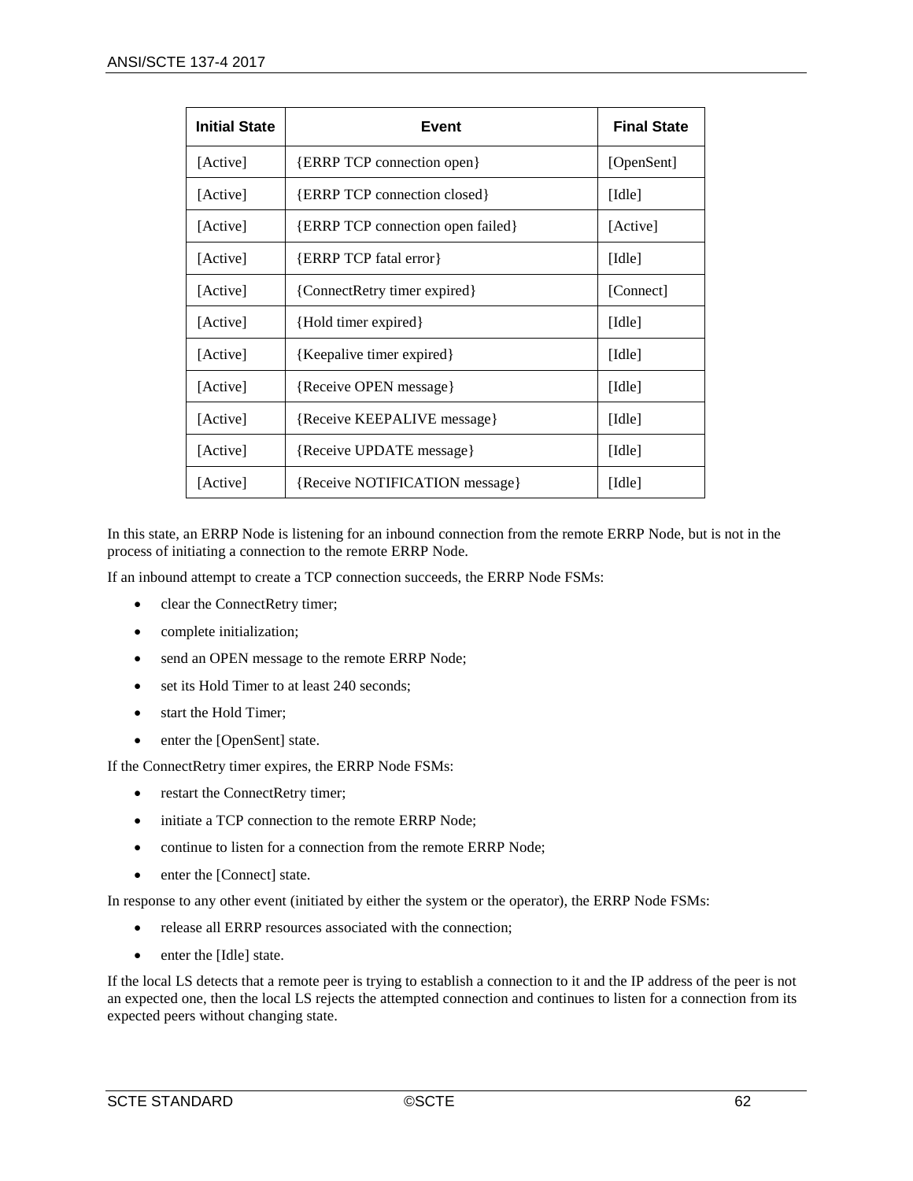| Initial State | Event | Final State |
|---|---|---|
| [Active] | {ERRP TCP connection open} | [OpenSent] |
| [Active] | {ERRP TCP connection closed} | [Idle] |
| [Active] | {ERRP TCP connection open failed} | [Active] |
| [Active] | {ERRP TCP fatal error} | [Idle] |
| [Active] | {ConnectRetry timer expired} | [Connect] |
| [Active] | {Hold timer expired} | [Idle] |
| [Active] | {Keepalive timer expired} | [Idle] |
| [Active] | {Receive OPEN message} | [Idle] |
| [Active] | {Receive KEEPALIVE message} | [Idle] |
| [Active] | {Receive UPDATE message} | [Idle] |
| [Active] | {Receive NOTIFICATION message} | [Idle] |

In this state, an ERRP Node is listening for an inbound connection from the remote ERRP Node, but is not in the process of initiating a connection to the remote ERRP Node.

If an inbound attempt to create a TCP connection succeeds, the ERRP Node FSMs:

- clear the ConnectRetry timer;
- complete initialization;
- send an OPEN message to the remote ERRP Node;
- set its Hold Timer to at least 240 seconds;
- start the Hold Timer;
- enter the [OpenSent] state.

If the ConnectRetry timer expires, the ERRP Node FSMs:

- restart the ConnectRetry timer;
- initiate a TCP connection to the remote ERRP Node;
- continue to listen for a connection from the remote ERRP Node;
- enter the [Connect] state.

In response to any other event (initiated by either the system or the operator), the ERRP Node FSMs:

- release all ERRP resources associated with the connection;
- enter the [Idle] state.

If the local LS detects that a remote peer is trying to establish a connection to it and the IP address of the peer is not an expected one, then the local LS rejects the attempted connection and continues to listen for a connection from its expected peers without changing state.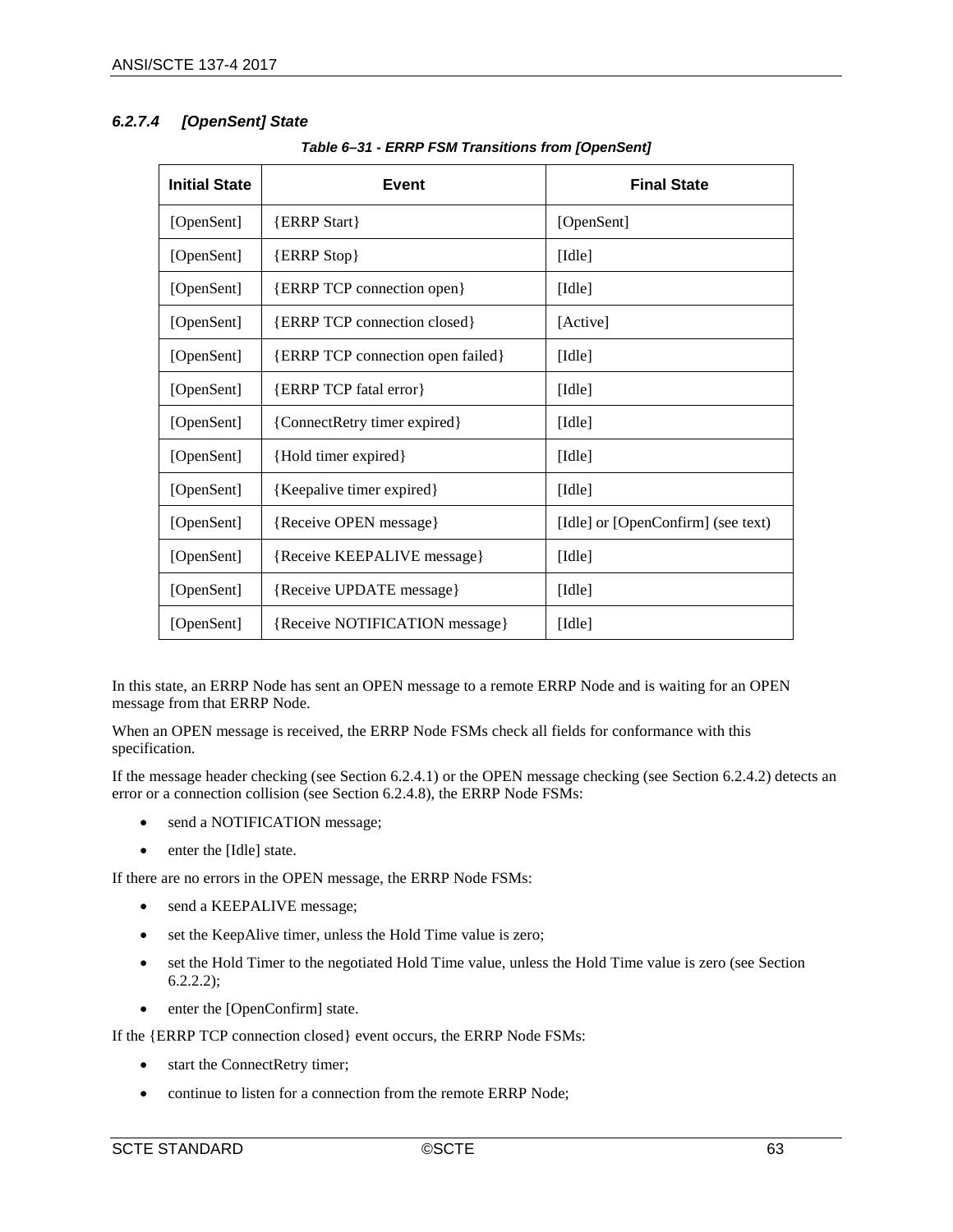#### *6.2.7.4 [OpenSent] State*

*Table 6–31 - ERRP FSM Transitions from [OpenSent]*

| Initial State | Event | Final State |
|---|---|---|
| [OpenSent] | {ERRP Start} | [OpenSent] |
| [OpenSent] | {ERRP Stop} | [Idle] |
| [OpenSent] | {ERRP TCP connection open} | [Idle] |
| [OpenSent] | {ERRP TCP connection closed} | [Active] |
| [OpenSent] | {ERRP TCP connection open failed} | [Idle] |
| [OpenSent] | {ERRP TCP fatal error} | [Idle] |
| [OpenSent] | {ConnectRetry timer expired} | [Idle] |
| [OpenSent] | {Hold timer expired} | [Idle] |
| [OpenSent] | {Keepalive timer expired} | [Idle] |
| [OpenSent] | {Receive OPEN message} | [Idle] or [OpenConfirm] (see text) |
| [OpenSent] | {Receive KEEPALIVE message} | [Idle] |
| [OpenSent] | {Receive UPDATE message} | [Idle] |
| [OpenSent] | {Receive NOTIFICATION message} | [Idle] |

In this state, an ERRP Node has sent an OPEN message to a remote ERRP Node and is waiting for an OPEN message from that ERRP Node.

When an OPEN message is received, the ERRP Node FSMs check all fields for conformance with this specification.

If the message header checking (see Section 6.2.4.1) or the OPEN message checking (see Section 6.2.4.2) detects an error or a connection collision (see Section 6.2.4.8), the ERRP Node FSMs:

- send a NOTIFICATION message;
- enter the [Idle] state.

If there are no errors in the OPEN message, the ERRP Node FSMs:

- send a KEEPALIVE message;
- set the KeepAlive timer, unless the Hold Time value is zero;
- set the Hold Timer to the negotiated Hold Time value, unless the Hold Time value is zero (see Section 6.2.2.2);
- enter the [OpenConfirm] state.

If the {ERRP TCP connection closed} event occurs, the ERRP Node FSMs:

- start the ConnectRetry timer;
- continue to listen for a connection from the remote ERRP Node;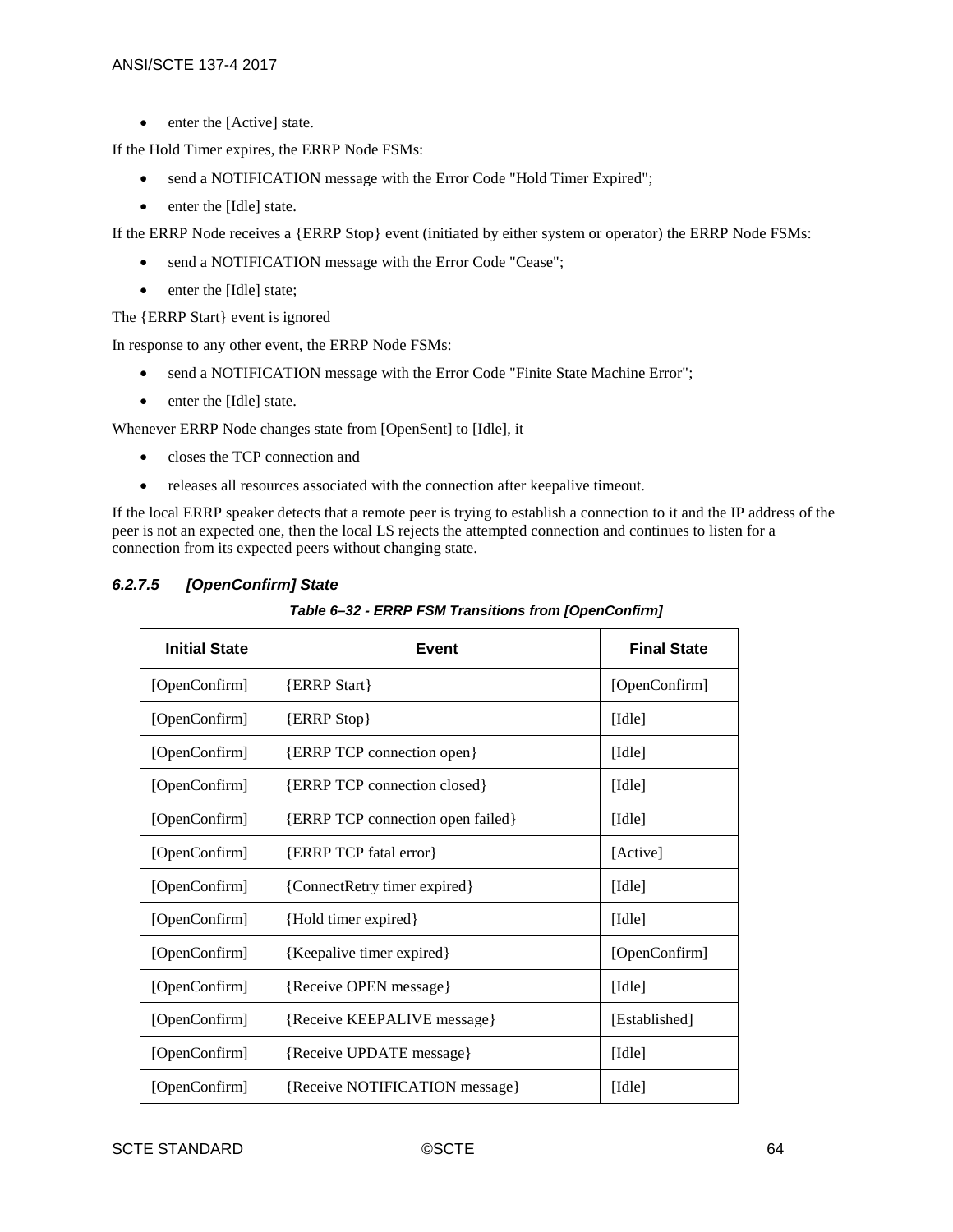- enter the [Active] state.

If the Hold Timer expires, the ERRP Node FSMs:

- send a NOTIFICATION message with the Error Code "Hold Timer Expired";
- enter the [Idle] state.

If the ERRP Node receives a {ERRP Stop} event (initiated by either system or operator) the ERRP Node FSMs:

- send a NOTIFICATION message with the Error Code "Cease";
- enter the [Idle] state;

The {ERRP Start} event is ignored

In response to any other event, the ERRP Node FSMs:

- send a NOTIFICATION message with the Error Code "Finite State Machine Error";
- enter the [Idle] state.

Whenever ERRP Node changes state from [OpenSent] to [Idle], it

- closes the TCP connection and
- releases all resources associated with the connection after keepalive timeout.

If the local ERRP speaker detects that a remote peer is trying to establish a connection to it and the IP address of the peer is not an expected one, then the local LS rejects the attempted connection and continues to listen for a connection from its expected peers without changing state.

#### *6.2.7.5 [OpenConfirm] State*

***Table 6–32 - ERRP FSM Transitions from [OpenConfirm]***

| Initial State | Event | Final State |
|---|---|---|
| [OpenConfirm] | {ERRP Start} | [OpenConfirm] |
| [OpenConfirm] | {ERRP Stop} | [Idle] |
| [OpenConfirm] | {ERRP TCP connection open} | [Idle] |
| [OpenConfirm] | {ERRP TCP connection closed} | [Idle] |
| [OpenConfirm] | {ERRP TCP connection open failed} | [Idle] |
| [OpenConfirm] | {ERRP TCP fatal error} | [Active] |
| [OpenConfirm] | {ConnectRetry timer expired} | [Idle] |
| [OpenConfirm] | {Hold timer expired} | [Idle] |
| [OpenConfirm] | {Keepalive timer expired} | [OpenConfirm] |
| [OpenConfirm] | {Receive OPEN message} | [Idle] |
| [OpenConfirm] | {Receive KEEPALIVE message} | [Established] |
| [OpenConfirm] | {Receive UPDATE message} | [Idle] |
| [OpenConfirm] | {Receive NOTIFICATION message} | [Idle] |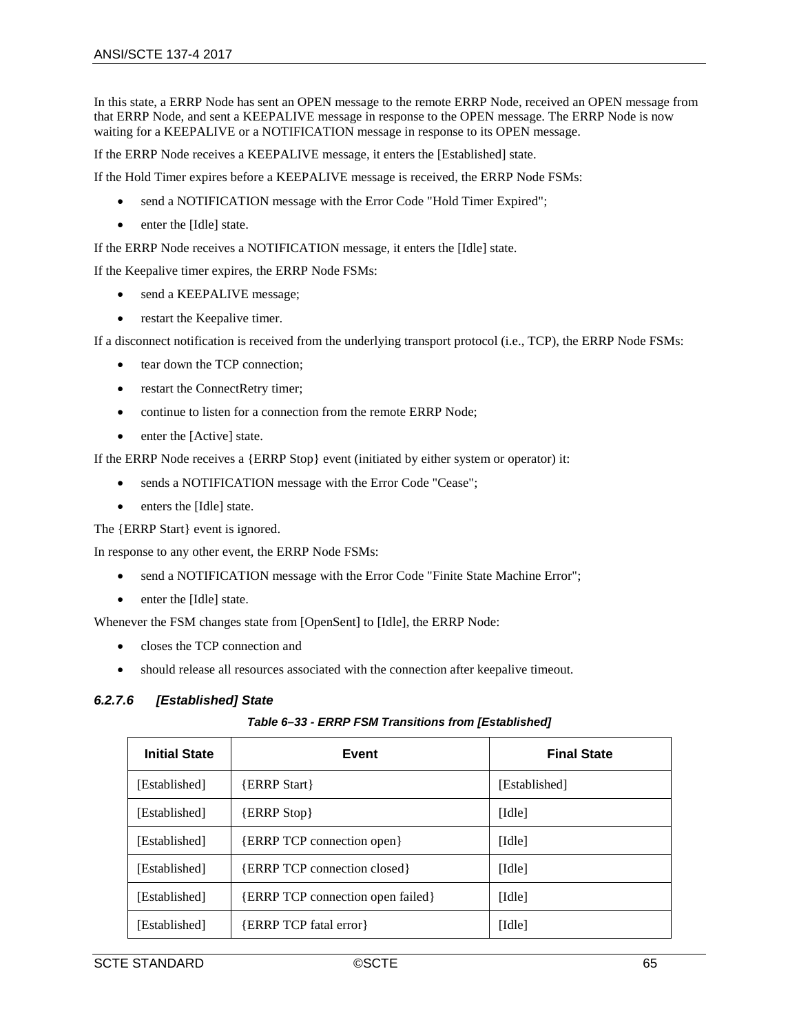In this state, a ERRP Node has sent an OPEN message to the remote ERRP Node, received an OPEN message from that ERRP Node, and sent a KEEPALIVE message in response to the OPEN message. The ERRP Node is now waiting for a KEEPALIVE or a NOTIFICATION message in response to its OPEN message.

If the ERRP Node receives a KEEPALIVE message, it enters the [Established] state.

If the Hold Timer expires before a KEEPALIVE message is received, the ERRP Node FSMs:

- send a NOTIFICATION message with the Error Code "Hold Timer Expired";
- enter the [Idle] state.

If the ERRP Node receives a NOTIFICATION message, it enters the [Idle] state.

If the Keepalive timer expires, the ERRP Node FSMs:

- send a KEEPALIVE message;
- restart the Keepalive timer.

If a disconnect notification is received from the underlying transport protocol (i.e., TCP), the ERRP Node FSMs:

- tear down the TCP connection;
- restart the ConnectRetry timer;
- continue to listen for a connection from the remote ERRP Node;
- enter the [Active] state.

If the ERRP Node receives a {ERRP Stop} event (initiated by either system or operator) it:

- sends a NOTIFICATION message with the Error Code "Cease";
- enters the [Idle] state.

The {ERRP Start} event is ignored.

In response to any other event, the ERRP Node FSMs:

- send a NOTIFICATION message with the Error Code "Finite State Machine Error";
- enter the [Idle] state.

Whenever the FSM changes state from [OpenSent] to [Idle], the ERRP Node:

- closes the TCP connection and
- should release all resources associated with the connection after keepalive timeout.

#### *6.2.7.6 [Established] State*

***Table 6–33 - ERRP FSM Transitions from [Established]***

| Initial State | Event | Final State |
|---|---|---|
| [Established] | {ERRP Start} | [Established] |
| [Established] | {ERRP Stop} | [Idle] |
| [Established] | {ERRP TCP connection open} | [Idle] |
| [Established] | {ERRP TCP connection closed} | [Idle] |
| [Established] | {ERRP TCP connection open failed} | [Idle] |
| [Established] | {ERRP TCP fatal error} | [Idle] |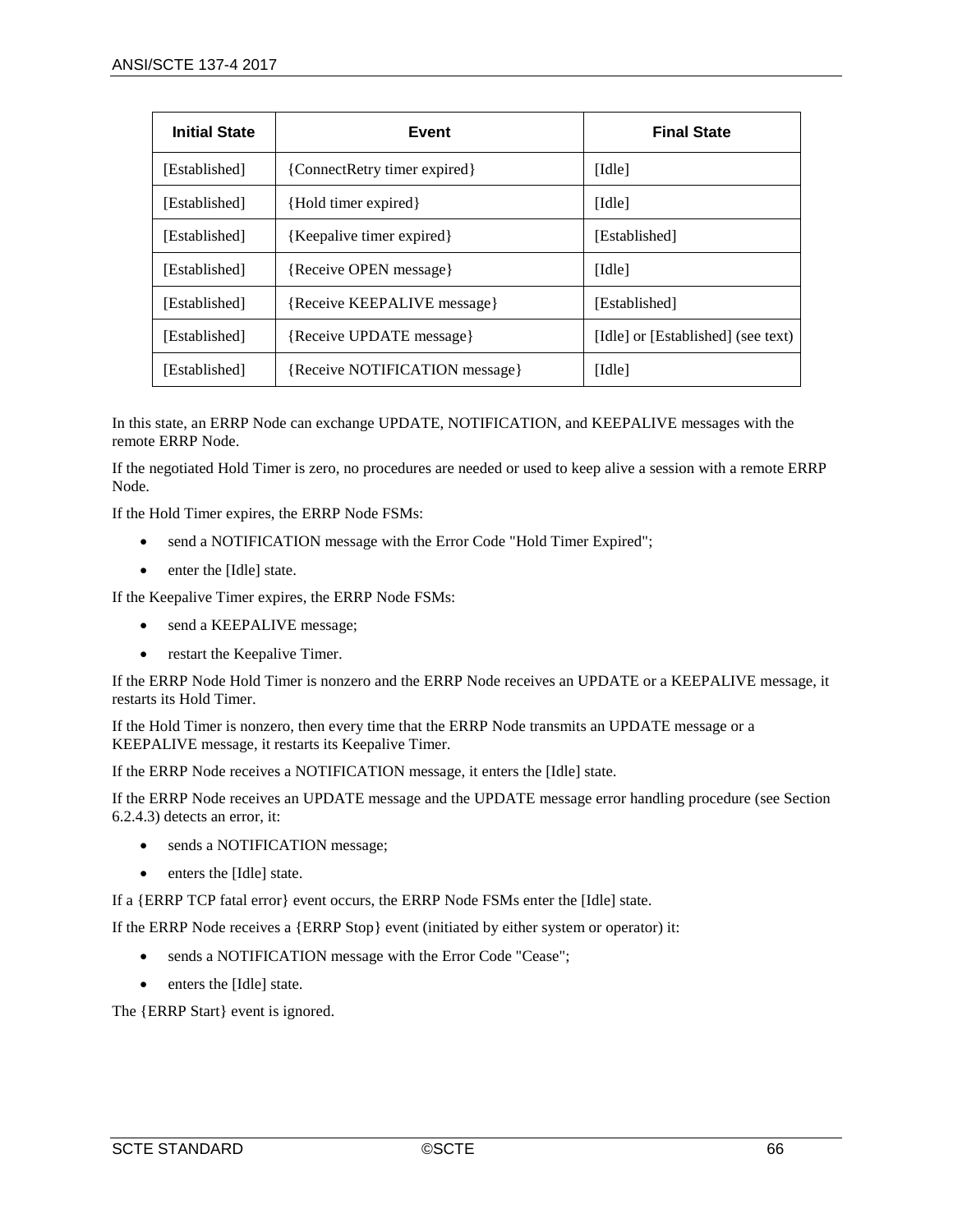| Initial State | Event | Final State |
|---|---|---|
| [Established] | {ConnectRetry timer expired} | [Idle] |
| [Established] | {Hold timer expired} | [Idle] |
| [Established] | {Keepalive timer expired} | [Established] |
| [Established] | {Receive OPEN message} | [Idle] |
| [Established] | {Receive KEEPALIVE message} | [Established] |
| [Established] | {Receive UPDATE message} | [Idle] or [Established] (see text) |
| [Established] | {Receive NOTIFICATION message} | [Idle] |

In this state, an ERRP Node can exchange UPDATE, NOTIFICATION, and KEEPALIVE messages with the remote ERRP Node.

If the negotiated Hold Timer is zero, no procedures are needed or used to keep alive a session with a remote ERRP Node.

If the Hold Timer expires, the ERRP Node FSMs:

- send a NOTIFICATION message with the Error Code "Hold Timer Expired";
- enter the [Idle] state.

If the Keepalive Timer expires, the ERRP Node FSMs:

- send a KEEPALIVE message;
- restart the Keepalive Timer.

If the ERRP Node Hold Timer is nonzero and the ERRP Node receives an UPDATE or a KEEPALIVE message, it restarts its Hold Timer.

If the Hold Timer is nonzero, then every time that the ERRP Node transmits an UPDATE message or a KEEPALIVE message, it restarts its Keepalive Timer.

If the ERRP Node receives a NOTIFICATION message, it enters the [Idle] state.

If the ERRP Node receives an UPDATE message and the UPDATE message error handling procedure (see Section 6.2.4.3) detects an error, it:

- sends a NOTIFICATION message;
- enters the [Idle] state.

If a {ERRP TCP fatal error} event occurs, the ERRP Node FSMs enter the [Idle] state.

If the ERRP Node receives a {ERRP Stop} event (initiated by either system or operator) it:

- sends a NOTIFICATION message with the Error Code "Cease";
- enters the [Idle] state.

The {ERRP Start} event is ignored.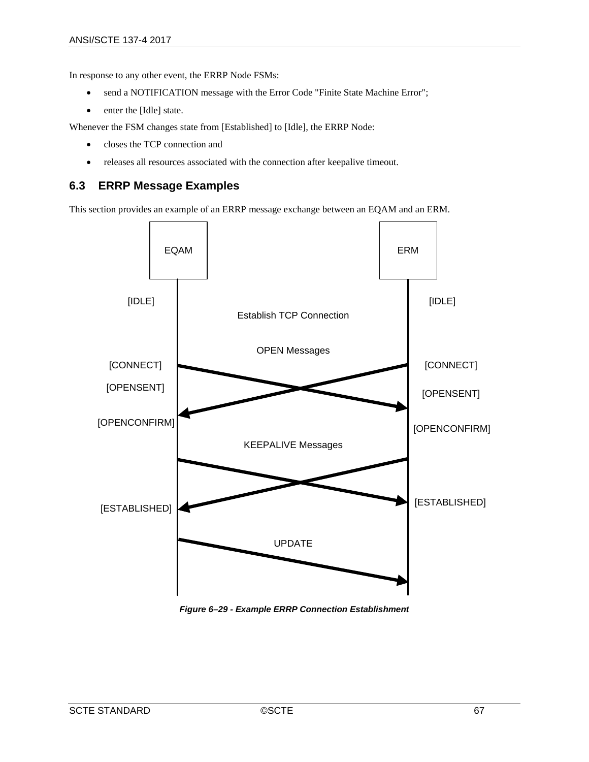In response to any other event, the ERRP Node FSMs:

- send a NOTIFICATION message with the Error Code "Finite State Machine Error";
- enter the [Idle] state.

Whenever the FSM changes state from [Established] to [Idle], the ERRP Node:

- closes the TCP connection and
- releases all resources associated with the connection after keepalive timeout.

## 6.3 ERRP Message Examples

This section provides an example of an ERRP message exchange between an EQAM and an ERM.

*Figure 6–29 - Example ERRP Connection Establishment*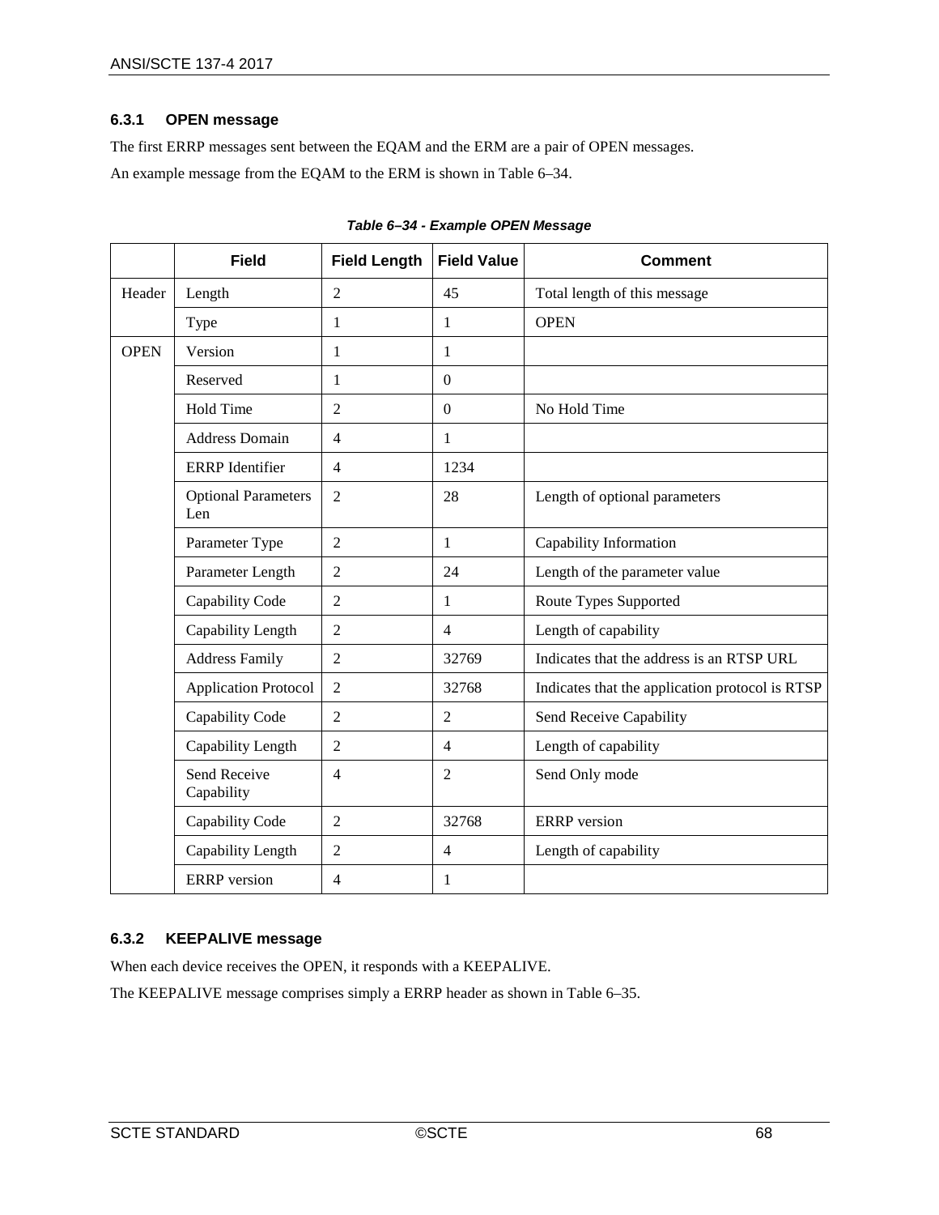### 6.3.1 OPEN message

The first ERRP messages sent between the EQAM and the ERM are a pair of OPEN messages.

An example message from the EQAM to the ERM is shown in Table 6–34.

*Table 6–34 - Example OPEN Message*

| | Field | Field Length | Field Value | Comment |
|---|---|---|---|---|
| Header | Length | 2 | 45 | Total length of this message |
| | Type | 1 | 1 | OPEN |
| OPEN | Version | 1 | 1 | |
| | Reserved | 1 | 0 | |
| | Hold Time | 2 | 0 | No Hold Time |
| | Address Domain | 4 | 1 | |
| | ERRP Identifier | 4 | 1234 | |
| | Optional Parameters Len | 2 | 28 | Length of optional parameters |
| | Parameter Type | 2 | 1 | Capability Information |
| | Parameter Length | 2 | 24 | Length of the parameter value |
| | Capability Code | 2 | 1 | Route Types Supported |
| | Capability Length | 2 | 4 | Length of capability |
| | Address Family | 2 | 32769 | Indicates that the address is an RTSP URL |
| | Application Protocol | 2 | 32768 | Indicates that the application protocol is RTSP |
| | Capability Code | 2 | 2 | Send Receive Capability |
| | Capability Length | 2 | 4 | Length of capability |
| | Send Receive Capability | 4 | 2 | Send Only mode |
| | Capability Code | 2 | 32768 | ERRP version |
| | Capability Length | 2 | 4 | Length of capability |
| | ERRP version | 4 | 1 | |

### 6.3.2 KEEPALIVE message

When each device receives the OPEN, it responds with a KEEPALIVE.

The KEEPALIVE message comprises simply a ERRP header as shown in Table 6–35.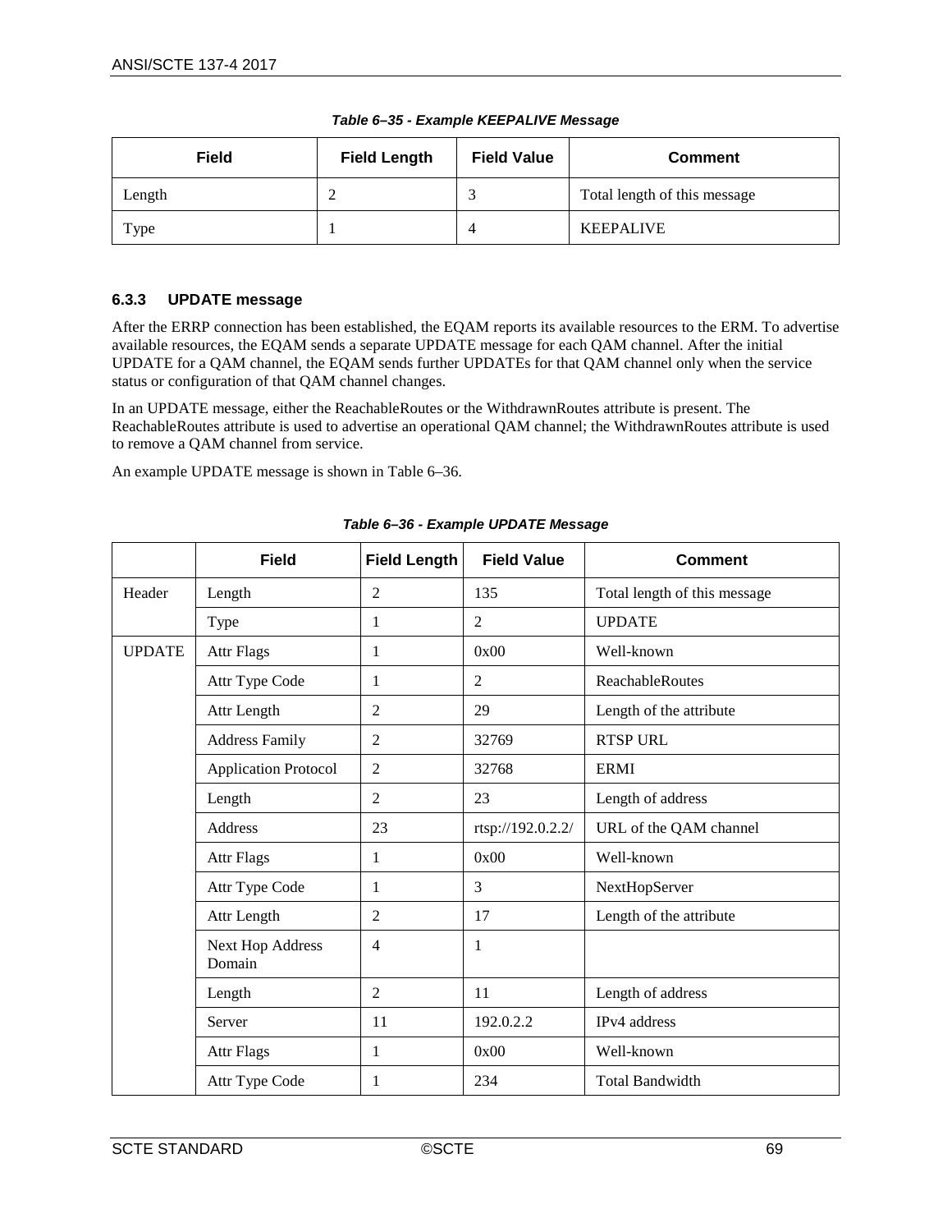**Table 6–35 - Example KEEPALIVE Message**

| Field | Field Length | Field Value | Comment |
|---|---|---|---|
| Length | 2 | 3 | Total length of this message |
| Type | 1 | 4 | KEEPALIVE |

### 6.3.3 UPDATE message

After the ERRP connection has been established, the EQAM reports its available resources to the ERM. To advertise available resources, the EQAM sends a separate UPDATE message for each QAM channel. After the initial UPDATE for a QAM channel, the EQAM sends further UPDATEs for that QAM channel only when the service status or configuration of that QAM channel changes.

In an UPDATE message, either the ReachableRoutes or the WithdrawnRoutes attribute is present. The ReachableRoutes attribute is used to advertise an operational QAM channel; the WithdrawnRoutes attribute is used to remove a QAM channel from service.

An example UPDATE message is shown in Table 6–36.

**Table 6–36 - Example UPDATE Message**

| | Field | Field Length | Field Value | Comment |
|---|---|---|---|---|
| Header | Length | 2 | 135 | Total length of this message |
| | Type | 1 | 2 | UPDATE |
| UPDATE | Attr Flags | 1 | 0x00 | Well-known |
| | Attr Type Code | 1 | 2 | ReachableRoutes |
| | Attr Length | 2 | 29 | Length of the attribute |
| | Address Family | 2 | 32769 | RTSP URL |
| | Application Protocol | 2 | 32768 | ERMI |
| | Length | 2 | 23 | Length of address |
| | Address | 23 | rtsp://192.0.2.2/ | URL of the QAM channel |
| | Attr Flags | 1 | 0x00 | Well-known |
| | Attr Type Code | 1 | 3 | NextHopServer |
| | Attr Length | 2 | 17 | Length of the attribute |
| | Next Hop Address Domain | 4 | 1 | |
| | Length | 2 | 11 | Length of address |
| | Server | 11 | 192.0.2.2 | IPv4 address |
| | Attr Flags | 1 | 0x00 | Well-known |
| | Attr Type Code | 1 | 234 | Total Bandwidth |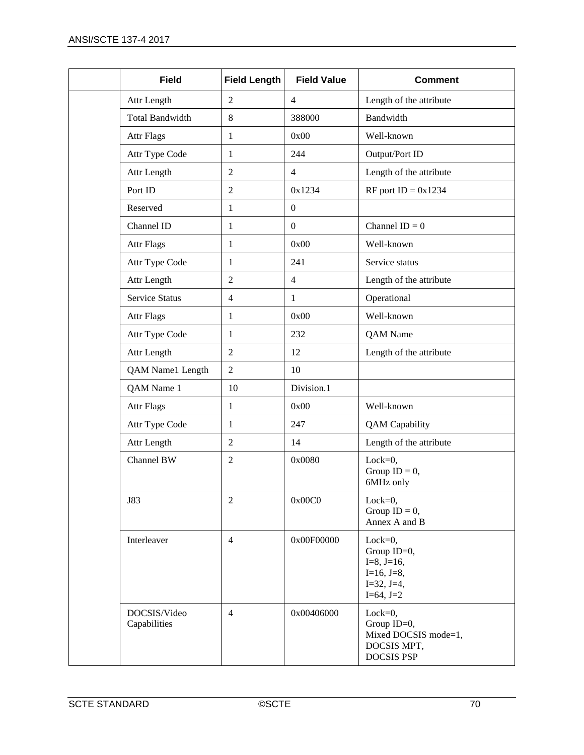|  | Field | Field Length | Field Value | Comment |
|---|---|---|---|---|
|  | Attr Length | 2 | 4 | Length of the attribute |
|  | Total Bandwidth | 8 | 388000 | Bandwidth |
|  | Attr Flags | 1 | 0x00 | Well-known |
|  | Attr Type Code | 1 | 244 | Output/Port ID |
|  | Attr Length | 2 | 4 | Length of the attribute |
|  | Port ID | 2 | 0x1234 | RF port ID = 0x1234 |
|  | Reserved | 1 | 0 |  |
|  | Channel ID | 1 | 0 | Channel ID = 0 |
|  | Attr Flags | 1 | 0x00 | Well-known |
|  | Attr Type Code | 1 | 241 | Service status |
|  | Attr Length | 2 | 4 | Length of the attribute |
|  | Service Status | 4 | 1 | Operational |
|  | Attr Flags | 1 | 0x00 | Well-known |
|  | Attr Type Code | 1 | 232 | QAM Name |
|  | Attr Length | 2 | 12 | Length of the attribute |
|  | QAM Name1 Length | 2 | 10 |  |
|  | QAM Name 1 | 10 | Division.1 |  |
|  | Attr Flags | 1 | 0x00 | Well-known |
|  | Attr Type Code | 1 | 247 | QAM Capability |
|  | Attr Length | 2 | 14 | Length of the attribute |
|  | Channel BW | 2 | 0x0080 | Lock=0,<br>Group ID = 0,<br>6MHz only |
|  | J83 | 2 | 0x00C0 | Lock=0,<br>Group ID = 0,<br>Annex A and B |
|  | Interleaver | 4 | 0x00F00000 | Lock=0,<br>Group ID=0,<br>I=8, J=16,<br>I=16, J=8,<br>I=32, J=4,<br>I=64, J=2 |
|  | DOCSIS/Video Capabilities | 4 | 0x00406000 | Lock=0,<br>Group ID=0,<br>Mixed DOCSIS mode=1,<br>DOCSIS MPT,<br>DOCSIS PSP |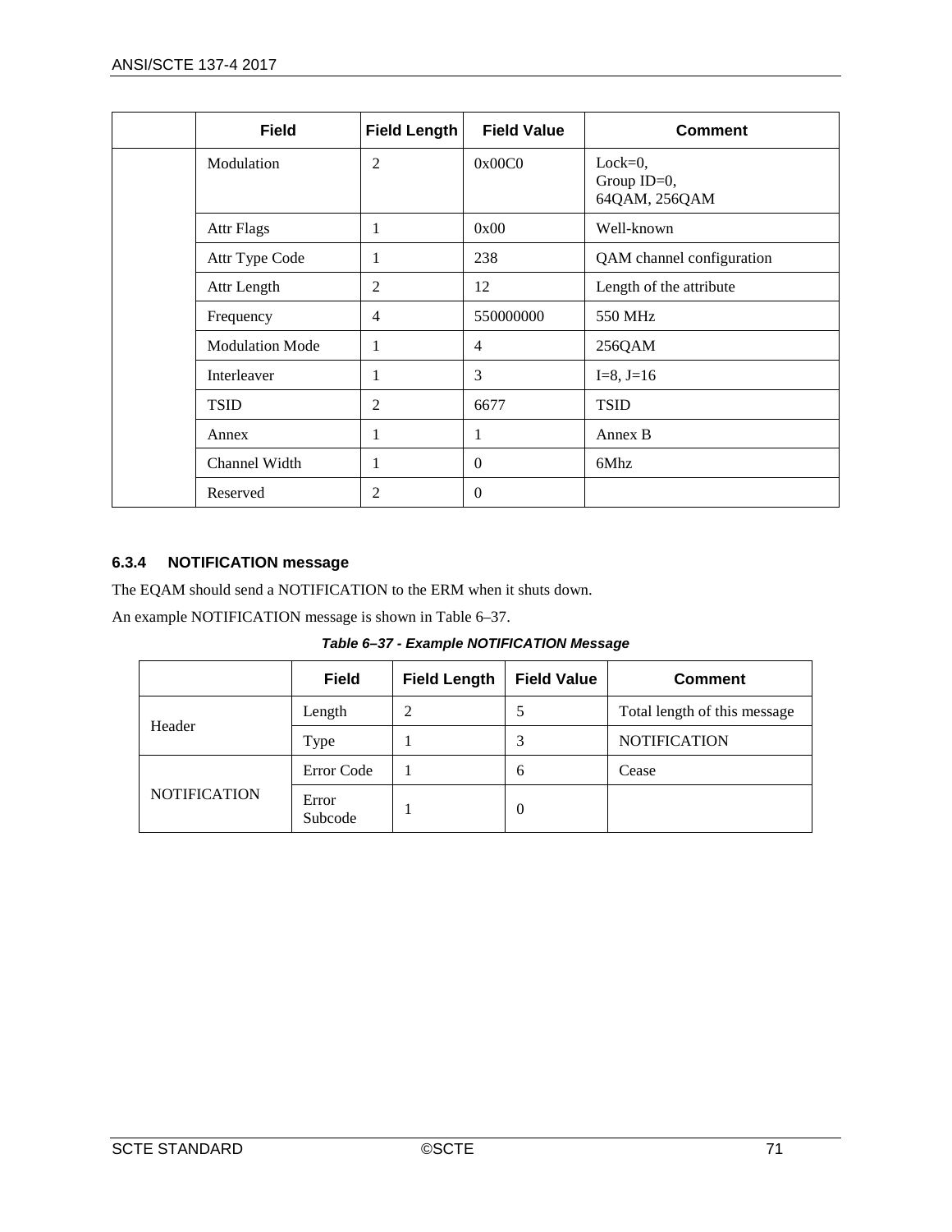| | Field | Field Length | Field Value | Comment |
|---|---|---|---|---|
| | Modulation | 2 | 0x00C0 | Lock=0,<br>Group ID=0,<br>64QAM, 256QAM |
| | Attr Flags | 1 | 0x00 | Well-known |
| | Attr Type Code | 1 | 238 | QAM channel configuration |
| | Attr Length | 2 | 12 | Length of the attribute |
| | Frequency | 4 | 550000000 | 550 MHz |
| | Modulation Mode | 1 | 4 | 256QAM |
| | Interleaver | 1 | 3 | I=8, J=16 |
| | TSID | 2 | 6677 | TSID |
| | Annex | 1 | 1 | Annex B |
| | Channel Width | 1 | 0 | 6Mhz |
| | Reserved | 2 | 0 | |

### 6.3.4 NOTIFICATION message

The EQAM should send a NOTIFICATION to the ERM when it shuts down.

An example NOTIFICATION message is shown in Table 6–37.

***Table 6–37 - Example NOTIFICATION Message***

| | Field | Field Length | Field Value | Comment |
|---|---|---|---|---|
| Header | Length | 2 | 5 | Total length of this message |
| | Type | 1 | 3 | NOTIFICATION |
| NOTIFICATION | Error Code | 1 | 6 | Cease |
| | Error Subcode | 1 | 0 | |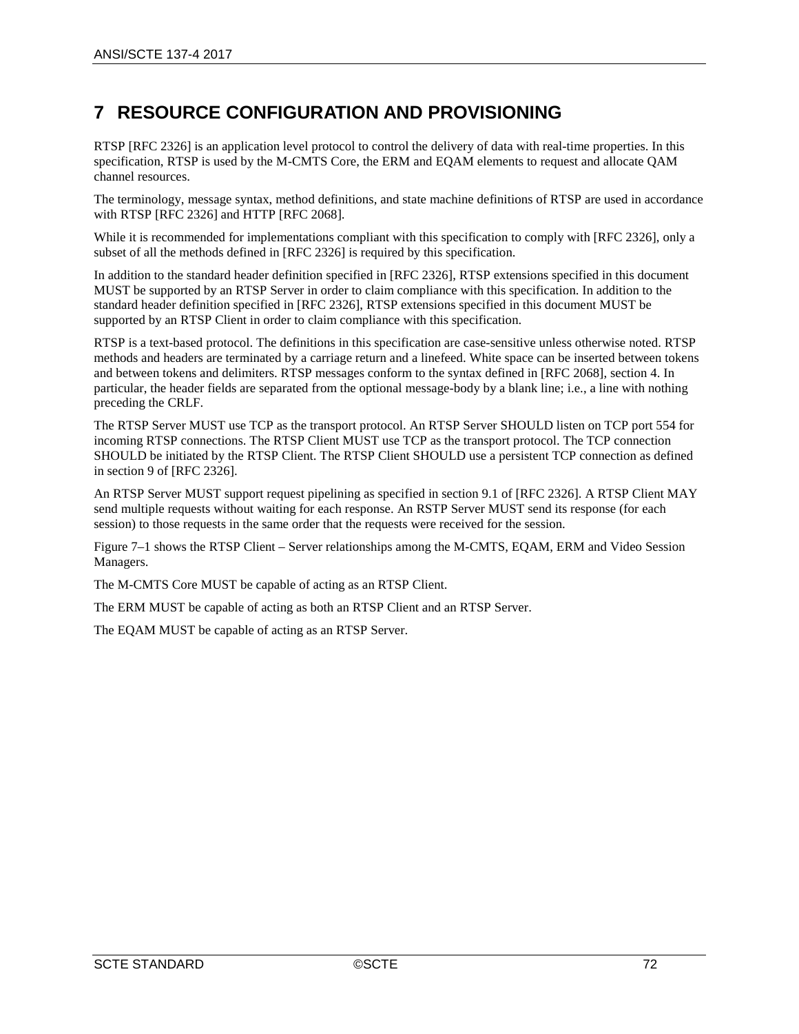# 7 RESOURCE CONFIGURATION AND PROVISIONING

RTSP [RFC 2326] is an application level protocol to control the delivery of data with real-time properties. In this specification, RTSP is used by the M-CMTS Core, the ERM and EQAM elements to request and allocate QAM channel resources.

The terminology, message syntax, method definitions, and state machine definitions of RTSP are used in accordance with RTSP [RFC 2326] and HTTP [RFC 2068].

While it is recommended for implementations compliant with this specification to comply with [RFC 2326], only a subset of all the methods defined in [RFC 2326] is required by this specification.

In addition to the standard header definition specified in [RFC 2326], RTSP extensions specified in this document MUST be supported by an RTSP Server in order to claim compliance with this specification. In addition to the standard header definition specified in [RFC 2326], RTSP extensions specified in this document MUST be supported by an RTSP Client in order to claim compliance with this specification.

RTSP is a text-based protocol. The definitions in this specification are case-sensitive unless otherwise noted. RTSP methods and headers are terminated by a carriage return and a linefeed. White space can be inserted between tokens and between tokens and delimiters. RTSP messages conform to the syntax defined in [RFC 2068], section 4. In particular, the header fields are separated from the optional message-body by a blank line; i.e., a line with nothing preceding the CRLF.

The RTSP Server MUST use TCP as the transport protocol. An RTSP Server SHOULD listen on TCP port 554 for incoming RTSP connections. The RTSP Client MUST use TCP as the transport protocol. The TCP connection SHOULD be initiated by the RTSP Client. The RTSP Client SHOULD use a persistent TCP connection as defined in section 9 of [RFC 2326].

An RTSP Server MUST support request pipelining as specified in section 9.1 of [RFC 2326]. A RTSP Client MAY send multiple requests without waiting for each response. An RSTP Server MUST send its response (for each session) to those requests in the same order that the requests were received for the session.

Figure 7–1 shows the RTSP Client – Server relationships among the M-CMTS, EQAM, ERM and Video Session Managers.

The M-CMTS Core MUST be capable of acting as an RTSP Client.

The ERM MUST be capable of acting as both an RTSP Client and an RTSP Server.

The EQAM MUST be capable of acting as an RTSP Server.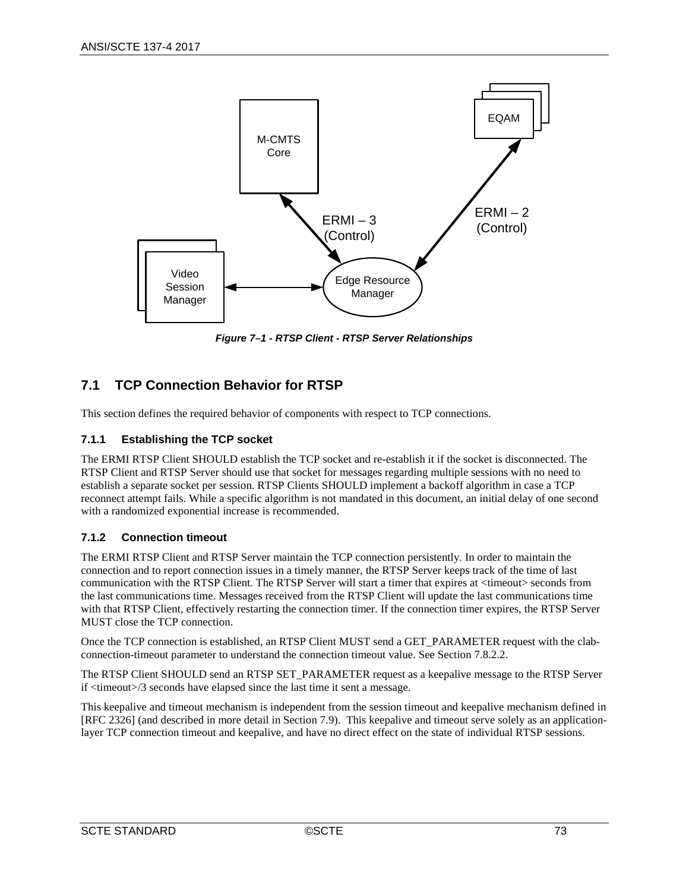*Figure 7–1 - RTSP Client - RTSP Server Relationships*

## 7.1 TCP Connection Behavior for RTSP

This section defines the required behavior of components with respect to TCP connections.

### 7.1.1 Establishing the TCP socket

The ERMI RTSP Client SHOULD establish the TCP socket and re-establish it if the socket is disconnected. The RTSP Client and RTSP Server should use that socket for messages regarding multiple sessions with no need to establish a separate socket per session. RTSP Clients SHOULD implement a backoff algorithm in case a TCP reconnect attempt fails. While a specific algorithm is not mandated in this document, an initial delay of one second with a randomized exponential increase is recommended.

### 7.1.2 Connection timeout

The ERMI RTSP Client and RTSP Server maintain the TCP connection persistently. In order to maintain the connection and to report connection issues in a timely manner, the RTSP Server keeps track of the time of last communication with the RTSP Client. The RTSP Server will start a timer that expires at <timeout> seconds from the last communications time. Messages received from the RTSP Client will update the last communications time with that RTSP Client, effectively restarting the connection timer. If the connection timer expires, the RTSP Server MUST close the TCP connection.

Once the TCP connection is established, an RTSP Client MUST send a GET_PARAMETER request with the clab-connection-timeout parameter to understand the connection timeout value. See Section 7.8.2.2.

The RTSP Client SHOULD send an RTSP SET_PARAMETER request as a keepalive message to the RTSP Server if <timeout>/3 seconds have elapsed since the last time it sent a message.

This keepalive and timeout mechanism is independent from the session timeout and keepalive mechanism defined in [RFC 2326] (and described in more detail in Section 7.9). This keepalive and timeout serve solely as an application-layer TCP connection timeout and keepalive, and have no direct effect on the state of individual RTSP sessions.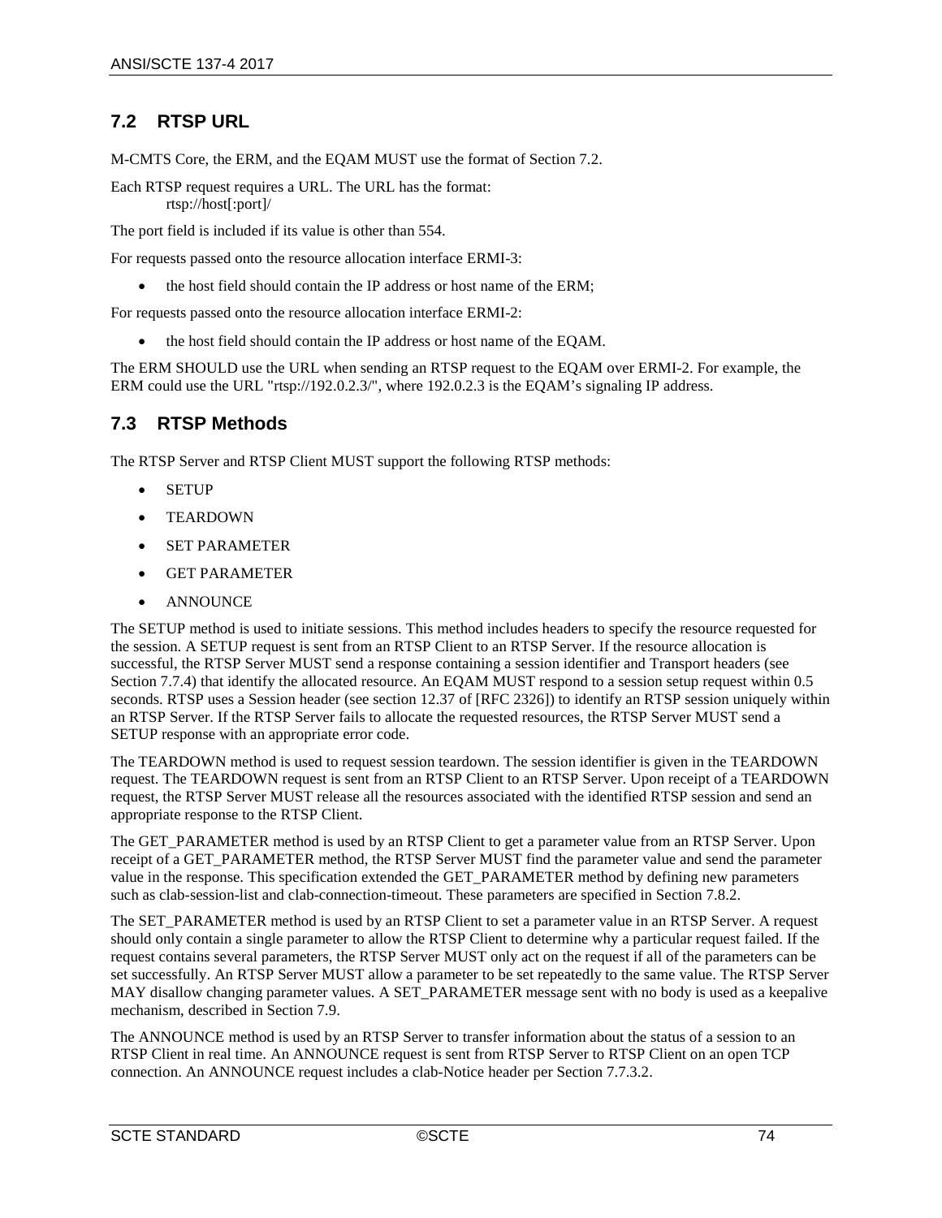## 7.2 RTSP URL

M-CMTS Core, the ERM, and the EQAM MUST use the format of Section 7.2.

Each RTSP request requires a URL. The URL has the format:

rtsp://host[:port]/

The port field is included if its value is other than 554.

For requests passed onto the resource allocation interface ERMI-3:

- the host field should contain the IP address or host name of the ERM;

For requests passed onto the resource allocation interface ERMI-2:

- the host field should contain the IP address or host name of the EQAM.

The ERM SHOULD use the URL when sending an RTSP request to the EQAM over ERMI-2. For example, the ERM could use the URL "rtsp://192.0.2.3/", where 192.0.2.3 is the EQAM's signaling IP address.

## 7.3 RTSP Methods

The RTSP Server and RTSP Client MUST support the following RTSP methods:

- SETUP
- TEARDOWN
- SET PARAMETER
- GET PARAMETER
- ANNOUNCE

The SETUP method is used to initiate sessions. This method includes headers to specify the resource requested for the session. A SETUP request is sent from an RTSP Client to an RTSP Server. If the resource allocation is successful, the RTSP Server MUST send a response containing a session identifier and Transport headers (see Section 7.7.4) that identify the allocated resource. An EQAM MUST respond to a session setup request within 0.5 seconds. RTSP uses a Session header (see section 12.37 of [RFC 2326]) to identify an RTSP session uniquely within an RTSP Server. If the RTSP Server fails to allocate the requested resources, the RTSP Server MUST send a SETUP response with an appropriate error code.

The TEARDOWN method is used to request session teardown. The session identifier is given in the TEARDOWN request. The TEARDOWN request is sent from an RTSP Client to an RTSP Server. Upon receipt of a TEARDOWN request, the RTSP Server MUST release all the resources associated with the identified RTSP session and send an appropriate response to the RTSP Client.

The GET_PARAMETER method is used by an RTSP Client to get a parameter value from an RTSP Server. Upon receipt of a GET_PARAMETER method, the RTSP Server MUST find the parameter value and send the parameter value in the response. This specification extended the GET_PARAMETER method by defining new parameters such as clab-session-list and clab-connection-timeout. These parameters are specified in Section 7.8.2.

The SET_PARAMETER method is used by an RTSP Client to set a parameter value in an RTSP Server. A request should only contain a single parameter to allow the RTSP Client to determine why a particular request failed. If the request contains several parameters, the RTSP Server MUST only act on the request if all of the parameters can be set successfully. An RTSP Server MUST allow a parameter to be set repeatedly to the same value. The RTSP Server MAY disallow changing parameter values. A SET_PARAMETER message sent with no body is used as a keepalive mechanism, described in Section 7.9.

The ANNOUNCE method is used by an RTSP Server to transfer information about the status of a session to an RTSP Client in real time. An ANNOUNCE request is sent from RTSP Server to RTSP Client on an open TCP connection. An ANNOUNCE request includes a clab-Notice header per Section 7.7.3.2.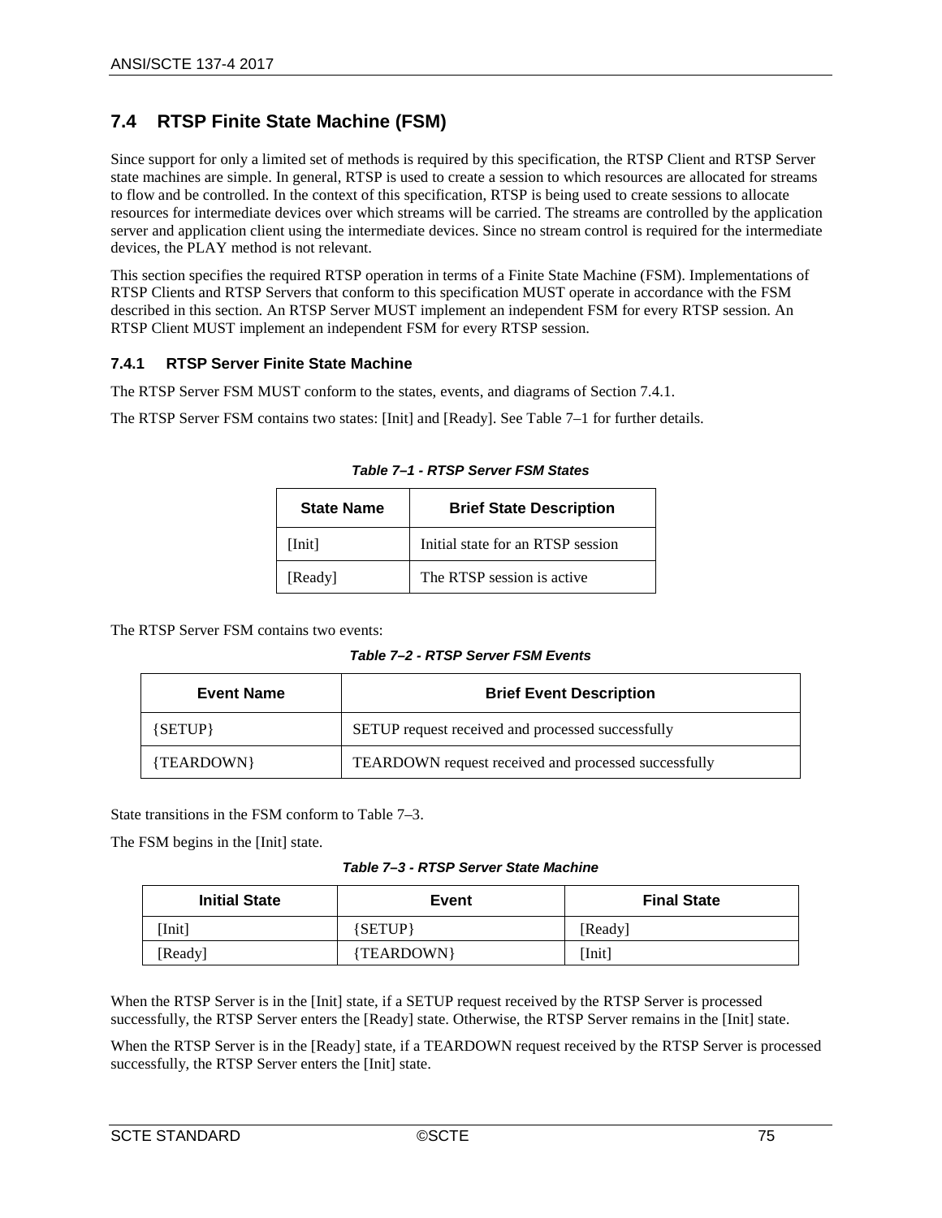## 7.4 RTSP Finite State Machine (FSM)

Since support for only a limited set of methods is required by this specification, the RTSP Client and RTSP Server state machines are simple. In general, RTSP is used to create a session to which resources are allocated for streams to flow and be controlled. In the context of this specification, RTSP is being used to create sessions to allocate resources for intermediate devices over which streams will be carried. The streams are controlled by the application server and application client using the intermediate devices. Since no stream control is required for the intermediate devices, the PLAY method is not relevant.

This section specifies the required RTSP operation in terms of a Finite State Machine (FSM). Implementations of RTSP Clients and RTSP Servers that conform to this specification MUST operate in accordance with the FSM described in this section. An RTSP Server MUST implement an independent FSM for every RTSP session. An RTSP Client MUST implement an independent FSM for every RTSP session.

### 7.4.1 RTSP Server Finite State Machine

The RTSP Server FSM MUST conform to the states, events, and diagrams of Section 7.4.1.

The RTSP Server FSM contains two states: [Init] and [Ready]. See Table 7–1 for further details.

*Table 7–1 - RTSP Server FSM States*

| State Name | Brief State Description |
|---|---|
| [Init] | Initial state for an RTSP session |
| [Ready] | The RTSP session is active |

The RTSP Server FSM contains two events:

*Table 7–2 - RTSP Server FSM Events*

| Event Name | Brief Event Description |
|---|---|
| {SETUP} | SETUP request received and processed successfully |
| {TEARDOWN} | TEARDOWN request received and processed successfully |

State transitions in the FSM conform to Table 7–3.

The FSM begins in the [Init] state.

*Table 7–3 - RTSP Server State Machine*

| Initial State | Event | Final State |
|---|---|---|
| [Init] | {SETUP} | [Ready] |
| [Ready] | {TEARDOWN} | [Init] |

When the RTSP Server is in the [Init] state, if a SETUP request received by the RTSP Server is processed successfully, the RTSP Server enters the [Ready] state. Otherwise, the RTSP Server remains in the [Init] state.

When the RTSP Server is in the [Ready] state, if a TEARDOWN request received by the RTSP Server is processed successfully, the RTSP Server enters the [Init] state.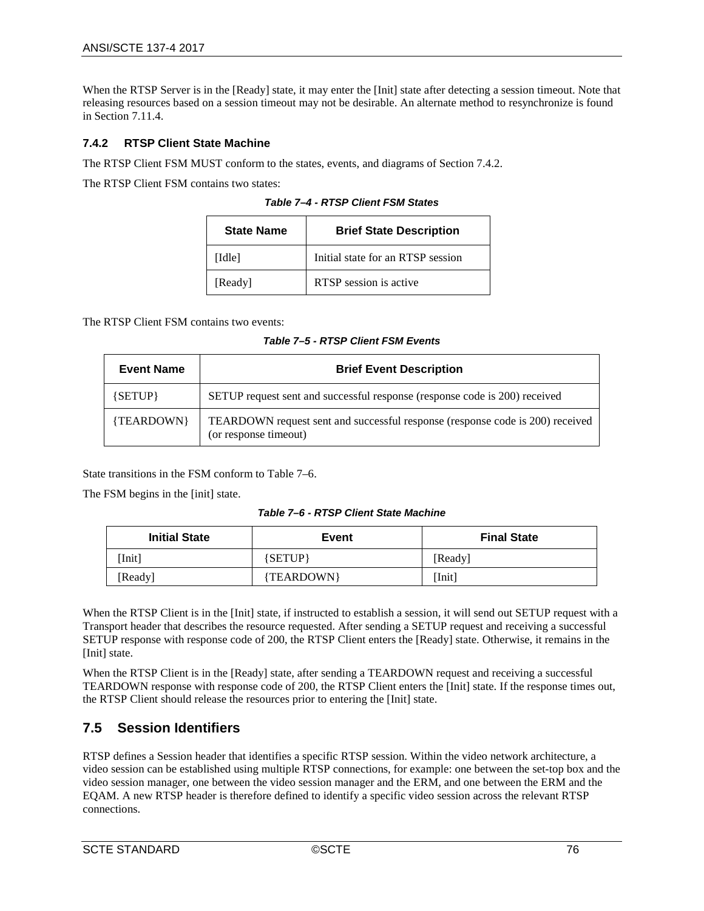When the RTSP Server is in the [Ready] state, it may enter the [Init] state after detecting a session timeout. Note that releasing resources based on a session timeout may not be desirable. An alternate method to resynchronize is found in Section 7.11.4.

### 7.4.2 RTSP Client State Machine

The RTSP Client FSM MUST conform to the states, events, and diagrams of Section 7.4.2.

The RTSP Client FSM contains two states:

*Table 7–4 - RTSP Client FSM States*

| State Name | Brief State Description |
|---|---|
| [Idle] | Initial state for an RTSP session |
| [Ready] | RTSP session is active |

The RTSP Client FSM contains two events:

*Table 7–5 - RTSP Client FSM Events*

| Event Name | Brief Event Description |
|---|---|
| {SETUP} | SETUP request sent and successful response (response code is 200) received |
| {TEARDOWN} | TEARDOWN request sent and successful response (response code is 200) received (or response timeout) |

State transitions in the FSM conform to Table 7–6.

The FSM begins in the [init] state.

*Table 7–6 - RTSP Client State Machine*

| Initial State | Event | Final State |
|---|---|---|
| [Init] | {SETUP} | [Ready] |
| [Ready] | {TEARDOWN} | [Init] |

When the RTSP Client is in the [Init] state, if instructed to establish a session, it will send out SETUP request with a Transport header that describes the resource requested. After sending a SETUP request and receiving a successful SETUP response with response code of 200, the RTSP Client enters the [Ready] state. Otherwise, it remains in the [Init] state.

When the RTSP Client is in the [Ready] state, after sending a TEARDOWN request and receiving a successful TEARDOWN response with response code of 200, the RTSP Client enters the [Init] state. If the response times out, the RTSP Client should release the resources prior to entering the [Init] state.

## 7.5 Session Identifiers

RTSP defines a Session header that identifies a specific RTSP session. Within the video network architecture, a video session can be established using multiple RTSP connections, for example: one between the set-top box and the video session manager, one between the video session manager and the ERM, and one between the ERM and the EQAM. A new RTSP header is therefore defined to identify a specific video session across the relevant RTSP connections.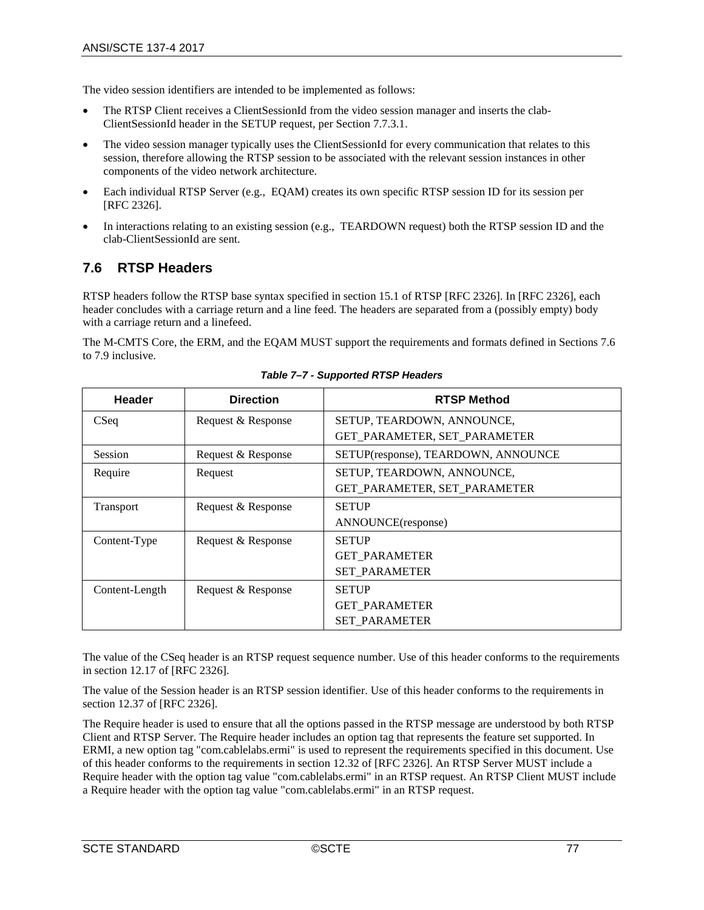The video session identifiers are intended to be implemented as follows:

- The RTSP Client receives a ClientSessionId from the video session manager and inserts the clab-ClientSessionId header in the SETUP request, per Section 7.7.3.1.
- The video session manager typically uses the ClientSessionId for every communication that relates to this session, therefore allowing the RTSP session to be associated with the relevant session instances in other components of the video network architecture.
- Each individual RTSP Server (e.g., EQAM) creates its own specific RTSP session ID for its session per [RFC 2326].
- In interactions relating to an existing session (e.g., TEARDOWN request) both the RTSP session ID and the clab-ClientSessionId are sent.

## 7.6 RTSP Headers

RTSP headers follow the RTSP base syntax specified in section 15.1 of RTSP [RFC 2326]. In [RFC 2326], each header concludes with a carriage return and a line feed. The headers are separated from a (possibly empty) body with a carriage return and a linefeed.

The M-CMTS Core, the ERM, and the EQAM MUST support the requirements and formats defined in Sections 7.6 to 7.9 inclusive.

*Table 7–7 - Supported RTSP Headers*

| Header | Direction | RTSP Method |
|---|---|---|
| CSeq | Request & Response | SETUP, TEARDOWN, ANNOUNCE, GET_PARAMETER, SET_PARAMETER |
| Session | Request & Response | SETUP(response), TEARDOWN, ANNOUNCE |
| Require | Request | SETUP, TEARDOWN, ANNOUNCE, GET_PARAMETER, SET_PARAMETER |
| Transport | Request & Response | SETUP<br>ANNOUNCE(response) |
| Content-Type | Request & Response | SETUP<br>GET_PARAMETER<br>SET_PARAMETER |
| Content-Length | Request & Response | SETUP<br>GET_PARAMETER<br>SET_PARAMETER |

The value of the CSeq header is an RTSP request sequence number. Use of this header conforms to the requirements in section 12.17 of [RFC 2326].

The value of the Session header is an RTSP session identifier. Use of this header conforms to the requirements in section 12.37 of [RFC 2326].

The Require header is used to ensure that all the options passed in the RTSP message are understood by both RTSP Client and RTSP Server. The Require header includes an option tag that represents the feature set supported. In ERMI, a new option tag "com.cablelabs.ermi" is used to represent the requirements specified in this document. Use of this header conforms to the requirements in section 12.32 of [RFC 2326]. An RTSP Server MUST include a Require header with the option tag value "com.cablelabs.ermi" in an RTSP request. An RTSP Client MUST include a Require header with the option tag value "com.cablelabs.ermi" in an RTSP request.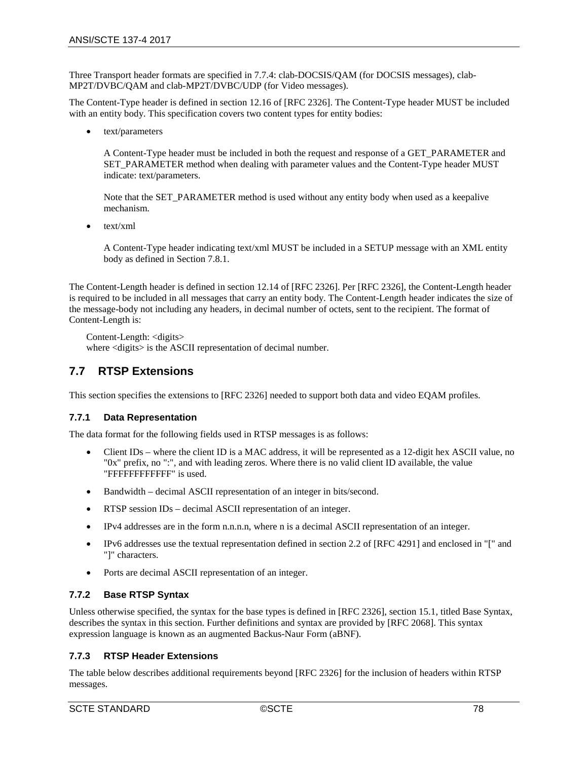Three Transport header formats are specified in 7.7.4: clab-DOCSIS/QAM (for DOCSIS messages), clab-MP2T/DVBC/QAM and clab-MP2T/DVBC/UDP (for Video messages).

The Content-Type header is defined in section 12.16 of [RFC 2326]. The Content-Type header MUST be included with an entity body. This specification covers two content types for entity bodies:

- text/parameters

  A Content-Type header must be included in both the request and response of a GET_PARAMETER and SET_PARAMETER method when dealing with parameter values and the Content-Type header MUST indicate: text/parameters.

  Note that the SET_PARAMETER method is used without any entity body when used as a keepalive mechanism.

- text/xml

  A Content-Type header indicating text/xml MUST be included in a SETUP message with an XML entity body as defined in Section 7.8.1.

The Content-Length header is defined in section 12.14 of [RFC 2326]. Per [RFC 2326], the Content-Length header is required to be included in all messages that carry an entity body. The Content-Length header indicates the size of the message-body not including any headers, in decimal number of octets, sent to the recipient. The format of Content-Length is:

Content-Length: <digits>
where <digits> is the ASCII representation of decimal number.

## 7.7 RTSP Extensions

This section specifies the extensions to [RFC 2326] needed to support both data and video EQAM profiles.

### 7.7.1 Data Representation

The data format for the following fields used in RTSP messages is as follows:

- Client IDs – where the client ID is a MAC address, it will be represented as a 12-digit hex ASCII value, no "0x" prefix, no ":", and with leading zeros. Where there is no valid client ID available, the value "FFFFFFFFFFFF" is used.
- Bandwidth – decimal ASCII representation of an integer in bits/second.
- RTSP session IDs – decimal ASCII representation of an integer.
- IPv4 addresses are in the form n.n.n.n, where n is a decimal ASCII representation of an integer.
- IPv6 addresses use the textual representation defined in section 2.2 of [RFC 4291] and enclosed in "[" and "]" characters.
- Ports are decimal ASCII representation of an integer.

### 7.7.2 Base RTSP Syntax

Unless otherwise specified, the syntax for the base types is defined in [RFC 2326], section 15.1, titled Base Syntax, describes the syntax in this section. Further definitions and syntax are provided by [RFC 2068]. This syntax expression language is known as an augmented Backus-Naur Form (aBNF).

### 7.7.3 RTSP Header Extensions

The table below describes additional requirements beyond [RFC 2326] for the inclusion of headers within RTSP messages.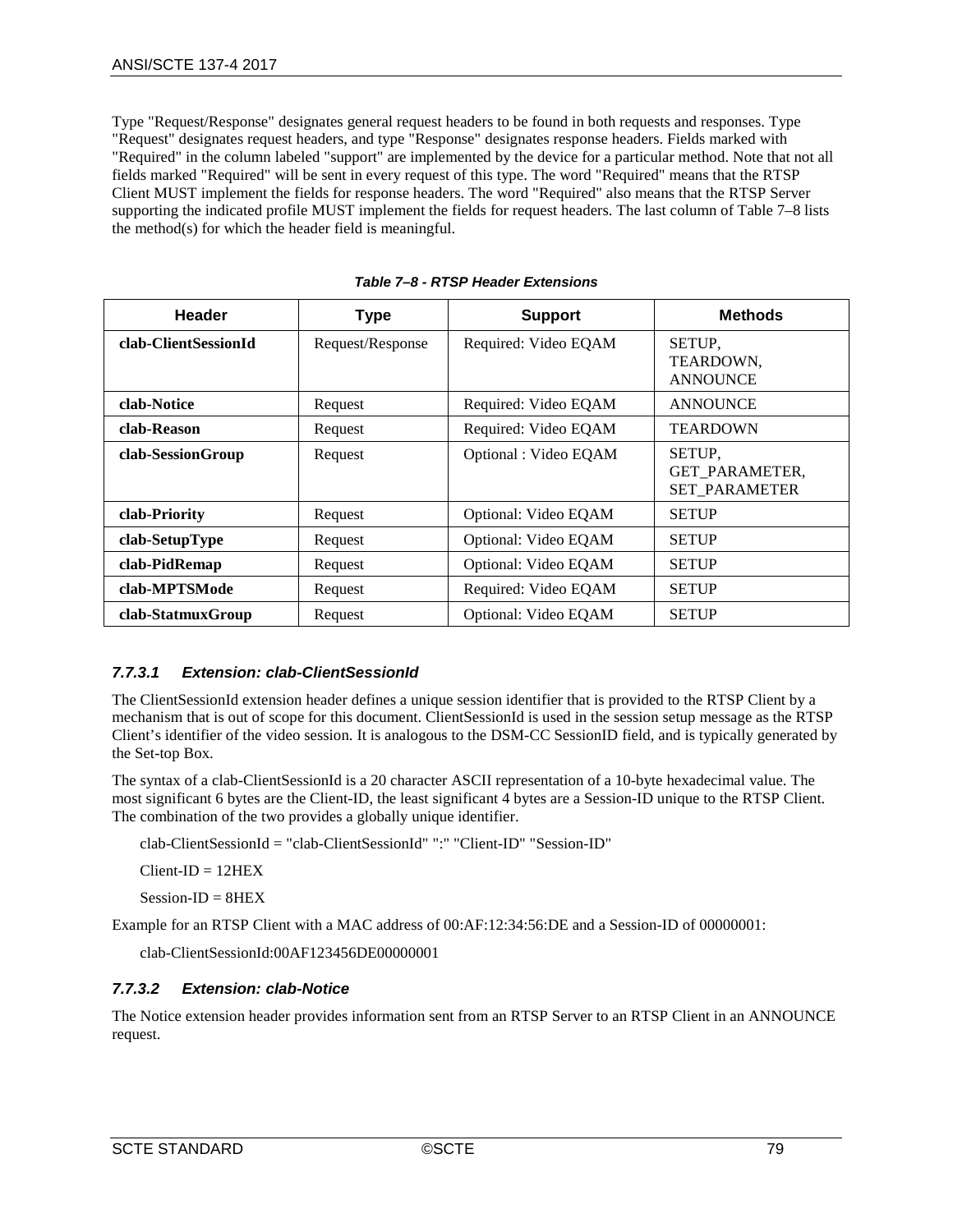Type "Request/Response" designates general request headers to be found in both requests and responses. Type "Request" designates request headers, and type "Response" designates response headers. Fields marked with "Required" in the column labeled "support" are implemented by the device for a particular method. Note that not all fields marked "Required" will be sent in every request of this type. The word "Required" means that the RTSP Client MUST implement the fields for response headers. The word "Required" also means that the RTSP Server supporting the indicated profile MUST implement the fields for request headers. The last column of Table 7–8 lists the method(s) for which the header field is meaningful.

***Table 7–8 - RTSP Header Extensions***

| Header | Type | Support | Methods |
|---|---|---|---|
| **clab-ClientSessionId** | Request/Response | Required: Video EQAM | SETUP, TEARDOWN, ANNOUNCE |
| **clab-Notice** | Request | Required: Video EQAM | ANNOUNCE |
| **clab-Reason** | Request | Required: Video EQAM | TEARDOWN |
| **clab-SessionGroup** | Request | Optional : Video EQAM | SETUP, GET_PARAMETER, SET_PARAMETER |
| **clab-Priority** | Request | Optional: Video EQAM | SETUP |
| **clab-SetupType** | Request | Optional: Video EQAM | SETUP |
| **clab-PidRemap** | Request | Optional: Video EQAM | SETUP |
| **clab-MPTSMode** | Request | Required: Video EQAM | SETUP |
| **clab-StatmuxGroup** | Request | Optional: Video EQAM | SETUP |

#### *7.7.3.1 Extension: clab-ClientSessionId*

The ClientSessionId extension header defines a unique session identifier that is provided to the RTSP Client by a mechanism that is out of scope for this document. ClientSessionId is used in the session setup message as the RTSP Client's identifier of the video session. It is analogous to the DSM-CC SessionID field, and is typically generated by the Set-top Box.

The syntax of a clab-ClientSessionId is a 20 character ASCII representation of a 10-byte hexadecimal value. The most significant 6 bytes are the Client-ID, the least significant 4 bytes are a Session-ID unique to the RTSP Client. The combination of the two provides a globally unique identifier.

```
clab-ClientSessionId = "clab-ClientSessionId" ":" "Client-ID" "Session-ID"

Client-ID = 12HEX

Session-ID = 8HEX
```

Example for an RTSP Client with a MAC address of 00:AF:12:34:56:DE and a Session-ID of 00000001:

```
clab-ClientSessionId:00AF123456DE00000001
```

#### *7.7.3.2 Extension: clab-Notice*

The Notice extension header provides information sent from an RTSP Server to an RTSP Client in an ANNOUNCE request.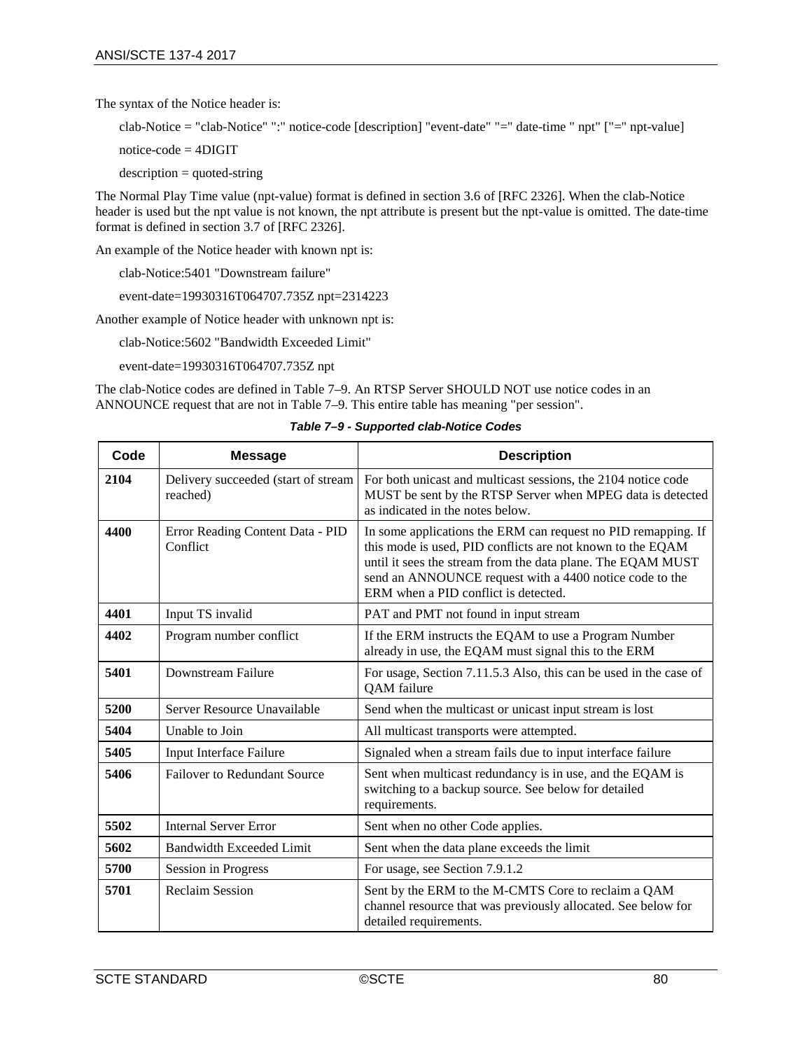The syntax of the Notice header is:

clab-Notice = "clab-Notice" ":" notice-code [description] "event-date" "=" date-time " npt" ["=" npt-value]

notice-code = 4DIGIT

description = quoted-string

The Normal Play Time value (npt-value) format is defined in section 3.6 of [RFC 2326]. When the clab-Notice header is used but the npt value is not known, the npt attribute is present but the npt-value is omitted. The date-time format is defined in section 3.7 of [RFC 2326].

An example of the Notice header with known npt is:

clab-Notice:5401 "Downstream failure"

event-date=19930316T064707.735Z npt=2314223

Another example of Notice header with unknown npt is:

clab-Notice:5602 "Bandwidth Exceeded Limit"

event-date=19930316T064707.735Z npt

The clab-Notice codes are defined in Table 7–9. An RTSP Server SHOULD NOT use notice codes in an ANNOUNCE request that are not in Table 7–9. This entire table has meaning "per session".

**Table 7–9 - Supported clab-Notice Codes**

| Code | Message | Description |
|---|---|---|
| **2104** | Delivery succeeded (start of stream reached) | For both unicast and multicast sessions, the 2104 notice code MUST be sent by the RTSP Server when MPEG data is detected as indicated in the notes below. |
| **4400** | Error Reading Content Data - PID Conflict | In some applications the ERM can request no PID remapping. If this mode is used, PID conflicts are not known to the EQAM until it sees the stream from the data plane. The EQAM MUST send an ANNOUNCE request with a 4400 notice code to the ERM when a PID conflict is detected. |
| **4401** | Input TS invalid | PAT and PMT not found in input stream |
| **4402** | Program number conflict | If the ERM instructs the EQAM to use a Program Number already in use, the EQAM must signal this to the ERM |
| **5401** | Downstream Failure | For usage, Section 7.11.5.3 Also, this can be used in the case of QAM failure |
| **5200** | Server Resource Unavailable | Send when the multicast or unicast input stream is lost |
| **5404** | Unable to Join | All multicast transports were attempted. |
| **5405** | Input Interface Failure | Signaled when a stream fails due to input interface failure |
| **5406** | Failover to Redundant Source | Sent when multicast redundancy is in use, and the EQAM is switching to a backup source. See below for detailed requirements. |
| **5502** | Internal Server Error | Sent when no other Code applies. |
| **5602** | Bandwidth Exceeded Limit | Sent when the data plane exceeds the limit |
| **5700** | Session in Progress | For usage, see Section 7.9.1.2 |
| **5701** | Reclaim Session | Sent by the ERM to the M-CMTS Core to reclaim a QAM channel resource that was previously allocated. See below for detailed requirements. |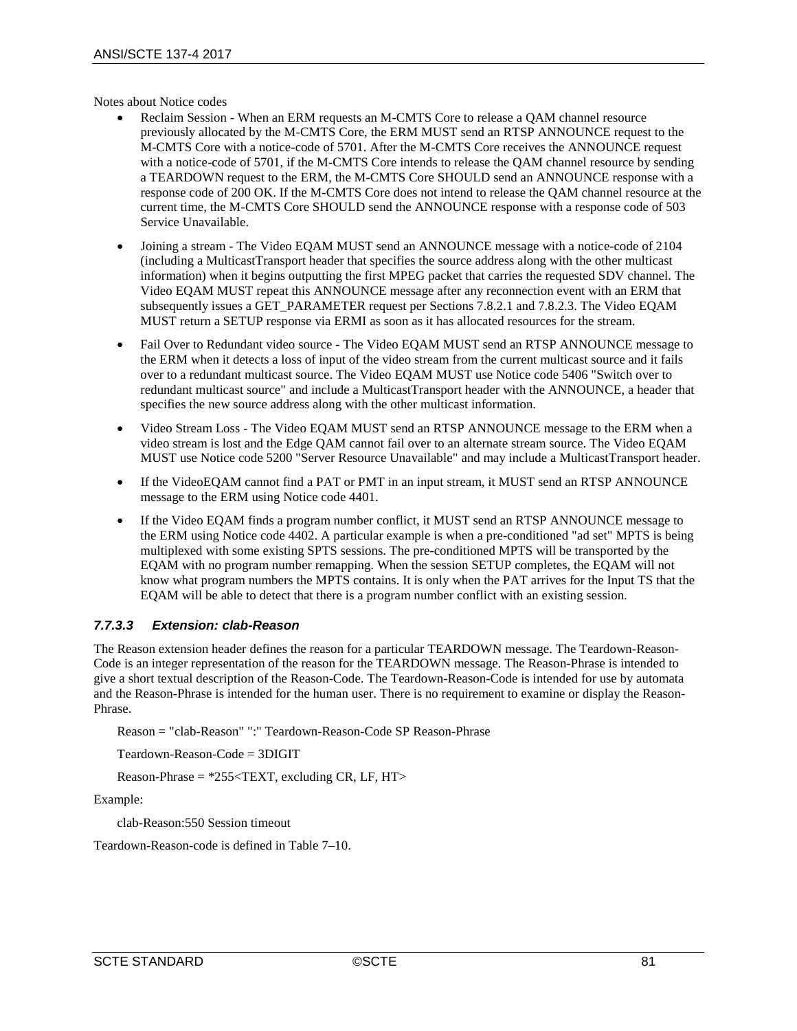Notes about Notice codes

- Reclaim Session - When an ERM requests an M-CMTS Core to release a QAM channel resource previously allocated by the M-CMTS Core, the ERM MUST send an RTSP ANNOUNCE request to the M-CMTS Core with a notice-code of 5701. After the M-CMTS Core receives the ANNOUNCE request with a notice-code of 5701, if the M-CMTS Core intends to release the QAM channel resource by sending a TEARDOWN request to the ERM, the M-CMTS Core SHOULD send an ANNOUNCE response with a response code of 200 OK. If the M-CMTS Core does not intend to release the QAM channel resource at the current time, the M-CMTS Core SHOULD send the ANNOUNCE response with a response code of 503 Service Unavailable.
- Joining a stream - The Video EQAM MUST send an ANNOUNCE message with a notice-code of 2104 (including a MulticastTransport header that specifies the source address along with the other multicast information) when it begins outputting the first MPEG packet that carries the requested SDV channel. The Video EQAM MUST repeat this ANNOUNCE message after any reconnection event with an ERM that subsequently issues a GET_PARAMETER request per Sections 7.8.2.1 and 7.8.2.3. The Video EQAM MUST return a SETUP response via ERMI as soon as it has allocated resources for the stream.
- Fail Over to Redundant video source - The Video EQAM MUST send an RTSP ANNOUNCE message to the ERM when it detects a loss of input of the video stream from the current multicast source and it fails over to a redundant multicast source. The Video EQAM MUST use Notice code 5406 "Switch over to redundant multicast source" and include a MulticastTransport header with the ANNOUNCE, a header that specifies the new source address along with the other multicast information.
- Video Stream Loss - The Video EQAM MUST send an RTSP ANNOUNCE message to the ERM when a video stream is lost and the Edge QAM cannot fail over to an alternate stream source. The Video EQAM MUST use Notice code 5200 "Server Resource Unavailable" and may include a MulticastTransport header.
- If the VideoEQAM cannot find a PAT or PMT in an input stream, it MUST send an RTSP ANNOUNCE message to the ERM using Notice code 4401.
- If the Video EQAM finds a program number conflict, it MUST send an RTSP ANNOUNCE message to the ERM using Notice code 4402. A particular example is when a pre-conditioned "ad set" MPTS is being multiplexed with some existing SPTS sessions. The pre-conditioned MPTS will be transported by the EQAM with no program number remapping. When the session SETUP completes, the EQAM will not know what program numbers the MPTS contains. It is only when the PAT arrives for the Input TS that the EQAM will be able to detect that there is a program number conflict with an existing session.

#### *7.7.3.3 Extension: clab-Reason*

The Reason extension header defines the reason for a particular TEARDOWN message. The Teardown-Reason-Code is an integer representation of the reason for the TEARDOWN message. The Reason-Phrase is intended to give a short textual description of the Reason-Code. The Teardown-Reason-Code is intended for use by automata and the Reason-Phrase is intended for the human user. There is no requirement to examine or display the Reason-Phrase.

Reason = "clab-Reason" ":" Teardown-Reason-Code SP Reason-Phrase

Teardown-Reason-Code = 3DIGIT

Reason-Phrase = *255<TEXT, excluding CR, LF, HT>

Example:

clab-Reason:550 Session timeout

Teardown-Reason-code is defined in Table 7–10.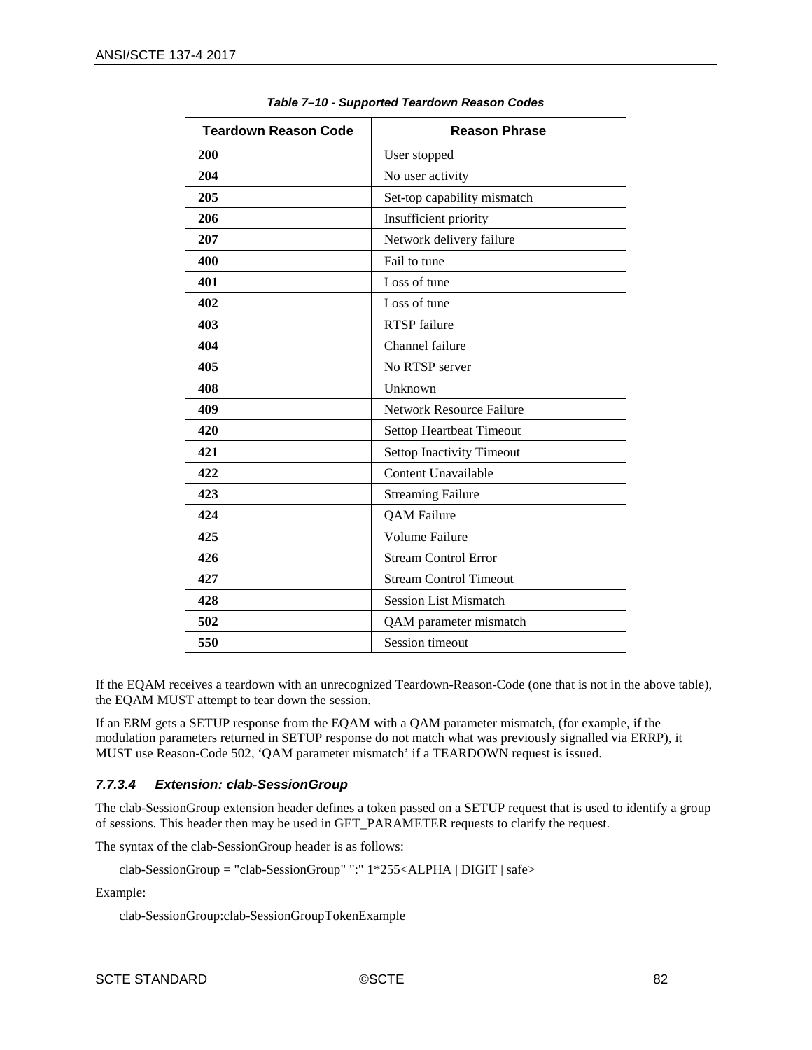**Table 7–10 - Supported Teardown Reason Codes**

| Teardown Reason Code | Reason Phrase |
|---|---|
| **200** | User stopped |
| **204** | No user activity |
| **205** | Set-top capability mismatch |
| **206** | Insufficient priority |
| **207** | Network delivery failure |
| **400** | Fail to tune |
| **401** | Loss of tune |
| **402** | Loss of tune |
| **403** | RTSP failure |
| **404** | Channel failure |
| **405** | No RTSP server |
| **408** | Unknown |
| **409** | Network Resource Failure |
| **420** | Settop Heartbeat Timeout |
| **421** | Settop Inactivity Timeout |
| **422** | Content Unavailable |
| **423** | Streaming Failure |
| **424** | QAM Failure |
| **425** | Volume Failure |
| **426** | Stream Control Error |
| **427** | Stream Control Timeout |
| **428** | Session List Mismatch |
| **502** | QAM parameter mismatch |
| **550** | Session timeout |

If the EQAM receives a teardown with an unrecognized Teardown-Reason-Code (one that is not in the above table), the EQAM MUST attempt to tear down the session.

If an ERM gets a SETUP response from the EQAM with a QAM parameter mismatch, (for example, if the modulation parameters returned in SETUP response do not match what was previously signalled via ERRP), it MUST use Reason-Code 502, 'QAM parameter mismatch' if a TEARDOWN request is issued.

#### *7.7.3.4 Extension: clab-SessionGroup*

The clab-SessionGroup extension header defines a token passed on a SETUP request that is used to identify a group of sessions. This header then may be used in GET_PARAMETER requests to clarify the request.

The syntax of the clab-SessionGroup header is as follows:

```
clab-SessionGroup = "clab-SessionGroup" ":" 1*255<ALPHA | DIGIT | safe>
```

Example:

```
clab-SessionGroup:clab-SessionGroupTokenExample
```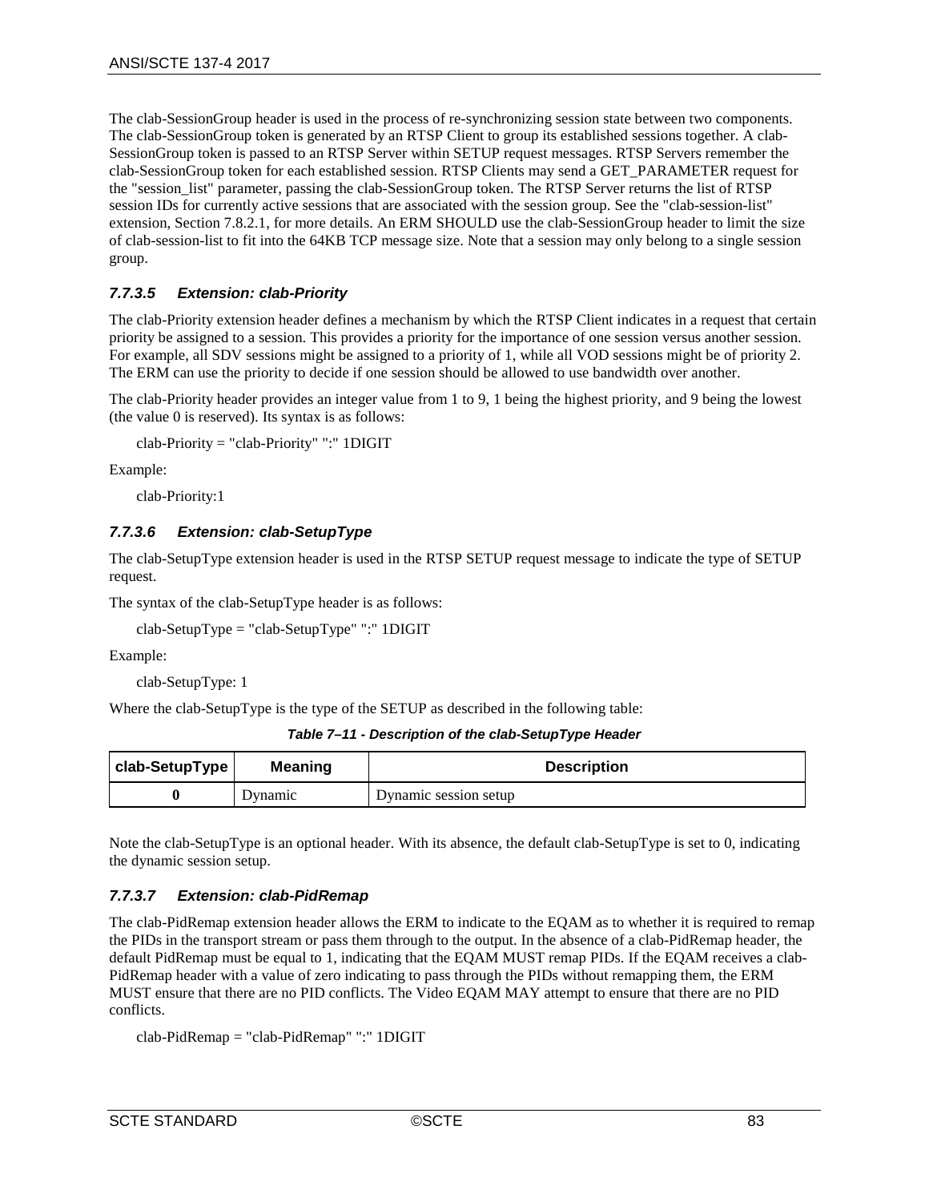The clab-SessionGroup header is used in the process of re-synchronizing session state between two components. The clab-SessionGroup token is generated by an RTSP Client to group its established sessions together. A clab-SessionGroup token is passed to an RTSP Server within SETUP request messages. RTSP Servers remember the clab-SessionGroup token for each established session. RTSP Clients may send a GET_PARAMETER request for the "session_list" parameter, passing the clab-SessionGroup token. The RTSP Server returns the list of RTSP session IDs for currently active sessions that are associated with the session group. See the "clab-session-list" extension, Section 7.8.2.1, for more details. An ERM SHOULD use the clab-SessionGroup header to limit the size of clab-session-list to fit into the 64KB TCP message size. Note that a session may only belong to a single session group.

#### *7.7.3.5 Extension: clab-Priority*

The clab-Priority extension header defines a mechanism by which the RTSP Client indicates in a request that certain priority be assigned to a session. This provides a priority for the importance of one session versus another session. For example, all SDV sessions might be assigned to a priority of 1, while all VOD sessions might be of priority 2. The ERM can use the priority to decide if one session should be allowed to use bandwidth over another.

The clab-Priority header provides an integer value from 1 to 9, 1 being the highest priority, and 9 being the lowest (the value 0 is reserved). Its syntax is as follows:

```
clab-Priority = "clab-Priority" ":" 1DIGIT
```

Example:

```
clab-Priority:1
```

#### *7.7.3.6 Extension: clab-SetupType*

The clab-SetupType extension header is used in the RTSP SETUP request message to indicate the type of SETUP request.

The syntax of the clab-SetupType header is as follows:

```
clab-SetupType = "clab-SetupType" ":" 1DIGIT
```

Example:

```
clab-SetupType: 1
```

Where the clab-SetupType is the type of the SETUP as described in the following table:

***Table 7–11 - Description of the clab-SetupType Header***

| clab-SetupType | Meaning | Description |
|---|---|---|
| **0** | Dynamic | Dynamic session setup |

Note the clab-SetupType is an optional header. With its absence, the default clab-SetupType is set to 0, indicating the dynamic session setup.

#### *7.7.3.7 Extension: clab-PidRemap*

The clab-PidRemap extension header allows the ERM to indicate to the EQAM as to whether it is required to remap the PIDs in the transport stream or pass them through to the output. In the absence of a clab-PidRemap header, the default PidRemap must be equal to 1, indicating that the EQAM MUST remap PIDs. If the EQAM receives a clab-PidRemap header with a value of zero indicating to pass through the PIDs without remapping them, the ERM MUST ensure that there are no PID conflicts. The Video EQAM MAY attempt to ensure that there are no PID conflicts.

```
clab-PidRemap = "clab-PidRemap" ":" 1DIGIT
```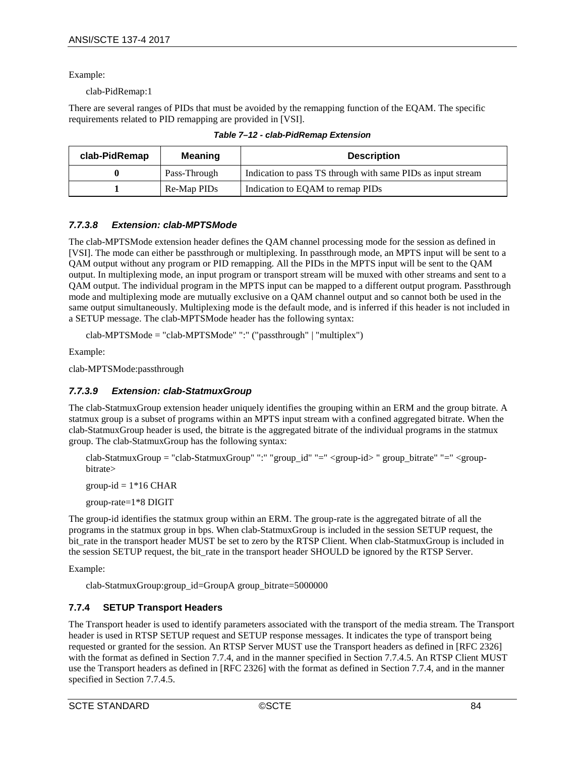Example:

clab-PidRemap:1

There are several ranges of PIDs that must be avoided by the remapping function of the EQAM. The specific requirements related to PID remapping are provided in [VSI].

**Table 7–12 - clab-PidRemap Extension**

| clab-PidRemap | Meaning | Description |
|---|---|---|
| **0** | Pass-Through | Indication to pass TS through with same PIDs as input stream |
| **1** | Re-Map PIDs | Indication to EQAM to remap PIDs |

#### 7.7.3.8 Extension: clab-MPTSMode

The clab-MPTSMode extension header defines the QAM channel processing mode for the session as defined in [VSI]. The mode can either be passthrough or multiplexing. In passthrough mode, an MPTS input will be sent to a QAM output without any program or PID remapping. All the PIDs in the MPTS input will be sent to the QAM output. In multiplexing mode, an input program or transport stream will be muxed with other streams and sent to a QAM output. The individual program in the MPTS input can be mapped to a different output program. Passthrough mode and multiplexing mode are mutually exclusive on a QAM channel output and so cannot both be used in the same output simultaneously. Multiplexing mode is the default mode, and is inferred if this header is not included in a SETUP message. The clab-MPTSMode header has the following syntax:

clab-MPTSMode = "clab-MPTSMode" ":" ("passthrough" | "multiplex")

Example:

clab-MPTSMode:passthrough

#### 7.7.3.9 Extension: clab-StatmuxGroup

The clab-StatmuxGroup extension header uniquely identifies the grouping within an ERM and the group bitrate. A statmux group is a subset of programs within an MPTS input stream with a confined aggregated bitrate. When the clab-StatmuxGroup header is used, the bitrate is the aggregated bitrate of the individual programs in the statmux group. The clab-StatmuxGroup has the following syntax:

clab-StatmuxGroup = "clab-StatmuxGroup" ":" "group_id" "=" <group-id> " group_bitrate" "=" <group-bitrate>

group-id = 1*16 CHAR

group-rate=1*8 DIGIT

The group-id identifies the statmux group within an ERM. The group-rate is the aggregated bitrate of all the programs in the statmux group in bps. When clab-StatmuxGroup is included in the session SETUP request, the bit_rate in the transport header MUST be set to zero by the RTSP Client. When clab-StatmuxGroup is included in the session SETUP request, the bit_rate in the transport header SHOULD be ignored by the RTSP Server.

Example:

clab-StatmuxGroup:group_id=GroupA group_bitrate=5000000

### 7.7.4 SETUP Transport Headers

The Transport header is used to identify parameters associated with the transport of the media stream. The Transport header is used in RTSP SETUP request and SETUP response messages. It indicates the type of transport being requested or granted for the session. An RTSP Server MUST use the Transport headers as defined in [RFC 2326] with the format as defined in Section 7.7.4, and in the manner specified in Section 7.7.4.5. An RTSP Client MUST use the Transport headers as defined in [RFC 2326] with the format as defined in Section 7.7.4, and in the manner specified in Section 7.7.4.5.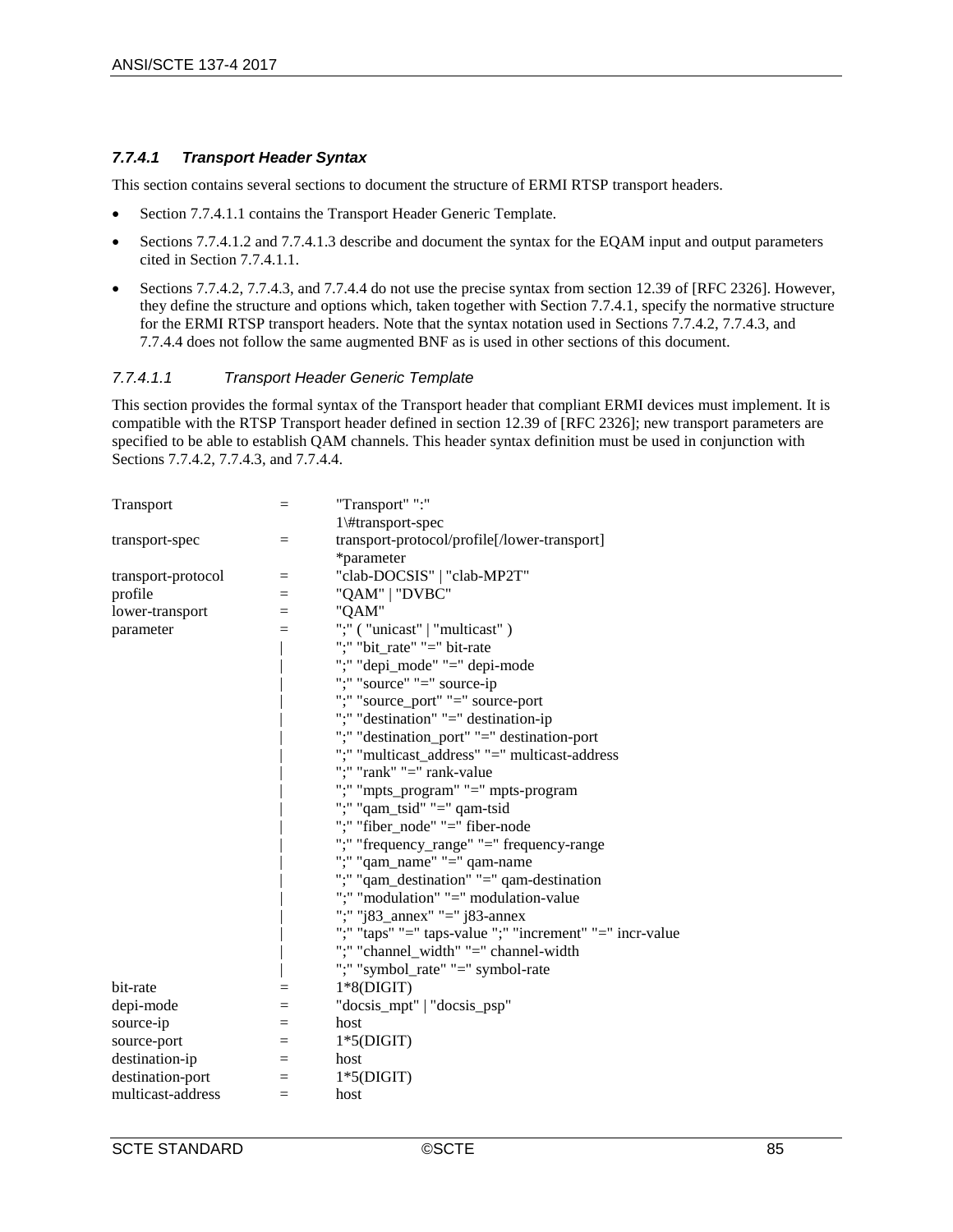#### *7.7.4.1 Transport Header Syntax*

This section contains several sections to document the structure of ERMI RTSP transport headers.

- Section 7.7.4.1.1 contains the Transport Header Generic Template.
- Sections 7.7.4.1.2 and 7.7.4.1.3 describe and document the syntax for the EQAM input and output parameters cited in Section 7.7.4.1.1.
- Sections 7.7.4.2, 7.7.4.3, and 7.7.4.4 do not use the precise syntax from section 12.39 of [RFC 2326]. However, they define the structure and options which, taken together with Section 7.7.4.1, specify the normative structure for the ERMI RTSP transport headers. Note that the syntax notation used in Sections 7.7.4.2, 7.7.4.3, and 7.7.4.4 does not follow the same augmented BNF as is used in other sections of this document.

##### *7.7.4.1.1 Transport Header Generic Template*

This section provides the formal syntax of the Transport header that compliant ERMI devices must implement. It is compatible with the RTSP Transport header defined in section 12.39 of [RFC 2326]; new transport parameters are specified to be able to establish QAM channels. This header syntax definition must be used in conjunction with Sections 7.7.4.2, 7.7.4.3, and 7.7.4.4.

```
Transport            =    "Transport" ":"
                          1\#transport-spec
transport-spec       =    transport-protocol/profile[/lower-transport]
                          *parameter
transport-protocol   =    "clab-DOCSIS" | "clab-MP2T"
profile              =    "QAM" | "DVBC"
lower-transport      =    "QAM"
parameter            =    ";" ( "unicast" | "multicast" )
                     |    ";" "bit_rate" "=" bit-rate
                     |    ";" "depi_mode" "=" depi-mode
                     |    ";" "source" "=" source-ip
                     |    ";" "source_port" "=" source-port
                     |    ";" "destination" "=" destination-ip
                     |    ";" "destination_port" "=" destination-port
                     |    ";" "multicast_address" "=" multicast-address
                     |    ";" "rank" "=" rank-value
                     |    ";" "mpts_program" "=" mpts-program
                     |    ";" "qam_tsid" "=" qam-tsid
                     |    ";" "fiber_node" "=" fiber-node
                     |    ";" "frequency_range" "=" frequency-range
                     |    ";" "qam_name" "=" qam-name
                     |    ";" "qam_destination" "=" qam-destination
                     |    ";" "modulation" "=" modulation-value
                     |    ";" "j83_annex" "=" j83-annex
                     |    ";" "taps" "=" taps-value ";" "increment" "=" incr-value
                     |    ";" "channel_width" "=" channel-width
                     |    ";" "symbol_rate" "=" symbol-rate
bit-rate             =    1*8(DIGIT)
depi-mode            =    "docsis_mpt" | "docsis_psp"
source-ip            =    host
source-port          =    1*5(DIGIT)
destination-ip       =    host
destination-port     =    1*5(DIGIT)
multicast-address    =    host
```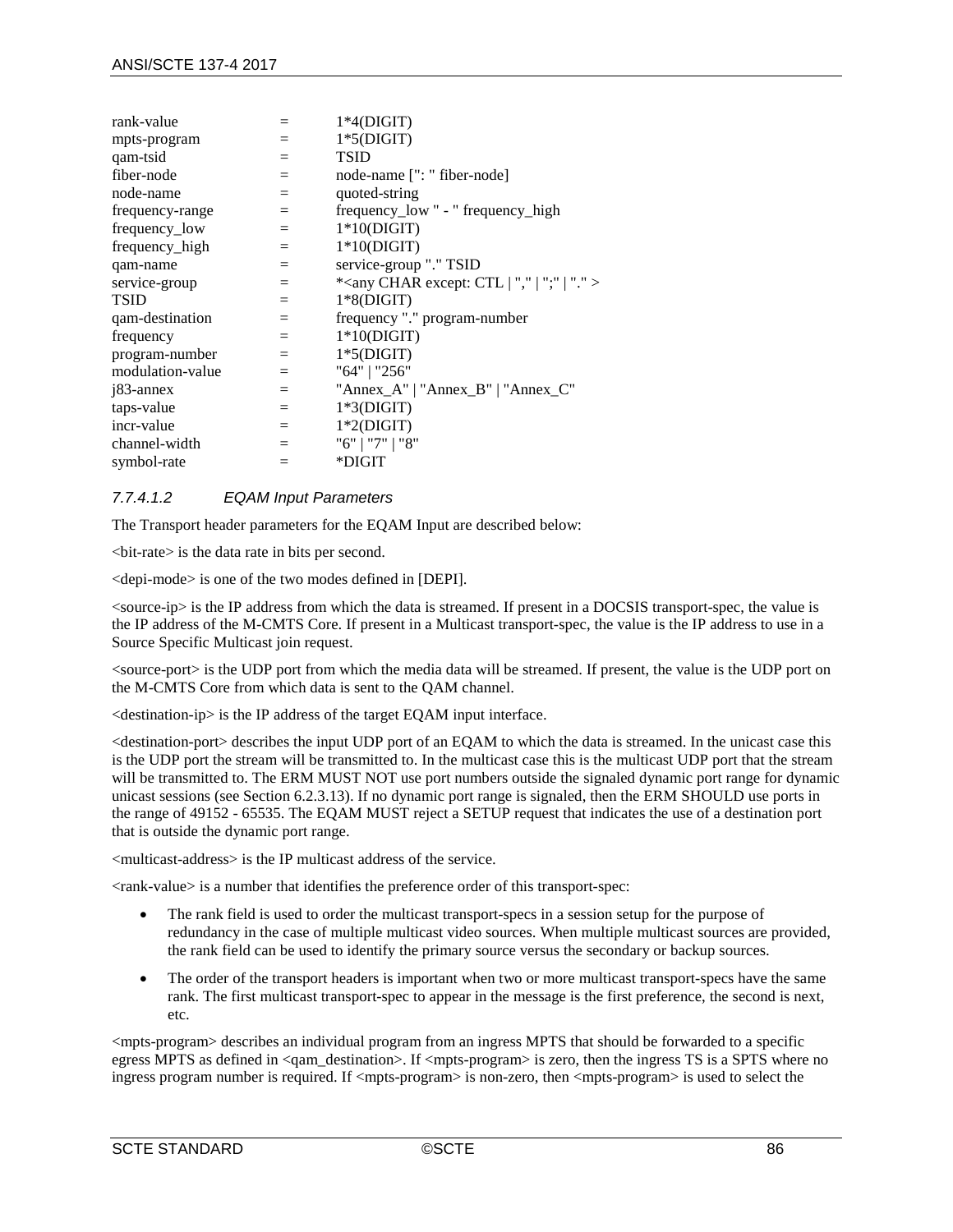```
rank-value        =  1*4(DIGIT)
mpts-program      =  1*5(DIGIT)
qam-tsid          =  TSID
fiber-node        =  node-name [": " fiber-node]
node-name         =  quoted-string
frequency-range   =  frequency_low " - " frequency_high
frequency_low     =  1*10(DIGIT)
frequency_high    =  1*10(DIGIT)
qam-name          =  service-group "." TSID
service-group     =  *<any CHAR except: CTL | "," | ";" | "." >
TSID              =  1*8(DIGIT)
qam-destination   =  frequency "." program-number
frequency         =  1*10(DIGIT)
program-number    =  1*5(DIGIT)
modulation-value  =  "64" | "256"
j83-annex         =  "Annex_A" | "Annex_B" | "Annex_C"
taps-value        =  1*3(DIGIT)
incr-value        =  1*2(DIGIT)
channel-width     =  "6" | "7" | "8"
symbol-rate       =  *DIGIT
```

##### *7.7.4.1.2 EQAM Input Parameters*

The Transport header parameters for the EQAM Input are described below:

<bit-rate> is the data rate in bits per second.

<depi-mode> is one of the two modes defined in [DEPI].

<source-ip> is the IP address from which the data is streamed. If present in a DOCSIS transport-spec, the value is the IP address of the M-CMTS Core. If present in a Multicast transport-spec, the value is the IP address to use in a Source Specific Multicast join request.

<source-port> is the UDP port from which the media data will be streamed. If present, the value is the UDP port on the M-CMTS Core from which data is sent to the QAM channel.

<destination-ip> is the IP address of the target EQAM input interface.

<destination-port> describes the input UDP port of an EQAM to which the data is streamed. In the unicast case this is the UDP port the stream will be transmitted to. In the multicast case this is the multicast UDP port that the stream will be transmitted to. The ERM MUST NOT use port numbers outside the signaled dynamic port range for dynamic unicast sessions (see Section 6.2.3.13). If no dynamic port range is signaled, then the ERM SHOULD use ports in the range of 49152 - 65535. The EQAM MUST reject a SETUP request that indicates the use of a destination port that is outside the dynamic port range.

<multicast-address> is the IP multicast address of the service.

<rank-value> is a number that identifies the preference order of this transport-spec:

- The rank field is used to order the multicast transport-specs in a session setup for the purpose of redundancy in the case of multiple multicast video sources. When multiple multicast sources are provided, the rank field can be used to identify the primary source versus the secondary or backup sources.
- The order of the transport headers is important when two or more multicast transport-specs have the same rank. The first multicast transport-spec to appear in the message is the first preference, the second is next, etc.

<mpts-program> describes an individual program from an ingress MPTS that should be forwarded to a specific egress MPTS as defined in <qam_destination>. If <mpts-program> is zero, then the ingress TS is a SPTS where no ingress program number is required. If <mpts-program> is non-zero, then <mpts-program> is used to select the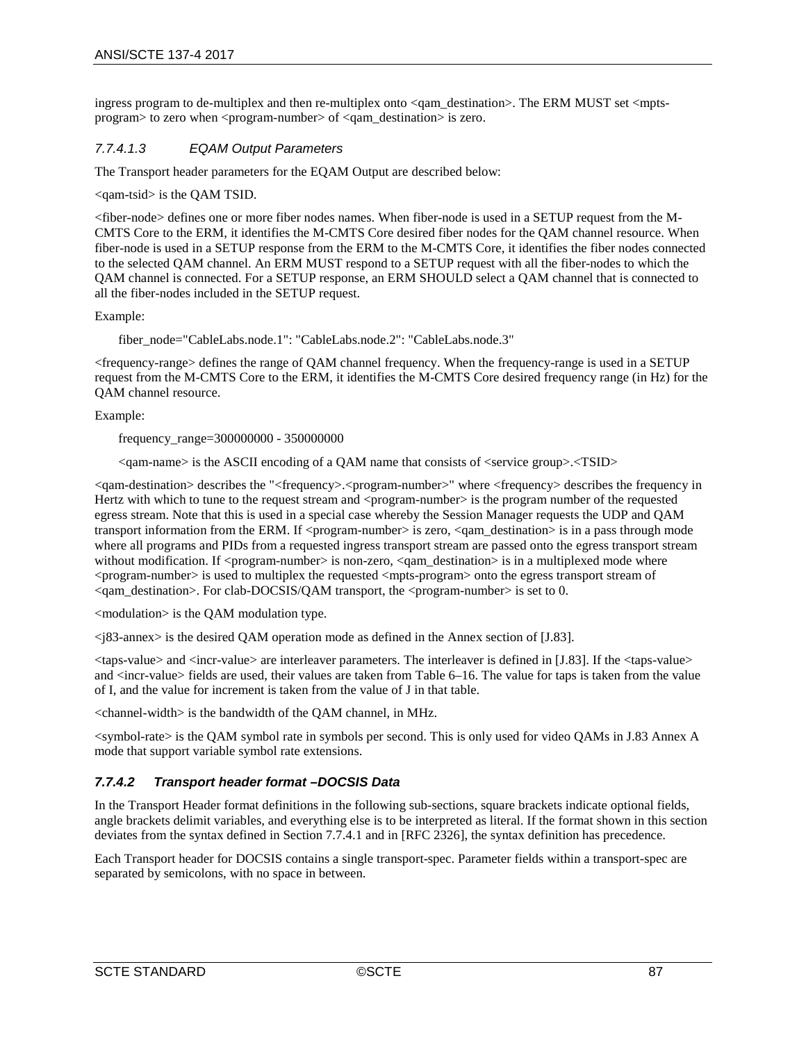ingress program to de-multiplex and then re-multiplex onto <qam_destination>. The ERM MUST set <mpts-program> to zero when <program-number> of <qam_destination> is zero.

#### *7.7.4.1.3 EQAM Output Parameters*

The Transport header parameters for the EQAM Output are described below:

<qam-tsid> is the QAM TSID.

<fiber-node> defines one or more fiber nodes names. When fiber-node is used in a SETUP request from the M-CMTS Core to the ERM, it identifies the M-CMTS Core desired fiber nodes for the QAM channel resource. When fiber-node is used in a SETUP response from the ERM to the M-CMTS Core, it identifies the fiber nodes connected to the selected QAM channel. An ERM MUST respond to a SETUP request with all the fiber-nodes to which the QAM channel is connected. For a SETUP response, an ERM SHOULD select a QAM channel that is connected to all the fiber-nodes included in the SETUP request.

Example:

fiber_node="CableLabs.node.1": "CableLabs.node.2": "CableLabs.node.3"

<frequency-range> defines the range of QAM channel frequency. When the frequency-range is used in a SETUP request from the M-CMTS Core to the ERM, it identifies the M-CMTS Core desired frequency range (in Hz) for the QAM channel resource.

Example:

frequency_range=300000000 - 350000000

<qam-name> is the ASCII encoding of a QAM name that consists of <service group>.<TSID>

<qam-destination> describes the "<frequency>.<program-number>" where <frequency> describes the frequency in Hertz with which to tune to the request stream and <program-number> is the program number of the requested egress stream. Note that this is used in a special case whereby the Session Manager requests the UDP and QAM transport information from the ERM. If <program-number> is zero, <qam_destination> is in a pass through mode where all programs and PIDs from a requested ingress transport stream are passed onto the egress transport stream without modification. If <program-number> is non-zero, <qam_destination> is in a multiplexed mode where <program-number> is used to multiplex the requested <mpts-program> onto the egress transport stream of <qam_destination>. For clab-DOCSIS/QAM transport, the <program-number> is set to 0.

<modulation> is the QAM modulation type.

<j83-annex> is the desired QAM operation mode as defined in the Annex section of [J.83].

<taps-value> and <incr-value> are interleaver parameters. The interleaver is defined in [J.83]. If the <taps-value> and <incr-value> fields are used, their values are taken from Table 6–16. The value for taps is taken from the value of I, and the value for increment is taken from the value of J in that table.

<channel-width> is the bandwidth of the QAM channel, in MHz.

<symbol-rate> is the QAM symbol rate in symbols per second. This is only used for video QAMs in J.83 Annex A mode that support variable symbol rate extensions.

### *7.7.4.2 Transport header format –DOCSIS Data*

In the Transport Header format definitions in the following sub-sections, square brackets indicate optional fields, angle brackets delimit variables, and everything else is to be interpreted as literal. If the format shown in this section deviates from the syntax defined in Section 7.7.4.1 and in [RFC 2326], the syntax definition has precedence.

Each Transport header for DOCSIS contains a single transport-spec. Parameter fields within a transport-spec are separated by semicolons, with no space in between.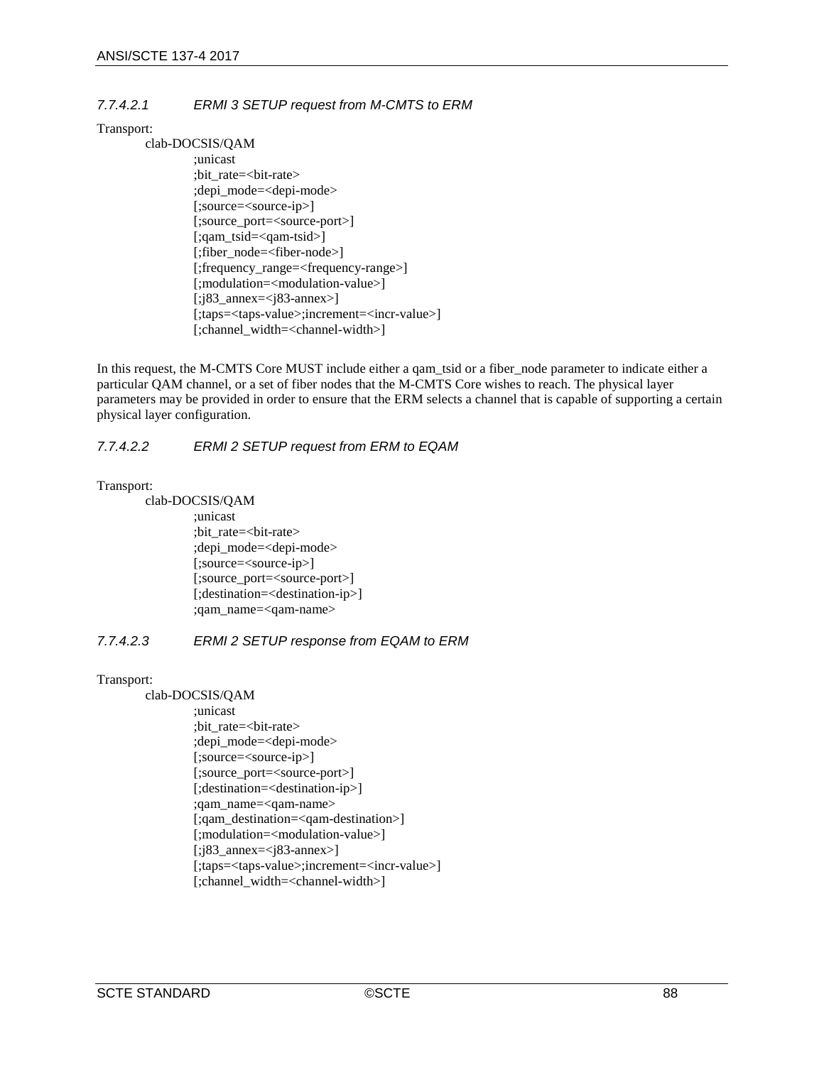#### 7.7.4.2.1 ERMI 3 SETUP request from M-CMTS to ERM

Transport:

```
clab-DOCSIS/QAM
        ;unicast
        ;bit_rate=<bit-rate>
        ;depi_mode=<depi-mode>
        [;source=<source-ip>]
        [;source_port=<source-port>]
        [;qam_tsid=<qam-tsid>]
        [;fiber_node=<fiber-node>]
        [;frequency_range=<frequency-range>]
        [;modulation=<modulation-value>]
        [;j83_annex=<j83-annex>]
        [;taps=<taps-value>;increment=<incr-value>]
        [;channel_width=<channel-width>]
```

In this request, the M-CMTS Core MUST include either a qam_tsid or a fiber_node parameter to indicate either a particular QAM channel, or a set of fiber nodes that the M-CMTS Core wishes to reach. The physical layer parameters may be provided in order to ensure that the ERM selects a channel that is capable of supporting a certain physical layer configuration.

#### 7.7.4.2.2 ERMI 2 SETUP request from ERM to EQAM

Transport:

```
clab-DOCSIS/QAM
        ;unicast
        ;bit_rate=<bit-rate>
        ;depi_mode=<depi-mode>
        [;source=<source-ip>]
        [;source_port=<source-port>]
        [;destination=<destination-ip>]
        ;qam_name=<qam-name>
```

#### 7.7.4.2.3 ERMI 2 SETUP response from EQAM to ERM

Transport:

```
clab-DOCSIS/QAM
        ;unicast
        ;bit_rate=<bit-rate>
        ;depi_mode=<depi-mode>
        [;source=<source-ip>]
        [;source_port=<source-port>]
        [;destination=<destination-ip>]
        ;qam_name=<qam-name>
        [;qam_destination=<qam-destination>]
        [;modulation=<modulation-value>]
        [;j83_annex=<j83-annex>]
        [;taps=<taps-value>;increment=<incr-value>]
        [;channel_width=<channel-width>]
```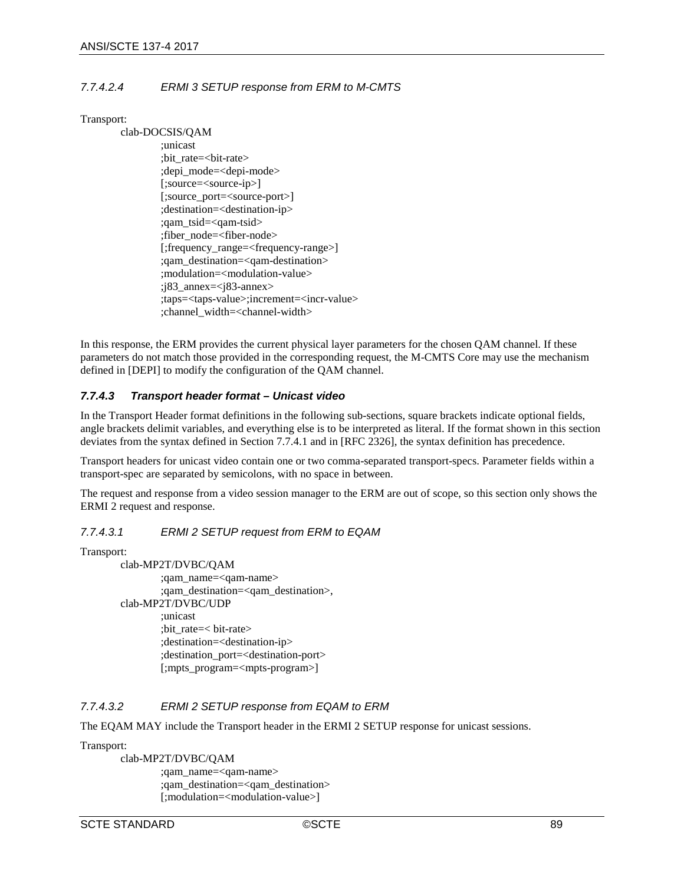#### 7.7.4.2.4 ERMI 3 SETUP response from ERM to M-CMTS

Transport:

```
clab-DOCSIS/QAM
        ;unicast
        ;bit_rate=<bit-rate>
        ;depi_mode=<depi-mode>
        [;source=<source-ip>]
        [;source_port=<source-port>]
        ;destination=<destination-ip>
        ;qam_tsid=<qam-tsid>
        ;fiber_node=<fiber-node>
        [;frequency_range=<frequency-range>]
        ;qam_destination=<qam-destination>
        ;modulation=<modulation-value>
        ;j83_annex=<j83-annex>
        ;taps=<taps-value>;increment=<incr-value>
        ;channel_width=<channel-width>
```

In this response, the ERM provides the current physical layer parameters for the chosen QAM channel. If these parameters do not match those provided in the corresponding request, the M-CMTS Core may use the mechanism defined in [DEPI] to modify the configuration of the QAM channel.

### 7.7.4.3 Transport header format – Unicast video

In the Transport Header format definitions in the following sub-sections, square brackets indicate optional fields, angle brackets delimit variables, and everything else is to be interpreted as literal. If the format shown in this section deviates from the syntax defined in Section 7.7.4.1 and in [RFC 2326], the syntax definition has precedence.

Transport headers for unicast video contain one or two comma-separated transport-specs. Parameter fields within a transport-spec are separated by semicolons, with no space in between.

The request and response from a video session manager to the ERM are out of scope, so this section only shows the ERMI 2 request and response.

#### 7.7.4.3.1 ERMI 2 SETUP request from ERM to EQAM

Transport:

```
clab-MP2T/DVBC/QAM
        ;qam_name=<qam-name>
        ;qam_destination=<qam_destination>,
clab-MP2T/DVBC/UDP
        ;unicast
        ;bit_rate=< bit-rate>
        ;destination=<destination-ip>
        ;destination_port=<destination-port>
        [;mpts_program=<mpts-program>]
```

#### 7.7.4.3.2 ERMI 2 SETUP response from EQAM to ERM

The EQAM MAY include the Transport header in the ERMI 2 SETUP response for unicast sessions.

Transport:

```
clab-MP2T/DVBC/QAM
        ;qam_name=<qam-name>
        ;qam_destination=<qam_destination>
        [;modulation=<modulation-value>]
```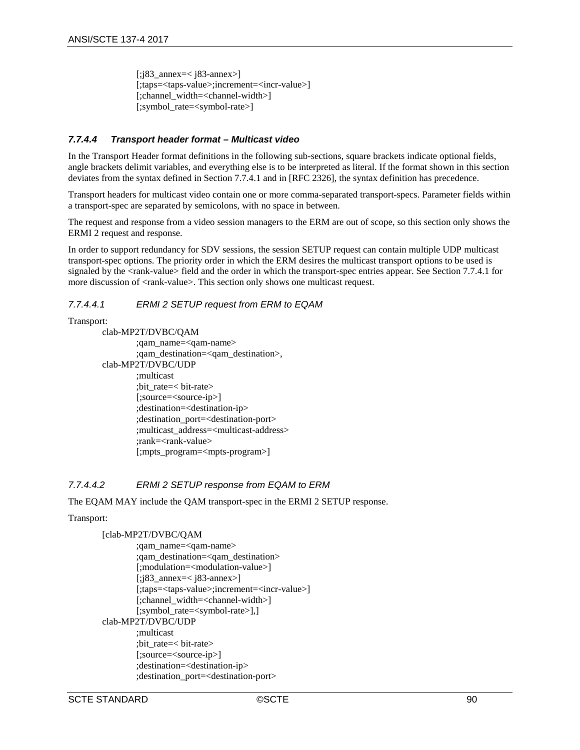```
[;j83_annex=< j83-annex>]
[;taps=<taps-value>;increment=<incr-value>]
[;channel_width=<channel-width>]
[;symbol_rate=<symbol-rate>]
```

#### 7.7.4.4 Transport header format – Multicast video

In the Transport Header format definitions in the following sub-sections, square brackets indicate optional fields, angle brackets delimit variables, and everything else is to be interpreted as literal. If the format shown in this section deviates from the syntax defined in Section 7.7.4.1 and in [RFC 2326], the syntax definition has precedence.

Transport headers for multicast video contain one or more comma-separated transport-specs. Parameter fields within a transport-spec are separated by semicolons, with no space in between.

The request and response from a video session managers to the ERM are out of scope, so this section only shows the ERMI 2 request and response.

In order to support redundancy for SDV sessions, the session SETUP request can contain multiple UDP multicast transport-spec options. The priority order in which the ERM desires the multicast transport options to be used is signaled by the <rank-value> field and the order in which the transport-spec entries appear. See Section 7.7.4.1 for more discussion of <rank-value>. This section only shows one multicast request.

##### 7.7.4.4.1 ERMI 2 SETUP request from ERM to EQAM

Transport:

```
clab-MP2T/DVBC/QAM
        ;qam_name=<qam-name>
        ;qam_destination=<qam_destination>,
clab-MP2T/DVBC/UDP
        ;multicast
        ;bit_rate=< bit-rate>
        [;source=<source-ip>]
        ;destination=<destination-ip>
        ;destination_port=<destination-port>
        ;multicast_address=<multicast-address>
        ;rank=<rank-value>
        [;mpts_program=<mpts-program>]
```

##### 7.7.4.4.2 ERMI 2 SETUP response from EQAM to ERM

The EQAM MAY include the QAM transport-spec in the ERMI 2 SETUP response.

Transport:

```
[clab-MP2T/DVBC/QAM
        ;qam_name=<qam-name>
        ;qam_destination=<qam_destination>
        [;modulation=<modulation-value>]
        [;j83_annex=< j83-annex>]
        [;taps=<taps-value>;increment=<incr-value>]
        [;channel_width=<channel-width>]
        [;symbol_rate=<symbol-rate>],]
clab-MP2T/DVBC/UDP
        ;multicast
        ;bit_rate=< bit-rate>
        [;source=<source-ip>]
        ;destination=<destination-ip>
        ;destination_port=<destination-port>
```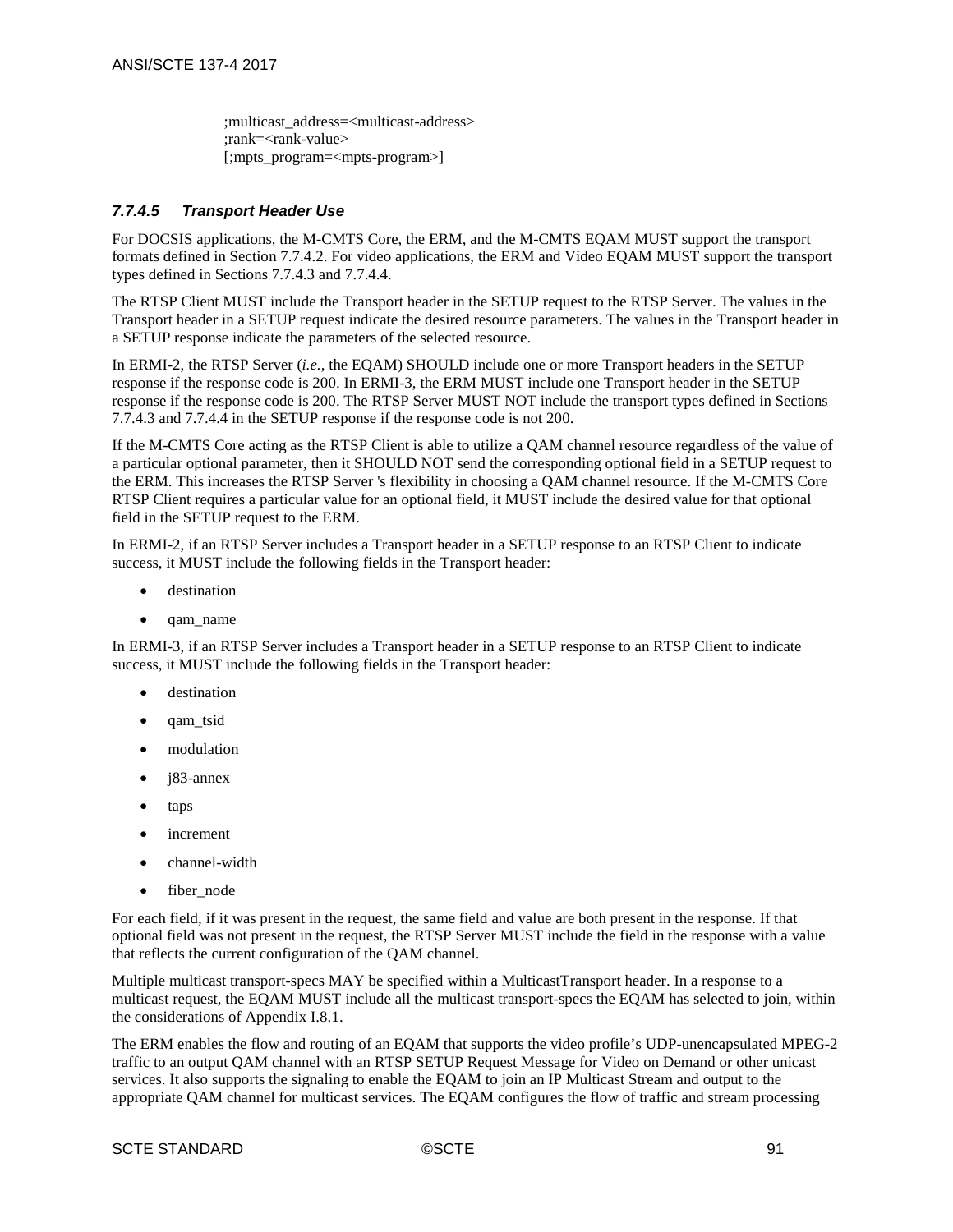```
;multicast_address=<multicast-address>
;rank=<rank-value>
[;mpts_program=<mpts-program>]
```

#### *7.7.4.5 Transport Header Use*

For DOCSIS applications, the M-CMTS Core, the ERM, and the M-CMTS EQAM MUST support the transport formats defined in Section 7.7.4.2. For video applications, the ERM and Video EQAM MUST support the transport types defined in Sections 7.7.4.3 and 7.7.4.4.

The RTSP Client MUST include the Transport header in the SETUP request to the RTSP Server. The values in the Transport header in a SETUP request indicate the desired resource parameters. The values in the Transport header in a SETUP response indicate the parameters of the selected resource.

In ERMI-2, the RTSP Server (*i.e.*, the EQAM) SHOULD include one or more Transport headers in the SETUP response if the response code is 200. In ERMI-3, the ERM MUST include one Transport header in the SETUP response if the response code is 200. The RTSP Server MUST NOT include the transport types defined in Sections 7.7.4.3 and 7.7.4.4 in the SETUP response if the response code is not 200.

If the M-CMTS Core acting as the RTSP Client is able to utilize a QAM channel resource regardless of the value of a particular optional parameter, then it SHOULD NOT send the corresponding optional field in a SETUP request to the ERM. This increases the RTSP Server 's flexibility in choosing a QAM channel resource. If the M-CMTS Core RTSP Client requires a particular value for an optional field, it MUST include the desired value for that optional field in the SETUP request to the ERM.

In ERMI-2, if an RTSP Server includes a Transport header in a SETUP response to an RTSP Client to indicate success, it MUST include the following fields in the Transport header:

- destination
- qam_name

In ERMI-3, if an RTSP Server includes a Transport header in a SETUP response to an RTSP Client to indicate success, it MUST include the following fields in the Transport header:

- destination
- qam_tsid
- modulation
- j83-annex
- taps
- increment
- channel-width
- fiber_node

For each field, if it was present in the request, the same field and value are both present in the response. If that optional field was not present in the request, the RTSP Server MUST include the field in the response with a value that reflects the current configuration of the QAM channel.

Multiple multicast transport-specs MAY be specified within a MulticastTransport header. In a response to a multicast request, the EQAM MUST include all the multicast transport-specs the EQAM has selected to join, within the considerations of Appendix I.8.1.

The ERM enables the flow and routing of an EQAM that supports the video profile's UDP-unencapsulated MPEG-2 traffic to an output QAM channel with an RTSP SETUP Request Message for Video on Demand or other unicast services. It also supports the signaling to enable the EQAM to join an IP Multicast Stream and output to the appropriate QAM channel for multicast services. The EQAM configures the flow of traffic and stream processing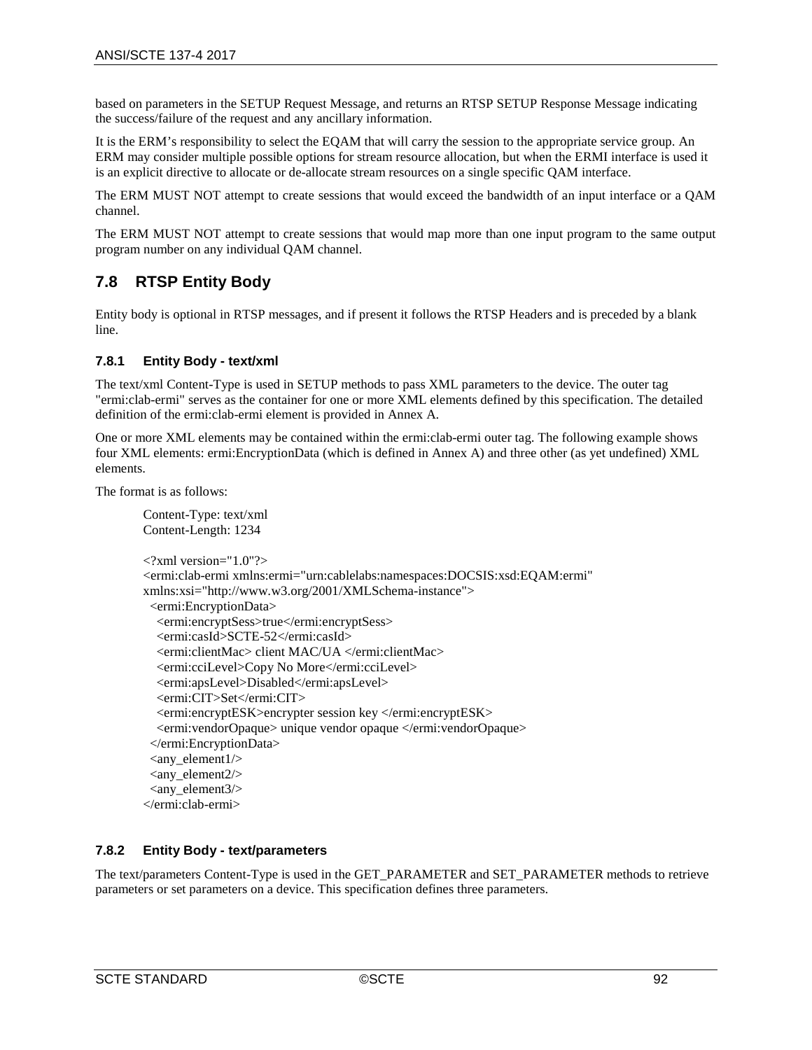based on parameters in the SETUP Request Message, and returns an RTSP SETUP Response Message indicating the success/failure of the request and any ancillary information.

It is the ERM's responsibility to select the EQAM that will carry the session to the appropriate service group. An ERM may consider multiple possible options for stream resource allocation, but when the ERMI interface is used it is an explicit directive to allocate or de-allocate stream resources on a single specific QAM interface.

The ERM MUST NOT attempt to create sessions that would exceed the bandwidth of an input interface or a QAM channel.

The ERM MUST NOT attempt to create sessions that would map more than one input program to the same output program number on any individual QAM channel.

## 7.8 RTSP Entity Body

Entity body is optional in RTSP messages, and if present it follows the RTSP Headers and is preceded by a blank line.

### 7.8.1 Entity Body - text/xml

The text/xml Content-Type is used in SETUP methods to pass XML parameters to the device. The outer tag "ermi:clab-ermi" serves as the container for one or more XML elements defined by this specification. The detailed definition of the ermi:clab-ermi element is provided in Annex A.

One or more XML elements may be contained within the ermi:clab-ermi outer tag. The following example shows four XML elements: ermi:EncryptionData (which is defined in Annex A) and three other (as yet undefined) XML elements.

The format is as follows:

```
Content-Type: text/xml
Content-Length: 1234

<?xml version="1.0"?>
<ermi:clab-ermi xmlns:ermi="urn:cablelabs:namespaces:DOCSIS:xsd:EQAM:ermi"
xmlns:xsi="http://www.w3.org/2001/XMLSchema-instance">
  <ermi:EncryptionData>
    <ermi:encryptSess>true</ermi:encryptSess>
    <ermi:casId>SCTE-52</ermi:casId>
    <ermi:clientMac> client MAC/UA </ermi:clientMac>
    <ermi:cciLevel>Copy No More</ermi:cciLevel>
    <ermi:apsLevel>Disabled</ermi:apsLevel>
    <ermi:CIT>Set</ermi:CIT>
    <ermi:encryptESK>encrypter session key </ermi:encryptESK>
    <ermi:vendorOpaque> unique vendor opaque </ermi:vendorOpaque>
  </ermi:EncryptionData>
  <any_element1/>
  <any_element2/>
  <any_element3/>
</ermi:clab-ermi>
```

### 7.8.2 Entity Body - text/parameters

The text/parameters Content-Type is used in the GET_PARAMETER and SET_PARAMETER methods to retrieve parameters or set parameters on a device. This specification defines three parameters.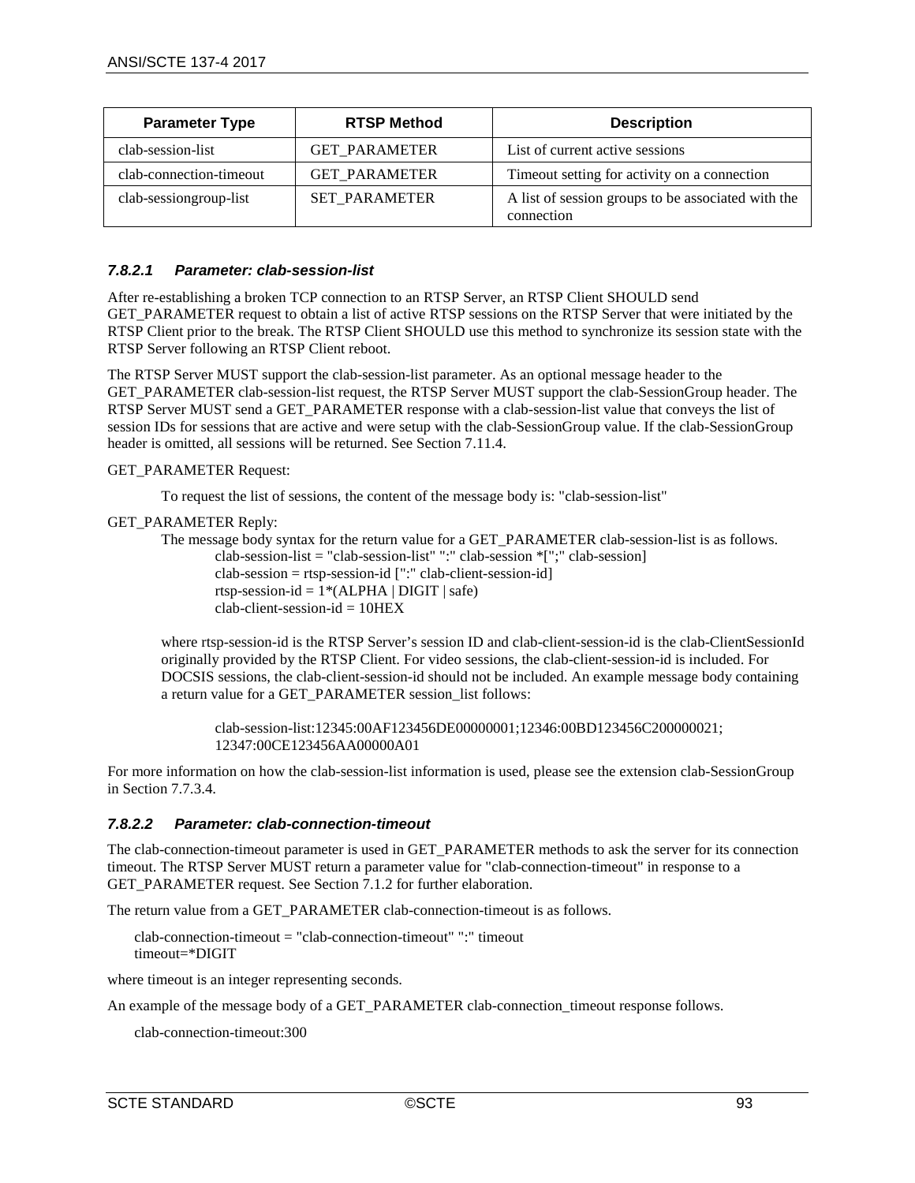| Parameter Type | RTSP Method | Description |
| --- | --- | --- |
| clab-session-list | GET_PARAMETER | List of current active sessions |
| clab-connection-timeout | GET_PARAMETER | Timeout setting for activity on a connection |
| clab-sessiongroup-list | SET_PARAMETER | A list of session groups to be associated with the connection |

#### 7.8.2.1 Parameter: clab-session-list

After re-establishing a broken TCP connection to an RTSP Server, an RTSP Client SHOULD send GET_PARAMETER request to obtain a list of active RTSP sessions on the RTSP Server that were initiated by the RTSP Client prior to the break. The RTSP Client SHOULD use this method to synchronize its session state with the RTSP Server following an RTSP Client reboot.

The RTSP Server MUST support the clab-session-list parameter. As an optional message header to the GET_PARAMETER clab-session-list request, the RTSP Server MUST support the clab-SessionGroup header. The RTSP Server MUST send a GET_PARAMETER response with a clab-session-list value that conveys the list of session IDs for sessions that are active and were setup with the clab-SessionGroup value. If the clab-SessionGroup header is omitted, all sessions will be returned. See Section 7.11.4.

GET_PARAMETER Request:

To request the list of sessions, the content of the message body is: "clab-session-list"

GET_PARAMETER Reply:

The message body syntax for the return value for a GET_PARAMETER clab-session-list is as follows.

```
clab-session-list = "clab-session-list" ":" clab-session *[";" clab-session]
clab-session = rtsp-session-id [":" clab-client-session-id]
rtsp-session-id = 1*(ALPHA | DIGIT | safe)
clab-client-session-id = 10HEX
```

where rtsp-session-id is the RTSP Server's session ID and clab-client-session-id is the clab-ClientSessionId originally provided by the RTSP Client. For video sessions, the clab-client-session-id is included. For DOCSIS sessions, the clab-client-session-id should not be included. An example message body containing a return value for a GET_PARAMETER session_list follows:

```
clab-session-list:12345:00AF123456DE00000001;12346:00BD123456C200000021;
12347:00CE123456AA00000A01
```

For more information on how the clab-session-list information is used, please see the extension clab-SessionGroup in Section 7.7.3.4.

#### 7.8.2.2 Parameter: clab-connection-timeout

The clab-connection-timeout parameter is used in GET_PARAMETER methods to ask the server for its connection timeout. The RTSP Server MUST return a parameter value for "clab-connection-timeout" in response to a GET_PARAMETER request. See Section 7.1.2 for further elaboration.

The return value from a GET_PARAMETER clab-connection-timeout is as follows.

```
clab-connection-timeout = "clab-connection-timeout" ":" timeout
timeout=*DIGIT
```

where timeout is an integer representing seconds.

An example of the message body of a GET_PARAMETER clab-connection_timeout response follows.

```
clab-connection-timeout:300
```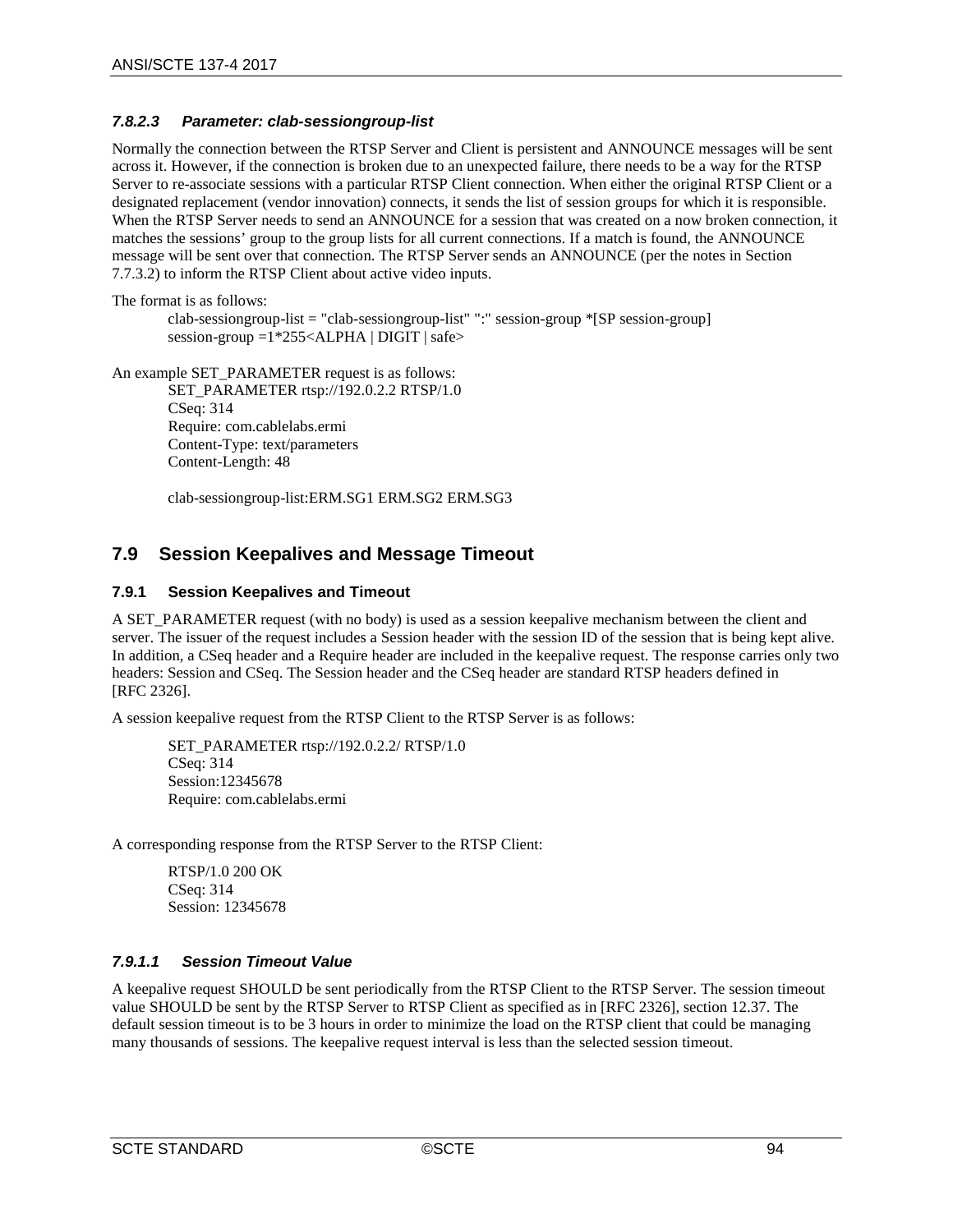#### 7.8.2.3 Parameter: clab-sessiongroup-list

Normally the connection between the RTSP Server and Client is persistent and ANNOUNCE messages will be sent across it. However, if the connection is broken due to an unexpected failure, there needs to be a way for the RTSP Server to re-associate sessions with a particular RTSP Client connection. When either the original RTSP Client or a designated replacement (vendor innovation) connects, it sends the list of session groups for which it is responsible. When the RTSP Server needs to send an ANNOUNCE for a session that was created on a now broken connection, it matches the sessions' group to the group lists for all current connections. If a match is found, the ANNOUNCE message will be sent over that connection. The RTSP Server sends an ANNOUNCE (per the notes in Section 7.7.3.2) to inform the RTSP Client about active video inputs.

The format is as follows:

```
clab-sessiongroup-list = "clab-sessiongroup-list" ":" session-group *[SP session-group]
session-group =1*255<ALPHA | DIGIT | safe>
```

An example SET_PARAMETER request is as follows:

```
SET_PARAMETER rtsp://192.0.2.2 RTSP/1.0
CSeq: 314
Require: com.cablelabs.ermi
Content-Type: text/parameters
Content-Length: 48

clab-sessiongroup-list:ERM.SG1 ERM.SG2 ERM.SG3
```

## 7.9 Session Keepalives and Message Timeout

### 7.9.1 Session Keepalives and Timeout

A SET_PARAMETER request (with no body) is used as a session keepalive mechanism between the client and server. The issuer of the request includes a Session header with the session ID of the session that is being kept alive. In addition, a CSeq header and a Require header are included in the keepalive request. The response carries only two headers: Session and CSeq. The Session header and the CSeq header are standard RTSP headers defined in [RFC 2326].

A session keepalive request from the RTSP Client to the RTSP Server is as follows:

```
SET_PARAMETER rtsp://192.0.2.2/ RTSP/1.0
CSeq: 314
Session:12345678
Require: com.cablelabs.ermi
```

A corresponding response from the RTSP Server to the RTSP Client:

```
RTSP/1.0 200 OK
CSeq: 314
Session: 12345678
```

#### 7.9.1.1 Session Timeout Value

A keepalive request SHOULD be sent periodically from the RTSP Client to the RTSP Server. The session timeout value SHOULD be sent by the RTSP Server to RTSP Client as specified as in [RFC 2326], section 12.37. The default session timeout is to be 3 hours in order to minimize the load on the RTSP client that could be managing many thousands of sessions. The keepalive request interval is less than the selected session timeout.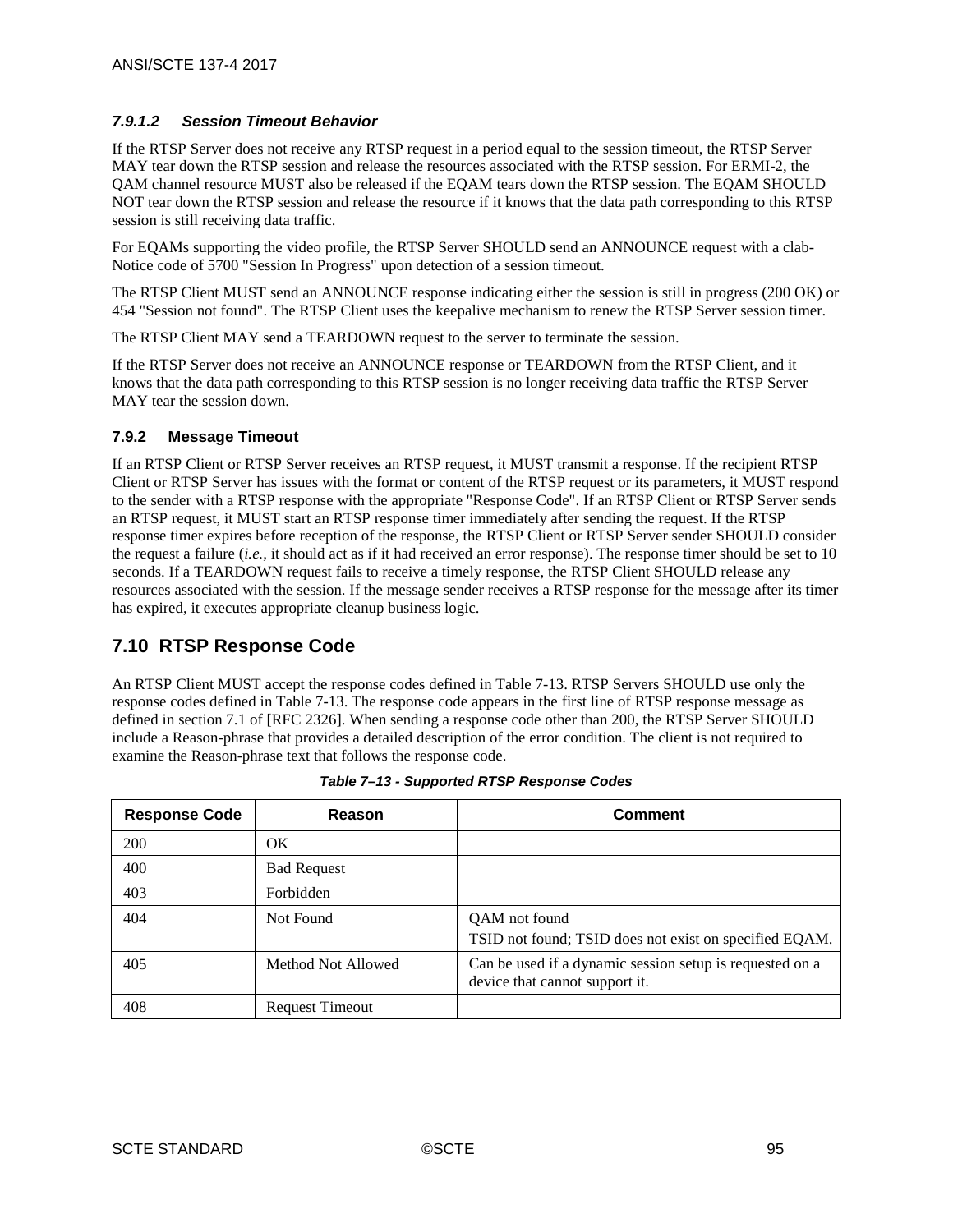#### 7.9.1.2 Session Timeout Behavior

If the RTSP Server does not receive any RTSP request in a period equal to the session timeout, the RTSP Server MAY tear down the RTSP session and release the resources associated with the RTSP session. For ERMI-2, the QAM channel resource MUST also be released if the EQAM tears down the RTSP session. The EQAM SHOULD NOT tear down the RTSP session and release the resource if it knows that the data path corresponding to this RTSP session is still receiving data traffic.

For EQAMs supporting the video profile, the RTSP Server SHOULD send an ANNOUNCE request with a clab-Notice code of 5700 "Session In Progress" upon detection of a session timeout.

The RTSP Client MUST send an ANNOUNCE response indicating either the session is still in progress (200 OK) or 454 "Session not found". The RTSP Client uses the keepalive mechanism to renew the RTSP Server session timer.

The RTSP Client MAY send a TEARDOWN request to the server to terminate the session.

If the RTSP Server does not receive an ANNOUNCE response or TEARDOWN from the RTSP Client, and it knows that the data path corresponding to this RTSP session is no longer receiving data traffic the RTSP Server MAY tear the session down.

### 7.9.2 Message Timeout

If an RTSP Client or RTSP Server receives an RTSP request, it MUST transmit a response. If the recipient RTSP Client or RTSP Server has issues with the format or content of the RTSP request or its parameters, it MUST respond to the sender with a RTSP response with the appropriate "Response Code". If an RTSP Client or RTSP Server sends an RTSP request, it MUST start an RTSP response timer immediately after sending the request. If the RTSP response timer expires before reception of the response, the RTSP Client or RTSP Server sender SHOULD consider the request a failure (*i.e.,* it should act as if it had received an error response). The response timer should be set to 10 seconds. If a TEARDOWN request fails to receive a timely response, the RTSP Client SHOULD release any resources associated with the session. If the message sender receives a RTSP response for the message after its timer has expired, it executes appropriate cleanup business logic.

## 7.10 RTSP Response Code

An RTSP Client MUST accept the response codes defined in Table 7-13. RTSP Servers SHOULD use only the response codes defined in Table 7-13. The response code appears in the first line of RTSP response message as defined in section 7.1 of [RFC 2326]. When sending a response code other than 200, the RTSP Server SHOULD include a Reason-phrase that provides a detailed description of the error condition. The client is not required to examine the Reason-phrase text that follows the response code.

*Table 7–13 - Supported RTSP Response Codes*

| Response Code | Reason | Comment |
|---|---|---|
| 200 | OK | |
| 400 | Bad Request | |
| 403 | Forbidden | |
| 404 | Not Found | QAM not found<br>TSID not found; TSID does not exist on specified EQAM. |
| 405 | Method Not Allowed | Can be used if a dynamic session setup is requested on a device that cannot support it. |
| 408 | Request Timeout | |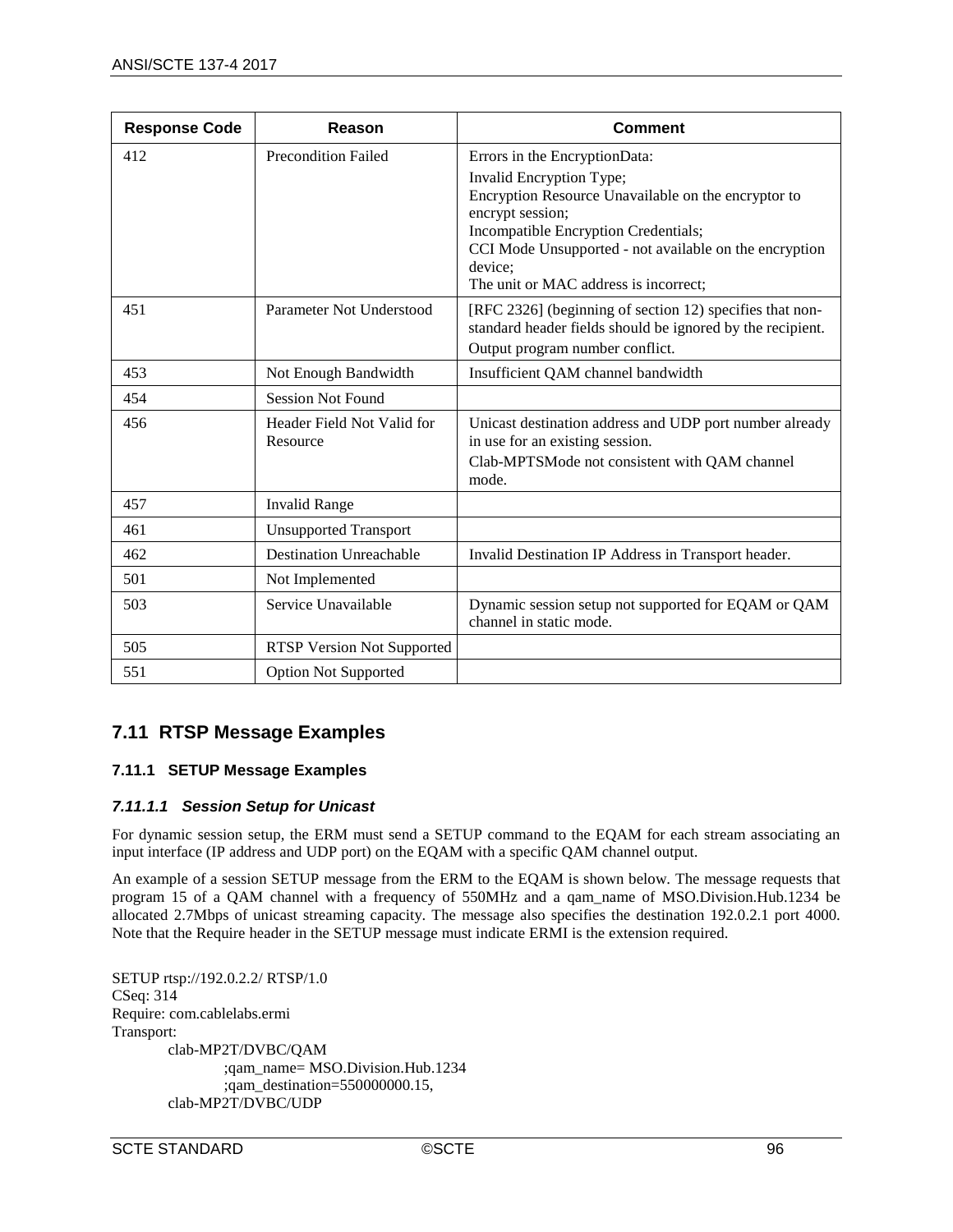| Response Code | Reason | Comment |
|---|---|---|
| 412 | Precondition Failed | Errors in the EncryptionData:<br>Invalid Encryption Type;<br>Encryption Resource Unavailable on the encryptor to encrypt session;<br>Incompatible Encryption Credentials;<br>CCI Mode Unsupported - not available on the encryption device;<br>The unit or MAC address is incorrect; |
| 451 | Parameter Not Understood | [RFC 2326] (beginning of section 12) specifies that non-standard header fields should be ignored by the recipient.<br>Output program number conflict. |
| 453 | Not Enough Bandwidth | Insufficient QAM channel bandwidth |
| 454 | Session Not Found | |
| 456 | Header Field Not Valid for Resource | Unicast destination address and UDP port number already in use for an existing session.<br>Clab-MPTSMode not consistent with QAM channel mode. |
| 457 | Invalid Range | |
| 461 | Unsupported Transport | |
| 462 | Destination Unreachable | Invalid Destination IP Address in Transport header. |
| 501 | Not Implemented | |
| 503 | Service Unavailable | Dynamic session setup not supported for EQAM or QAM channel in static mode. |
| 505 | RTSP Version Not Supported | |
| 551 | Option Not Supported | |

## 7.11 RTSP Message Examples

### 7.11.1 SETUP Message Examples

#### *7.11.1.1 Session Setup for Unicast*

For dynamic session setup, the ERM must send a SETUP command to the EQAM for each stream associating an input interface (IP address and UDP port) on the EQAM with a specific QAM channel output.

An example of a session SETUP message from the ERM to the EQAM is shown below. The message requests that program 15 of a QAM channel with a frequency of 550MHz and a qam_name of MSO.Division.Hub.1234 be allocated 2.7Mbps of unicast streaming capacity. The message also specifies the destination 192.0.2.1 port 4000. Note that the Require header in the SETUP message must indicate ERMI is the extension required.

```
SETUP rtsp://192.0.2.2/ RTSP/1.0
CSeq: 314
Require: com.cablelabs.ermi
Transport:
        clab-MP2T/DVBC/QAM
                ;qam_name= MSO.Division.Hub.1234
                ;qam_destination=550000000.15,
        clab-MP2T/DVBC/UDP
```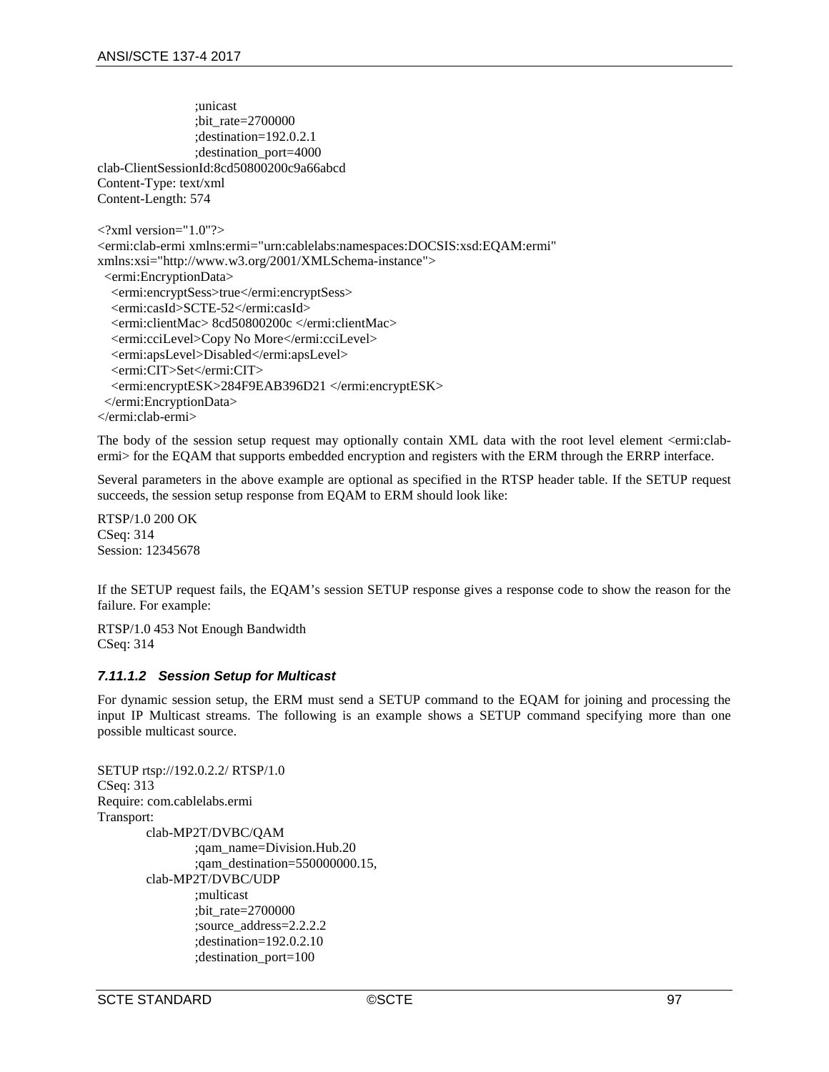```
                ;unicast
                ;bit_rate=2700000
                ;destination=192.0.2.1
                ;destination_port=4000
clab-ClientSessionId:8cd50800200c9a66abcd
Content-Type: text/xml
Content-Length: 574

<?xml version="1.0"?>
<ermi:clab-ermi xmlns:ermi="urn:cablelabs:namespaces:DOCSIS:xsd:EQAM:ermi"
xmlns:xsi="http://www.w3.org/2001/XMLSchema-instance">
  <ermi:EncryptionData>
    <ermi:encryptSess>true</ermi:encryptSess>
    <ermi:casId>SCTE-52</ermi:casId>
    <ermi:clientMac> 8cd50800200c </ermi:clientMac>
    <ermi:cciLevel>Copy No More</ermi:cciLevel>
    <ermi:apsLevel>Disabled</ermi:apsLevel>
    <ermi:CIT>Set</ermi:CIT>
    <ermi:encryptESK>284F9EAB396D21 </ermi:encryptESK>
  </ermi:EncryptionData>
</ermi:clab-ermi>
```

The body of the session setup request may optionally contain XML data with the root level element <ermi:clab-ermi> for the EQAM that supports embedded encryption and registers with the ERM through the ERRP interface.

Several parameters in the above example are optional as specified in the RTSP header table. If the SETUP request succeeds, the session setup response from EQAM to ERM should look like:

```
RTSP/1.0 200 OK
CSeq: 314
Session: 12345678
```

If the SETUP request fails, the EQAM's session SETUP response gives a response code to show the reason for the failure. For example:

```
RTSP/1.0 453 Not Enough Bandwidth
CSeq: 314
```

#### *7.11.1.2 Session Setup for Multicast*

For dynamic session setup, the ERM must send a SETUP command to the EQAM for joining and processing the input IP Multicast streams. The following is an example shows a SETUP command specifying more than one possible multicast source.

```
SETUP rtsp://192.0.2.2/ RTSP/1.0
CSeq: 313
Require: com.cablelabs.ermi
Transport:
        clab-MP2T/DVBC/QAM
                ;qam_name=Division.Hub.20
                ;qam_destination=550000000.15,
        clab-MP2T/DVBC/UDP
                ;multicast
                ;bit_rate=2700000
                ;source_address=2.2.2.2
                ;destination=192.0.2.10
                ;destination_port=100
```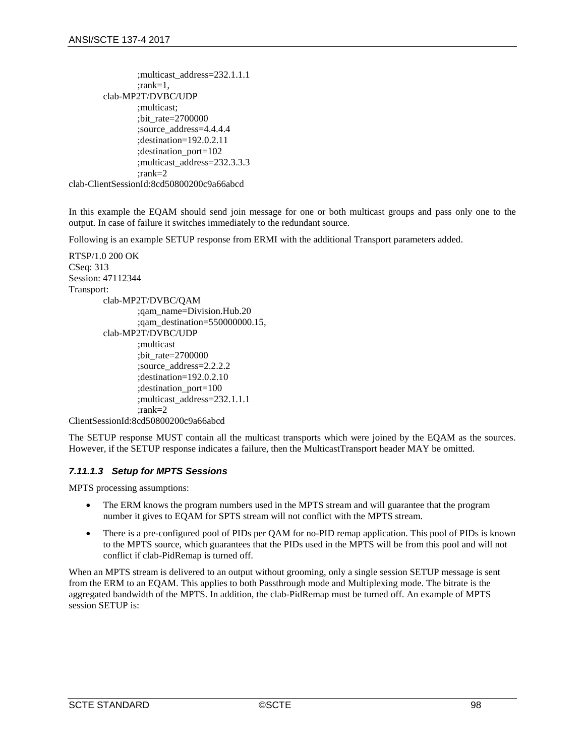```
            ;multicast_address=232.1.1.1
            ;rank=1,
      clab-MP2T/DVBC/UDP
            ;multicast;
            ;bit_rate=2700000
            ;source_address=4.4.4.4
            ;destination=192.0.2.11
            ;destination_port=102
            ;multicast_address=232.3.3.3
            ;rank=2
clab-ClientSessionId:8cd50800200c9a66abcd
```

In this example the EQAM should send join message for one or both multicast groups and pass only one to the output. In case of failure it switches immediately to the redundant source.

Following is an example SETUP response from ERMI with the additional Transport parameters added.

```
RTSP/1.0 200 OK
CSeq: 313
Session: 47112344
Transport:
      clab-MP2T/DVBC/QAM
            ;qam_name=Division.Hub.20
            ;qam_destination=550000000.15,
      clab-MP2T/DVBC/UDP
            ;multicast
            ;bit_rate=2700000
            ;source_address=2.2.2.2
            ;destination=192.0.2.10
            ;destination_port=100
            ;multicast_address=232.1.1.1
            ;rank=2
ClientSessionId:8cd50800200c9a66abcd
```

The SETUP response MUST contain all the multicast transports which were joined by the EQAM as the sources. However, if the SETUP response indicates a failure, then the MulticastTransport header MAY be omitted.

#### *7.11.1.3 Setup for MPTS Sessions*

MPTS processing assumptions:

- The ERM knows the program numbers used in the MPTS stream and will guarantee that the program number it gives to EQAM for SPTS stream will not conflict with the MPTS stream.
- There is a pre-configured pool of PIDs per QAM for no-PID remap application. This pool of PIDs is known to the MPTS source, which guarantees that the PIDs used in the MPTS will be from this pool and will not conflict if clab-PidRemap is turned off.

When an MPTS stream is delivered to an output without grooming, only a single session SETUP message is sent from the ERM to an EQAM. This applies to both Passthrough mode and Multiplexing mode. The bitrate is the aggregated bandwidth of the MPTS. In addition, the clab-PidRemap must be turned off. An example of MPTS session SETUP is: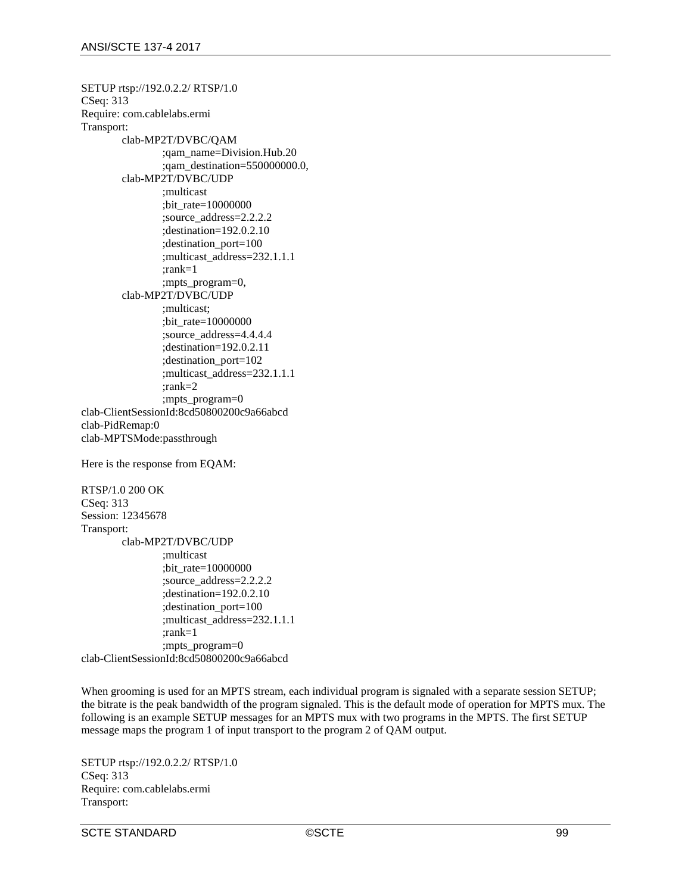```
SETUP rtsp://192.0.2.2/ RTSP/1.0
CSeq: 313
Require: com.cablelabs.ermi
Transport:
        clab-MP2T/DVBC/QAM
                ;qam_name=Division.Hub.20
                ;qam_destination=550000000.0,
        clab-MP2T/DVBC/UDP
                ;multicast
                ;bit_rate=10000000
                ;source_address=2.2.2.2
                ;destination=192.0.2.10
                ;destination_port=100
                ;multicast_address=232.1.1.1
                ;rank=1
                ;mpts_program=0,
        clab-MP2T/DVBC/UDP
                ;multicast;
                ;bit_rate=10000000
                ;source_address=4.4.4.4
                ;destination=192.0.2.11
                ;destination_port=102
                ;multicast_address=232.1.1.1
                ;rank=2
                ;mpts_program=0
clab-ClientSessionId:8cd50800200c9a66abcd
clab-PidRemap:0
clab-MPTSMode:passthrough
```

Here is the response from EQAM:

```
RTSP/1.0 200 OK
CSeq: 313
Session: 12345678
Transport:
        clab-MP2T/DVBC/UDP
                ;multicast
                ;bit_rate=10000000
                ;source_address=2.2.2.2
                ;destination=192.0.2.10
                ;destination_port=100
                ;multicast_address=232.1.1.1
                ;rank=1
                ;mpts_program=0
clab-ClientSessionId:8cd50800200c9a66abcd
```

When grooming is used for an MPTS stream, each individual program is signaled with a separate session SETUP; the bitrate is the peak bandwidth of the program signaled. This is the default mode of operation for MPTS mux. The following is an example SETUP messages for an MPTS mux with two programs in the MPTS. The first SETUP message maps the program 1 of input transport to the program 2 of QAM output.

```
SETUP rtsp://192.0.2.2/ RTSP/1.0
CSeq: 313
Require: com.cablelabs.ermi
Transport:
```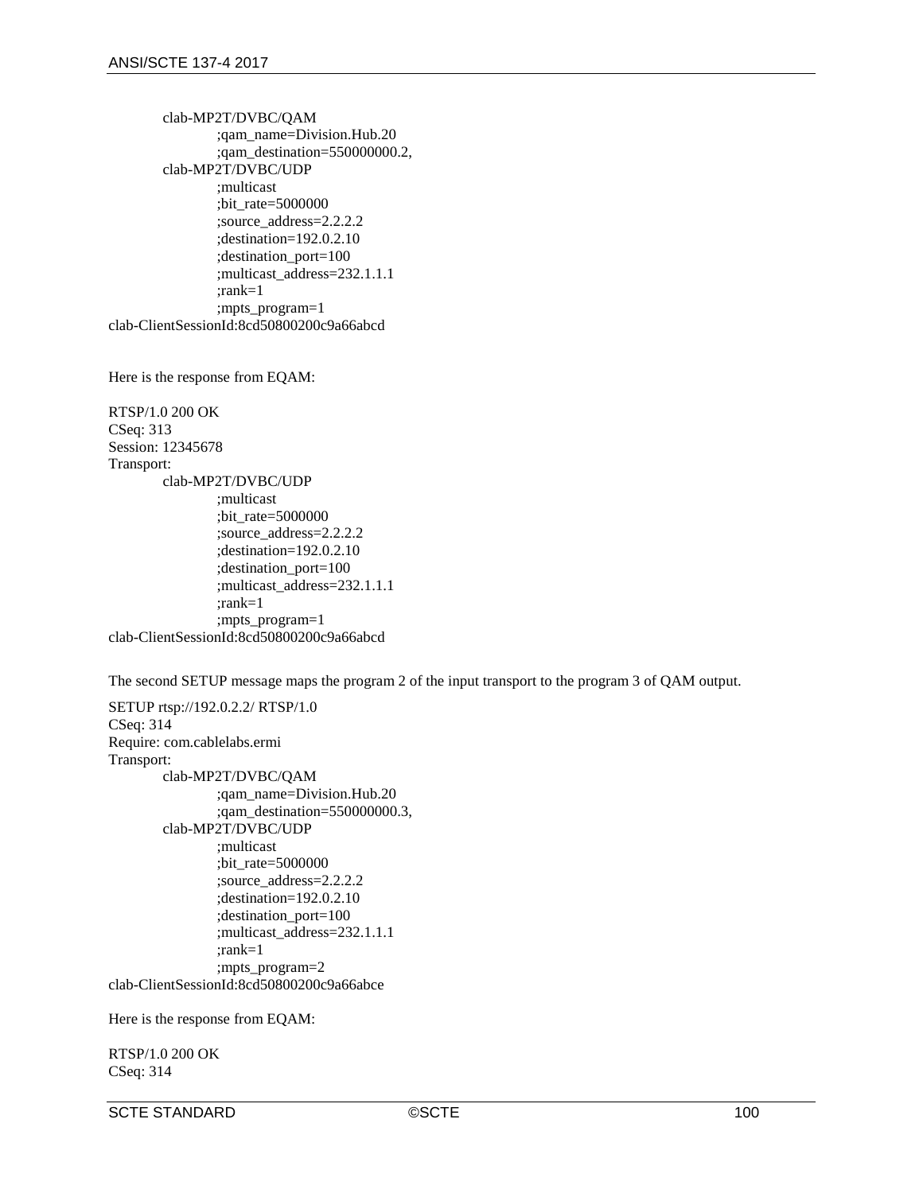```
        clab-MP2T/DVBC/QAM
                ;qam_name=Division.Hub.20
                ;qam_destination=550000000.2,
        clab-MP2T/DVBC/UDP
                ;multicast
                ;bit_rate=5000000
                ;source_address=2.2.2.2
                ;destination=192.0.2.10
                ;destination_port=100
                ;multicast_address=232.1.1.1
                ;rank=1
                ;mpts_program=1
clab-ClientSessionId:8cd50800200c9a66abcd
```

Here is the response from EQAM:

```
RTSP/1.0 200 OK
CSeq: 313
Session: 12345678
Transport:
        clab-MP2T/DVBC/UDP
                ;multicast
                ;bit_rate=5000000
                ;source_address=2.2.2.2
                ;destination=192.0.2.10
                ;destination_port=100
                ;multicast_address=232.1.1.1
                ;rank=1
                ;mpts_program=1
clab-ClientSessionId:8cd50800200c9a66abcd
```

The second SETUP message maps the program 2 of the input transport to the program 3 of QAM output.

```
SETUP rtsp://192.0.2.2/ RTSP/1.0
CSeq: 314
Require: com.cablelabs.ermi
Transport:
        clab-MP2T/DVBC/QAM
                ;qam_name=Division.Hub.20
                ;qam_destination=550000000.3,
        clab-MP2T/DVBC/UDP
                ;multicast
                ;bit_rate=5000000
                ;source_address=2.2.2.2
                ;destination=192.0.2.10
                ;destination_port=100
                ;multicast_address=232.1.1.1
                ;rank=1
                ;mpts_program=2
clab-ClientSessionId:8cd50800200c9a66abce
```

Here is the response from EQAM:

```
RTSP/1.0 200 OK
CSeq: 314
```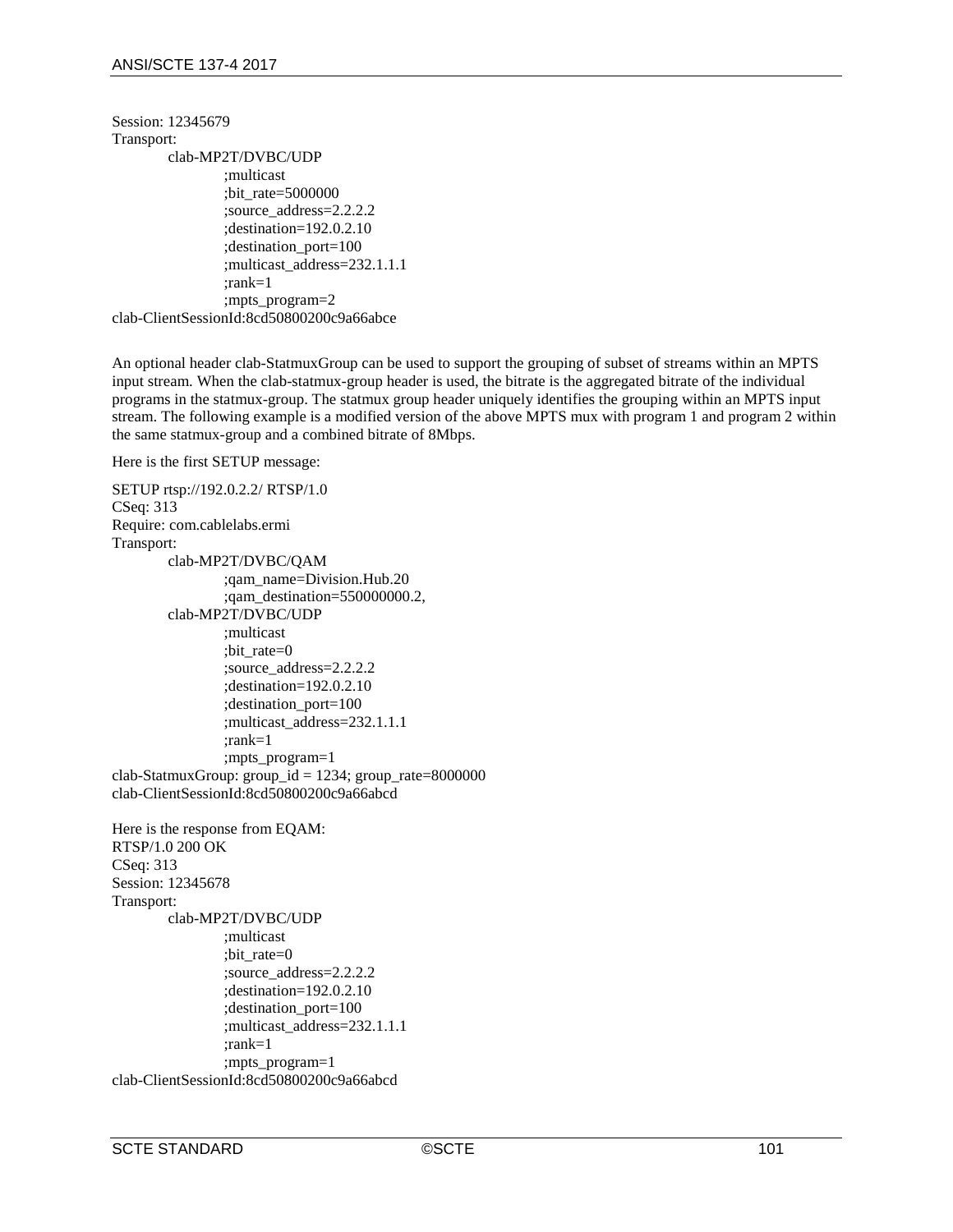```
Session: 12345679
Transport:
        clab-MP2T/DVBC/UDP
                ;multicast
                ;bit_rate=5000000
                ;source_address=2.2.2.2
                ;destination=192.0.2.10
                ;destination_port=100
                ;multicast_address=232.1.1.1
                ;rank=1
                ;mpts_program=2
clab-ClientSessionId:8cd50800200c9a66abce
```

An optional header clab-StatmuxGroup can be used to support the grouping of subset of streams within an MPTS input stream. When the clab-statmux-group header is used, the bitrate is the aggregated bitrate of the individual programs in the statmux-group. The statmux group header uniquely identifies the grouping within an MPTS input stream. The following example is a modified version of the above MPTS mux with program 1 and program 2 within the same statmux-group and a combined bitrate of 8Mbps.

Here is the first SETUP message:

```
SETUP rtsp://192.0.2.2/ RTSP/1.0
CSeq: 313
Require: com.cablelabs.ermi
Transport:
        clab-MP2T/DVBC/QAM
                ;qam_name=Division.Hub.20
                ;qam_destination=550000000.2,
        clab-MP2T/DVBC/UDP
                ;multicast
                ;bit_rate=0
                ;source_address=2.2.2.2
                ;destination=192.0.2.10
                ;destination_port=100
                ;multicast_address=232.1.1.1
                ;rank=1
                ;mpts_program=1
clab-StatmuxGroup: group_id = 1234; group_rate=8000000
clab-ClientSessionId:8cd50800200c9a66abcd
```

Here is the response from EQAM:

```
RTSP/1.0 200 OK
CSeq: 313
Session: 12345678
Transport:
        clab-MP2T/DVBC/UDP
                ;multicast
                ;bit_rate=0
                ;source_address=2.2.2.2
                ;destination=192.0.2.10
                ;destination_port=100
                ;multicast_address=232.1.1.1
                ;rank=1
                ;mpts_program=1
clab-ClientSessionId:8cd50800200c9a66abcd
```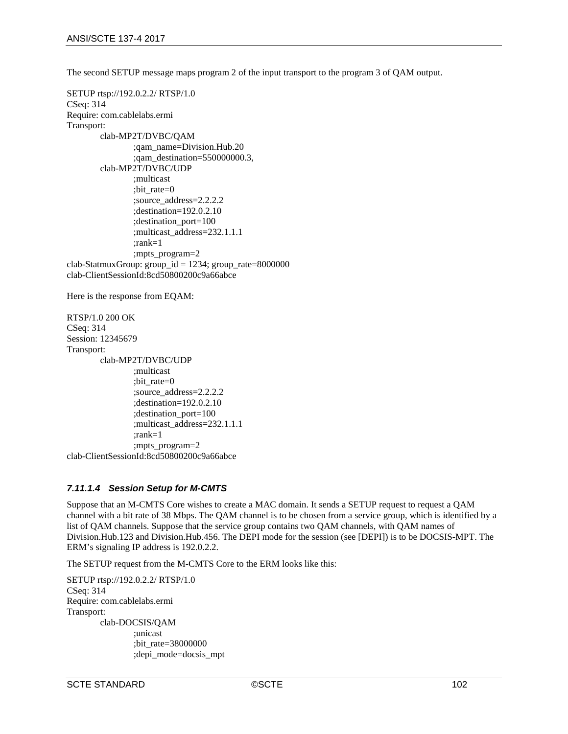The second SETUP message maps program 2 of the input transport to the program 3 of QAM output.

```
SETUP rtsp://192.0.2.2/ RTSP/1.0
CSeq: 314
Require: com.cablelabs.ermi
Transport:
        clab-MP2T/DVBC/QAM
                ;qam_name=Division.Hub.20
                ;qam_destination=550000000.3,
        clab-MP2T/DVBC/UDP
                ;multicast
                ;bit_rate=0
                ;source_address=2.2.2.2
                ;destination=192.0.2.10
                ;destination_port=100
                ;multicast_address=232.1.1.1
                ;rank=1
                ;mpts_program=2
clab-StatmuxGroup: group_id = 1234; group_rate=8000000
clab-ClientSessionId:8cd50800200c9a66abce
```

Here is the response from EQAM:

```
RTSP/1.0 200 OK
CSeq: 314
Session: 12345679
Transport:
        clab-MP2T/DVBC/UDP
                ;multicast
                ;bit_rate=0
                ;source_address=2.2.2.2
                ;destination=192.0.2.10
                ;destination_port=100
                ;multicast_address=232.1.1.1
                ;rank=1
                ;mpts_program=2
clab-ClientSessionId:8cd50800200c9a66abce
```

#### *7.11.1.4 Session Setup for M-CMTS*

Suppose that an M-CMTS Core wishes to create a MAC domain. It sends a SETUP request to request a QAM channel with a bit rate of 38 Mbps. The QAM channel is to be chosen from a service group, which is identified by a list of QAM channels. Suppose that the service group contains two QAM channels, with QAM names of Division.Hub.123 and Division.Hub.456. The DEPI mode for the session (see [DEPI]) is to be DOCSIS-MPT. The ERM's signaling IP address is 192.0.2.2.

The SETUP request from the M-CMTS Core to the ERM looks like this:

```
SETUP rtsp://192.0.2.2/ RTSP/1.0
CSeq: 314
Require: com.cablelabs.ermi
Transport:
        clab-DOCSIS/QAM
                ;unicast
                ;bit_rate=38000000
                ;depi_mode=docsis_mpt
```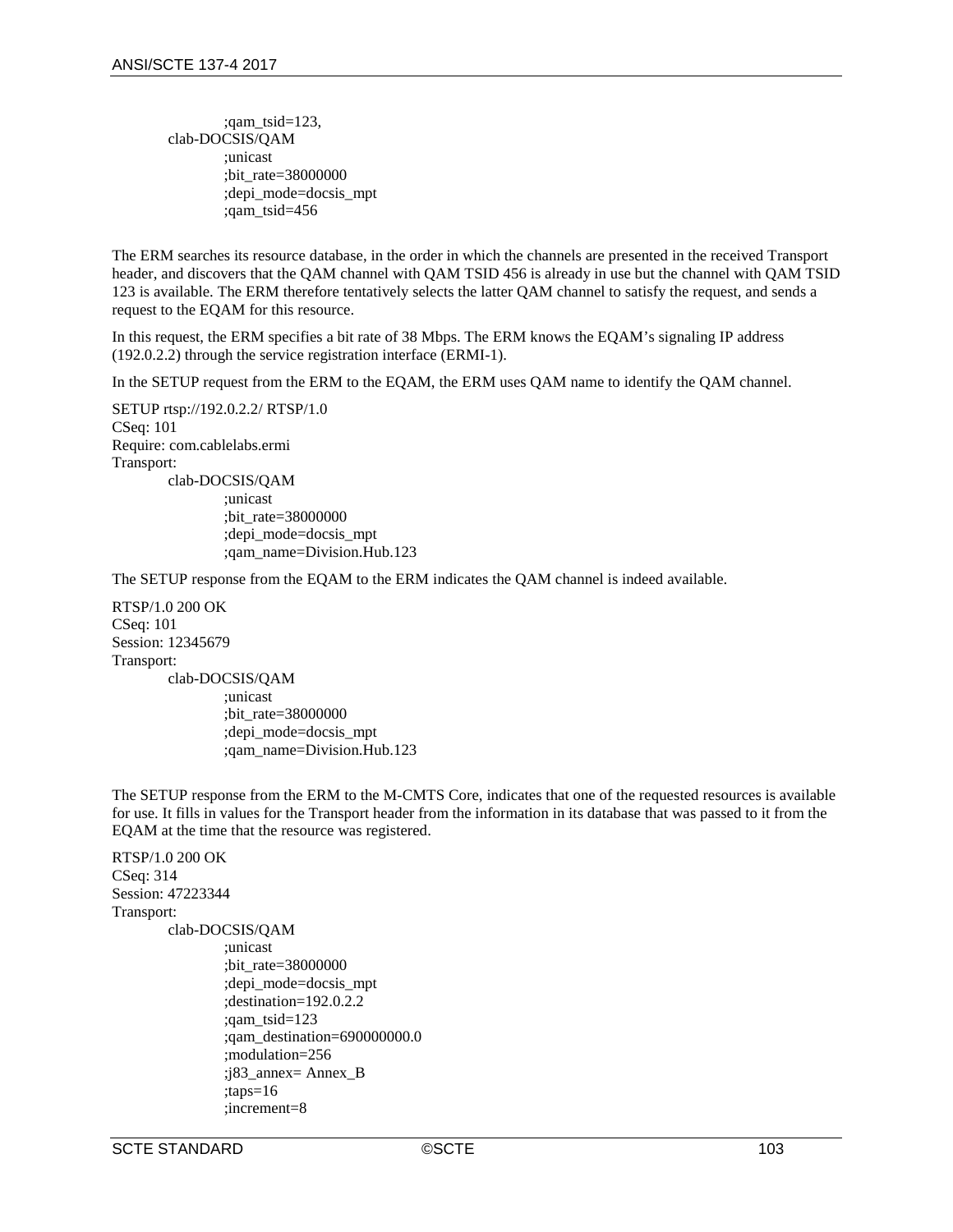```
        ;qam_tsid=123,
    clab-DOCSIS/QAM
        ;unicast
        ;bit_rate=38000000
        ;depi_mode=docsis_mpt
        ;qam_tsid=456
```

The ERM searches its resource database, in the order in which the channels are presented in the received Transport header, and discovers that the QAM channel with QAM TSID 456 is already in use but the channel with QAM TSID 123 is available. The ERM therefore tentatively selects the latter QAM channel to satisfy the request, and sends a request to the EQAM for this resource.

In this request, the ERM specifies a bit rate of 38 Mbps. The ERM knows the EQAM's signaling IP address (192.0.2.2) through the service registration interface (ERMI-1).

In the SETUP request from the ERM to the EQAM, the ERM uses QAM name to identify the QAM channel.

```
SETUP rtsp://192.0.2.2/ RTSP/1.0
CSeq: 101
Require: com.cablelabs.ermi
Transport:
    clab-DOCSIS/QAM
        ;unicast
        ;bit_rate=38000000
        ;depi_mode=docsis_mpt
        ;qam_name=Division.Hub.123
```

The SETUP response from the EQAM to the ERM indicates the QAM channel is indeed available.

```
RTSP/1.0 200 OK
CSeq: 101
Session: 12345679
Transport:
    clab-DOCSIS/QAM
        ;unicast
        ;bit_rate=38000000
        ;depi_mode=docsis_mpt
        ;qam_name=Division.Hub.123
```

The SETUP response from the ERM to the M-CMTS Core, indicates that one of the requested resources is available for use. It fills in values for the Transport header from the information in its database that was passed to it from the EQAM at the time that the resource was registered.

```
RTSP/1.0 200 OK
CSeq: 314
Session: 47223344
Transport:
    clab-DOCSIS/QAM
        ;unicast
        ;bit_rate=38000000
        ;depi_mode=docsis_mpt
        ;destination=192.0.2.2
        ;qam_tsid=123
        ;qam_destination=690000000.0
        ;modulation=256
        ;j83_annex= Annex_B
        ;taps=16
        ;increment=8
```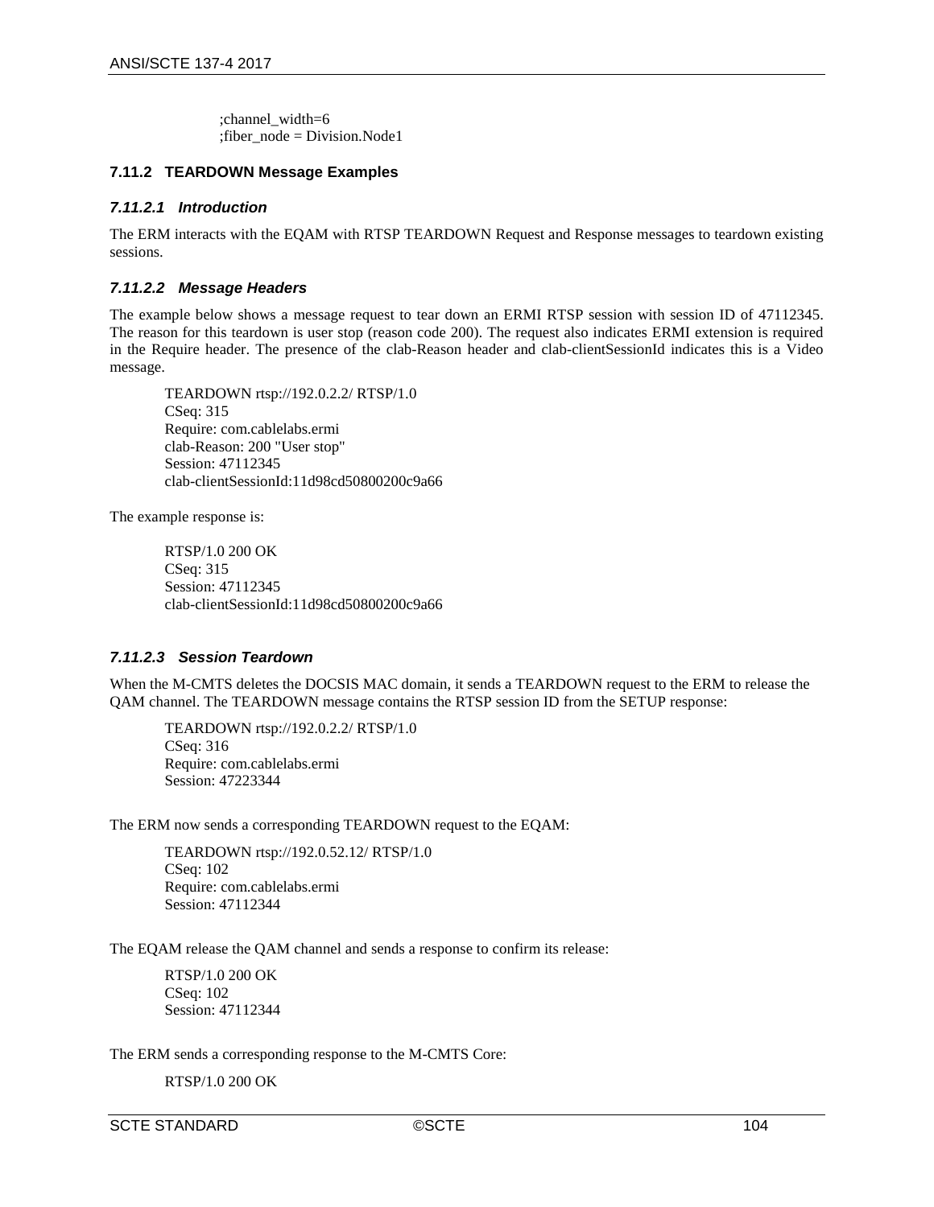```
;channel_width=6
;fiber_node = Division.Node1
```

### 7.11.2 TEARDOWN Message Examples

#### *7.11.2.1 Introduction*

The ERM interacts with the EQAM with RTSP TEARDOWN Request and Response messages to teardown existing sessions.

#### *7.11.2.2 Message Headers*

The example below shows a message request to tear down an ERMI RTSP session with session ID of 47112345. The reason for this teardown is user stop (reason code 200). The request also indicates ERMI extension is required in the Require header. The presence of the clab-Reason header and clab-clientSessionId indicates this is a Video message.

```
TEARDOWN rtsp://192.0.2.2/ RTSP/1.0
CSeq: 315
Require: com.cablelabs.ermi
clab-Reason: 200 "User stop"
Session: 47112345
clab-clientSessionId:11d98cd50800200c9a66
```

The example response is:

```
RTSP/1.0 200 OK
CSeq: 315
Session: 47112345
clab-clientSessionId:11d98cd50800200c9a66
```

#### *7.11.2.3 Session Teardown*

When the M-CMTS deletes the DOCSIS MAC domain, it sends a TEARDOWN request to the ERM to release the QAM channel. The TEARDOWN message contains the RTSP session ID from the SETUP response:

```
TEARDOWN rtsp://192.0.2.2/ RTSP/1.0
CSeq: 316
Require: com.cablelabs.ermi
Session: 47223344
```

The ERM now sends a corresponding TEARDOWN request to the EQAM:

```
TEARDOWN rtsp://192.0.52.12/ RTSP/1.0
CSeq: 102
Require: com.cablelabs.ermi
Session: 47112344
```

The EQAM release the QAM channel and sends a response to confirm its release:

```
RTSP/1.0 200 OK
CSeq: 102
Session: 47112344
```

The ERM sends a corresponding response to the M-CMTS Core:

```
RTSP/1.0 200 OK
```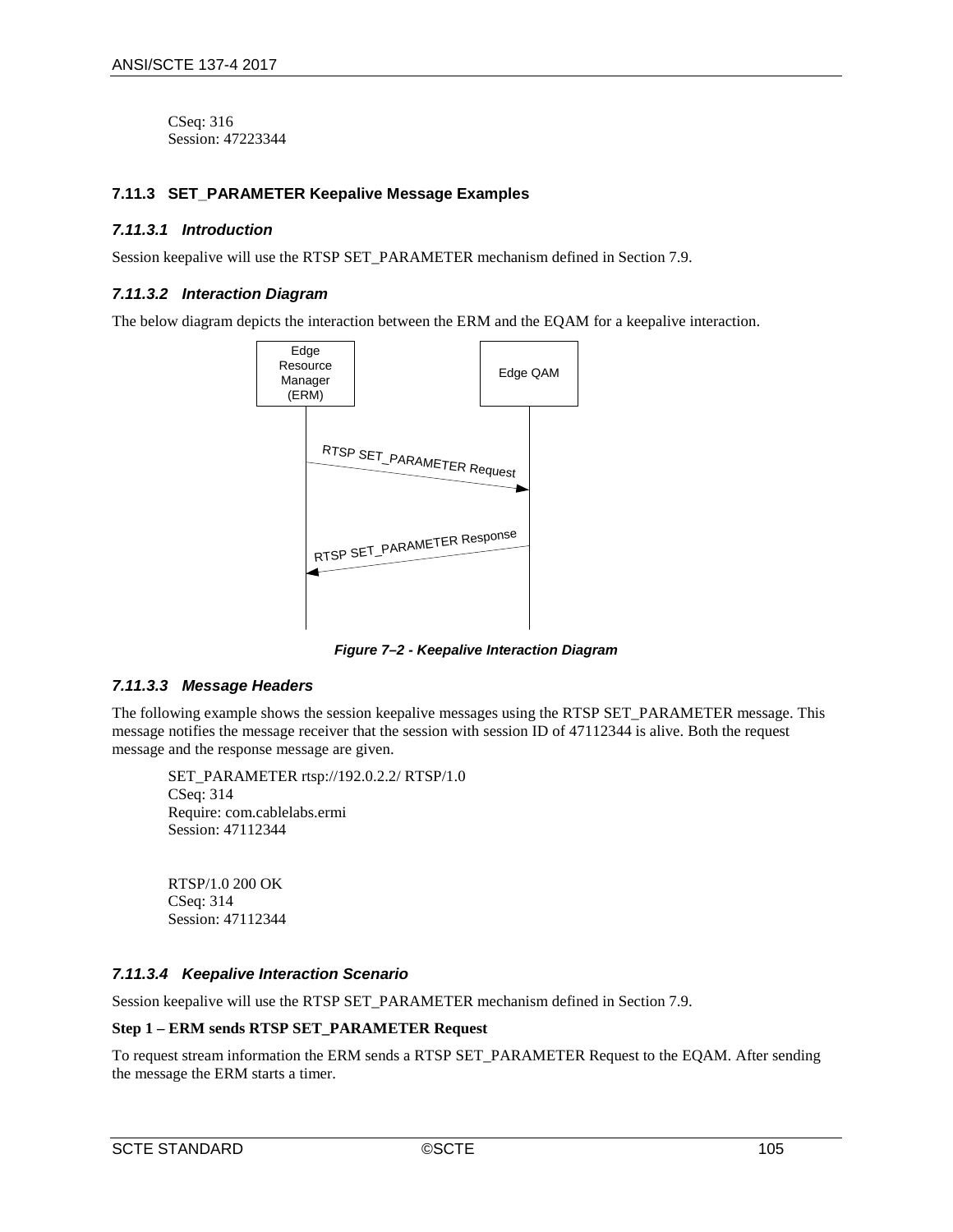CSeq: 316
Session: 47223344

### 7.11.3 SET_PARAMETER Keepalive Message Examples

#### *7.11.3.1 Introduction*

Session keepalive will use the RTSP SET_PARAMETER mechanism defined in Section 7.9.

#### *7.11.3.2 Interaction Diagram*

The below diagram depicts the interaction between the ERM and the EQAM for a keepalive interaction.

***Figure 7–2 - Keepalive Interaction Diagram***

#### *7.11.3.3 Message Headers*

The following example shows the session keepalive messages using the RTSP SET_PARAMETER message. This message notifies the message receiver that the session with session ID of 47112344 is alive. Both the request message and the response message are given.

```
SET_PARAMETER rtsp://192.0.2.2/ RTSP/1.0
CSeq: 314
Require: com.cablelabs.ermi
Session: 47112344


RTSP/1.0 200 OK
CSeq: 314
Session: 47112344
```

#### *7.11.3.4 Keepalive Interaction Scenario*

Session keepalive will use the RTSP SET_PARAMETER mechanism defined in Section 7.9.

**Step 1 – ERM sends RTSP SET_PARAMETER Request**

To request stream information the ERM sends a RTSP SET_PARAMETER Request to the EQAM. After sending the message the ERM starts a timer.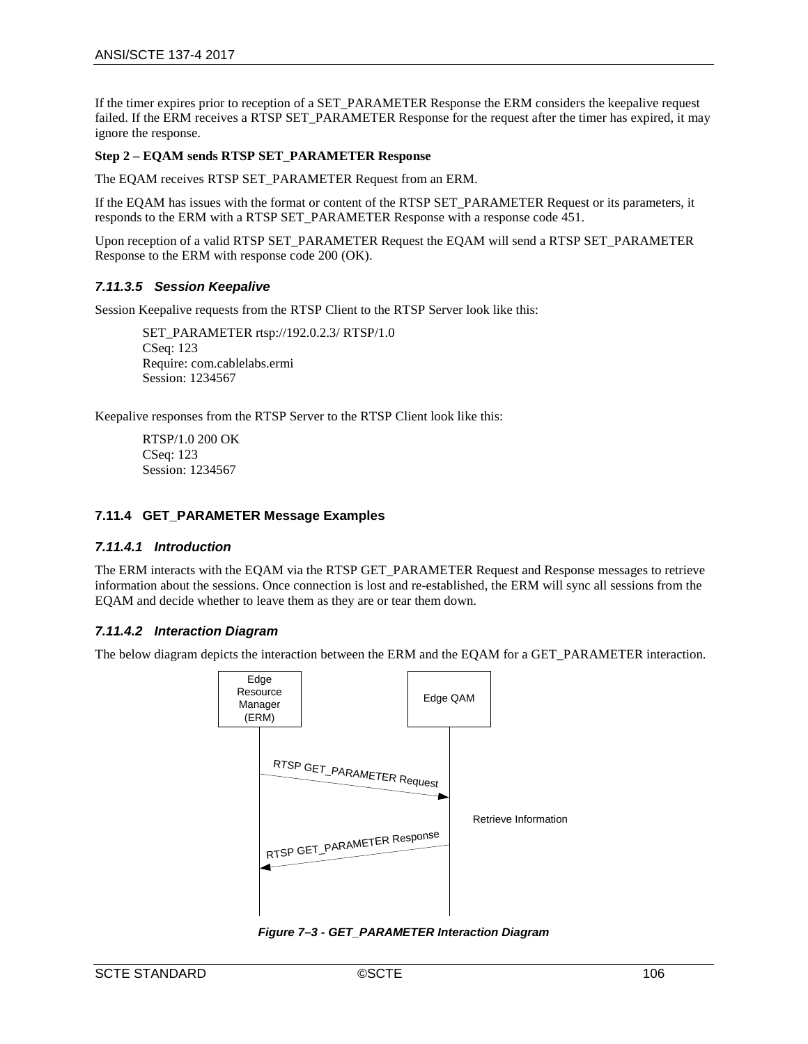If the timer expires prior to reception of a SET_PARAMETER Response the ERM considers the keepalive request failed. If the ERM receives a RTSP SET_PARAMETER Response for the request after the timer has expired, it may ignore the response.

**Step 2 – EQAM sends RTSP SET_PARAMETER Response**

The EQAM receives RTSP SET_PARAMETER Request from an ERM.

If the EQAM has issues with the format or content of the RTSP SET_PARAMETER Request or its parameters, it responds to the ERM with a RTSP SET_PARAMETER Response with a response code 451.

Upon reception of a valid RTSP SET_PARAMETER Request the EQAM will send a RTSP SET_PARAMETER Response to the ERM with response code 200 (OK).

#### *7.11.3.5 Session Keepalive*

Session Keepalive requests from the RTSP Client to the RTSP Server look like this:

```
SET_PARAMETER rtsp://192.0.2.3/ RTSP/1.0
CSeq: 123
Require: com.cablelabs.ermi
Session: 1234567
```

Keepalive responses from the RTSP Server to the RTSP Client look like this:

```
RTSP/1.0 200 OK
CSeq: 123
Session: 1234567
```

### 7.11.4 GET_PARAMETER Message Examples

#### *7.11.4.1 Introduction*

The ERM interacts with the EQAM via the RTSP GET_PARAMETER Request and Response messages to retrieve information about the sessions. Once connection is lost and re-established, the ERM will sync all sessions from the EQAM and decide whether to leave them as they are or tear them down.

#### *7.11.4.2 Interaction Diagram*

The below diagram depicts the interaction between the ERM and the EQAM for a GET_PARAMETER interaction.

Edge Resource Manager (ERM) | Edge QAM

RTSP GET_PARAMETER Request →

Retrieve Information

← RTSP GET_PARAMETER Response

***Figure 7–3 - GET_PARAMETER Interaction Diagram***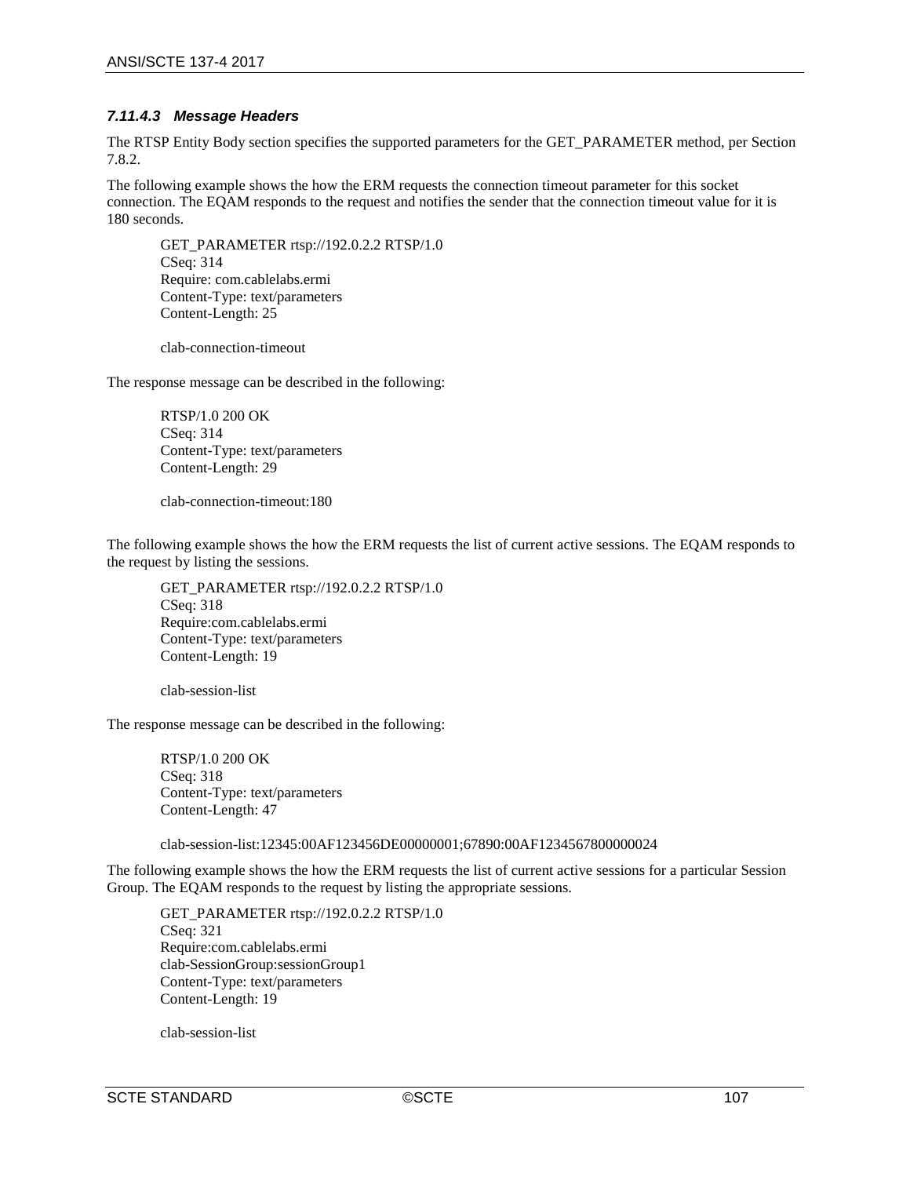#### 7.11.4.3 Message Headers

The RTSP Entity Body section specifies the supported parameters for the GET_PARAMETER method, per Section 7.8.2.

The following example shows the how the ERM requests the connection timeout parameter for this socket connection. The EQAM responds to the request and notifies the sender that the connection timeout value for it is 180 seconds.

```
GET_PARAMETER rtsp://192.0.2.2 RTSP/1.0
CSeq: 314
Require: com.cablelabs.ermi
Content-Type: text/parameters
Content-Length: 25

clab-connection-timeout
```

The response message can be described in the following:

```
RTSP/1.0 200 OK
CSeq: 314
Content-Type: text/parameters
Content-Length: 29

clab-connection-timeout:180
```

The following example shows the how the ERM requests the list of current active sessions. The EQAM responds to the request by listing the sessions.

```
GET_PARAMETER rtsp://192.0.2.2 RTSP/1.0
CSeq: 318
Require:com.cablelabs.ermi
Content-Type: text/parameters
Content-Length: 19

clab-session-list
```

The response message can be described in the following:

```
RTSP/1.0 200 OK
CSeq: 318
Content-Type: text/parameters
Content-Length: 47

clab-session-list:12345:00AF123456DE00000001;67890:00AF1234567800000024
```

The following example shows the how the ERM requests the list of current active sessions for a particular Session Group. The EQAM responds to the request by listing the appropriate sessions.

```
GET_PARAMETER rtsp://192.0.2.2 RTSP/1.0
CSeq: 321
Require:com.cablelabs.ermi
clab-SessionGroup:sessionGroup1
Content-Type: text/parameters
Content-Length: 19

clab-session-list
```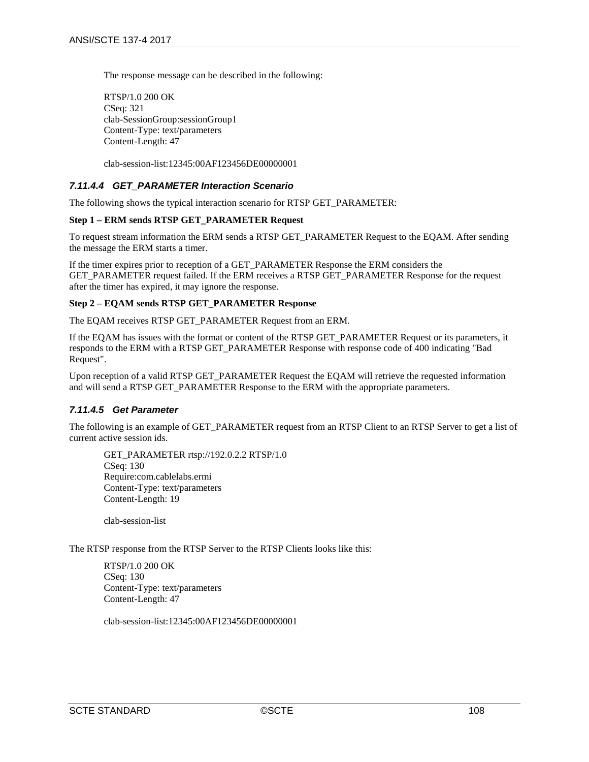The response message can be described in the following:

```
RTSP/1.0 200 OK
CSeq: 321
clab-SessionGroup:sessionGroup1
Content-Type: text/parameters
Content-Length: 47

clab-session-list:12345:00AF123456DE00000001
```

#### *7.11.4.4 GET_PARAMETER Interaction Scenario*

The following shows the typical interaction scenario for RTSP GET_PARAMETER:

**Step 1 – ERM sends RTSP GET_PARAMETER Request**

To request stream information the ERM sends a RTSP GET_PARAMETER Request to the EQAM. After sending the message the ERM starts a timer.

If the timer expires prior to reception of a GET_PARAMETER Response the ERM considers the GET_PARAMETER request failed. If the ERM receives a RTSP GET_PARAMETER Response for the request after the timer has expired, it may ignore the response.

**Step 2 – EQAM sends RTSP GET_PARAMETER Response**

The EQAM receives RTSP GET_PARAMETER Request from an ERM.

If the EQAM has issues with the format or content of the RTSP GET_PARAMETER Request or its parameters, it responds to the ERM with a RTSP GET_PARAMETER Response with response code of 400 indicating "Bad Request".

Upon reception of a valid RTSP GET_PARAMETER Request the EQAM will retrieve the requested information and will send a RTSP GET_PARAMETER Response to the ERM with the appropriate parameters.

#### *7.11.4.5 Get Parameter*

The following is an example of GET_PARAMETER request from an RTSP Client to an RTSP Server to get a list of current active session ids.

```
GET_PARAMETER rtsp://192.0.2.2 RTSP/1.0
CSeq: 130
Require:com.cablelabs.ermi
Content-Type: text/parameters
Content-Length: 19

clab-session-list
```

The RTSP response from the RTSP Server to the RTSP Clients looks like this:

```
RTSP/1.0 200 OK
CSeq: 130
Content-Type: text/parameters
Content-Length: 47

clab-session-list:12345:00AF123456DE00000001
```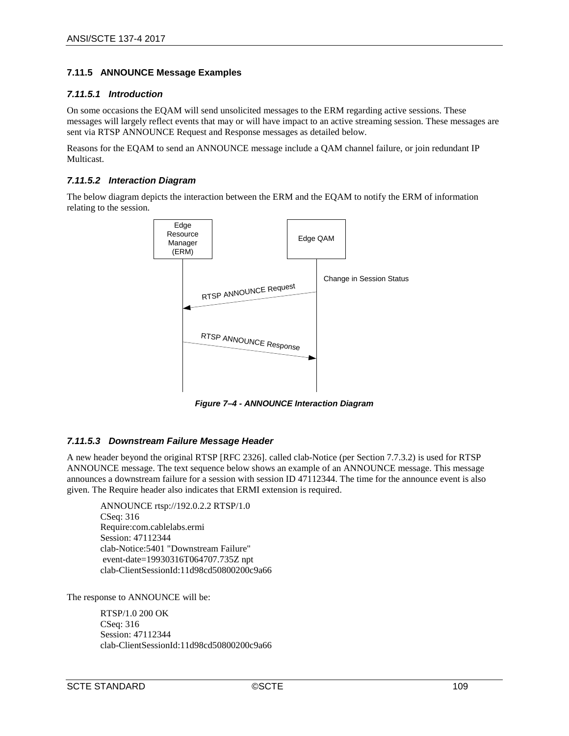### 7.11.5 ANNOUNCE Message Examples

#### 7.11.5.1 Introduction

On some occasions the EQAM will send unsolicited messages to the ERM regarding active sessions. These messages will largely reflect events that may or will have impact to an active streaming session. These messages are sent via RTSP ANNOUNCE Request and Response messages as detailed below.

Reasons for the EQAM to send an ANNOUNCE message include a QAM channel failure, or join redundant IP Multicast.

#### 7.11.5.2 Interaction Diagram

The below diagram depicts the interaction between the ERM and the EQAM to notify the ERM of information relating to the session.

Edge Resource Manager (ERM)

Edge QAM

Change in Session Status

RTSP ANNOUNCE Request

RTSP ANNOUNCE Response

*Figure 7–4 - ANNOUNCE Interaction Diagram*

#### 7.11.5.3 Downstream Failure Message Header

A new header beyond the original RTSP [RFC 2326]. called clab-Notice (per Section 7.7.3.2) is used for RTSP ANNOUNCE message. The text sequence below shows an example of an ANNOUNCE. This message announces a downstream failure for a session with session ID 47112344. The time for the announce event is also given. The Require header also indicates that ERMI extension is required.

```
ANNOUNCE rtsp://192.0.2.2 RTSP/1.0
CSeq: 316
Require:com.cablelabs.ermi
Session: 47112344
clab-Notice:5401 "Downstream Failure"
 event-date=19930316T064707.735Z npt
clab-ClientSessionId:11d98cd50800200c9a66
```

The response to ANNOUNCE will be:

```
RTSP/1.0 200 OK
CSeq: 316
Session: 47112344
clab-ClientSessionId:11d98cd50800200c9a66
```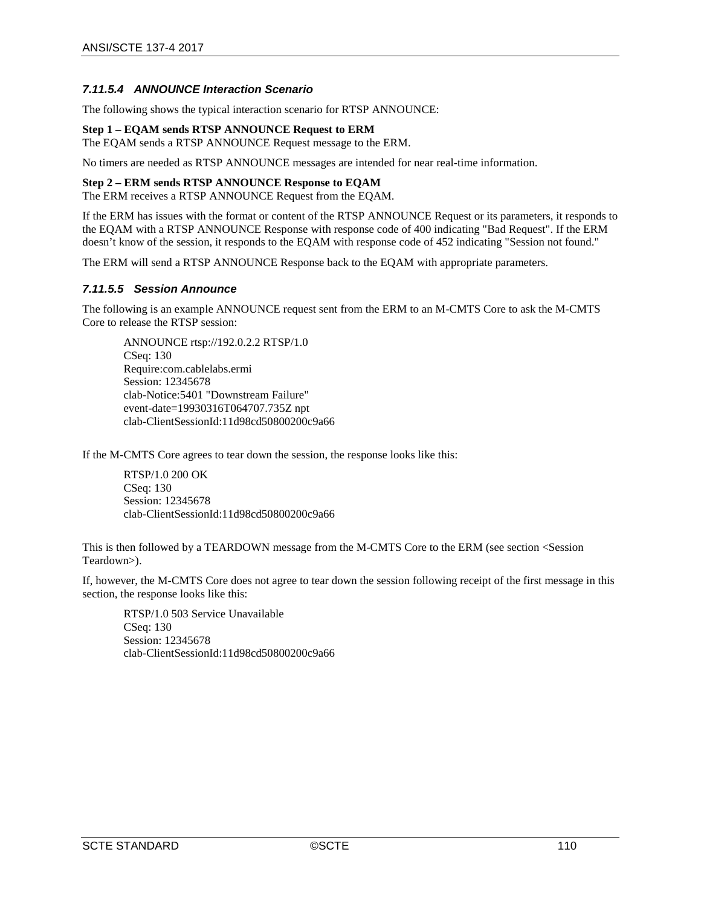#### 7.11.5.4 ANNOUNCE Interaction Scenario

The following shows the typical interaction scenario for RTSP ANNOUNCE:

**Step 1 – EQAM sends RTSP ANNOUNCE Request to ERM**
The EQAM sends a RTSP ANNOUNCE Request message to the ERM.

No timers are needed as RTSP ANNOUNCE messages are intended for near real-time information.

**Step 2 – ERM sends RTSP ANNOUNCE Response to EQAM**
The ERM receives a RTSP ANNOUNCE Request from the EQAM.

If the ERM has issues with the format or content of the RTSP ANNOUNCE Request or its parameters, it responds to the EQAM with a RTSP ANNOUNCE Response with response code of 400 indicating "Bad Request". If the ERM doesn't know of the session, it responds to the EQAM with response code of 452 indicating "Session not found."

The ERM will send a RTSP ANNOUNCE Response back to the EQAM with appropriate parameters.

#### 7.11.5.5 Session Announce

The following is an example ANNOUNCE request sent from the ERM to an M-CMTS Core to ask the M-CMTS Core to release the RTSP session:

```
ANNOUNCE rtsp://192.0.2.2 RTSP/1.0
CSeq: 130
Require:com.cablelabs.ermi
Session: 12345678
clab-Notice:5401 "Downstream Failure"
event-date=19930316T064707.735Z npt
clab-ClientSessionId:11d98cd50800200c9a66
```

If the M-CMTS Core agrees to tear down the session, the response looks like this:

```
RTSP/1.0 200 OK
CSeq: 130
Session: 12345678
clab-ClientSessionId:11d98cd50800200c9a66
```

This is then followed by a TEARDOWN message from the M-CMTS Core to the ERM (see section <Session Teardown>).

If, however, the M-CMTS Core does not agree to tear down the session following receipt of the first message in this section, the response looks like this:

```
RTSP/1.0 503 Service Unavailable
CSeq: 130
Session: 12345678
clab-ClientSessionId:11d98cd50800200c9a66
```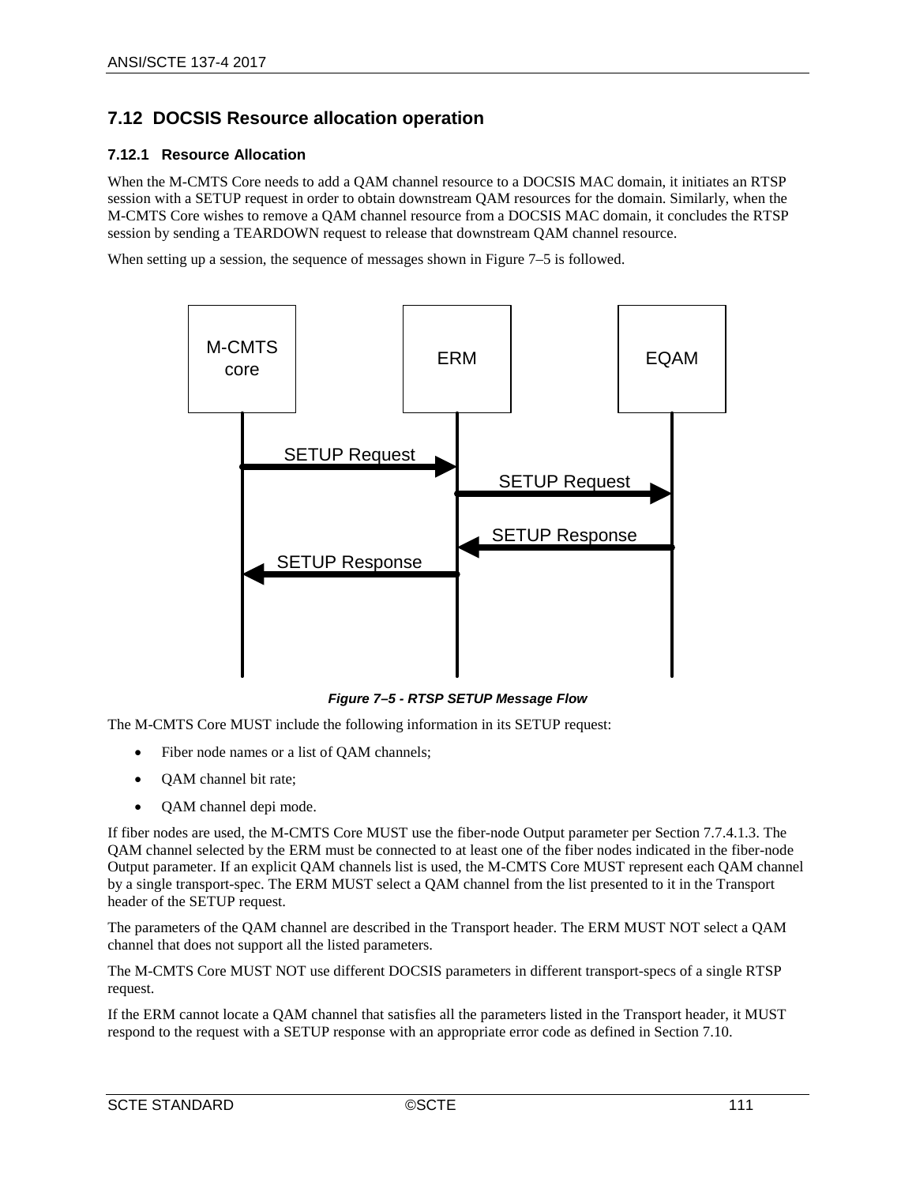## 7.12 DOCSIS Resource allocation operation

### 7.12.1 Resource Allocation

When the M-CMTS Core needs to add a QAM channel resource to a DOCSIS MAC domain, it initiates an RTSP session with a SETUP request in order to obtain downstream QAM resources for the domain. Similarly, when the M-CMTS Core wishes to remove a QAM channel resource from a DOCSIS MAC domain, it concludes the RTSP session by sending a TEARDOWN request to release that downstream QAM channel resource.

When setting up a session, the sequence of messages shown in Figure 7–5 is followed.

*Figure 7–5 - RTSP SETUP Message Flow*

The M-CMTS Core MUST include the following information in its SETUP request:

- Fiber node names or a list of QAM channels;
- QAM channel bit rate;
- QAM channel depi mode.

If fiber nodes are used, the M-CMTS Core MUST use the fiber-node Output parameter per Section 7.7.4.1.3. The QAM channel selected by the ERM must be connected to at least one of the fiber nodes indicated in the fiber-node Output parameter. If an explicit QAM channels list is used, the M-CMTS Core MUST represent each QAM channel by a single transport-spec. The ERM MUST select a QAM channel from the list presented to it in the Transport header of the SETUP request.

The parameters of the QAM channel are described in the Transport header. The ERM MUST NOT select a QAM channel that does not support all the listed parameters.

The M-CMTS Core MUST NOT use different DOCSIS parameters in different transport-specs of a single RTSP request.

If the ERM cannot locate a QAM channel that satisfies all the parameters listed in the Transport header, it MUST respond to the request with a SETUP response with an appropriate error code as defined in Section 7.10.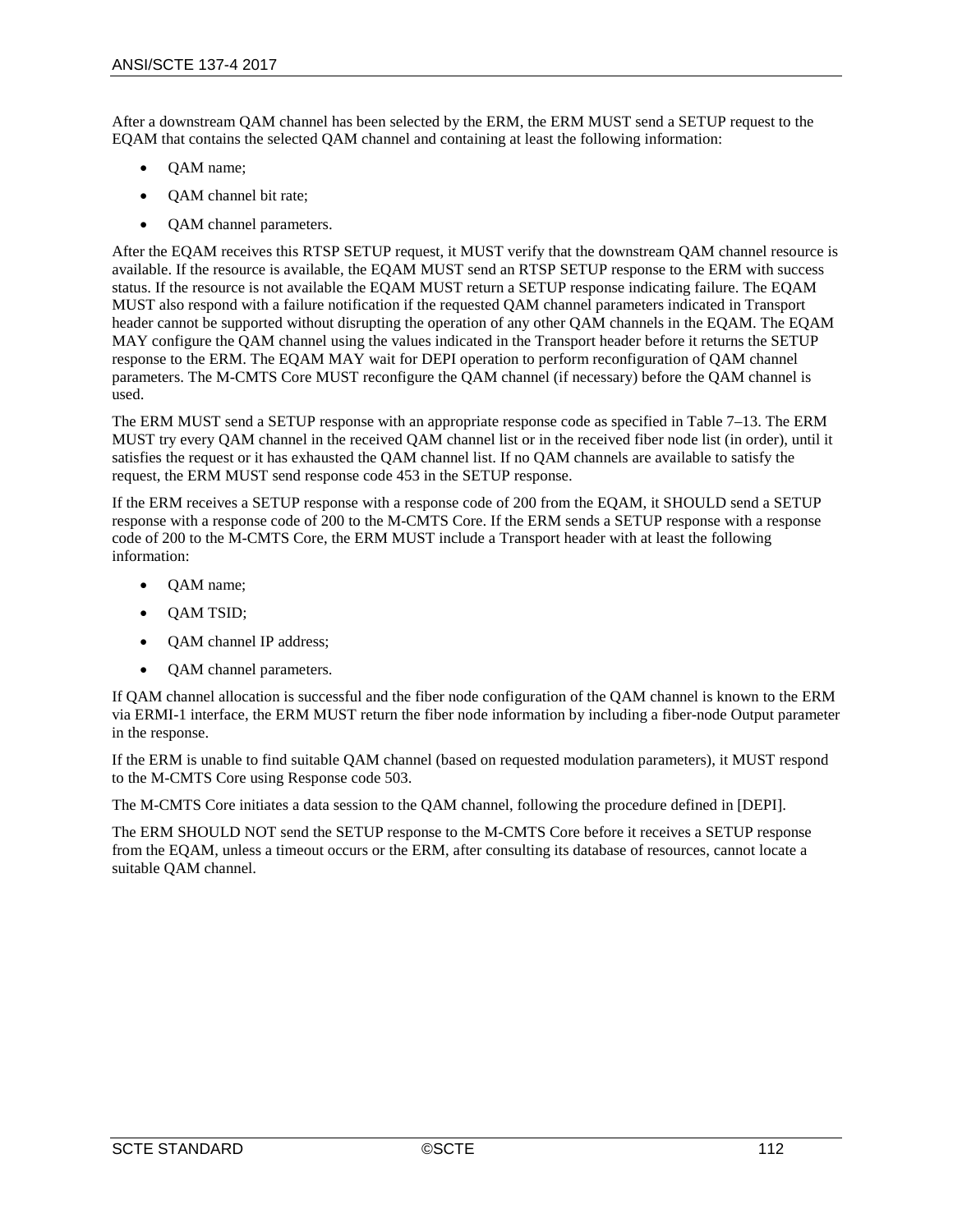After a downstream QAM channel has been selected by the ERM, the ERM MUST send a SETUP request to the EQAM that contains the selected QAM channel and containing at least the following information:

- QAM name;
- QAM channel bit rate;
- QAM channel parameters.

After the EQAM receives this RTSP SETUP request, it MUST verify that the downstream QAM channel resource is available. If the resource is available, the EQAM MUST send an RTSP SETUP response to the ERM with success status. If the resource is not available the EQAM MUST return a SETUP response indicating failure. The EQAM MUST also respond with a failure notification if the requested QAM channel parameters indicated in Transport header cannot be supported without disrupting the operation of any other QAM channels in the EQAM. The EQAM MAY configure the QAM channel using the values indicated in the Transport header before it returns the SETUP response to the ERM. The EQAM MAY wait for DEPI operation to perform reconfiguration of QAM channel parameters. The M-CMTS Core MUST reconfigure the QAM channel (if necessary) before the QAM channel is used.

The ERM MUST send a SETUP response with an appropriate response code as specified in Table 7–13. The ERM MUST try every QAM channel in the received QAM channel list or in the received fiber node list (in order), until it satisfies the request or it has exhausted the QAM channel list. If no QAM channels are available to satisfy the request, the ERM MUST send response code 453 in the SETUP response.

If the ERM receives a SETUP response with a response code of 200 from the EQAM, it SHOULD send a SETUP response with a response code of 200 to the M-CMTS Core. If the ERM sends a SETUP response with a response code of 200 to the M-CMTS Core, the ERM MUST include a Transport header with at least the following information:

- QAM name;
- QAM TSID;
- QAM channel IP address;
- QAM channel parameters.

If QAM channel allocation is successful and the fiber node configuration of the QAM channel is known to the ERM via ERMI-1 interface, the ERM MUST return the fiber node information by including a fiber-node Output parameter in the response.

If the ERM is unable to find suitable QAM channel (based on requested modulation parameters), it MUST respond to the M-CMTS Core using Response code 503.

The M-CMTS Core initiates a data session to the QAM channel, following the procedure defined in [DEPI].

The ERM SHOULD NOT send the SETUP response to the M-CMTS Core before it receives a SETUP response from the EQAM, unless a timeout occurs or the ERM, after consulting its database of resources, cannot locate a suitable QAM channel.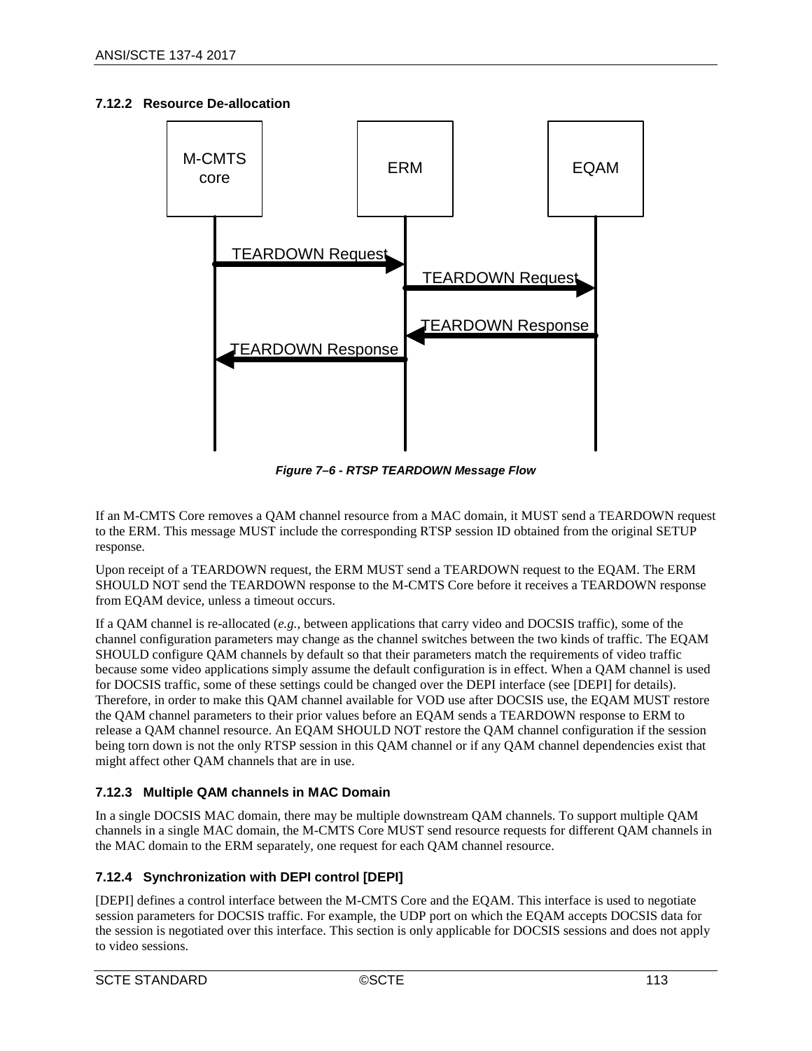### 7.12.2 Resource De-allocation

*Figure 7–6 - RTSP TEARDOWN Message Flow*

If an M-CMTS Core removes a QAM channel resource from a MAC domain, it MUST send a TEARDOWN request to the ERM. This message MUST include the corresponding RTSP session ID obtained from the original SETUP response.

Upon receipt of a TEARDOWN request, the ERM MUST send a TEARDOWN request to the EQAM. The ERM SHOULD NOT send the TEARDOWN response to the M-CMTS Core before it receives a TEARDOWN response from EQAM device, unless a timeout occurs.

If a QAM channel is re-allocated (*e.g.,* between applications that carry video and DOCSIS traffic), some of the channel configuration parameters may change as the channel switches between the two kinds of traffic. The EQAM SHOULD configure QAM channels by default so that their parameters match the requirements of video traffic because some video applications simply assume the default configuration is in effect. When a QAM channel is used for DOCSIS traffic, some of these settings could be changed over the DEPI interface (see [DEPI] for details). Therefore, in order to make this QAM channel available for VOD use after DOCSIS use, the EQAM MUST restore the QAM channel parameters to their prior values before an EQAM sends a TEARDOWN response to ERM to release a QAM channel resource. An EQAM SHOULD NOT restore the QAM channel configuration if the session being torn down is not the only RTSP session in this QAM channel or if any QAM channel dependencies exist that might affect other QAM channels that are in use.

### 7.12.3 Multiple QAM channels in MAC Domain

In a single DOCSIS MAC domain, there may be multiple downstream QAM channels. To support multiple QAM channels in a single MAC domain, the M-CMTS Core MUST send resource requests for different QAM channels in the MAC domain to the ERM separately, one request for each QAM channel resource.

### 7.12.4 Synchronization with DEPI control [DEPI]

[DEPI] defines a control interface between the M-CMTS Core and the EQAM. This interface is used to negotiate session parameters for DOCSIS traffic. For example, the UDP port on which the EQAM accepts DOCSIS data for the session is negotiated over this interface. This section is only applicable for DOCSIS sessions and does not apply to video sessions.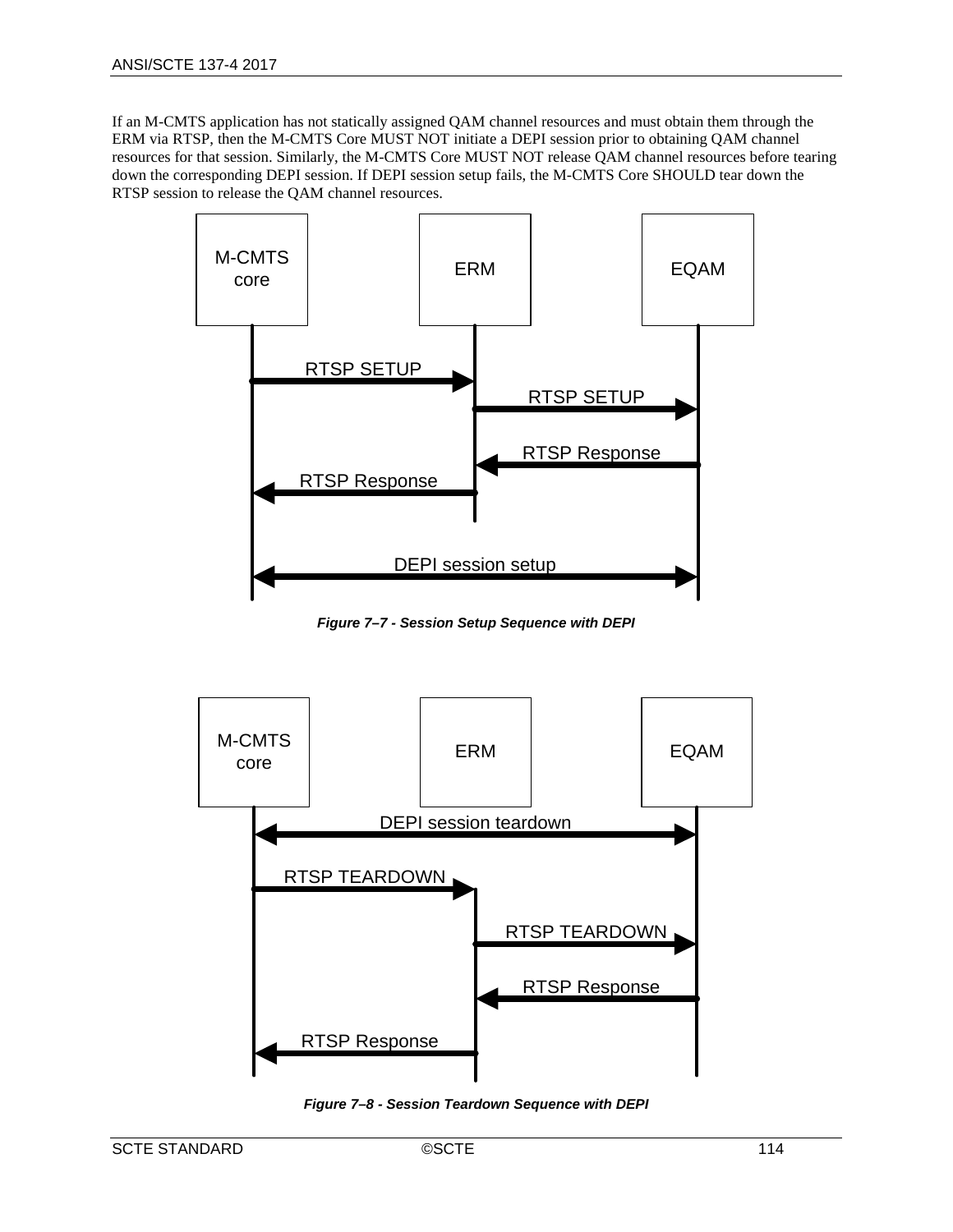If an M-CMTS application has not statically assigned QAM channel resources and must obtain them through the ERM via RTSP, then the M-CMTS Core MUST NOT initiate a DEPI session prior to obtaining QAM channel resources for that session. Similarly, the M-CMTS Core MUST NOT release QAM channel resources before tearing down the corresponding DEPI session. If DEPI session setup fails, the M-CMTS Core SHOULD tear down the RTSP session to release the QAM channel resources.

M-CMTS core | ERM | EQAM

RTSP SETUP
RTSP SETUP
RTSP Response
RTSP Response
DEPI session setup

***Figure 7–7 - Session Setup Sequence with DEPI***

M-CMTS core | ERM | EQAM

DEPI session teardown
RTSP TEARDOWN
RTSP TEARDOWN
RTSP Response
RTSP Response

***Figure 7–8 - Session Teardown Sequence with DEPI***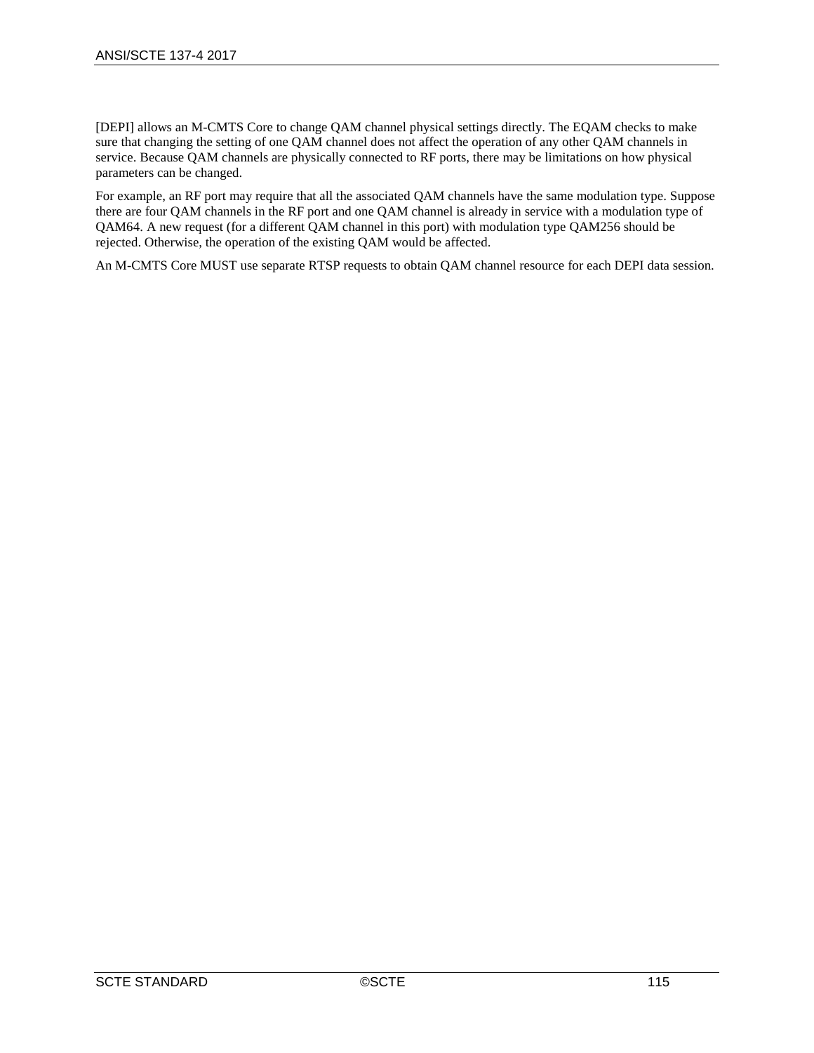[DEPI] allows an M-CMTS Core to change QAM channel physical settings directly. The EQAM checks to make sure that changing the setting of one QAM channel does not affect the operation of any other QAM channels in service. Because QAM channels are physically connected to RF ports, there may be limitations on how physical parameters can be changed.

For example, an RF port may require that all the associated QAM channels have the same modulation type. Suppose there are four QAM channels in the RF port and one QAM channel is already in service with a modulation type of QAM64. A new request (for a different QAM channel in this port) with modulation type QAM256 should be rejected. Otherwise, the operation of the existing QAM would be affected.

An M-CMTS Core MUST use separate RTSP requests to obtain QAM channel resource for each DEPI data session.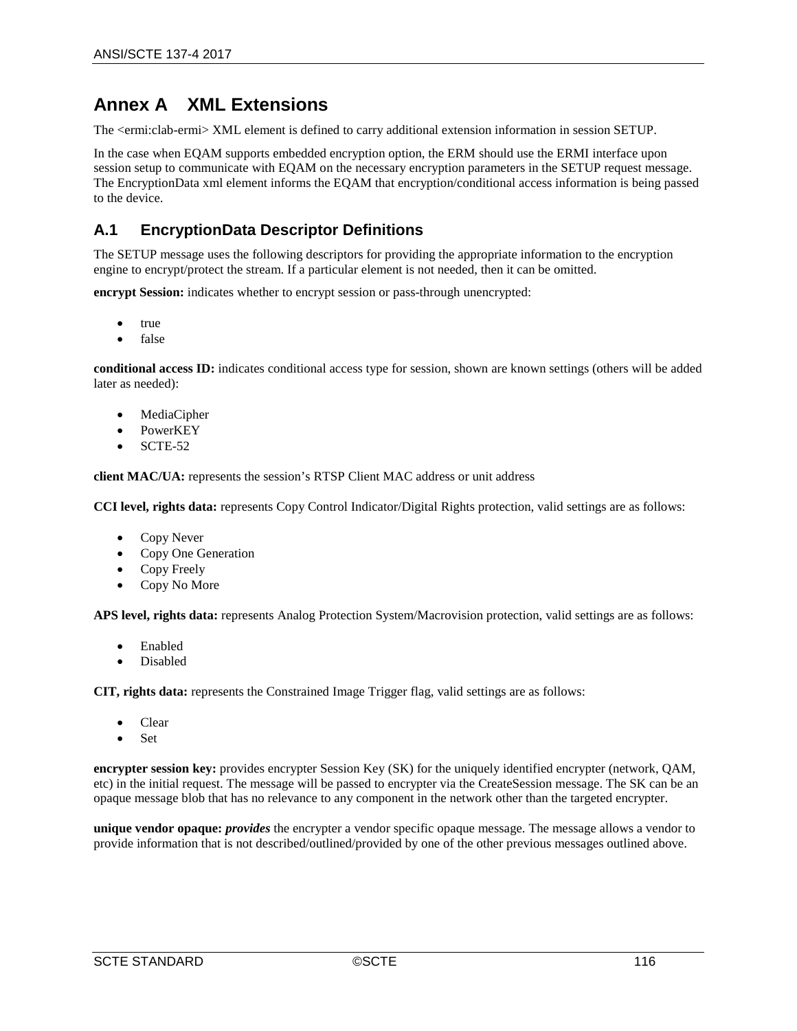# Annex A XML Extensions

The <ermi:clab-ermi> XML element is defined to carry additional extension information in session SETUP.

In the case when EQAM supports embedded encryption option, the ERM should use the ERMI interface upon session setup to communicate with EQAM on the necessary encryption parameters in the SETUP request message. The EncryptionData xml element informs the EQAM that encryption/conditional access information is being passed to the device.

## A.1 EncryptionData Descriptor Definitions

The SETUP message uses the following descriptors for providing the appropriate information to the encryption engine to encrypt/protect the stream. If a particular element is not needed, then it can be omitted.

**encrypt Session:** indicates whether to encrypt session or pass-through unencrypted:

- true
- false

**conditional access ID:** indicates conditional access type for session, shown are known settings (others will be added later as needed):

- MediaCipher
- PowerKEY
- SCTE-52

**client MAC/UA:** represents the session's RTSP Client MAC address or unit address

**CCI level, rights data:** represents Copy Control Indicator/Digital Rights protection, valid settings are as follows:

- Copy Never
- Copy One Generation
- Copy Freely
- Copy No More

**APS level, rights data:** represents Analog Protection System/Macrovision protection, valid settings are as follows:

- Enabled
- Disabled

**CIT, rights data:** represents the Constrained Image Trigger flag, valid settings are as follows:

- Clear
- Set

**encrypter session key:** provides encrypter Session Key (SK) for the uniquely identified encrypter (network, QAM, etc) in the initial request. The message will be passed to encrypter via the CreateSession message. The SK can be an opaque message blob that has no relevance to any component in the network other than the targeted encrypter.

**unique vendor opaque:** ***provides*** the encrypter a vendor specific opaque message. The message allows a vendor to provide information that is not described/outlined/provided by one of the other previous messages outlined above.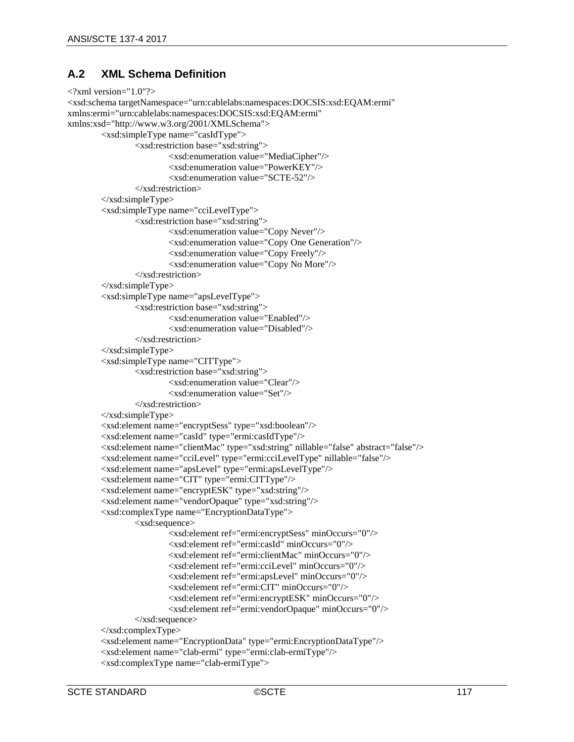## A.2 XML Schema Definition

```
<?xml version="1.0"?>
<xsd:schema targetNamespace="urn:cablelabs:namespaces:DOCSIS:xsd:EQAM:ermi"
xmlns:ermi="urn:cablelabs:namespaces:DOCSIS:xsd:EQAM:ermi"
xmlns:xsd="http://www.w3.org/2001/XMLSchema">
	<xsd:simpleType name="casIdType">
		<xsd:restriction base="xsd:string">
			<xsd:enumeration value="MediaCipher"/>
			<xsd:enumeration value="PowerKEY"/>
			<xsd:enumeration value="SCTE-52"/>
		</xsd:restriction>
	</xsd:simpleType>
	<xsd:simpleType name="cciLevelType">
		<xsd:restriction base="xsd:string">
			<xsd:enumeration value="Copy Never"/>
			<xsd:enumeration value="Copy One Generation"/>
			<xsd:enumeration value="Copy Freely"/>
			<xsd:enumeration value="Copy No More"/>
		</xsd:restriction>
	</xsd:simpleType>
	<xsd:simpleType name="apsLevelType">
		<xsd:restriction base="xsd:string">
			<xsd:enumeration value="Enabled"/>
			<xsd:enumeration value="Disabled"/>
		</xsd:restriction>
	</xsd:simpleType>
	<xsd:simpleType name="CITType">
		<xsd:restriction base="xsd:string">
			<xsd:enumeration value="Clear"/>
			<xsd:enumeration value="Set"/>
		</xsd:restriction>
	</xsd:simpleType>
	<xsd:element name="encryptSess" type="xsd:boolean"/>
	<xsd:element name="casId" type="ermi:casIdType"/>
	<xsd:element name="clientMac" type="xsd:string" nillable="false" abstract="false"/>
	<xsd:element name="cciLevel" type="ermi:cciLevelType" nillable="false"/>
	<xsd:element name="apsLevel" type="ermi:apsLevelType"/>
	<xsd:element name="CIT" type="ermi:CITType"/>
	<xsd:element name="encryptESK" type="xsd:string"/>
	<xsd:element name="vendorOpaque" type="xsd:string"/>
	<xsd:complexType name="EncryptionDataType">
		<xsd:sequence>
			<xsd:element ref="ermi:encryptSess" minOccurs="0"/>
			<xsd:element ref="ermi:casId" minOccurs="0"/>
			<xsd:element ref="ermi:clientMac" minOccurs="0"/>
			<xsd:element ref="ermi:cciLevel" minOccurs="0"/>
			<xsd:element ref="ermi:apsLevel" minOccurs="0"/>
			<xsd:element ref="ermi:CIT" minOccurs="0"/>
			<xsd:element ref="ermi:encryptESK" minOccurs="0"/>
			<xsd:element ref="ermi:vendorOpaque" minOccurs="0"/>
		</xsd:sequence>
	</xsd:complexType>
	<xsd:element name="EncryptionData" type="ermi:EncryptionDataType"/>
	<xsd:element name="clab-ermi" type="ermi:clab-ermiType"/>
	<xsd:complexType name="clab-ermiType">
```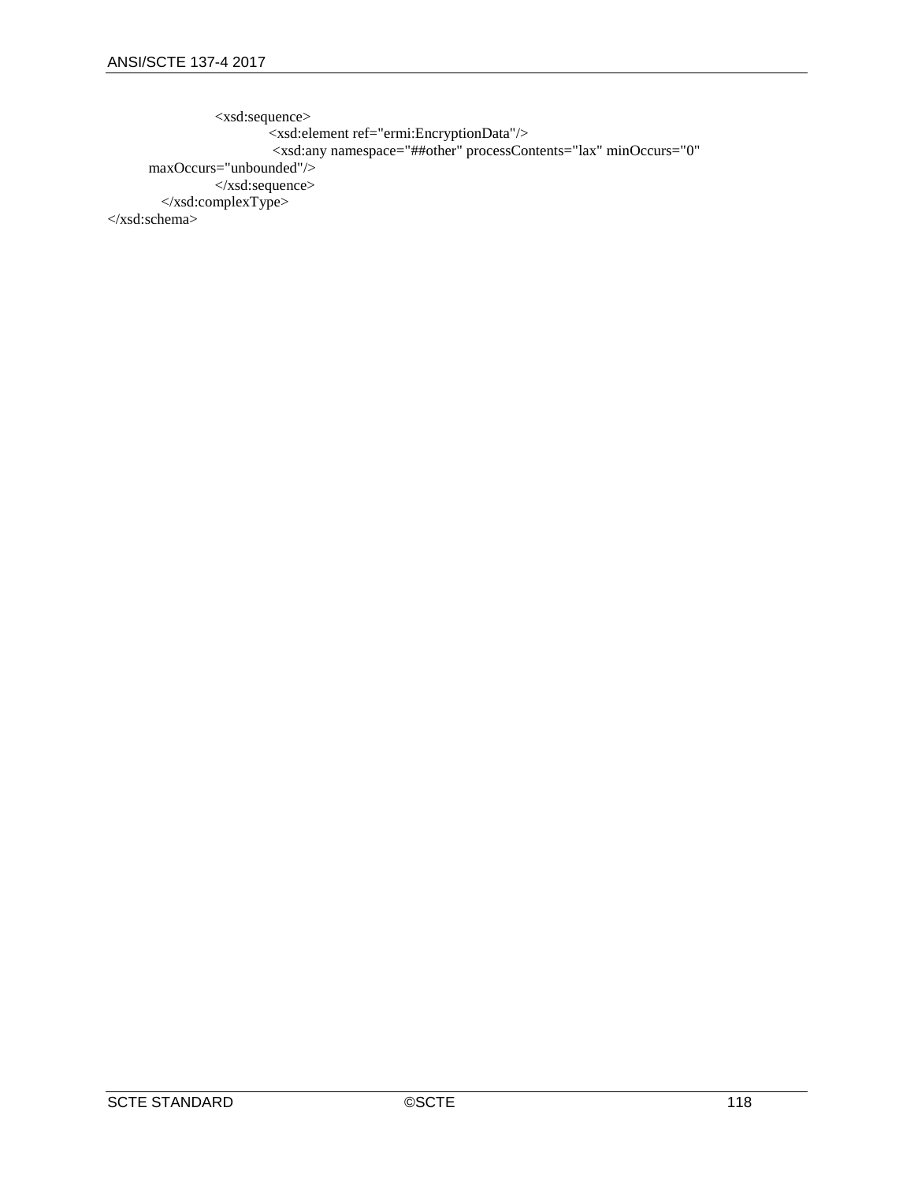```
			<xsd:sequence>
				<xsd:element ref="ermi:EncryptionData"/>
				 <xsd:any namespace="##other" processContents="lax" minOccurs="0"
	maxOccurs="unbounded"/>
			</xsd:sequence>
		</xsd:complexType>
</xsd:schema>
```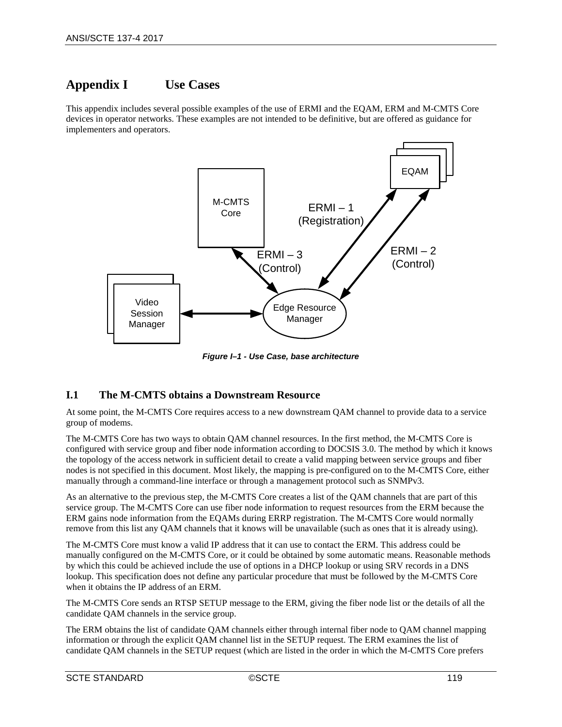# Appendix I Use Cases

This appendix includes several possible examples of the use of ERMI and the EQAM, ERM and M-CMTS Core devices in operator networks. These examples are not intended to be definitive, but are offered as guidance for implementers and operators.

*Figure I–1 - Use Case, base architecture*

## I.1 The M-CMTS obtains a Downstream Resource

At some point, the M-CMTS Core requires access to a new downstream QAM channel to provide data to a service group of modems.

The M-CMTS Core has two ways to obtain QAM channel resources. In the first method, the M-CMTS Core is configured with service group and fiber node information according to DOCSIS 3.0. The method by which it knows the topology of the access network in sufficient detail to create a valid mapping between service groups and fiber nodes is not specified in this document. Most likely, the mapping is pre-configured on to the M-CMTS Core, either manually through a command-line interface or through a management protocol such as SNMPv3.

As an alternative to the previous step, the M-CMTS Core creates a list of the QAM channels that are part of this service group. The M-CMTS Core can use fiber node information to request resources from the ERM because the ERM gains node information from the EQAMs during ERRP registration. The M-CMTS Core would normally remove from this list any QAM channels that it knows will be unavailable (such as ones that it is already using).

The M-CMTS Core must know a valid IP address that it can use to contact the ERM. This address could be manually configured on the M-CMTS Core, or it could be obtained by some automatic means. Reasonable methods by which this could be achieved include the use of options in a DHCP lookup or using SRV records in a DNS lookup. This specification does not define any particular procedure that must be followed by the M-CMTS Core when it obtains the IP address of an ERM.

The M-CMTS Core sends an RTSP SETUP message to the ERM, giving the fiber node list or the details of all the candidate QAM channels in the service group.

The ERM obtains the list of candidate QAM channels either through internal fiber node to QAM channel mapping information or through the explicit QAM channel list in the SETUP request. The ERM examines the list of candidate QAM channels in the SETUP request (which are listed in the order in which the M-CMTS Core prefers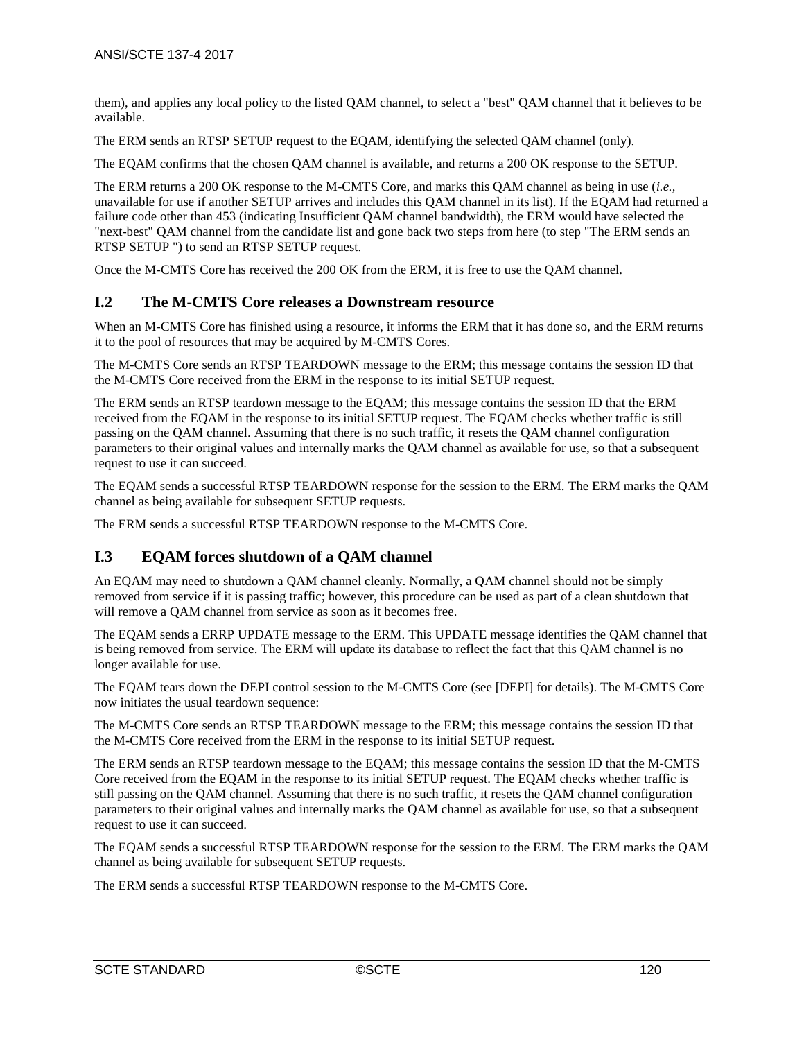them), and applies any local policy to the listed QAM channel, to select a "best" QAM channel that it believes to be available.

The ERM sends an RTSP SETUP request to the EQAM, identifying the selected QAM channel (only).

The EQAM confirms that the chosen QAM channel is available, and returns a 200 OK response to the SETUP.

The ERM returns a 200 OK response to the M-CMTS Core, and marks this QAM channel as being in use (*i.e.*, unavailable for use if another SETUP arrives and includes this QAM channel in its list). If the EQAM had returned a failure code other than 453 (indicating Insufficient QAM channel bandwidth), the ERM would have selected the "next-best" QAM channel from the candidate list and gone back two steps from here (to step "The ERM sends an RTSP SETUP ") to send an RTSP SETUP request.

Once the M-CMTS Core has received the 200 OK from the ERM, it is free to use the QAM channel.

## I.2 The M-CMTS Core releases a Downstream resource

When an M-CMTS Core has finished using a resource, it informs the ERM that it has done so, and the ERM returns it to the pool of resources that may be acquired by M-CMTS Cores.

The M-CMTS Core sends an RTSP TEARDOWN message to the ERM; this message contains the session ID that the M-CMTS Core received from the ERM in the response to its initial SETUP request.

The ERM sends an RTSP teardown message to the EQAM; this message contains the session ID that the ERM received from the EQAM in the response to its initial SETUP request. The EQAM checks whether traffic is still passing on the QAM channel. Assuming that there is no such traffic, it resets the QAM channel configuration parameters to their original values and internally marks the QAM channel as available for use, so that a subsequent request to use it can succeed.

The EQAM sends a successful RTSP TEARDOWN response for the session to the ERM. The ERM marks the QAM channel as being available for subsequent SETUP requests.

The ERM sends a successful RTSP TEARDOWN response to the M-CMTS Core.

## I.3 EQAM forces shutdown of a QAM channel

An EQAM may need to shutdown a QAM channel cleanly. Normally, a QAM channel should not be simply removed from service if it is passing traffic; however, this procedure can be used as part of a clean shutdown that will remove a QAM channel from service as soon as it becomes free.

The EQAM sends a ERRP UPDATE message to the ERM. This UPDATE message identifies the QAM channel that is being removed from service. The ERM will update its database to reflect the fact that this QAM channel is no longer available for use.

The EQAM tears down the DEPI control session to the M-CMTS Core (see [DEPI] for details). The M-CMTS Core now initiates the usual teardown sequence:

The M-CMTS Core sends an RTSP TEARDOWN message to the ERM; this message contains the session ID that the M-CMTS Core received from the ERM in the response to its initial SETUP request.

The ERM sends an RTSP teardown message to the EQAM; this message contains the session ID that the M-CMTS Core received from the EQAM in the response to its initial SETUP request. The EQAM checks whether traffic is still passing on the QAM channel. Assuming that there is no such traffic, it resets the QAM channel configuration parameters to their original values and internally marks the QAM channel as available for use, so that a subsequent request to use it can succeed.

The EQAM sends a successful RTSP TEARDOWN response for the session to the ERM. The ERM marks the QAM channel as being available for subsequent SETUP requests.

The ERM sends a successful RTSP TEARDOWN response to the M-CMTS Core.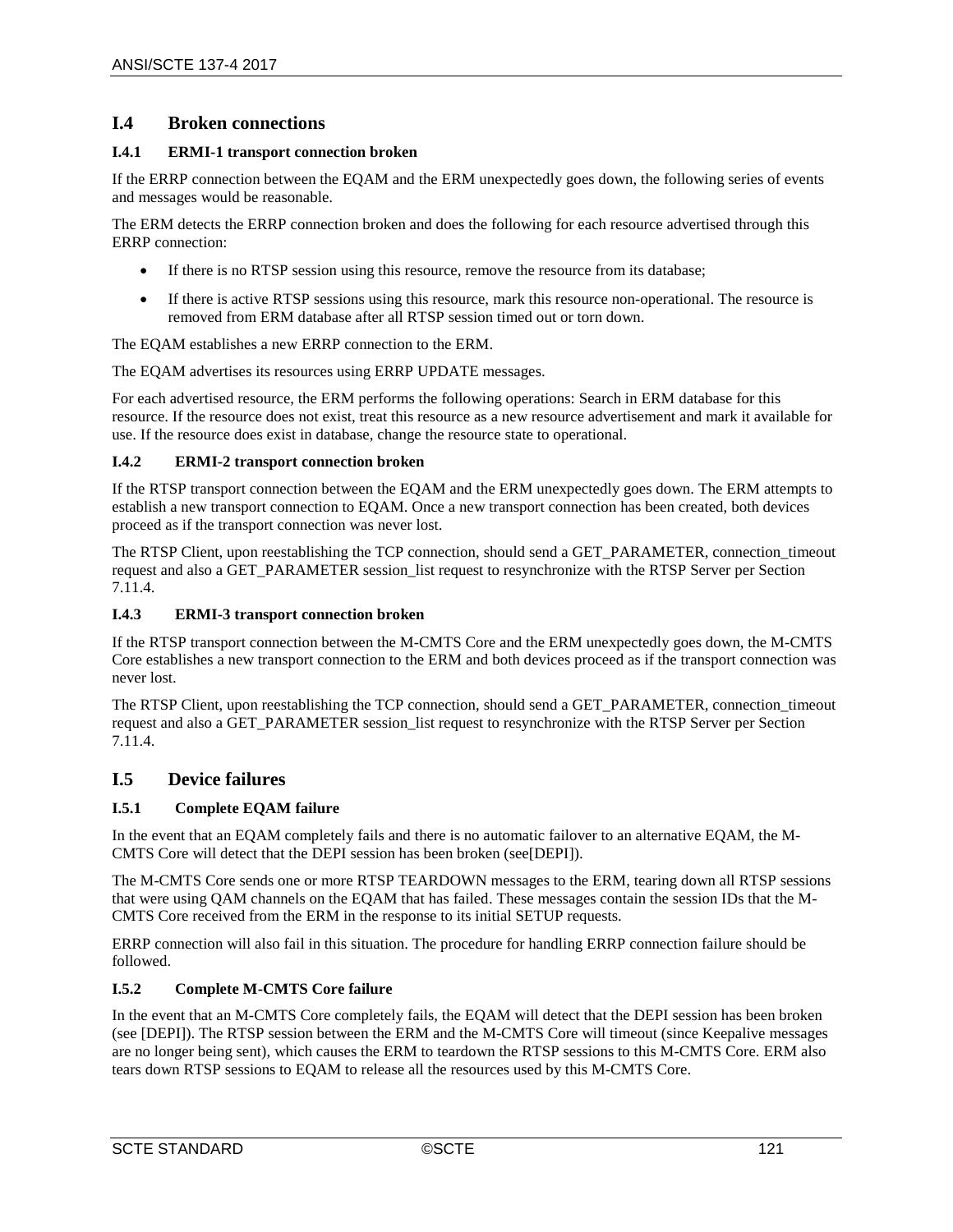## I.4 Broken connections

### I.4.1 ERMI-1 transport connection broken

If the ERRP connection between the EQAM and the ERM unexpectedly goes down, the following series of events and messages would be reasonable.

The ERM detects the ERRP connection broken and does the following for each resource advertised through this ERRP connection:

- If there is no RTSP session using this resource, remove the resource from its database;
- If there is active RTSP sessions using this resource, mark this resource non-operational. The resource is removed from ERM database after all RTSP session timed out or torn down.

The EQAM establishes a new ERRP connection to the ERM.

The EQAM advertises its resources using ERRP UPDATE messages.

For each advertised resource, the ERM performs the following operations: Search in ERM database for this resource. If the resource does not exist, treat this resource as a new resource advertisement and mark it available for use. If the resource does exist in database, change the resource state to operational.

### I.4.2 ERMI-2 transport connection broken

If the RTSP transport connection between the EQAM and the ERM unexpectedly goes down. The ERM attempts to establish a new transport connection to EQAM. Once a new transport connection has been created, both devices proceed as if the transport connection was never lost.

The RTSP Client, upon reestablishing the TCP connection, should send a GET_PARAMETER, connection_timeout request and also a GET_PARAMETER session_list request to resynchronize with the RTSP Server per Section 7.11.4.

### I.4.3 ERMI-3 transport connection broken

If the RTSP transport connection between the M-CMTS Core and the ERM unexpectedly goes down, the M-CMTS Core establishes a new transport connection to the ERM and both devices proceed as if the transport connection was never lost.

The RTSP Client, upon reestablishing the TCP connection, should send a GET_PARAMETER, connection_timeout request and also a GET_PARAMETER session_list request to resynchronize with the RTSP Server per Section 7.11.4.

## I.5 Device failures

### I.5.1 Complete EQAM failure

In the event that an EQAM completely fails and there is no automatic failover to an alternative EQAM, the M-CMTS Core will detect that the DEPI session has been broken (see[DEPI]).

The M-CMTS Core sends one or more RTSP TEARDOWN messages to the ERM, tearing down all RTSP sessions that were using QAM channels on the EQAM that has failed. These messages contain the session IDs that the M-CMTS Core received from the ERM in the response to its initial SETUP requests.

ERRP connection will also fail in this situation. The procedure for handling ERRP connection failure should be followed.

### I.5.2 Complete M-CMTS Core failure

In the event that an M-CMTS Core completely fails, the EQAM will detect that the DEPI session has been broken (see [DEPI]). The RTSP session between the ERM and the M-CMTS Core will timeout (since Keepalive messages are no longer being sent), which causes the ERM to teardown the RTSP sessions to this M-CMTS Core. ERM also tears down RTSP sessions to EQAM to release all the resources used by this M-CMTS Core.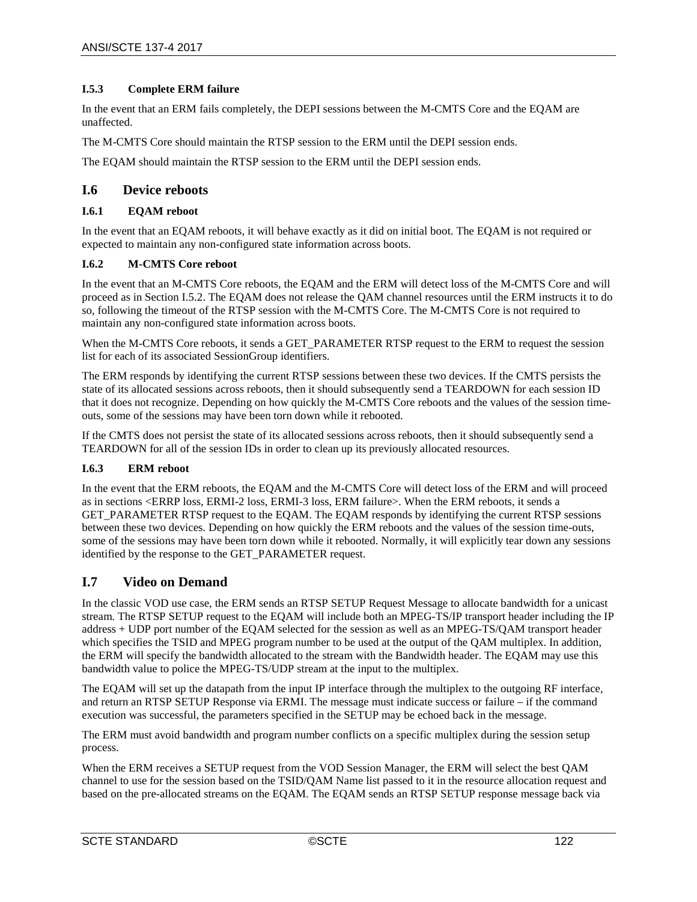### I.5.3 Complete ERM failure

In the event that an ERM fails completely, the DEPI sessions between the M-CMTS Core and the EQAM are unaffected.

The M-CMTS Core should maintain the RTSP session to the ERM until the DEPI session ends.

The EQAM should maintain the RTSP session to the ERM until the DEPI session ends.

## I.6 Device reboots

### I.6.1 EQAM reboot

In the event that an EQAM reboots, it will behave exactly as it did on initial boot. The EQAM is not required or expected to maintain any non-configured state information across boots.

### I.6.2 M-CMTS Core reboot

In the event that an M-CMTS Core reboots, the EQAM and the ERM will detect loss of the M-CMTS Core and will proceed as in Section I.5.2. The EQAM does not release the QAM channel resources until the ERM instructs it to do so, following the timeout of the RTSP session with the M-CMTS Core. The M-CMTS Core is not required to maintain any non-configured state information across boots.

When the M-CMTS Core reboots, it sends a GET_PARAMETER RTSP request to the ERM to request the session list for each of its associated SessionGroup identifiers.

The ERM responds by identifying the current RTSP sessions between these two devices. If the CMTS persists the state of its allocated sessions across reboots, then it should subsequently send a TEARDOWN for each session ID that it does not recognize. Depending on how quickly the M-CMTS Core reboots and the values of the session time-outs, some of the sessions may have been torn down while it rebooted.

If the CMTS does not persist the state of its allocated sessions across reboots, then it should subsequently send a TEARDOWN for all of the session IDs in order to clean up its previously allocated resources.

### I.6.3 ERM reboot

In the event that the ERM reboots, the EQAM and the M-CMTS Core will detect loss of the ERM and will proceed as in sections <ERRP loss, ERMI-2 loss, ERMI-3 loss, ERM failure>. When the ERM reboots, it sends a GET_PARAMETER RTSP request to the EQAM. The EQAM responds by identifying the current RTSP sessions between these two devices. Depending on how quickly the ERM reboots and the values of the session time-outs, some of the sessions may have been torn down while it rebooted. Normally, it will explicitly tear down any sessions identified by the response to the GET_PARAMETER request.

## I.7 Video on Demand

In the classic VOD use case, the ERM sends an RTSP SETUP Request Message to allocate bandwidth for a unicast stream. The RTSP SETUP request to the EQAM will include both an MPEG-TS/IP transport header including the IP address + UDP port number of the EQAM selected for the session as well as an MPEG-TS/QAM transport header which specifies the TSID and MPEG program number to be used at the output of the QAM multiplex. In addition, the ERM will specify the bandwidth allocated to the stream with the Bandwidth header. The EQAM may use this bandwidth value to police the MPEG-TS/UDP stream at the input to the multiplex.

The EQAM will set up the datapath from the input IP interface through the multiplex to the outgoing RF interface, and return an RTSP SETUP Response via ERMI. The message must indicate success or failure – if the command execution was successful, the parameters specified in the SETUP may be echoed back in the message.

The ERM must avoid bandwidth and program number conflicts on a specific multiplex during the session setup process.

When the ERM receives a SETUP request from the VOD Session Manager, the ERM will select the best QAM channel to use for the session based on the TSID/QAM Name list passed to it in the resource allocation request and based on the pre-allocated streams on the EQAM. The EQAM sends an RTSP SETUP response message back via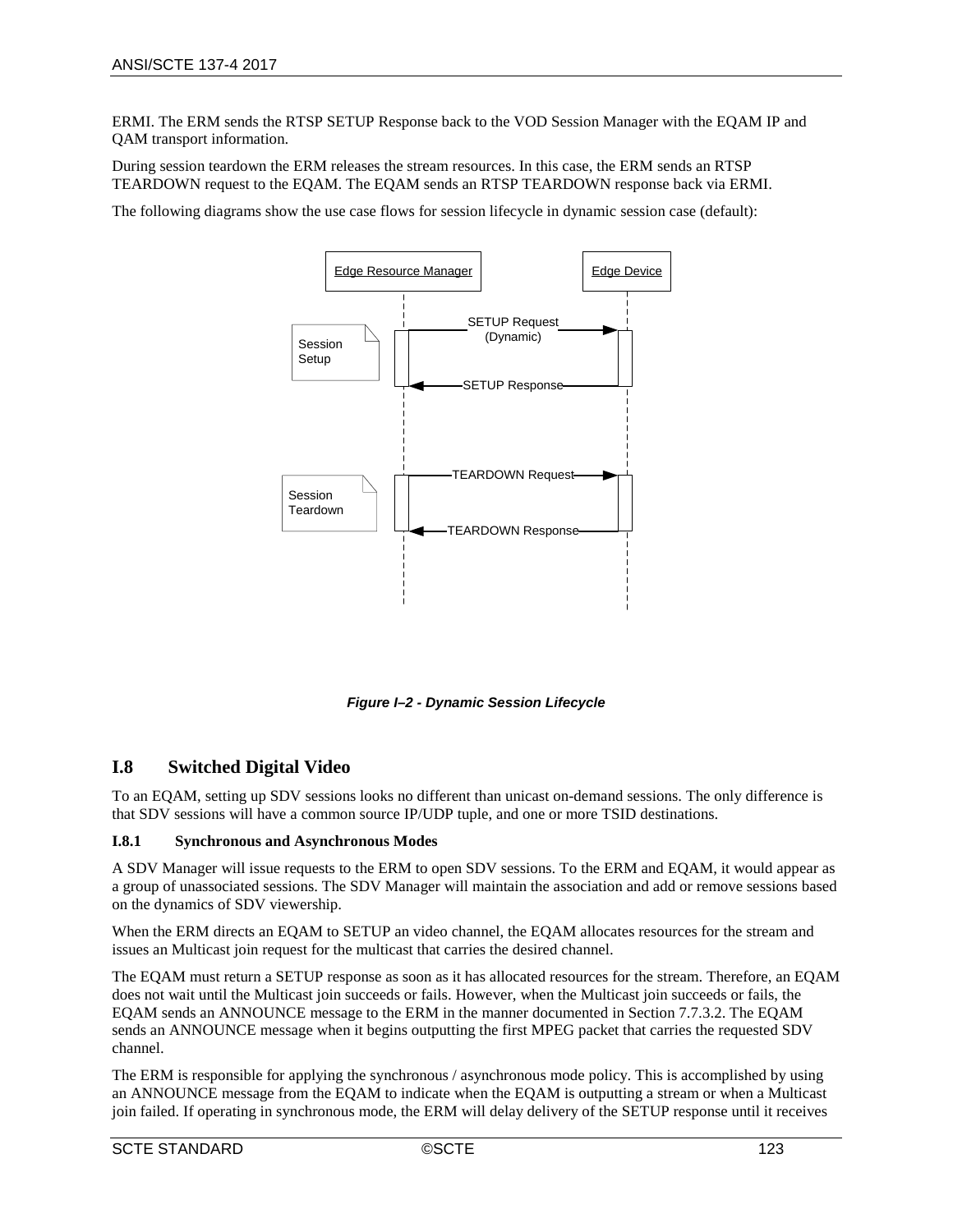ERMI. The ERM sends the RTSP SETUP Response back to the VOD Session Manager with the EQAM IP and QAM transport information.

During session teardown the ERM releases the stream resources. In this case, the ERM sends an RTSP TEARDOWN request to the EQAM. The EQAM sends an RTSP TEARDOWN response back via ERMI.

The following diagrams show the use case flows for session lifecycle in dynamic session case (default):

*Figure I–2 - Dynamic Session Lifecycle*

## I.8 Switched Digital Video

To an EQAM, setting up SDV sessions looks no different than unicast on-demand sessions. The only difference is that SDV sessions will have a common source IP/UDP tuple, and one or more TSID destinations.

### I.8.1 Synchronous and Asynchronous Modes

A SDV Manager will issue requests to the ERM to open SDV sessions. To the ERM and EQAM, it would appear as a group of unassociated sessions. The SDV Manager will maintain the association and add or remove sessions based on the dynamics of SDV viewership.

When the ERM directs an EQAM to SETUP an video channel, the EQAM allocates resources for the stream and issues an Multicast join request for the multicast that carries the desired channel.

The EQAM must return a SETUP response as soon as it has allocated resources for the stream. Therefore, an EQAM does not wait until the Multicast join succeeds or fails. However, when the Multicast join succeeds or fails, the EQAM sends an ANNOUNCE message to the ERM in the manner documented in Section 7.7.3.2. The EQAM sends an ANNOUNCE message when it begins outputting the first MPEG packet that carries the requested SDV channel.

The ERM is responsible for applying the synchronous / asynchronous mode policy. This is accomplished by using an ANNOUNCE message from the EQAM to indicate when the EQAM is outputting a stream or when a Multicast join failed. If operating in synchronous mode, the ERM will delay delivery of the SETUP response until it receives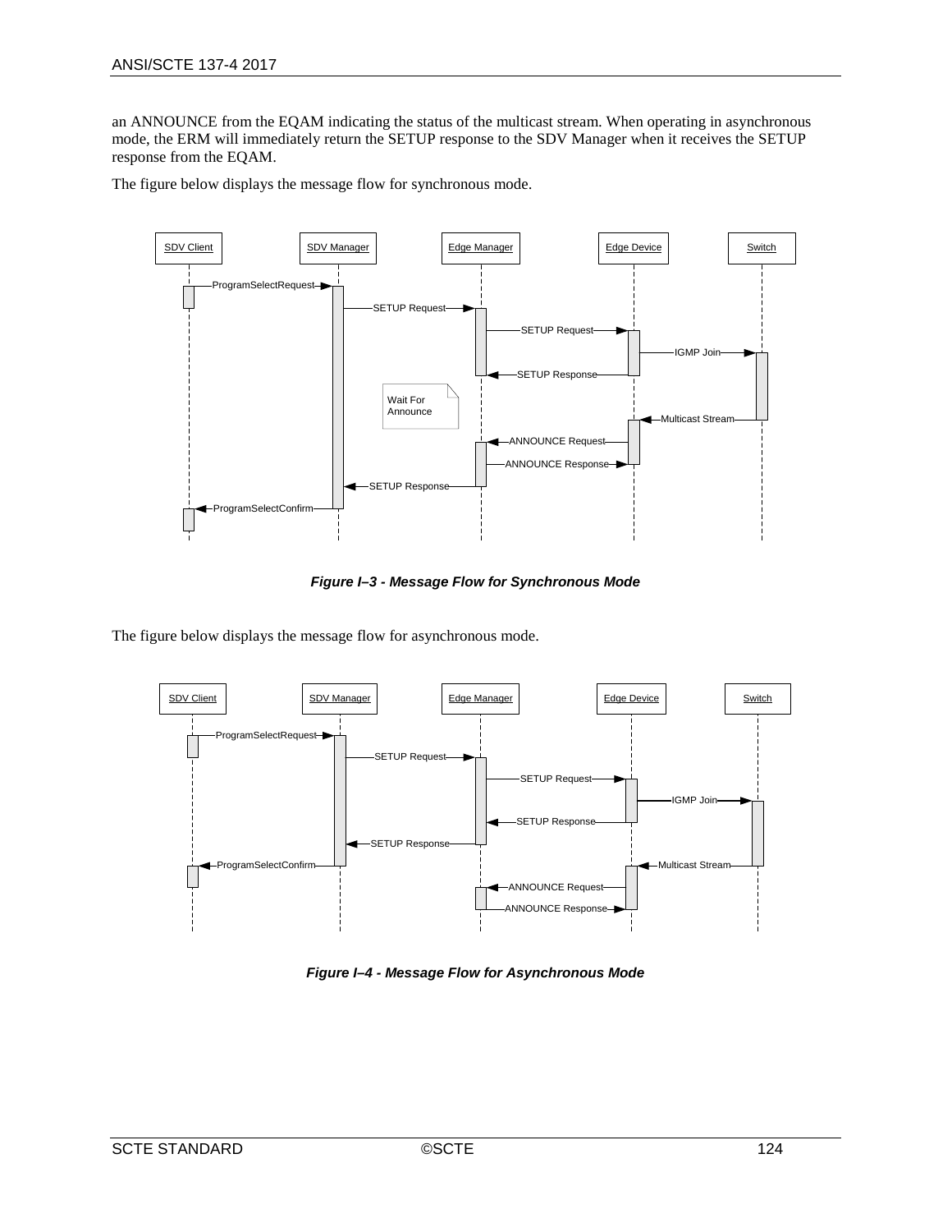an ANNOUNCE from the EQAM indicating the status of the multicast stream. When operating in asynchronous mode, the ERM will immediately return the SETUP response to the SDV Manager when it receives the SETUP response from the EQAM.

The figure below displays the message flow for synchronous mode.

***Figure I–3 - Message Flow for Synchronous Mode***

The figure below displays the message flow for asynchronous mode.

***Figure I–4 - Message Flow for Asynchronous Mode***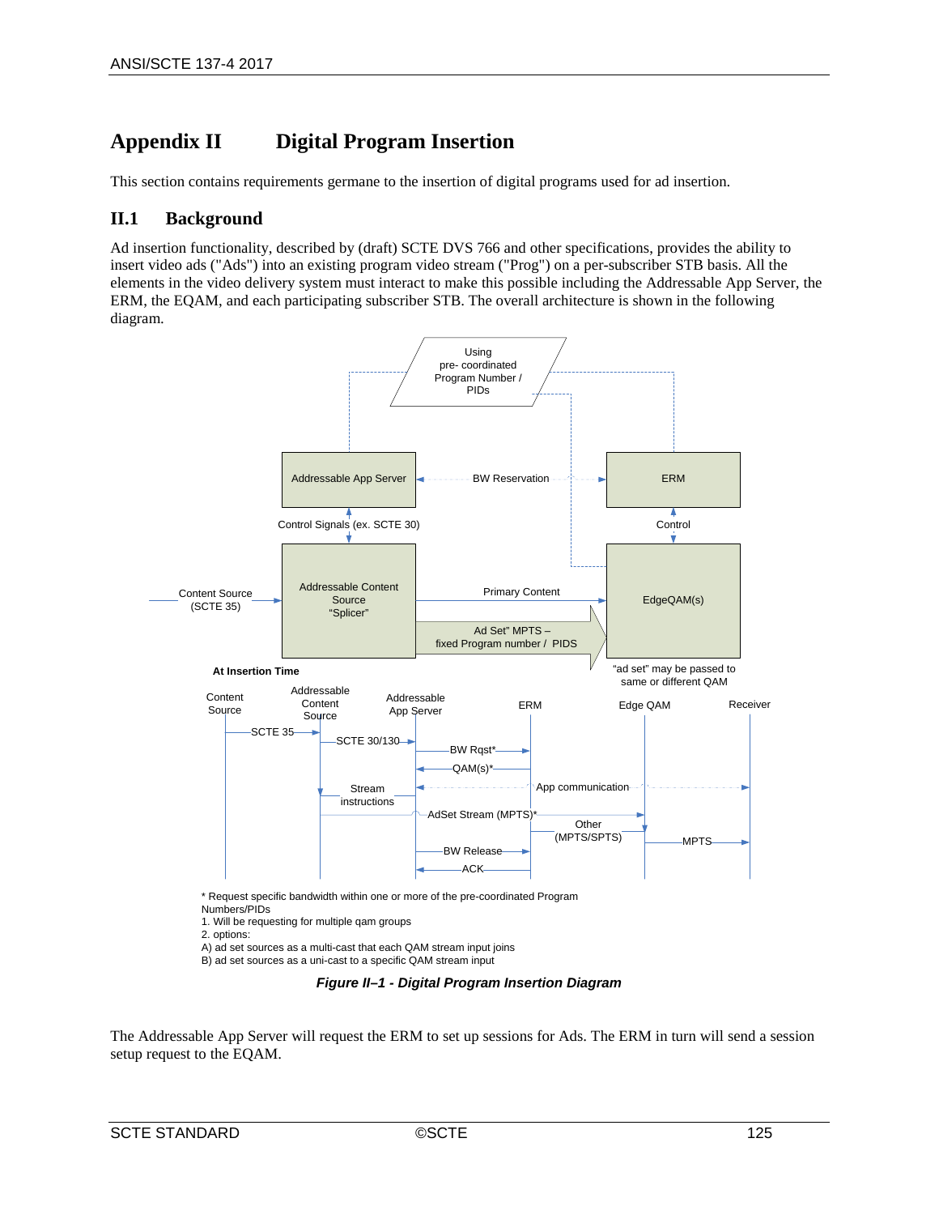# Appendix II Digital Program Insertion

This section contains requirements germane to the insertion of digital programs used for ad insertion.

## II.1 Background

Ad insertion functionality, described by (draft) SCTE DVS 766 and other specifications, provides the ability to insert video ads ("Ads") into an existing program video stream ("Prog") on a per-subscriber STB basis. All the elements in the video delivery system must interact to make this possible including the Addressable App Server, the ERM, the EQAM, and each participating subscriber STB. The overall architecture is shown in the following diagram.

Using pre- coordinated Program Number / PIDs

Addressable App Server — BW Reservation — ERM

Control Signals (ex. SCTE 30)

Control

Content Source (SCTE 35) → Addressable Content Source "Splicer"

Primary Content

Ad Set" MPTS – fixed Program number / PIDS

EdgeQAM(s)

"ad set" may be passed to same or different QAM

**At Insertion Time**

Content Source | Addressable Content Source | Addressable App Server | ERM | Edge QAM | Receiver

SCTE 35

SCTE 30/130

BW Rqst*

QAM(s)*

Stream instructions

App communication

AdSet Stream (MPTS)*

Other (MPTS/SPTS)

MPTS

BW Release

ACK

\* Request specific bandwidth within one or more of the pre-coordinated Program Numbers/PIDs
1. Will be requesting for multiple qam groups
2. options:
A) ad set sources as a multi-cast that each QAM stream input joins
B) ad set sources as a uni-cast to a specific QAM stream input

***Figure II–1 - Digital Program Insertion Diagram***

The Addressable App Server will request the ERM to set up sessions for Ads. The ERM in turn will send a session setup request to the EQAM.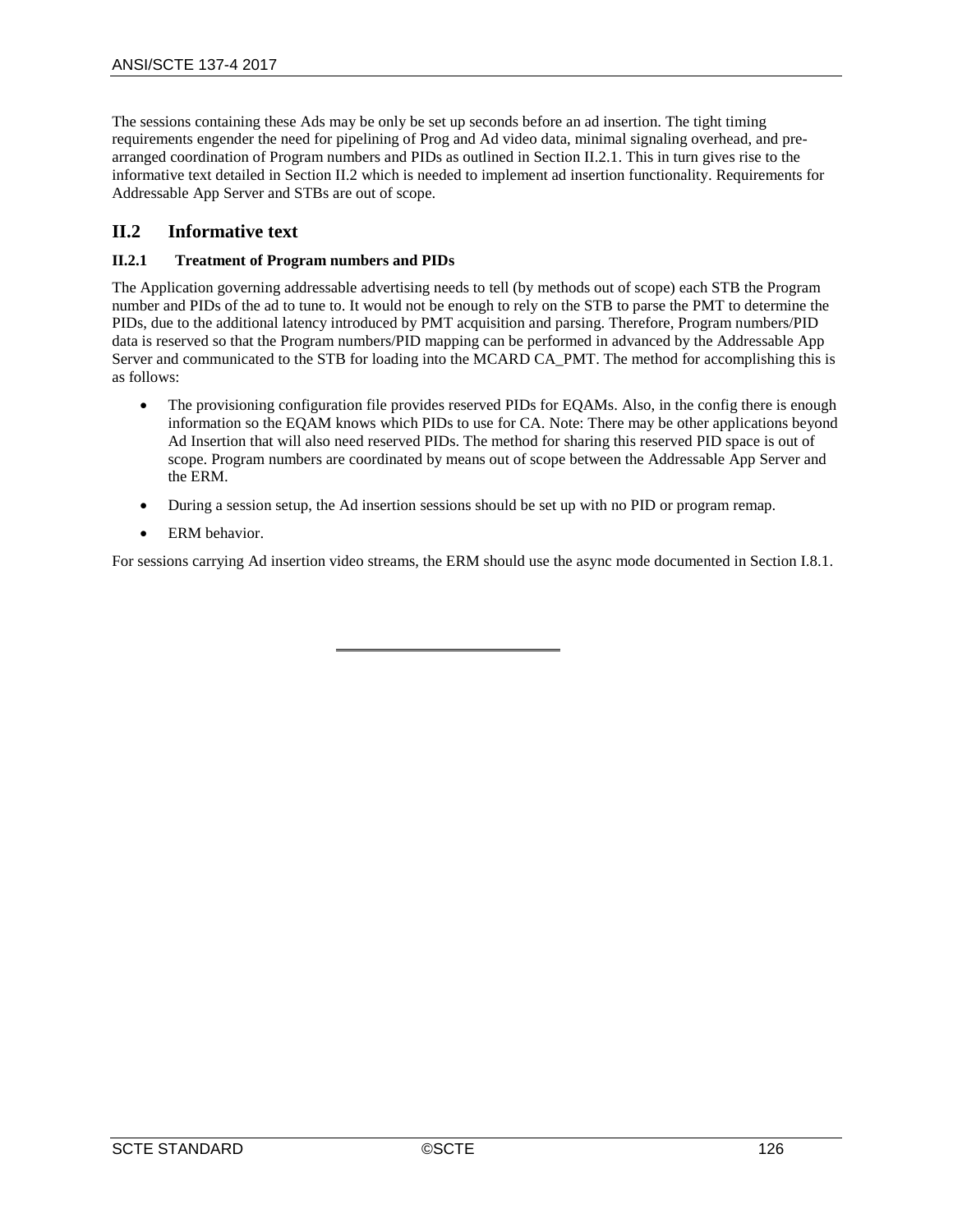The sessions containing these Ads may be only be set up seconds before an ad insertion. The tight timing requirements engender the need for pipelining of Prog and Ad video data, minimal signaling overhead, and pre-arranged coordination of Program numbers and PIDs as outlined in Section II.2.1. This in turn gives rise to the informative text detailed in Section II.2 which is needed to implement ad insertion functionality. Requirements for Addressable App Server and STBs are out of scope.

## II.2 Informative text

### II.2.1 Treatment of Program numbers and PIDs

The Application governing addressable advertising needs to tell (by methods out of scope) each STB the Program number and PIDs of the ad to tune to. It would not be enough to rely on the STB to parse the PMT to determine the PIDs, due to the additional latency introduced by PMT acquisition and parsing. Therefore, Program numbers/PID data is reserved so that the Program numbers/PID mapping can be performed in advanced by the Addressable App Server and communicated to the STB for loading into the MCARD CA_PMT. The method for accomplishing this is as follows:

- The provisioning configuration file provides reserved PIDs for EQAMs. Also, in the config there is enough information so the EQAM knows which PIDs to use for CA. Note: There may be other applications beyond Ad Insertion that will also need reserved PIDs. The method for sharing this reserved PID space is out of scope. Program numbers are coordinated by means out of scope between the Addressable App Server and the ERM.
- During a session setup, the Ad insertion sessions should be set up with no PID or program remap.
- ERM behavior.

For sessions carrying Ad insertion video streams, the ERM should use the async mode documented in Section I.8.1.